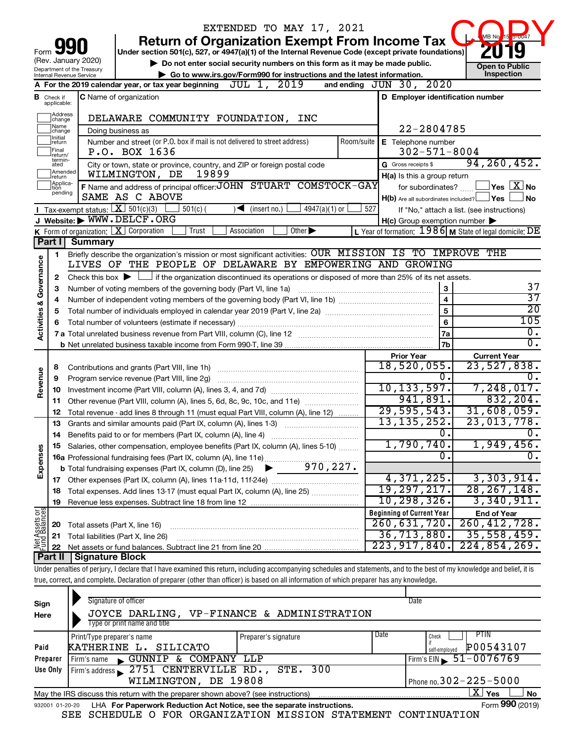EXTENDED TO MAY 17, 2021

COPY

# Form 990 — Return of Organization Exempt From Income Tax (2019)

Form **990** (Rev. January 2020)

Department of the Treasury
Internal Revenue Service

Under section 501(c), 527, or 4947(a)(1) of the Internal Revenue Code (except private foundations)

▶ Do not enter social security numbers on this form as it may be made public.

▶ Go to www.irs.gov/Form990 for instructions and the latest information.

OMB No. 1545-0047

**2019**

Open to Public Inspection

**A** For the 2019 calendar year, or tax year beginning JUL 1, 2019 and ending JUN 30, 2020

**B** Check if applicable: ☐ Address change ☐ Name change ☐ Initial return ☐ Final return/terminated ☐ Amended return ☐ Application pending

**C** Name of organization: DELAWARE COMMUNITY FOUNDATION, INC

Doing business as

Number and street (or P.O. box if mail is not delivered to street address): P.O. BOX 1636 — Room/suite

City or town, state or province, country, and ZIP or foreign postal code: WILMINGTON, DE 19899

**D** Employer identification number: 22-2804785

**E** Telephone number: 302-571-8004

**G** Gross receipts $ 94,260,452.

**F** Name and address of principal officer: JOHN STUART COMSTOCK-GAY, SAME AS C ABOVE

**H(a)** Is this a group return for subordinates? ☐ Yes ☒ No

**H(b)** Are all subordinates included? ☐ Yes ☐ No — If "No," attach a list. (see instructions)

**I** Tax-exempt status: ☒ 501(c)(3) ☐ 501(c) ( ) ◀ (insert no.) ☐ 4947(a)(1) or ☐ 527

**J** Website: ▶ WWW.DELCF.ORG

**H(c)** Group exemption number ▶

**K** Form of organization: ☒ Corporation ☐ Trust ☐ Association ☐ Other ▶

**L** Year of formation: 1986 **M** State of legal domicile: DE

## Part I Summary

**Activities & Governance**

1 Briefly describe the organization's mission or most significant activities: OUR MISSION IS TO IMPROVE THE LIVES OF THE PEOPLE OF DELAWARE BY EMPOWERING AND GROWING

2 Check this box ▶ ☐ if the organization discontinued its operations or disposed of more than 25% of its net assets.

| Line | Description | No. | Value |
|---|---|---|---|
| 3 | Number of voting members of the governing body (Part VI, line 1a) | 3 | 37 |
| 4 | Number of independent voting members of the governing body (Part VI, line 1b) | 4 | 37 |
| 5 | Total number of individuals employed in calendar year 2019 (Part V, line 2a) | 5 | 20 |
| 6 | Total number of volunteers (estimate if necessary) | 6 | 105 |
| 7a | Total unrelated business revenue from Part VIII, column (C), line 12 | 7a | 0. |
| 7b | Net unrelated business taxable income from Form 990-T, line 39 | 7b | 0. |

| | Line | Description | Prior Year | Current Year |
|---|---|---|---|---|
| Revenue | 8 | Contributions and grants (Part VIII, line 1h) | 18,520,055. | 23,527,838. |
| | 9 | Program service revenue (Part VIII, line 2g) | 0. | 0. |
| | 10 | Investment income (Part VIII, column (A), lines 3, 4, and 7d) | 10,133,597. | 7,248,017. |
| | 11 | Other revenue (Part VIII, column (A), lines 5, 6d, 8c, 9c, 10c, and 11e) | 941,891. | 832,204. |
| | 12 | Total revenue - add lines 8 through 11 (must equal Part VIII, column (A), line 12) | 29,595,543. | 31,608,059. |
| Expenses | 13 | Grants and similar amounts paid (Part IX, column (A), lines 1-3) | 13,135,252. | 23,013,778. |
| | 14 | Benefits paid to or for members (Part IX, column (A), line 4) | 0. | 0. |
| | 15 | Salaries, other compensation, employee benefits (Part IX, column (A), lines 5-10) | 1,790,740. | 1,949,456. |
| | 16a | Professional fundraising fees (Part IX, column (A), line 11e) | 0. | 0. |
| | b | Total fundraising expenses (Part IX, column (D), line 25) ▶ 970,227. | | |
| | 17 | Other expenses (Part IX, column (A), lines 11a-11d, 11f-24e) | 4,371,225. | 3,303,914. |
| | 18 | Total expenses. Add lines 13-17 (must equal Part IX, column (A), line 25) | 19,297,217. | 28,267,148. |
| | 19 | Revenue less expenses. Subtract line 18 from line 12 | 10,298,326. | 3,340,911. |

| | Line | Description | Beginning of Current Year | End of Year |
|---|---|---|---|---|
| Net Assets or Fund Balances | 20 | Total assets (Part X, line 16) | 260,631,720. | 260,412,728. |
| | 21 | Total liabilities (Part X, line 26) | 36,713,880. | 35,558,459. |
| | 22 | Net assets or fund balances. Subtract line 21 from line 20 | 223,917,840. | 224,854,269. |

## Part II Signature Block

Under penalties of perjury, I declare that I have examined this return, including accompanying schedules and statements, and to the best of my knowledge and belief, it is true, correct, and complete. Declaration of preparer (other than officer) is based on all information of which preparer has any knowledge.

**Sign Here**

Signature of officer — Date

JOYCE DARLING, VP-FINANCE & ADMINISTRATION
Type or print name and title

**Paid Preparer Use Only**

| Print/Type preparer's name | Preparer's signature | Date | Check ☐ if self-employed | PTIN |
|---|---|---|---|---|
| KATHERINE L. SILICATO | | | | P00543107 |

Firm's name ▶ GUNNIP & COMPANY LLP — Firm's EIN ▶ 51-0076769

Firm's address ▶ 2751 CENTERVILLE RD., STE. 300, WILMINGTON, DE 19808 — Phone no. 302-225-5000

May the IRS discuss this return with the preparer shown above? (see instructions) ☒ Yes ☐ No

932001 01-20-20 LHA For Paperwork Reduction Act Notice, see the separate instructions. Form **990** (2019)

SEE SCHEDULE O FOR ORGANIZATION MISSION STATEMENT CONTINUATION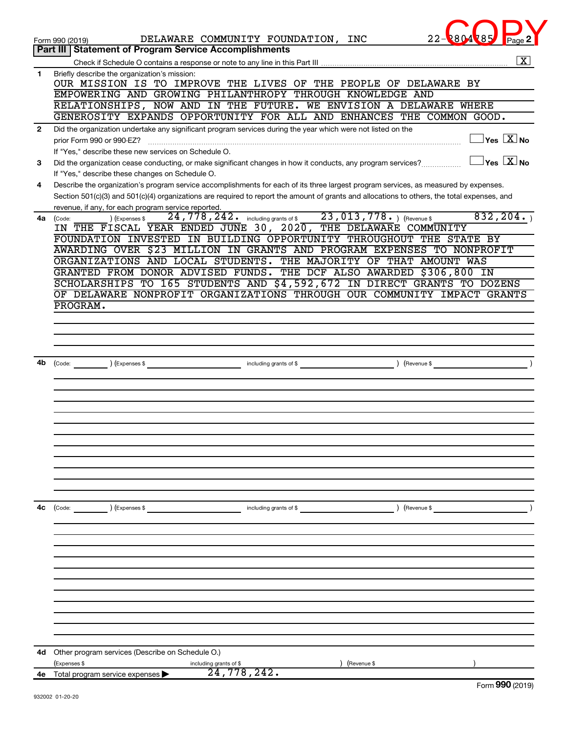Form 990 (2019) DELAWARE COMMUNITY FOUNDATION, INC 22-2804785

COPY

## Part III Statement of Program Service Accomplishments

Check if Schedule O contains a response or note to any line in this Part III .......... [X]

**1** Briefly describe the organization's mission:

OUR MISSION IS TO IMPROVE THE LIVES OF THE PEOPLE OF DELAWARE BY EMPOWERING AND GROWING PHILANTHROPY THROUGH KNOWLEDGE AND RELATIONSHIPS, NOW AND IN THE FUTURE. WE ENVISION A DELAWARE WHERE GENEROSITY EXPANDS OPPORTUNITY FOR ALL AND ENHANCES THE COMMON GOOD.

**2** Did the organization undertake any significant program services during the year which were not listed on the prior Form 990 or 990-EZ? .......... [ ] Yes [X] No

If "Yes," describe these new services on Schedule O.

**3** Did the organization cease conducting, or make significant changes in how it conducts, any program services? .......... [ ] Yes [X] No

If "Yes," describe these changes on Schedule O.

**4** Describe the organization's program service accomplishments for each of its three largest program services, as measured by expenses. Section 501(c)(3) and 501(c)(4) organizations are required to report the amount of grants and allocations to others, the total expenses, and revenue, if any, for each program service reported.

**4a** (Code: ) (Expenses $ 24,778,242. including grants of $ 23,013,778. ) (Revenue $ 832,204. )

IN THE FISCAL YEAR ENDED JUNE 30, 2020, THE DELAWARE COMMUNITY FOUNDATION INVESTED IN BUILDING OPPORTUNITY THROUGHOUT THE STATE BY AWARDING OVER $23 MILLION IN GRANTS AND PROGRAM EXPENSES TO NONPROFIT ORGANIZATIONS AND LOCAL STUDENTS. THE MAJORITY OF THAT AMOUNT WAS GRANTED FROM DONOR ADVISED FUNDS. THE DCF ALSO AWARDED $306,800 IN SCHOLARSHIPS TO 165 STUDENTS AND $4,592,672 IN DIRECT GRANTS TO DOZENS OF DELAWARE NONPROFIT ORGANIZATIONS THROUGH OUR COMMUNITY IMPACT GRANTS PROGRAM.

**4b** (Code: ) (Expenses $ including grants of $ ) (Revenue $ )

**4c** (Code: ) (Expenses $ including grants of $ ) (Revenue $ )

**4d** Other program services (Describe on Schedule O.)

(Expenses $ including grants of $ ) (Revenue $ )

**4e** Total program service expenses ▶ 24,778,242.

Form **990** (2019)

932002 01-20-20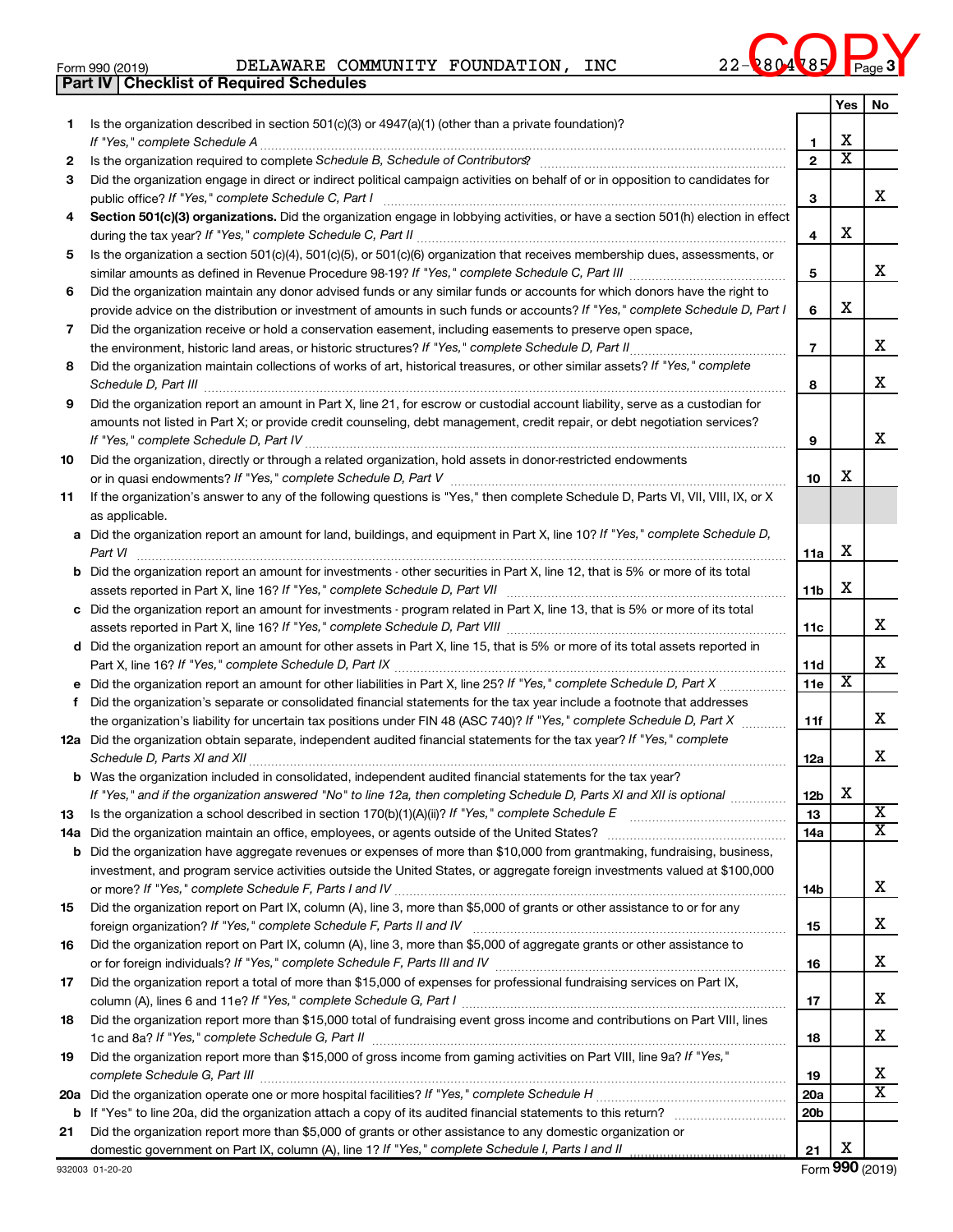Form 990 (2019) DELAWARE COMMUNITY FOUNDATION, INC 22-2804785 Page 3

COPY

## Part IV | Checklist of Required Schedules

| | | | Yes | No |
|---|---|---|---|---|
| 1 | Is the organization described in section 501(c)(3) or 4947(a)(1) (other than a private foundation)? *If "Yes," complete Schedule A* | 1 | X | |
| 2 | Is the organization required to complete *Schedule B, Schedule of Contributors*? | 2 | X | |
| 3 | Did the organization engage in direct or indirect political campaign activities on behalf of or in opposition to candidates for public office? *If "Yes," complete Schedule C, Part I* | 3 | | X |
| 4 | **Section 501(c)(3) organizations.** Did the organization engage in lobbying activities, or have a section 501(h) election in effect during the tax year? *If "Yes," complete Schedule C, Part II* | 4 | X | |
| 5 | Is the organization a section 501(c)(4), 501(c)(5), or 501(c)(6) organization that receives membership dues, assessments, or similar amounts as defined in Revenue Procedure 98-19? *If "Yes," complete Schedule C, Part III* | 5 | | X |
| 6 | Did the organization maintain any donor advised funds or any similar funds or accounts for which donors have the right to provide advice on the distribution or investment of amounts in such funds or accounts? *If "Yes," complete Schedule D, Part I* | 6 | X | |
| 7 | Did the organization receive or hold a conservation easement, including easements to preserve open space, the environment, historic land areas, or historic structures? *If "Yes," complete Schedule D, Part II* | 7 | | X |
| 8 | Did the organization maintain collections of works of art, historical treasures, or other similar assets? *If "Yes," complete Schedule D, Part III* | 8 | | X |
| 9 | Did the organization report an amount in Part X, line 21, for escrow or custodial account liability, serve as a custodian for amounts not listed in Part X; or provide credit counseling, debt management, credit repair, or debt negotiation services? *If "Yes," complete Schedule D, Part IV* | 9 | | X |
| 10 | Did the organization, directly or through a related organization, hold assets in donor-restricted endowments or in quasi endowments? *If "Yes," complete Schedule D, Part V* | 10 | X | |
| 11 | If the organization's answer to any of the following questions is "Yes," then complete Schedule D, Parts VI, VII, VIII, IX, or X as applicable. | | | |
| a | Did the organization report an amount for land, buildings, and equipment in Part X, line 10? *If "Yes," complete Schedule D, Part VI* | 11a | X | |
| b | Did the organization report an amount for investments - other securities in Part X, line 12, that is 5% or more of its total assets reported in Part X, line 16? *If "Yes," complete Schedule D, Part VII* | 11b | X | |
| c | Did the organization report an amount for investments - program related in Part X, line 13, that is 5% or more of its total assets reported in Part X, line 16? *If "Yes," complete Schedule D, Part VIII* | 11c | | X |
| d | Did the organization report an amount for other assets in Part X, line 15, that is 5% or more of its total assets reported in Part X, line 16? *If "Yes," complete Schedule D, Part IX* | 11d | | X |
| e | Did the organization report an amount for other liabilities in Part X, line 25? *If "Yes," complete Schedule D, Part X* | 11e | X | |
| f | Did the organization's separate or consolidated financial statements for the tax year include a footnote that addresses the organization's liability for uncertain tax positions under FIN 48 (ASC 740)? *If "Yes," complete Schedule D, Part X* | 11f | | X |
| 12a | Did the organization obtain separate, independent audited financial statements for the tax year? *If "Yes," complete Schedule D, Parts XI and XII* | 12a | | X |
| b | Was the organization included in consolidated, independent audited financial statements for the tax year? *If "Yes," and if the organization answered "No" to line 12a, then completing Schedule D, Parts XI and XII is optional* | 12b | X | |
| 13 | Is the organization a school described in section 170(b)(1)(A)(ii)? *If "Yes," complete Schedule E* | 13 | | X |
| 14a | Did the organization maintain an office, employees, or agents outside of the United States? | 14a | | X |
| b | Did the organization have aggregate revenues or expenses of more than $10,000 from grantmaking, fundraising, business, investment, and program service activities outside the United States, or aggregate foreign investments valued at $100,000 or more? *If "Yes," complete Schedule F, Parts I and IV* | 14b | | X |
| 15 | Did the organization report on Part IX, column (A), line 3, more than $5,000 of grants or other assistance to or for any foreign organization? *If "Yes," complete Schedule F, Parts II and IV* | 15 | | X |
| 16 | Did the organization report on Part IX, column (A), line 3, more than $5,000 of aggregate grants or other assistance to or for foreign individuals? *If "Yes," complete Schedule F, Parts III and IV* | 16 | | X |
| 17 | Did the organization report a total of more than $15,000 of expenses for professional fundraising services on Part IX, column (A), lines 6 and 11e? *If "Yes," complete Schedule G, Part I* | 17 | | X |
| 18 | Did the organization report more than $15,000 total of fundraising event gross income and contributions on Part VIII, lines 1c and 8a? *If "Yes," complete Schedule G, Part II* | 18 | | X |
| 19 | Did the organization report more than $15,000 of gross income from gaming activities on Part VIII, line 9a? *If "Yes," complete Schedule G, Part III* | 19 | | X |
| 20a | Did the organization operate one or more hospital facilities? *If "Yes," complete Schedule H* | 20a | | X |
| b | If "Yes" to line 20a, did the organization attach a copy of its audited financial statements to this return? | 20b | | |
| 21 | Did the organization report more than $5,000 of grants or other assistance to any domestic organization or domestic government on Part IX, column (A), line 1? *If "Yes," complete Schedule I, Parts I and II* | 21 | X | |

932003 01-20-20 Form **990** (2019)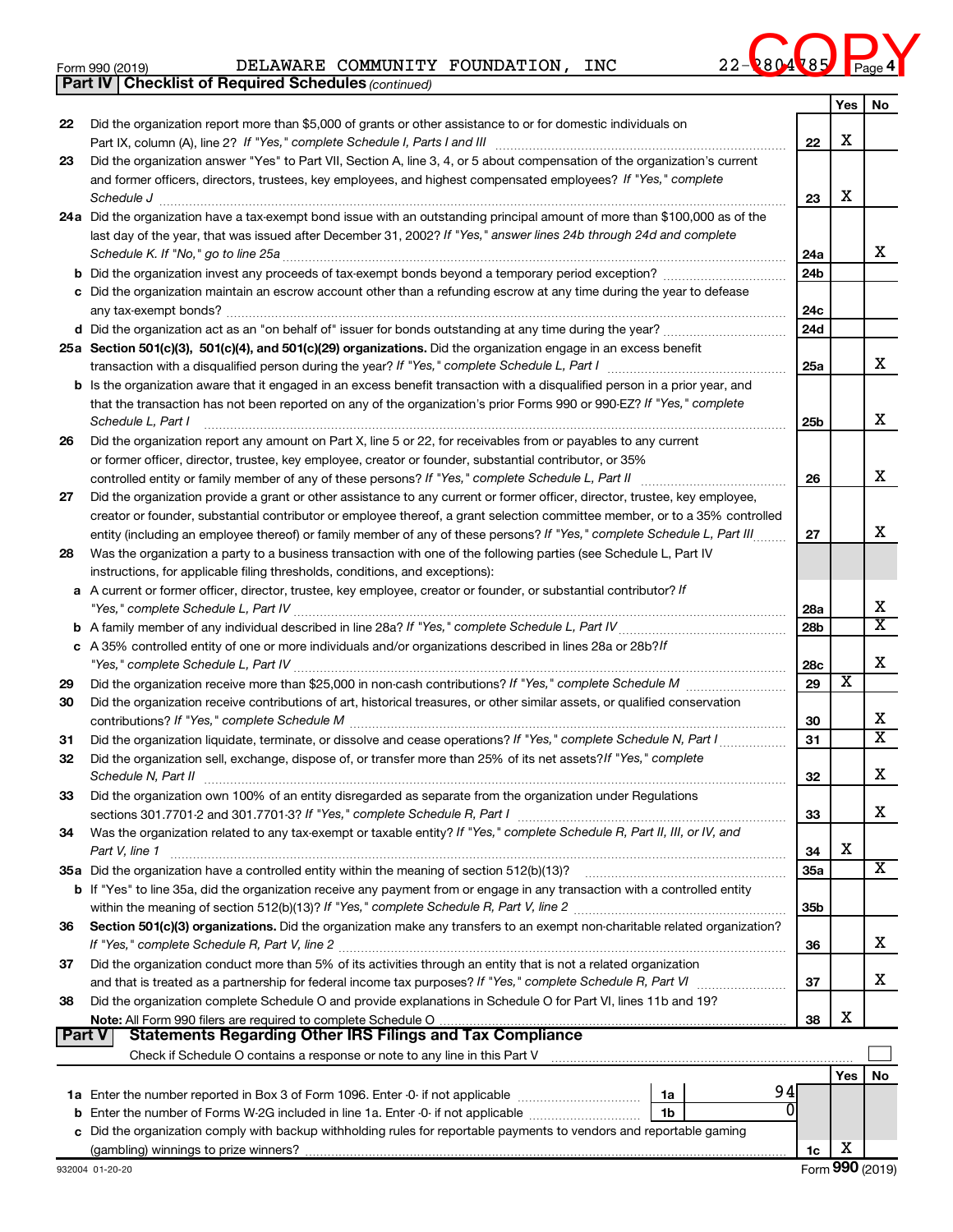Form 990 (2019) DELAWARE COMMUNITY FOUNDATION, INC 22-2804785 COPY

## Part IV | Checklist of Required Schedules *(continued)*

| | | | Yes | No |
|---|---|---|---|---|
| 22 | Did the organization report more than $5,000 of grants or other assistance to or for domestic individuals on Part IX, column (A), line 2? *If "Yes," complete Schedule I, Parts I and III* | 22 | X | |
| 23 | Did the organization answer "Yes" to Part VII, Section A, line 3, 4, or 5 about compensation of the organization's current and former officers, directors, trustees, key employees, and highest compensated employees? *If "Yes," complete Schedule J* | 23 | X | |
| 24a | Did the organization have a tax-exempt bond issue with an outstanding principal amount of more than $100,000 as of the last day of the year, that was issued after December 31, 2002? *If "Yes," answer lines 24b through 24d and complete Schedule K. If "No," go to line 25a* | 24a | | X |
| b | Did the organization invest any proceeds of tax-exempt bonds beyond a temporary period exception? | 24b | | |
| c | Did the organization maintain an escrow account other than a refunding escrow at any time during the year to defease any tax-exempt bonds? | 24c | | |
| d | Did the organization act as an "on behalf of" issuer for bonds outstanding at any time during the year? | 24d | | |
| 25a | **Section 501(c)(3), 501(c)(4), and 501(c)(29) organizations.** Did the organization engage in an excess benefit transaction with a disqualified person during the year? *If "Yes," complete Schedule L, Part I* | 25a | | X |
| b | Is the organization aware that it engaged in an excess benefit transaction with a disqualified person in a prior year, and that the transaction has not been reported on any of the organization's prior Forms 990 or 990-EZ? *If "Yes," complete Schedule L, Part I* | 25b | | X |
| 26 | Did the organization report any amount on Part X, line 5 or 22, for receivables from or payables to any current or former officer, director, trustee, key employee, creator or founder, substantial contributor, or 35% controlled entity or family member of any of these persons? *If "Yes," complete Schedule L, Part II* | 26 | | X |
| 27 | Did the organization provide a grant or other assistance to any current or former officer, director, trustee, key employee, creator or founder, substantial contributor or employee thereof, a grant selection committee member, or to a 35% controlled entity (including an employee thereof) or family member of any of these persons? *If "Yes," complete Schedule L, Part III* | 27 | | X |
| 28 | Was the organization a party to a business transaction with one of the following parties (see Schedule L, Part IV instructions, for applicable filing thresholds, conditions, and exceptions): | | | |
| a | A current or former officer, director, trustee, key employee, creator or founder, or substantial contributor? *If "Yes," complete Schedule L, Part IV* | 28a | | X |
| b | A family member of any individual described in line 28a? *If "Yes," complete Schedule L, Part IV* | 28b | | X |
| c | A 35% controlled entity of one or more individuals and/or organizations described in lines 28a or 28b? *If "Yes," complete Schedule L, Part IV* | 28c | | X |
| 29 | Did the organization receive more than $25,000 in non-cash contributions? *If "Yes," complete Schedule M* | 29 | X | |
| 30 | Did the organization receive contributions of art, historical treasures, or other similar assets, or qualified conservation contributions? *If "Yes," complete Schedule M* | 30 | | X |
| 31 | Did the organization liquidate, terminate, or dissolve and cease operations? *If "Yes," complete Schedule N, Part I* | 31 | | X |
| 32 | Did the organization sell, exchange, dispose of, or transfer more than 25% of its net assets? *If "Yes," complete Schedule N, Part II* | 32 | | X |
| 33 | Did the organization own 100% of an entity disregarded as separate from the organization under Regulations sections 301.7701-2 and 301.7701-3? *If "Yes," complete Schedule R, Part I* | 33 | | X |
| 34 | Was the organization related to any tax-exempt or taxable entity? *If "Yes," complete Schedule R, Part II, III, or IV, and Part V, line 1* | 34 | X | |
| 35a | Did the organization have a controlled entity within the meaning of section 512(b)(13)? | 35a | | X |
| b | If "Yes" to line 35a, did the organization receive any payment from or engage in any transaction with a controlled entity within the meaning of section 512(b)(13)? *If "Yes," complete Schedule R, Part V, line 2* | 35b | | |
| 36 | **Section 501(c)(3) organizations.** Did the organization make any transfers to an exempt non-charitable related organization? *If "Yes," complete Schedule R, Part V, line 2* | 36 | | X |
| 37 | Did the organization conduct more than 5% of its activities through an entity that is not a related organization and that is treated as a partnership for federal income tax purposes? *If "Yes," complete Schedule R, Part VI* | 37 | | X |
| 38 | Did the organization complete Schedule O and provide explanations in Schedule O for Part VI, lines 11b and 19? **Note:** All Form 990 filers are required to complete Schedule O | 38 | X | |

## Part V | Statements Regarding Other IRS Filings and Tax Compliance

Check if Schedule O contains a response or note to any line in this Part V ☐

| | | | | | Yes | No |
|---|---|---|---|---|---|---|
| 1a | Enter the number reported in Box 3 of Form 1096. Enter -0- if not applicable | 1a | 94 | | | |
| b | Enter the number of Forms W-2G included in line 1a. Enter -0- if not applicable | 1b | 0 | | | |
| c | Did the organization comply with backup withholding rules for reportable payments to vendors and reportable gaming (gambling) winnings to prize winners? | | | 1c | X | |

932004 01-20-20 Form **990** (2019)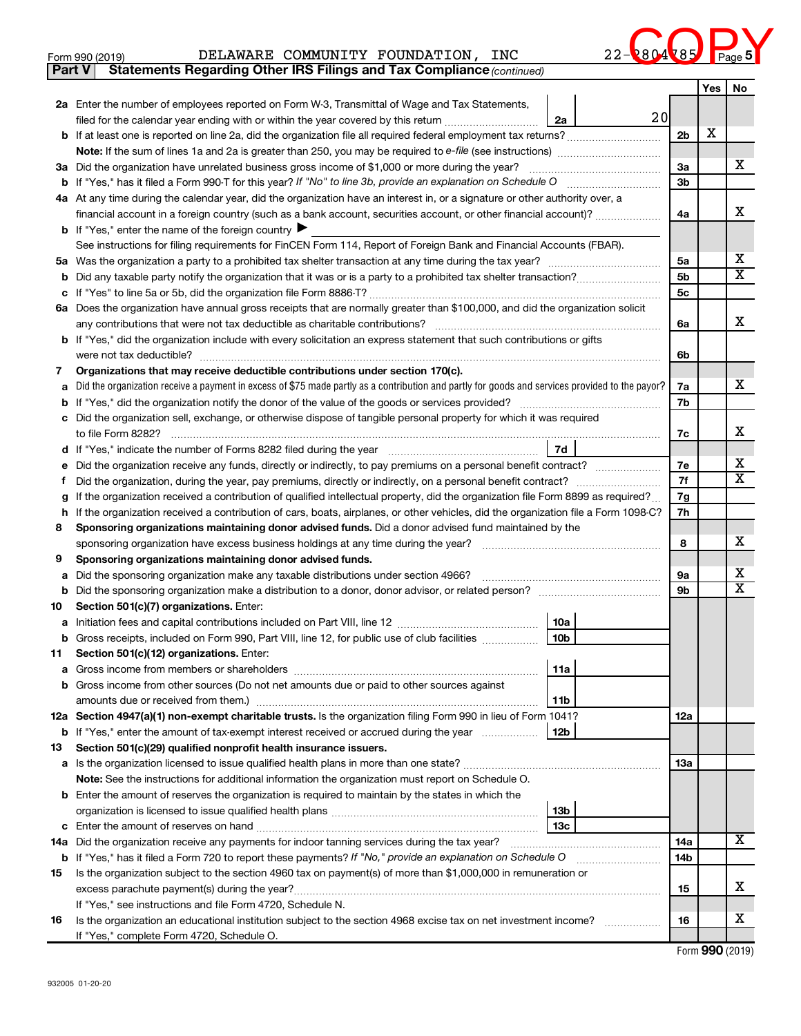Form 990 (2019) DELAWARE COMMUNITY FOUNDATION, INC 22-2804785 Page 5

COPY

## Part V Statements Regarding Other IRS Filings and Tax Compliance *(continued)*

| | | | | | Yes | No |
|---|---|---|---|---|---|---|
| 2a | Enter the number of employees reported on Form W-3, Transmittal of Wage and Tax Statements, filed for the calendar year ending with or within the year covered by this return | 2a | 20 | | | |
| b | If at least one is reported on line 2a, did the organization file all required federal employment tax returns? | | | 2b | X | |
| | **Note:** If the sum of lines 1a and 2a is greater than 250, you may be required to *e-file* (see instructions) | | | | | |
| 3a | Did the organization have unrelated business gross income of $1,000 or more during the year? | | | 3a | | X |
| b | If "Yes," has it filed a Form 990-T for this year? *If "No" to line 3b, provide an explanation on Schedule O* | | | 3b | | |
| 4a | At any time during the calendar year, did the organization have an interest in, or a signature or other authority over, a financial account in a foreign country (such as a bank account, securities account, or other financial account)? | | | 4a | | X |
| b | If "Yes," enter the name of the foreign country ▶ | | | | | |
| | See instructions for filing requirements for FinCEN Form 114, Report of Foreign Bank and Financial Accounts (FBAR). | | | | | |
| 5a | Was the organization a party to a prohibited tax shelter transaction at any time during the tax year? | | | 5a | | X |
| b | Did any taxable party notify the organization that it was or is a party to a prohibited tax shelter transaction? | | | 5b | | X |
| c | If "Yes" to line 5a or 5b, did the organization file Form 8886-T? | | | 5c | | |
| 6a | Does the organization have annual gross receipts that are normally greater than $100,000, and did the organization solicit any contributions that were not tax deductible as charitable contributions? | | | 6a | | X |
| b | If "Yes," did the organization include with every solicitation an express statement that such contributions or gifts were not tax deductible? | | | 6b | | |
| 7 | **Organizations that may receive deductible contributions under section 170(c).** | | | | | |
| a | Did the organization receive a payment in excess of $75 made partly as a contribution and partly for goods and services provided to the payor? | | | 7a | | X |
| b | If "Yes," did the organization notify the donor of the value of the goods or services provided? | | | 7b | | |
| c | Did the organization sell, exchange, or otherwise dispose of tangible personal property for which it was required to file Form 8282? | | | 7c | | X |
| d | If "Yes," indicate the number of Forms 8282 filed during the year | 7d | | | | |
| e | Did the organization receive any funds, directly or indirectly, to pay premiums on a personal benefit contract? | | | 7e | | X |
| f | Did the organization, during the year, pay premiums, directly or indirectly, on a personal benefit contract? | | | 7f | | X |
| g | If the organization received a contribution of qualified intellectual property, did the organization file Form 8899 as required? | | | 7g | | |
| h | If the organization received a contribution of cars, boats, airplanes, or other vehicles, did the organization file a Form 1098-C? | | | 7h | | |
| 8 | **Sponsoring organizations maintaining donor advised funds.** Did a donor advised fund maintained by the sponsoring organization have excess business holdings at any time during the year? | | | 8 | | X |
| 9 | **Sponsoring organizations maintaining donor advised funds.** | | | | | |
| a | Did the sponsoring organization make any taxable distributions under section 4966? | | | 9a | | X |
| b | Did the sponsoring organization make a distribution to a donor, donor advisor, or related person? | | | 9b | | X |
| 10 | **Section 501(c)(7) organizations.** Enter: | | | | | |
| a | Initiation fees and capital contributions included on Part VIII, line 12 | 10a | | | | |
| b | Gross receipts, included on Form 990, Part VIII, line 12, for public use of club facilities | 10b | | | | |
| 11 | **Section 501(c)(12) organizations.** Enter: | | | | | |
| a | Gross income from members or shareholders | 11a | | | | |
| b | Gross income from other sources (Do not net amounts due or paid to other sources against amounts due or received from them.) | 11b | | | | |
| 12a | **Section 4947(a)(1) non-exempt charitable trusts.** Is the organization filing Form 990 in lieu of Form 1041? | | | 12a | | |
| b | If "Yes," enter the amount of tax-exempt interest received or accrued during the year | 12b | | | | |
| 13 | **Section 501(c)(29) qualified nonprofit health insurance issuers.** | | | | | |
| a | Is the organization licensed to issue qualified health plans in more than one state? | | | 13a | | |
| | **Note:** See the instructions for additional information the organization must report on Schedule O. | | | | | |
| b | Enter the amount of reserves the organization is required to maintain by the states in which the organization is licensed to issue qualified health plans | 13b | | | | |
| c | Enter the amount of reserves on hand | 13c | | | | |
| 14a | Did the organization receive any payments for indoor tanning services during the tax year? | | | 14a | | X |
| b | If "Yes," has it filed a Form 720 to report these payments? *If "No," provide an explanation on Schedule O* | | | 14b | | |
| 15 | Is the organization subject to the section 4960 tax on payment(s) of more than $1,000,000 in remuneration or excess parachute payment(s) during the year? | | | 15 | | X |
| | If "Yes," see instructions and file Form 4720, Schedule N. | | | | | |
| 16 | Is the organization an educational institution subject to the section 4968 excise tax on net investment income? | | | 16 | | X |
| | If "Yes," complete Form 4720, Schedule O. | | | | | |

Form **990** (2019)

932005 01-20-20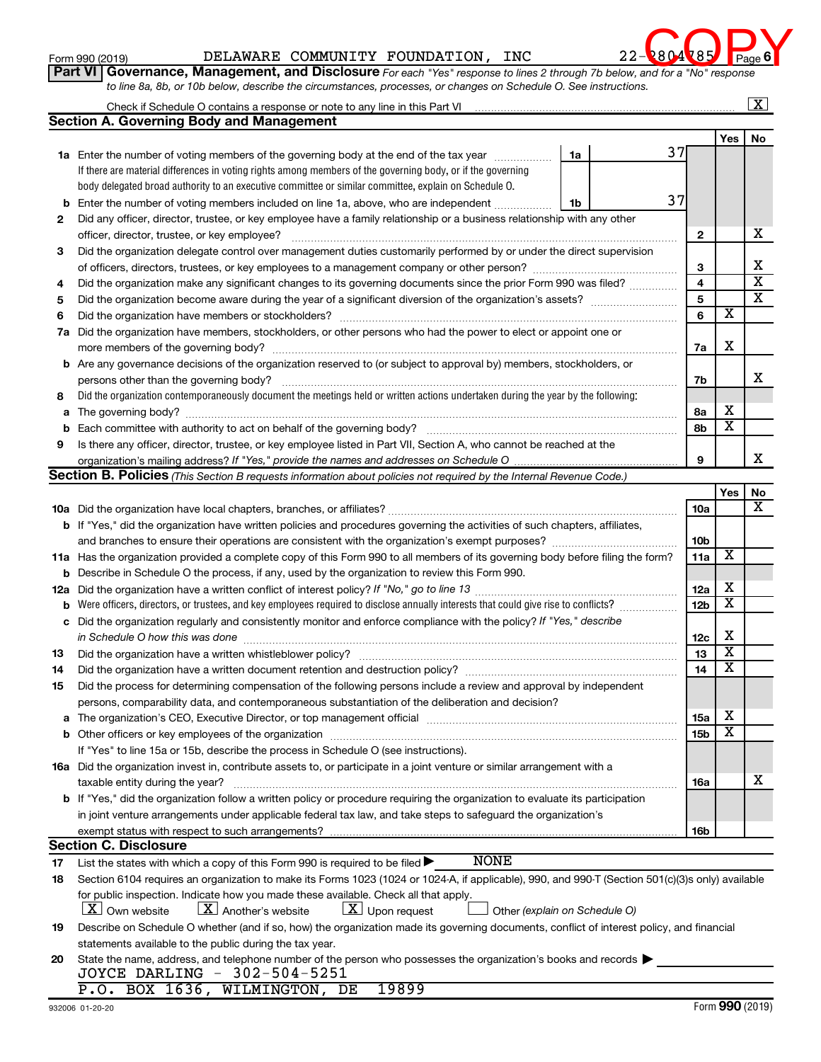Form 990 (2019) DELAWARE COMMUNITY FOUNDATION, INC 22-2804785 Page 6

COPY

## Part VI Governance, Management, and Disclosure

*For each "Yes" response to lines 2 through 7b below, and for a "No" response to line 8a, 8b, or 10b below, describe the circumstances, processes, or changes on Schedule O. See instructions.*

Check if Schedule O contains a response or note to any line in this Part VI [X]

### Section A. Governing Body and Management

| | | | Yes | No |
|---|---|---|---|---|
| 1a | Enter the number of voting members of the governing body at the end of the tax year. If there are material differences in voting rights among members of the governing body, or if the governing body delegated broad authority to an executive committee or similar committee, explain on Schedule O. | 1a: 37 | | |
| b | Enter the number of voting members included on line 1a, above, who are independent | 1b: 37 | | |
| 2 | Did any officer, director, trustee, or key employee have a family relationship or a business relationship with any other officer, director, trustee, or key employee? | 2 | | X |
| 3 | Did the organization delegate control over management duties customarily performed by or under the direct supervision of officers, directors, trustees, or key employees to a management company or other person? | 3 | | X |
| 4 | Did the organization make any significant changes to its governing documents since the prior Form 990 was filed? | 4 | | X |
| 5 | Did the organization become aware during the year of a significant diversion of the organization's assets? | 5 | | X |
| 6 | Did the organization have members or stockholders? | 6 | X | |
| 7a | Did the organization have members, stockholders, or other persons who had the power to elect or appoint one or more members of the governing body? | 7a | X | |
| b | Are any governance decisions of the organization reserved to (or subject to approval by) members, stockholders, or persons other than the governing body? | 7b | | X |
| 8 | Did the organization contemporaneously document the meetings held or written actions undertaken during the year by the following: | | | |
| a | The governing body? | 8a | X | |
| b | Each committee with authority to act on behalf of the governing body? | 8b | X | |
| 9 | Is there any officer, director, trustee, or key employee listed in Part VII, Section A, who cannot be reached at the organization's mailing address? *If "Yes," provide the names and addresses on Schedule O* | 9 | | X |

### Section B. Policies *(This Section B requests information about policies not required by the Internal Revenue Code.)*

| | | | Yes | No |
|---|---|---|---|---|
| 10a | Did the organization have local chapters, branches, or affiliates? | 10a | | X |
| b | If "Yes," did the organization have written policies and procedures governing the activities of such chapters, affiliates, and branches to ensure their operations are consistent with the organization's exempt purposes? | 10b | | |
| 11a | Has the organization provided a complete copy of this Form 990 to all members of its governing body before filing the form? | 11a | X | |
| b | Describe in Schedule O the process, if any, used by the organization to review this Form 990. | | | |
| 12a | Did the organization have a written conflict of interest policy? *If "No," go to line 13* | 12a | X | |
| b | Were officers, directors, or trustees, and key employees required to disclose annually interests that could give rise to conflicts? | 12b | X | |
| c | Did the organization regularly and consistently monitor and enforce compliance with the policy? *If "Yes," describe in Schedule O how this was done* | 12c | X | |
| 13 | Did the organization have a written whistleblower policy? | 13 | X | |
| 14 | Did the organization have a written document retention and destruction policy? | 14 | X | |
| 15 | Did the process for determining compensation of the following persons include a review and approval by independent persons, comparability data, and contemporaneous substantiation of the deliberation and decision? | | | |
| a | The organization's CEO, Executive Director, or top management official | 15a | X | |
| b | Other officers or key employees of the organization | 15b | X | |
| | If "Yes" to line 15a or 15b, describe the process in Schedule O (see instructions). | | | |
| 16a | Did the organization invest in, contribute assets to, or participate in a joint venture or similar arrangement with a taxable entity during the year? | 16a | | X |
| b | If "Yes," did the organization follow a written policy or procedure requiring the organization to evaluate its participation in joint venture arrangements under applicable federal tax law, and take steps to safeguard the organization's exempt status with respect to such arrangements? | 16b | | |

### Section C. Disclosure

17 List the states with which a copy of this Form 990 is required to be filed ▶ NONE

18 Section 6104 requires an organization to make its Forms 1023 (1024 or 1024-A, if applicable), 990, and 990-T (Section 501(c)(3)s only) available for public inspection. Indicate how you made these available. Check all that apply.
[X] Own website [X] Another's website [X] Upon request [ ] Other *(explain on Schedule O)*

19 Describe on Schedule O whether (and if so, how) the organization made its governing documents, conflict of interest policy, and financial statements available to the public during the tax year.

20 State the name, address, and telephone number of the person who possesses the organization's books and records ▶
JOYCE DARLING - 302-504-5251
P.O. BOX 1636, WILMINGTON, DE 19899

932006 01-20-20 Form **990** (2019)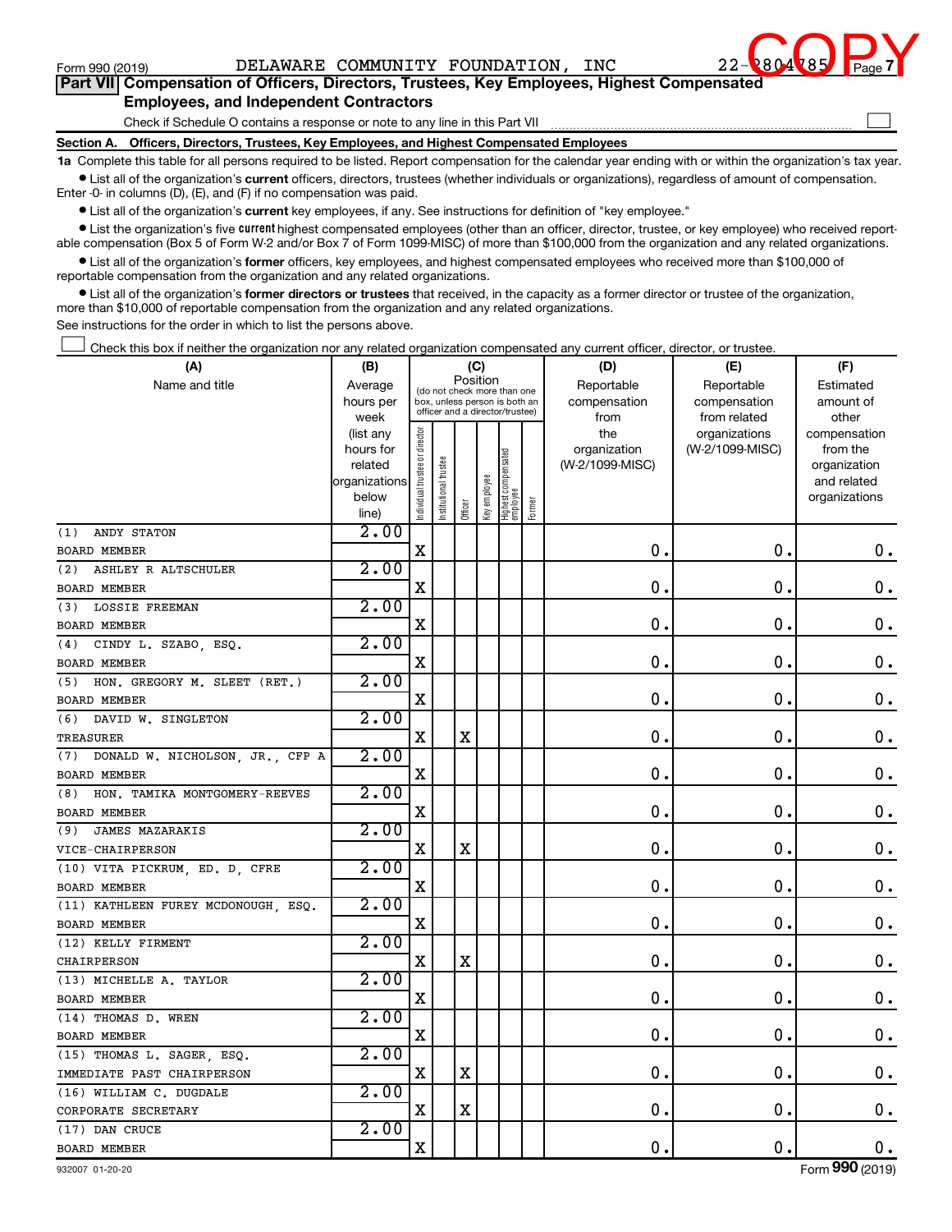Form 990 (2019) DELAWARE COMMUNITY FOUNDATION, INC 22-2804785 Page 7

COPY

## Part VII Compensation of Officers, Directors, Trustees, Key Employees, Highest Compensated Employees, and Independent Contractors

Check if Schedule O contains a response or note to any line in this Part VII

### Section A. Officers, Directors, Trustees, Key Employees, and Highest Compensated Employees

**1a** Complete this table for all persons required to be listed. Report compensation for the calendar year ending with or within the organization's tax year.

- List all of the organization's **current** officers, directors, trustees (whether individuals or organizations), regardless of amount of compensation. Enter -0- in columns (D), (E), and (F) if no compensation was paid.
- List all of the organization's **current** key employees, if any. See instructions for definition of "key employee."
- List the organization's five **current** highest compensated employees (other than an officer, director, trustee, or key employee) who received reportable compensation (Box 5 of Form W-2 and/or Box 7 of Form 1099-MISC) of more than $100,000 from the organization and any related organizations.
- List all of the organization's **former** officers, key employees, and highest compensated employees who received more than $100,000 of reportable compensation from the organization and any related organizations.
- List all of the organization's **former directors or trustees** that received, in the capacity as a former director or trustee of the organization, more than $10,000 of reportable compensation from the organization and any related organizations.

See instructions for the order in which to list the persons above.

Check this box if neither the organization nor any related organization compensated any current officer, director, or trustee.

| (A) Name and title | (B) Average hours per week (list any hours for related organizations below line) | (C) Position (do not check more than one box, unless person is both an officer and a director/trustee): Individual trustee or director | Institutional trustee | Officer | Key employee | Highest compensated employee | Former | (D) Reportable compensation from the organization (W-2/1099-MISC) | (E) Reportable compensation from related organizations (W-2/1099-MISC) | (F) Estimated amount of other compensation from the organization and related organizations |
|---|---|---|---|---|---|---|---|---|---|---|
| (1) ANDY STATON<br>BOARD MEMBER | 2.00 | X | | | | | | 0. | 0. | 0. |
| (2) ASHLEY R ALTSCHULER<br>BOARD MEMBER | 2.00 | X | | | | | | 0. | 0. | 0. |
| (3) LOSSIE FREEMAN<br>BOARD MEMBER | 2.00 | X | | | | | | 0. | 0. | 0. |
| (4) CINDY L. SZABO, ESQ.<br>BOARD MEMBER | 2.00 | X | | | | | | 0. | 0. | 0. |
| (5) HON. GREGORY M. SLEET (RET.)<br>BOARD MEMBER | 2.00 | X | | | | | | 0. | 0. | 0. |
| (6) DAVID W. SINGLETON<br>TREASURER | 2.00 | X | | X | | | | 0. | 0. | 0. |
| (7) DONALD W. NICHOLSON, JR., CFP A<br>BOARD MEMBER | 2.00 | X | | | | | | 0. | 0. | 0. |
| (8) HON. TAMIKA MONTGOMERY-REEVES<br>BOARD MEMBER | 2.00 | X | | | | | | 0. | 0. | 0. |
| (9) JAMES MAZARAKIS<br>VICE-CHAIRPERSON | 2.00 | X | | X | | | | 0. | 0. | 0. |
| (10) VITA PICKRUM, ED. D, CFRE<br>BOARD MEMBER | 2.00 | X | | | | | | 0. | 0. | 0. |
| (11) KATHLEEN FUREY MCDONOUGH, ESQ.<br>BOARD MEMBER | 2.00 | X | | | | | | 0. | 0. | 0. |
| (12) KELLY FIRMENT<br>CHAIRPERSON | 2.00 | X | | X | | | | 0. | 0. | 0. |
| (13) MICHELLE A. TAYLOR<br>BOARD MEMBER | 2.00 | X | | | | | | 0. | 0. | 0. |
| (14) THOMAS D. WREN<br>BOARD MEMBER | 2.00 | X | | | | | | 0. | 0. | 0. |
| (15) THOMAS L. SAGER, ESQ.<br>IMMEDIATE PAST CHAIRPERSON | 2.00 | X | | X | | | | 0. | 0. | 0. |
| (16) WILLIAM C. DUGDALE<br>CORPORATE SECRETARY | 2.00 | X | | X | | | | 0. | 0. | 0. |
| (17) DAN CRUCE<br>BOARD MEMBER | 2.00 | X | | | | | | 0. | 0. | 0. |

932007 01-20-20 Form 990 (2019)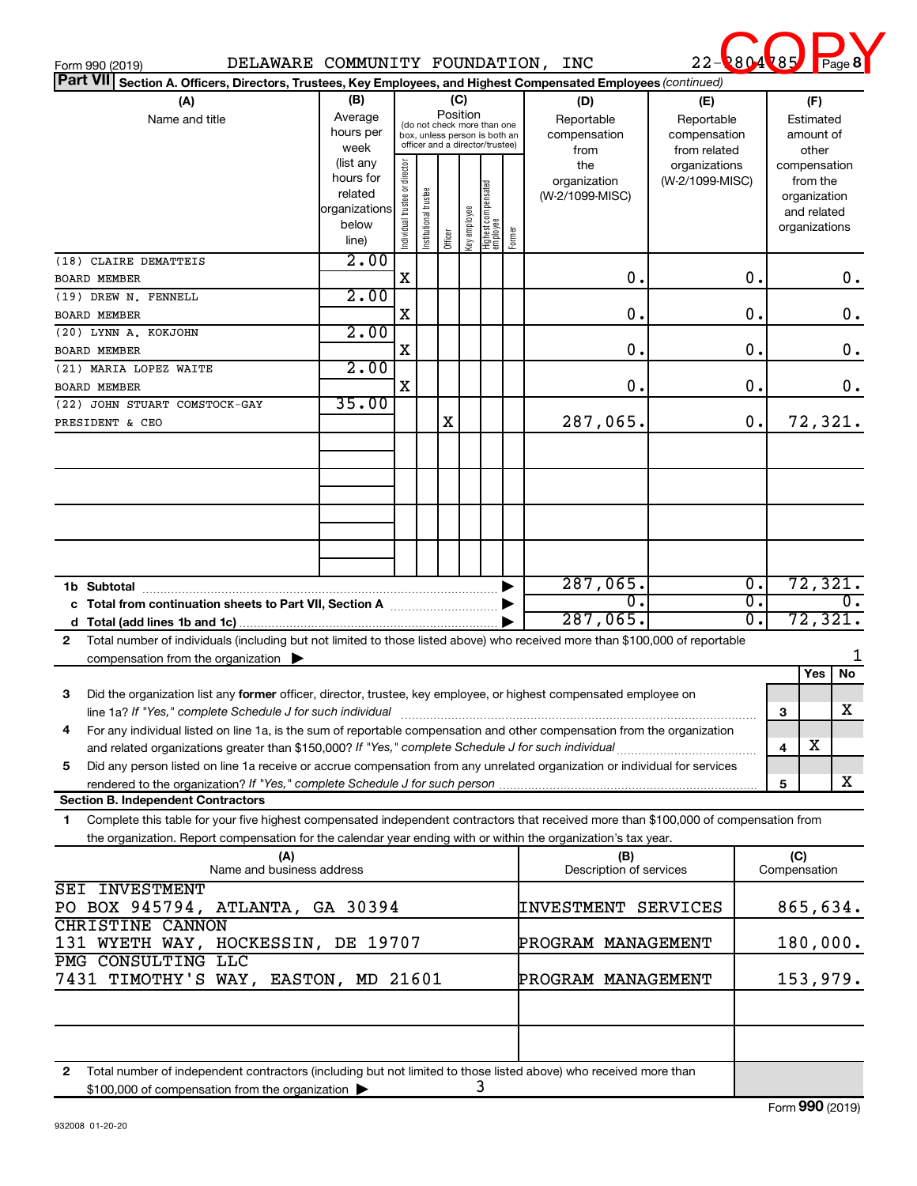Form 990 (2019) DELAWARE COMMUNITY FOUNDATION, INC 22-2804785 Page 8

COPY

**Part VII Section A. Officers, Directors, Trustees, Key Employees, and Highest Compensated Employees** *(continued)*

| (A) Name and title | (B) Average hours per week (list any hours for related organizations below line) | (C) Position: Individual trustee or director | Institutional trustee | Officer | Key employee | Highest compensated employee | Former | (D) Reportable compensation from the organization (W-2/1099-MISC) | (E) Reportable compensation from related organizations (W-2/1099-MISC) | (F) Estimated amount of other compensation from the organization and related organizations |
|---|---|---|---|---|---|---|---|---|---|---|
| (18) CLAIRE DEMATTEIS<br>BOARD MEMBER | 2.00 | X | | | | | | 0. | 0. | 0. |
| (19) DREW N. FENNELL<br>BOARD MEMBER | 2.00 | X | | | | | | 0. | 0. | 0. |
| (20) LYNN A. KOKJOHN<br>BOARD MEMBER | 2.00 | X | | | | | | 0. | 0. | 0. |
| (21) MARIA LOPEZ WAITE<br>BOARD MEMBER | 2.00 | X | | | | | | 0. | 0. | 0. |
| (22) JOHN STUART COMSTOCK-GAY<br>PRESIDENT & CEO | 35.00 | | | X | | | | 287,065. | 0. | 72,321. |
| | | | | | | | | | | |
| | | | | | | | | | | |
| | | | | | | | | | | |
| | | | | | | | | | | |
| **1b Subtotal** | | | | | | | | 287,065. | 0. | 72,321. |
| **c Total from continuation sheets to Part VII, Section A** | | | | | | | | 0. | 0. | 0. |
| **d Total (add lines 1b and 1c)** | | | | | | | | 287,065. | 0. | 72,321. |

**2** Total number of individuals (including but not limited to those listed above) who received more than $100,000 of reportable compensation from the organization ▶ 1

| | | Yes | No |
|---|---|---|---|
| **3** Did the organization list any **former** officer, director, trustee, key employee, or highest compensated employee on line 1a? *If "Yes," complete Schedule J for such individual* | 3 | | X |
| **4** For any individual listed on line 1a, is the sum of reportable compensation and other compensation from the organization and related organizations greater than $150,000? *If "Yes," complete Schedule J for such individual* | 4 | X | |
| **5** Did any person listed on line 1a receive or accrue compensation from any unrelated organization or individual for services rendered to the organization? *If "Yes," complete Schedule J for such person* | 5 | | X |

**Section B. Independent Contractors**

**1** Complete this table for your five highest compensated independent contractors that received more than $100,000 of compensation from the organization. Report compensation for the calendar year ending with or within the organization's tax year.

| (A) Name and business address | (B) Description of services | (C) Compensation |
|---|---|---|
| SEI INVESTMENT<br>PO BOX 945794, ATLANTA, GA 30394 | INVESTMENT SERVICES | 865,634. |
| CHRISTINE CANNON<br>131 WYETH WAY, HOCKESSIN, DE 19707 | PROGRAM MANAGEMENT | 180,000. |
| PMG CONSULTING LLC<br>7431 TIMOTHY'S WAY, EASTON, MD 21601 | PROGRAM MANAGEMENT | 153,979. |
| | | |
| | | |

**2** Total number of independent contractors (including but not limited to those listed above) who received more than $100,000 of compensation from the organization ▶ 3

932008 01-20-20

Form **990** (2019)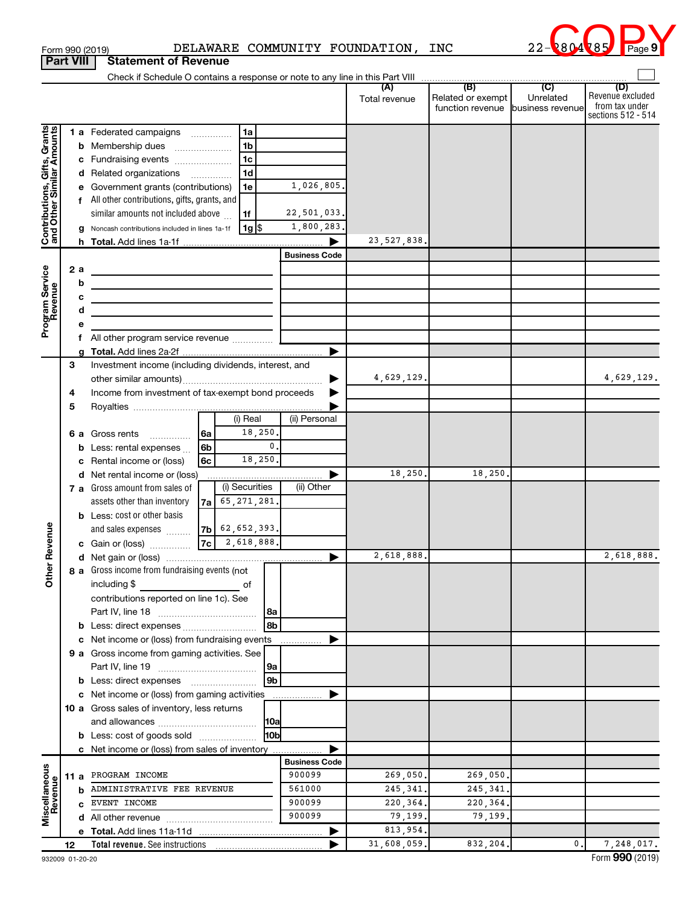Form 990 (2019) DELAWARE COMMUNITY FOUNDATION, INC 22-2804785 Page 9

COPY

## Part VIII Statement of Revenue

Check if Schedule O contains a response or note to any line in this Part VIII

| | | | (A) Total revenue | (B) Related or exempt function revenue | (C) Unrelated business revenue | (D) Revenue excluded from tax under sections 512 - 514 |
|---|---|---|---|---|---|---|
| **Contributions, Gifts, Grants and Other Similar Amounts** | | | | | | |
| 1 a Federated campaigns | 1a | | | | | |
| b Membership dues | 1b | | | | | |
| c Fundraising events | 1c | | | | | |
| d Related organizations | 1d | | | | | |
| e Government grants (contributions) | 1e | 1,026,805. | | | | |
| f All other contributions, gifts, grants, and similar amounts not included above | 1f | 22,501,033. | | | | |
| g Noncash contributions included in lines 1a-1f | 1g $ | 1,800,283. | | | | |
| h **Total.** Add lines 1a-1f | | | 23,527,838. | | | |
| **Program Service Revenue** | | Business Code | | | | |
| 2 a | | | | | | |
| b | | | | | | |
| c | | | | | | |
| d | | | | | | |
| e | | | | | | |
| f All other program service revenue | | | | | | |
| g **Total.** Add lines 2a-2f | | | | | | |
| **Other Revenue** | | | | | | |
| 3 Investment income (including dividends, interest, and other similar amounts) | | | 4,629,129. | | | 4,629,129. |
| 4 Income from investment of tax-exempt bond proceeds | | | | | | |
| 5 Royalties | | | | | | |
| | (i) Real | (ii) Personal | | | | |
| 6 a Gross rents (6a) | 18,250. | | | | | |
| b Less: rental expenses (6b) | 0. | | | | | |
| c Rental income or (loss) (6c) | 18,250. | | | | | |
| d Net rental income or (loss) | | | 18,250. | 18,250. | | |
| | (i) Securities | (ii) Other | | | | |
| 7 a Gross amount from sales of assets other than inventory (7a) | 65,271,281. | | | | | |
| b Less: cost or other basis and sales expenses (7b) | 62,652,393. | | | | | |
| c Gain or (loss) (7c) | 2,618,888. | | | | | |
| d Net gain or (loss) | | | 2,618,888. | | | 2,618,888. |
| 8 a Gross income from fundraising events (not including $ of contributions reported on line 1c). See Part IV, line 18 | 8a | | | | | |
| b Less: direct expenses | 8b | | | | | |
| c Net income or (loss) from fundraising events | | | | | | |
| 9 a Gross income from gaming activities. See Part IV, line 19 | 9a | | | | | |
| b Less: direct expenses | 9b | | | | | |
| c Net income or (loss) from gaming activities | | | | | | |
| 10 a Gross sales of inventory, less returns and allowances | 10a | | | | | |
| b Less: cost of goods sold | 10b | | | | | |
| c Net income or (loss) from sales of inventory | | | | | | |
| **Miscellaneous Revenue** | | Business Code | | | | |
| 11 a PROGRAM INCOME | | 900099 | 269,050. | 269,050. | | |
| b ADMINISTRATIVE FEE REVENUE | | 561000 | 245,341. | 245,341. | | |
| c EVENT INCOME | | 900099 | 220,364. | 220,364. | | |
| d All other revenue | | 900099 | 79,199. | 79,199. | | |
| e **Total.** Add lines 11a-11d | | | 813,954. | | | |
| 12 **Total revenue.** See instructions | | | 31,608,059. | 832,204. | 0. | 7,248,017. |

932009 01-20-20 Form **990** (2019)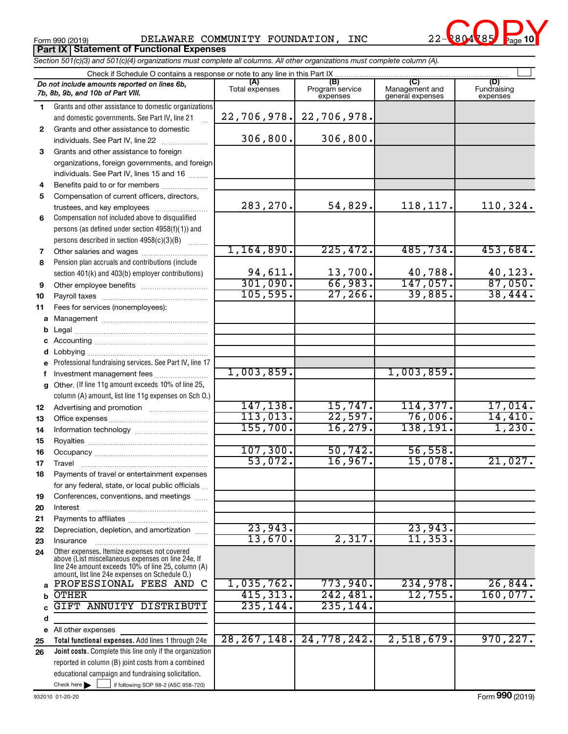Form 990 (2019) DELAWARE COMMUNITY FOUNDATION, INC 22-2804785

COPY

## Part IX | Statement of Functional Expenses

*Section 501(c)(3) and 501(c)(4) organizations must complete all columns. All other organizations must complete column (A).*

Check if Schedule O contains a response or note to any line in this Part IX ☐

| | *Do not include amounts reported on lines 6b, 7b, 8b, 9b, and 10b of Part VIII.* | (A) Total expenses | (B) Program service expenses | (C) Management and general expenses | (D) Fundraising expenses |
|---|---|---|---|---|---|
| 1 | Grants and other assistance to domestic organizations and domestic governments. See Part IV, line 21 | 22,706,978. | 22,706,978. | | |
| 2 | Grants and other assistance to domestic individuals. See Part IV, line 22 | 306,800. | 306,800. | | |
| 3 | Grants and other assistance to foreign organizations, foreign governments, and foreign individuals. See Part IV, lines 15 and 16 | | | | |
| 4 | Benefits paid to or for members | | | | |
| 5 | Compensation of current officers, directors, trustees, and key employees | 283,270. | 54,829. | 118,117. | 110,324. |
| 6 | Compensation not included above to disqualified persons (as defined under section 4958(f)(1)) and persons described in section 4958(c)(3)(B) | | | | |
| 7 | Other salaries and wages | 1,164,890. | 225,472. | 485,734. | 453,684. |
| 8 | Pension plan accruals and contributions (include section 401(k) and 403(b) employer contributions) | 94,611. | 13,700. | 40,788. | 40,123. |
| 9 | Other employee benefits | 301,090. | 66,983. | 147,057. | 87,050. |
| 10 | Payroll taxes | 105,595. | 27,266. | 39,885. | 38,444. |
| 11 | Fees for services (nonemployees): | | | | |
| a | Management | | | | |
| b | Legal | | | | |
| c | Accounting | | | | |
| d | Lobbying | | | | |
| e | Professional fundraising services. See Part IV, line 17 | | | | |
| f | Investment management fees | 1,003,859. | | 1,003,859. | |
| g | Other. (If line 11g amount exceeds 10% of line 25, column (A) amount, list line 11g expenses on Sch O.) | | | | |
| 12 | Advertising and promotion | 147,138. | 15,747. | 114,377. | 17,014. |
| 13 | Office expenses | 113,013. | 22,597. | 76,006. | 14,410. |
| 14 | Information technology | 155,700. | 16,279. | 138,191. | 1,230. |
| 15 | Royalties | | | | |
| 16 | Occupancy | 107,300. | 50,742. | 56,558. | |
| 17 | Travel | 53,072. | 16,967. | 15,078. | 21,027. |
| 18 | Payments of travel or entertainment expenses for any federal, state, or local public officials | | | | |
| 19 | Conferences, conventions, and meetings | | | | |
| 20 | Interest | | | | |
| 21 | Payments to affiliates | | | | |
| 22 | Depreciation, depletion, and amortization | 23,943. | | 23,943. | |
| 23 | Insurance | 13,670. | 2,317. | 11,353. | |
| 24 | Other expenses. Itemize expenses not covered above (List miscellaneous expenses on line 24e. If line 24e amount exceeds 10% of line 25, column (A) amount, list line 24e expenses on Schedule O.) | | | | |
| a | PROFESSIONAL FEES AND C | 1,035,762. | 773,940. | 234,978. | 26,844. |
| b | OTHER | 415,313. | 242,481. | 12,755. | 160,077. |
| c | GIFT ANNUITY DISTRIBUTI | 235,144. | 235,144. | | |
| d | | | | | |
| e | All other expenses | | | | |
| 25 | **Total functional expenses.** Add lines 1 through 24e | 28,267,148. | 24,778,242. | 2,518,679. | 970,227. |
| 26 | **Joint costs.** Complete this line only if the organization reported in column (B) joint costs from a combined educational campaign and fundraising solicitation. Check here ▶ ☐ if following SOP 98-2 (ASC 958-720) | | | | |

932010 01-20-20 Form **990** (2019)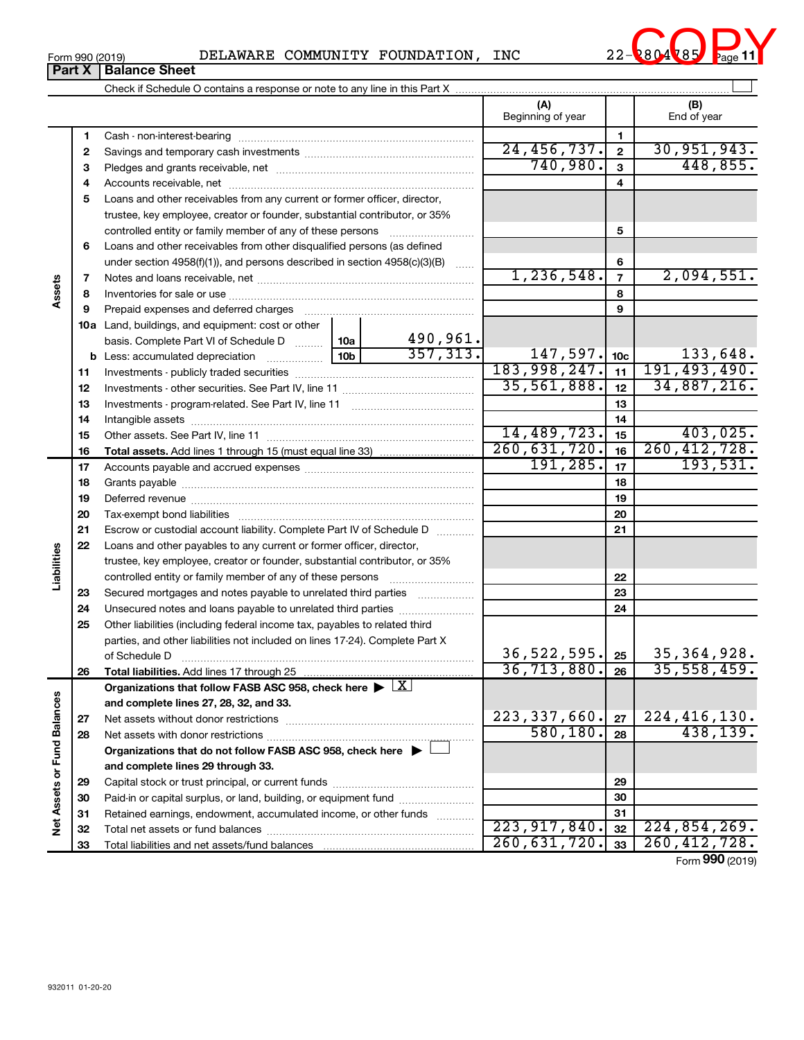Form 990 (2019) DELAWARE COMMUNITY FOUNDATION, INC 22-2804785 COPY

## Part X Balance Sheet

Check if Schedule O contains a response or note to any line in this Part X

| | | | | (A) Beginning of year | | (B) End of year |
|---|---|---|---|---|---|---|
| **Assets** | 1 | Cash - non-interest-bearing | | | 1 | |
| | 2 | Savings and temporary cash investments | | 24,456,737. | 2 | 30,951,943. |
| | 3 | Pledges and grants receivable, net | | 740,980. | 3 | 448,855. |
| | 4 | Accounts receivable, net | | | 4 | |
| | 5 | Loans and other receivables from any current or former officer, director, trustee, key employee, creator or founder, substantial contributor, or 35% controlled entity or family member of any of these persons | | | 5 | |
| | 6 | Loans and other receivables from other disqualified persons (as defined under section 4958(f)(1)), and persons described in section 4958(c)(3)(B) | | | 6 | |
| | 7 | Notes and loans receivable, net | | 1,236,548. | 7 | 2,094,551. |
| | 8 | Inventories for sale or use | | | 8 | |
| | 9 | Prepaid expenses and deferred charges | | | 9 | |
| | 10a | Land, buildings, and equipment: cost or other basis. Complete Part VI of Schedule D | 10a 490,961. | | | |
| | b | Less: accumulated depreciation | 10b 357,313. | 147,597. | 10c | 133,648. |
| | 11 | Investments - publicly traded securities | | 183,998,247. | 11 | 191,493,490. |
| | 12 | Investments - other securities. See Part IV, line 11 | | 35,561,888. | 12 | 34,887,216. |
| | 13 | Investments - program-related. See Part IV, line 11 | | | 13 | |
| | 14 | Intangible assets | | | 14 | |
| | 15 | Other assets. See Part IV, line 11 | | 14,489,723. | 15 | 403,025. |
| | 16 | **Total assets.** Add lines 1 through 15 (must equal line 33) | | 260,631,720. | 16 | 260,412,728. |
| **Liabilities** | 17 | Accounts payable and accrued expenses | | 191,285. | 17 | 193,531. |
| | 18 | Grants payable | | | 18 | |
| | 19 | Deferred revenue | | | 19 | |
| | 20 | Tax-exempt bond liabilities | | | 20 | |
| | 21 | Escrow or custodial account liability. Complete Part IV of Schedule D | | | 21 | |
| | 22 | Loans and other payables to any current or former officer, director, trustee, key employee, creator or founder, substantial contributor, or 35% controlled entity or family member of any of these persons | | | 22 | |
| | 23 | Secured mortgages and notes payable to unrelated third parties | | | 23 | |
| | 24 | Unsecured notes and loans payable to unrelated third parties | | | 24 | |
| | 25 | Other liabilities (including federal income tax, payables to related third parties, and other liabilities not included on lines 17-24). Complete Part X of Schedule D | | 36,522,595. | 25 | 35,364,928. |
| | 26 | **Total liabilities.** Add lines 17 through 25 | | 36,713,880. | 26 | 35,558,459. |
| **Net Assets or Fund Balances** | | **Organizations that follow FASB ASC 958, check here ▶ [X] and complete lines 27, 28, 32, and 33.** | | | | |
| | 27 | Net assets without donor restrictions | | 223,337,660. | 27 | 224,416,130. |
| | 28 | Net assets with donor restrictions | | 580,180. | 28 | 438,139. |
| | | **Organizations that do not follow FASB ASC 958, check here ▶ [ ] and complete lines 29 through 33.** | | | | |
| | 29 | Capital stock or trust principal, or current funds | | | 29 | |
| | 30 | Paid-in or capital surplus, or land, building, or equipment fund | | | 30 | |
| | 31 | Retained earnings, endowment, accumulated income, or other funds | | | 31 | |
| | 32 | Total net assets or fund balances | | 223,917,840. | 32 | 224,854,269. |
| | 33 | Total liabilities and net assets/fund balances | | 260,631,720. | 33 | 260,412,728. |

Form **990** (2019)

932011 01-20-20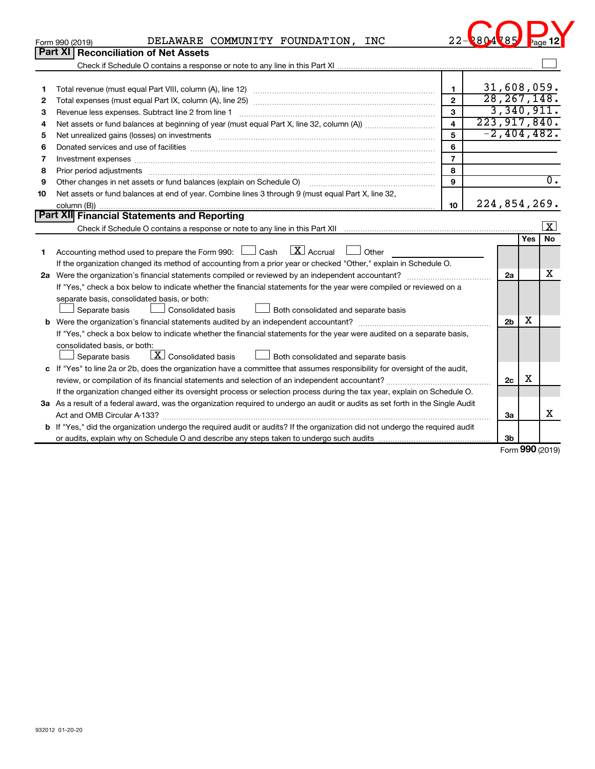Form 990 (2019) DELAWARE COMMUNITY FOUNDATION, INC 22-2804785 COPY

## Part XI Reconciliation of Net Assets

Check if Schedule O contains a response or note to any line in this Part XI ☐

| | | | |
|---|---|---|---|
| 1 | Total revenue (must equal Part VIII, column (A), line 12) | 1 | 31,608,059. |
| 2 | Total expenses (must equal Part IX, column (A), line 25) | 2 | 28,267,148. |
| 3 | Revenue less expenses. Subtract line 2 from line 1 | 3 | 3,340,911. |
| 4 | Net assets or fund balances at beginning of year (must equal Part X, line 32, column (A)) | 4 | 223,917,840. |
| 5 | Net unrealized gains (losses) on investments | 5 | -2,404,482. |
| 6 | Donated services and use of facilities | 6 | |
| 7 | Investment expenses | 7 | |
| 8 | Prior period adjustments | 8 | |
| 9 | Other changes in net assets or fund balances (explain on Schedule O) | 9 | 0. |
| 10 | Net assets or fund balances at end of year. Combine lines 3 through 9 (must equal Part X, line 32, column (B)) | 10 | 224,854,269. |

## Part XII Financial Statements and Reporting

Check if Schedule O contains a response or note to any line in this Part XII ☒

| | | | Yes | No |
|---|---|---|---|---|
| 1 | Accounting method used to prepare the Form 990: ☐ Cash ☒ Accrual ☐ Other<br>If the organization changed its method of accounting from a prior year or checked "Other," explain in Schedule O. | | | |
| 2a | Were the organization's financial statements compiled or reviewed by an independent accountant?<br>If "Yes," check a box below to indicate whether the financial statements for the year were compiled or reviewed on a separate basis, consolidated basis, or both:<br>☐ Separate basis ☐ Consolidated basis ☐ Both consolidated and separate basis | 2a | | X |
| b | Were the organization's financial statements audited by an independent accountant?<br>If "Yes," check a box below to indicate whether the financial statements for the year were audited on a separate basis, consolidated basis, or both:<br>☐ Separate basis ☒ Consolidated basis ☐ Both consolidated and separate basis | 2b | X | |
| c | If "Yes" to line 2a or 2b, does the organization have a committee that assumes responsibility for oversight of the audit, review, or compilation of its financial statements and selection of an independent accountant?<br>If the organization changed either its oversight process or selection process during the tax year, explain on Schedule O. | 2c | X | |
| 3a | As a result of a federal award, was the organization required to undergo an audit or audits as set forth in the Single Audit Act and OMB Circular A-133? | 3a | | X |
| b | If "Yes," did the organization undergo the required audit or audits? If the organization did not undergo the required audit or audits, explain why on Schedule O and describe any steps taken to undergo such audits | 3b | | |

Form 990 (2019)

932012 01-20-20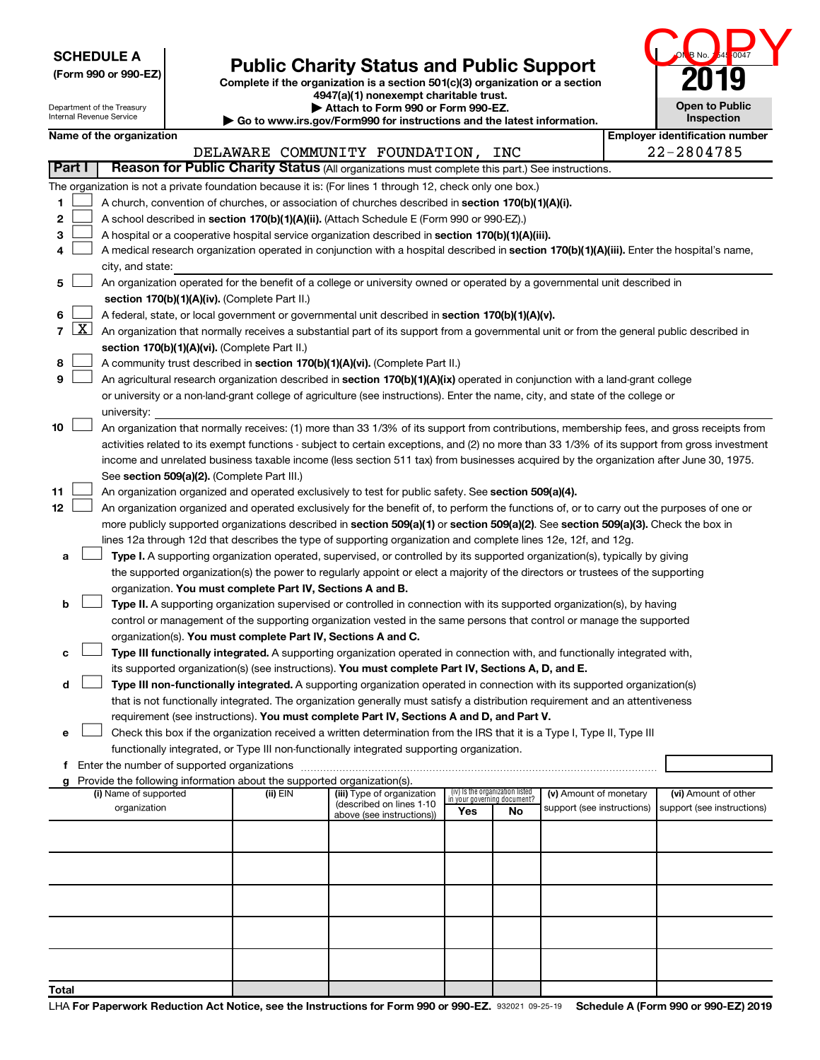**SCHEDULE A**
**(Form 990 or 990-EZ)**

Department of the Treasury
Internal Revenue Service

# Public Charity Status and Public Support

**Complete if the organization is a section 501(c)(3) organization or a section 4947(a)(1) nonexempt charitable trust.**
**▶ Attach to Form 990 or Form 990-EZ.**
**▶ Go to www.irs.gov/Form990 for instructions and the latest information.**

COPY

OMB No. 1545-0047
**2019**
**Open to Public Inspection**

**Name of the organization**
DELAWARE COMMUNITY FOUNDATION, INC

**Employer identification number**
22-2804785

**Part I** **Reason for Public Charity Status** (All organizations must complete this part.) See instructions.

The organization is not a private foundation because it is: (For lines 1 through 12, check only one box.)

1 ☐ A church, convention of churches, or association of churches described in **section 170(b)(1)(A)(i).**

2 ☐ A school described in **section 170(b)(1)(A)(ii).** (Attach Schedule E (Form 990 or 990-EZ).)

3 ☐ A hospital or a cooperative hospital service organization described in **section 170(b)(1)(A)(iii).**

4 ☐ A medical research organization operated in conjunction with a hospital described in **section 170(b)(1)(A)(iii).** Enter the hospital's name, city, and state: ______

5 ☐ An organization operated for the benefit of a college or university owned or operated by a governmental unit described in **section 170(b)(1)(A)(iv).** (Complete Part II.)

6 ☐ A federal, state, or local government or governmental unit described in **section 170(b)(1)(A)(v).**

7 ☒ An organization that normally receives a substantial part of its support from a governmental unit or from the general public described in **section 170(b)(1)(A)(vi).** (Complete Part II.)

8 ☐ A community trust described in **section 170(b)(1)(A)(vi).** (Complete Part II.)

9 ☐ An agricultural research organization described in **section 170(b)(1)(A)(ix)** operated in conjunction with a land-grant college or university or a non-land-grant college of agriculture (see instructions). Enter the name, city, and state of the college or university: ______

10 ☐ An organization that normally receives: (1) more than 33 1/3% of its support from contributions, membership fees, and gross receipts from activities related to its exempt functions - subject to certain exceptions, and (2) no more than 33 1/3% of its support from gross investment income and unrelated business taxable income (less section 511 tax) from businesses acquired by the organization after June 30, 1975. See **section 509(a)(2).** (Complete Part III.)

11 ☐ An organization organized and operated exclusively to test for public safety. See **section 509(a)(4).**

12 ☐ An organization organized and operated exclusively for the benefit of, to perform the functions of, or to carry out the purposes of one or more publicly supported organizations described in **section 509(a)(1)** or **section 509(a)(2)**. See **section 509(a)(3).** Check the box in lines 12a through 12d that describes the type of supporting organization and complete lines 12e, 12f, and 12g.

a ☐ **Type I.** A supporting organization operated, supervised, or controlled by its supported organization(s), typically by giving the supported organization(s) the power to regularly appoint or elect a majority of the directors or trustees of the supporting organization. **You must complete Part IV, Sections A and B.**

b ☐ **Type II.** A supporting organization supervised or controlled in connection with its supported organization(s), by having control or management of the supporting organization vested in the same persons that control or manage the supported organization(s). **You must complete Part IV, Sections A and C.**

c ☐ **Type III functionally integrated.** A supporting organization operated in connection with, and functionally integrated with, its supported organization(s) (see instructions). **You must complete Part IV, Sections A, D, and E.**

d ☐ **Type III non-functionally integrated.** A supporting organization operated in connection with its supported organization(s) that is not functionally integrated. The organization generally must satisfy a distribution requirement and an attentiveness requirement (see instructions). **You must complete Part IV, Sections A and D, and Part V.**

e ☐ Check this box if the organization received a written determination from the IRS that it is a Type I, Type II, Type III functionally integrated, or Type III non-functionally integrated supporting organization.

f Enter the number of supported organizations ______

g Provide the following information about the supported organization(s).

| (i) Name of supported organization | (ii) EIN | (iii) Type of organization (described on lines 1-10 above (see instructions)) | (iv) Is the organization listed in your governing document? Yes | No | (v) Amount of monetary support (see instructions) | (vi) Amount of other support (see instructions) |
|---|---|---|---|---|---|---|
| | | | | | | |
| | | | | | | |
| | | | | | | |
| | | | | | | |
| | | | | | | |
| **Total** | | | | | | |

LHA **For Paperwork Reduction Act Notice, see the Instructions for Form 990 or 990-EZ.** 932021 09-25-19 **Schedule A (Form 990 or 990-EZ) 2019**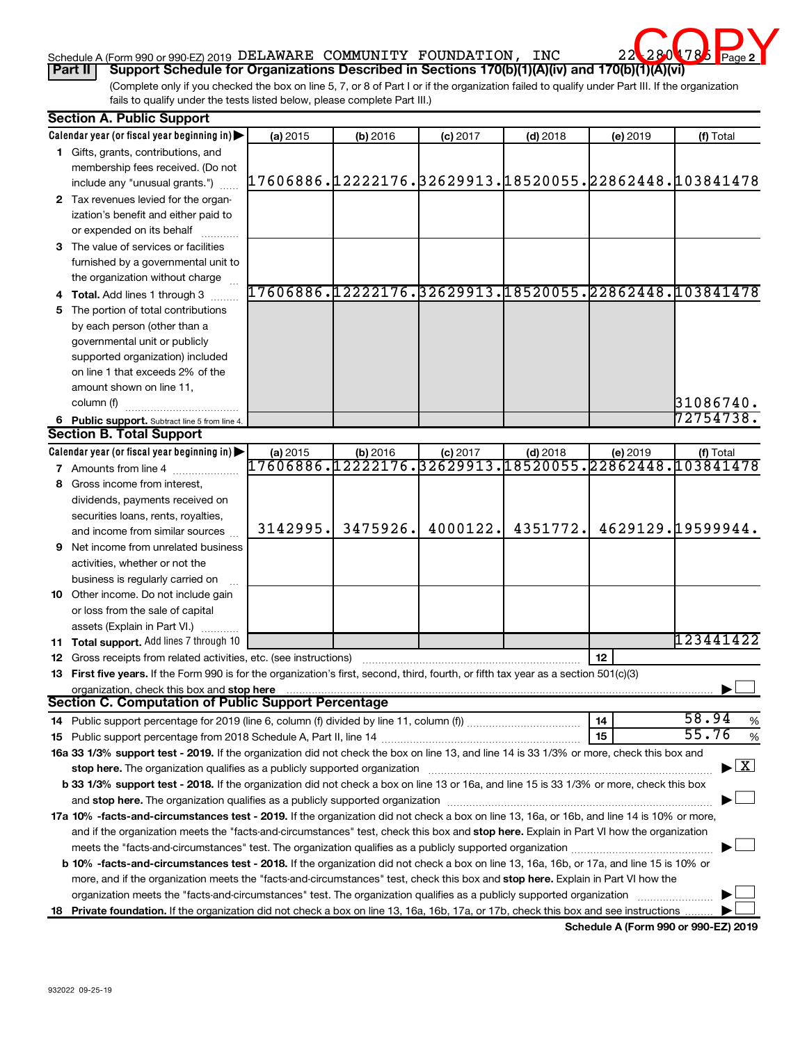Schedule A (Form 990 or 990-EZ) 2019 DELAWARE COMMUNITY FOUNDATION, INC 22-2804785 Page 2

COPY

**Part II** **Support Schedule for Organizations Described in Sections 170(b)(1)(A)(iv) and 170(b)(1)(A)(vi)**

(Complete only if you checked the box on line 5, 7, or 8 of Part I or if the organization failed to qualify under Part III. If the organization fails to qualify under the tests listed below, please complete Part III.)

## Section A. Public Support

| Calendar year (or fiscal year beginning in) ▶ | (a) 2015 | (b) 2016 | (c) 2017 | (d) 2018 | (e) 2019 | (f) Total |
|---|---|---|---|---|---|---|
| **1** Gifts, grants, contributions, and membership fees received. (Do not include any "unusual grants.") | 17606886. | 12222176. | 32629913. | 18520055. | 22862448. | 103841478 |
| **2** Tax revenues levied for the organization's benefit and either paid to or expended on its behalf | | | | | | |
| **3** The value of services or facilities furnished by a governmental unit to the organization without charge | | | | | | |
| **4 Total.** Add lines 1 through 3 | 17606886. | 12222176. | 32629913. | 18520055. | 22862448. | 103841478 |
| **5** The portion of total contributions by each person (other than a governmental unit or publicly supported organization) included on line 1 that exceeds 2% of the amount shown on line 11, column (f) | | | | | | 31086740. |
| **6 Public support.** Subtract line 5 from line 4. | | | | | | 72754738. |

## Section B. Total Support

| Calendar year (or fiscal year beginning in) ▶ | (a) 2015 | (b) 2016 | (c) 2017 | (d) 2018 | (e) 2019 | (f) Total |
|---|---|---|---|---|---|---|
| **7** Amounts from line 4 | 17606886. | 12222176. | 32629913. | 18520055. | 22862448. | 103841478 |
| **8** Gross income from interest, dividends, payments received on securities loans, rents, royalties, and income from similar sources | 3142995. | 3475926. | 4000122. | 4351772. | 4629129. | 19599944. |
| **9** Net income from unrelated business activities, whether or not the business is regularly carried on | | | | | | |
| **10** Other income. Do not include gain or loss from the sale of capital assets (Explain in Part VI.) | | | | | | |
| **11 Total support.** Add lines 7 through 10 | | | | | | 123441422 |

**12** Gross receipts from related activities, etc. (see instructions) | **12** |

**13 First five years.** If the Form 990 is for the organization's first, second, third, fourth, or fifth tax year as a section 501(c)(3) organization, check this box and **stop here** ▶ ☐

## Section C. Computation of Public Support Percentage

**14** Public support percentage for 2019 (line 6, column (f) divided by line 11, column (f)) | **14** | 58.94 %

**15** Public support percentage from 2018 Schedule A, Part II, line 14 | **15** | 55.76 %

**16a 33 1/3% support test - 2019.** If the organization did not check the box on line 13, and line 14 is 33 1/3% or more, check this box and **stop here.** The organization qualifies as a publicly supported organization ▶ ☒

**b 33 1/3% support test - 2018.** If the organization did not check a box on line 13 or 16a, and line 15 is 33 1/3% or more, check this box and **stop here.** The organization qualifies as a publicly supported organization ▶ ☐

**17a 10% -facts-and-circumstances test - 2019.** If the organization did not check a box on line 13, 16a, or 16b, and line 14 is 10% or more, and if the organization meets the "facts-and-circumstances" test, check this box and **stop here.** Explain in Part VI how the organization meets the "facts-and-circumstances" test. The organization qualifies as a publicly supported organization ▶ ☐

**b 10% -facts-and-circumstances test - 2018.** If the organization did not check a box on line 13, 16a, 16b, or 17a, and line 15 is 10% or more, and if the organization meets the "facts-and-circumstances" test, check this box and **stop here.** Explain in Part VI how the organization meets the "facts-and-circumstances" test. The organization qualifies as a publicly supported organization ▶ ☐

**18 Private foundation.** If the organization did not check a box on line 13, 16a, 16b, 17a, or 17b, check this box and see instructions ▶ ☐

**Schedule A (Form 990 or 990-EZ) 2019**

932022 09-25-19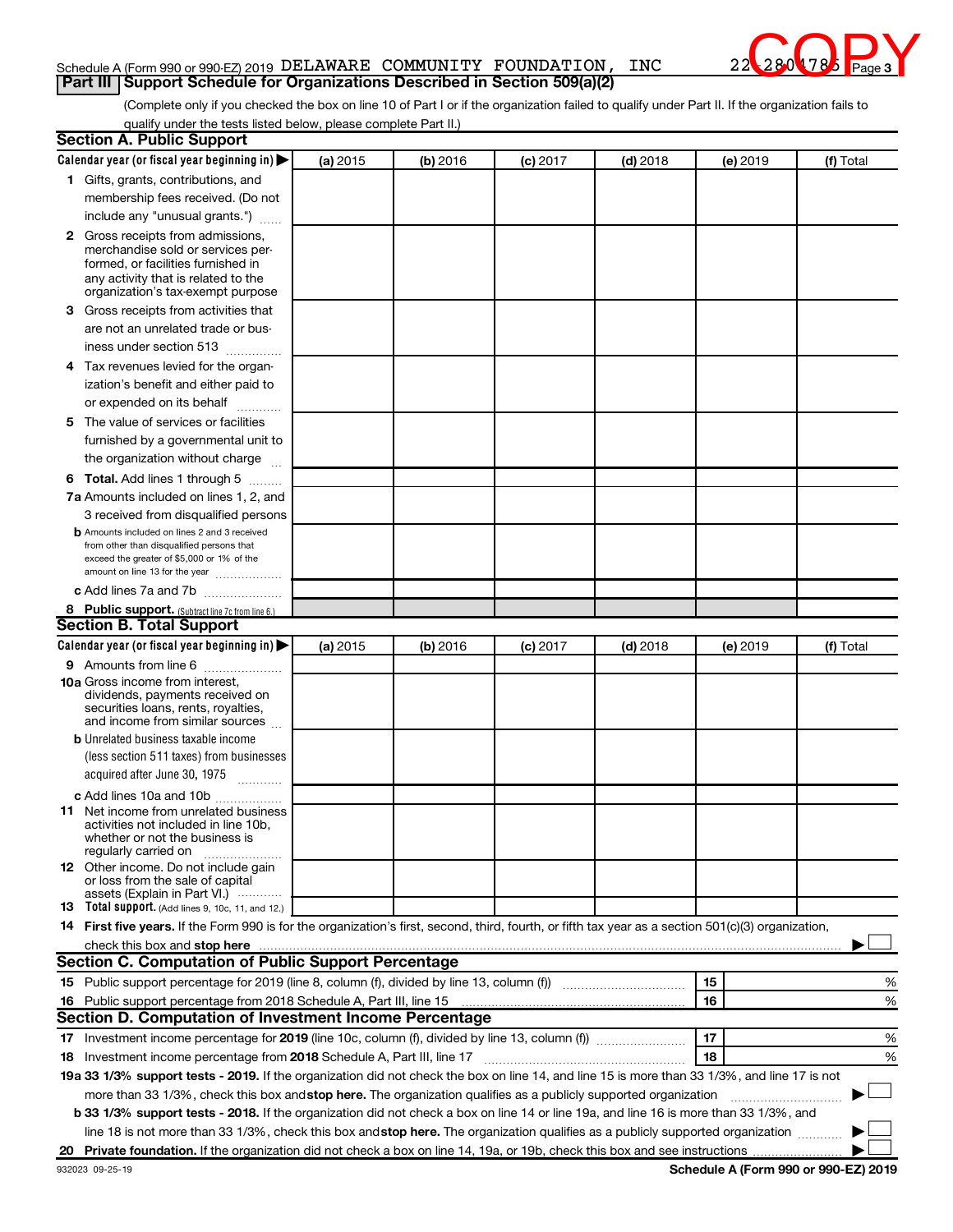Schedule A (Form 990 or 990-EZ) 2019 DELAWARE COMMUNITY FOUNDATION, INC 22-2804785 Page 3

COPY

## Part III Support Schedule for Organizations Described in Section 509(a)(2)

(Complete only if you checked the box on line 10 of Part I or if the organization failed to qualify under Part II. If the organization fails to qualify under the tests listed below, please complete Part II.)

### Section A. Public Support

| Calendar year (or fiscal year beginning in) ▶ | (a) 2015 | (b) 2016 | (c) 2017 | (d) 2018 | (e) 2019 | (f) Total |
|---|---|---|---|---|---|---|
| 1 Gifts, grants, contributions, and membership fees received. (Do not include any "unusual grants.") | | | | | | |
| 2 Gross receipts from admissions, merchandise sold or services performed, or facilities furnished in any activity that is related to the organization's tax-exempt purpose | | | | | | |
| 3 Gross receipts from activities that are not an unrelated trade or business under section 513 | | | | | | |
| 4 Tax revenues levied for the organization's benefit and either paid to or expended on its behalf | | | | | | |
| 5 The value of services or facilities furnished by a governmental unit to the organization without charge | | | | | | |
| 6 **Total.** Add lines 1 through 5 | | | | | | |
| 7a Amounts included on lines 1, 2, and 3 received from disqualified persons | | | | | | |
| b Amounts included on lines 2 and 3 received from other than disqualified persons that exceed the greater of $5,000 or 1% of the amount on line 13 for the year | | | | | | |
| c Add lines 7a and 7b | | | | | | |
| 8 **Public support.** (Subtract line 7c from line 6.) | | | | | | |

### Section B. Total Support

| Calendar year (or fiscal year beginning in) ▶ | (a) 2015 | (b) 2016 | (c) 2017 | (d) 2018 | (e) 2019 | (f) Total |
|---|---|---|---|---|---|---|
| 9 Amounts from line 6 | | | | | | |
| 10a Gross income from interest, dividends, payments received on securities loans, rents, royalties, and income from similar sources | | | | | | |
| b Unrelated business taxable income (less section 511 taxes) from businesses acquired after June 30, 1975 | | | | | | |
| c Add lines 10a and 10b | | | | | | |
| 11 Net income from unrelated business activities not included in line 10b, whether or not the business is regularly carried on | | | | | | |
| 12 Other income. Do not include gain or loss from the sale of capital assets (Explain in Part VI.) | | | | | | |
| 13 **Total support.** (Add lines 9, 10c, 11, and 12.) | | | | | | |

14 **First five years.** If the Form 990 is for the organization's first, second, third, fourth, or fifth tax year as a section 501(c)(3) organization, check this box and **stop here** ▶ ☐

### Section C. Computation of Public Support Percentage

| | | |
|---|---|---|
| 15 Public support percentage for 2019 (line 8, column (f), divided by line 13, column (f)) | 15 | % |
| 16 Public support percentage from 2018 Schedule A, Part III, line 15 | 16 | % |

### Section D. Computation of Investment Income Percentage

| | | |
|---|---|---|
| 17 Investment income percentage for **2019** (line 10c, column (f), divided by line 13, column (f)) | 17 | % |
| 18 Investment income percentage from **2018** Schedule A, Part III, line 17 | 18 | % |

**19a 33 1/3% support tests - 2019.** If the organization did not check the box on line 14, and line 15 is more than 33 1/3%, and line 17 is not more than 33 1/3%, check this box and **stop here.** The organization qualifies as a publicly supported organization ▶ ☐

**b 33 1/3% support tests - 2018.** If the organization did not check a box on line 14 or line 19a, and line 16 is more than 33 1/3%, and line 18 is not more than 33 1/3%, check this box and **stop here.** The organization qualifies as a publicly supported organization ▶ ☐

**20 Private foundation.** If the organization did not check a box on line 14, 19a, or 19b, check this box and see instructions ▶ ☐

932023 09-25-19 **Schedule A (Form 990 or 990-EZ) 2019**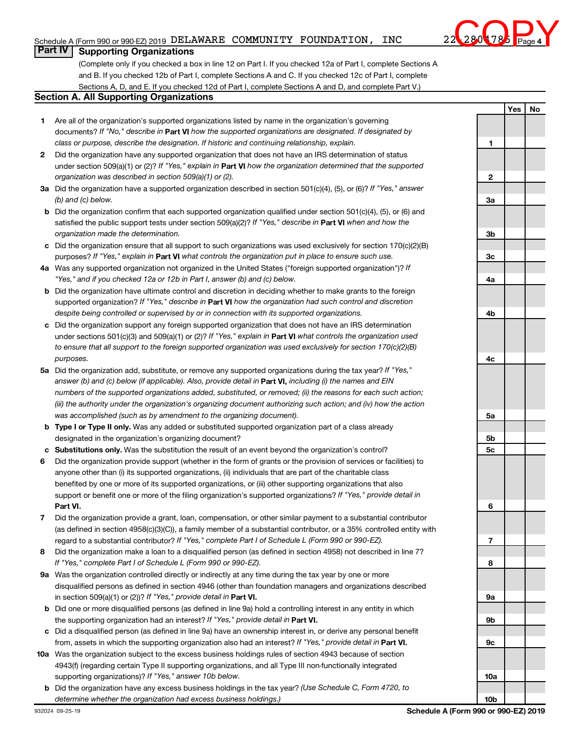Schedule A (Form 990 or 990-EZ) 2019 DELAWARE COMMUNITY FOUNDATION, INC 22-2804785 Page 4

COPY

## Part IV Supporting Organizations

(Complete only if you checked a box in line 12 on Part I. If you checked 12a of Part I, complete Sections A and B. If you checked 12b of Part I, complete Sections A and C. If you checked 12c of Part I, complete Sections A, D, and E. If you checked 12d of Part I, complete Sections A and D, and complete Part V.)

### Section A. All Supporting Organizations

| | | | Yes | No |
|---|---|---|---|---|
| **1** | Are all of the organization's supported organizations listed by name in the organization's governing documents? *If "No," describe in* **Part VI** *how the supported organizations are designated. If designated by class or purpose, describe the designation. If historic and continuing relationship, explain.* | 1 | | |
| **2** | Did the organization have any supported organization that does not have an IRS determination of status under section 509(a)(1) or (2)? *If "Yes," explain in* **Part VI** *how the organization determined that the supported organization was described in section 509(a)(1) or (2).* | 2 | | |
| **3a** | Did the organization have a supported organization described in section 501(c)(4), (5), or (6)? *If "Yes," answer (b) and (c) below.* | 3a | | |
| **b** | Did the organization confirm that each supported organization qualified under section 501(c)(4), (5), or (6) and satisfied the public support tests under section 509(a)(2)? *If "Yes," describe in* **Part VI** *when and how the organization made the determination.* | 3b | | |
| **c** | Did the organization ensure that all support to such organizations was used exclusively for section 170(c)(2)(B) purposes? *If "Yes," explain in* **Part VI** *what controls the organization put in place to ensure such use.* | 3c | | |
| **4a** | Was any supported organization not organized in the United States ("foreign supported organization")? *If "Yes," and if you checked 12a or 12b in Part I, answer (b) and (c) below.* | 4a | | |
| **b** | Did the organization have ultimate control and discretion in deciding whether to make grants to the foreign supported organization? *If "Yes," describe in* **Part VI** *how the organization had such control and discretion despite being controlled or supervised by or in connection with its supported organizations.* | 4b | | |
| **c** | Did the organization support any foreign supported organization that does not have an IRS determination under sections 501(c)(3) and 509(a)(1) or (2)? *If "Yes," explain in* **Part VI** *what controls the organization used to ensure that all support to the foreign supported organization was used exclusively for section 170(c)(2)(B) purposes.* | 4c | | |
| **5a** | Did the organization add, substitute, or remove any supported organizations during the tax year? *If "Yes," answer (b) and (c) below (if applicable). Also, provide detail in* **Part VI,** *including (i) the names and EIN numbers of the supported organizations added, substituted, or removed; (ii) the reasons for each such action; (iii) the authority under the organization's organizing document authorizing such action; and (iv) how the action was accomplished (such as by amendment to the organizing document).* | 5a | | |
| **b** | **Type I or Type II only.** Was any added or substituted supported organization part of a class already designated in the organization's organizing document? | 5b | | |
| **c** | **Substitutions only.** Was the substitution the result of an event beyond the organization's control? | 5c | | |
| **6** | Did the organization provide support (whether in the form of grants or the provision of services or facilities) to anyone other than (i) its supported organizations, (ii) individuals that are part of the charitable class benefited by one or more of its supported organizations, or (iii) other supporting organizations that also support or benefit one or more of the filing organization's supported organizations? *If "Yes," provide detail in* **Part VI.** | 6 | | |
| **7** | Did the organization provide a grant, loan, compensation, or other similar payment to a substantial contributor (as defined in section 4958(c)(3)(C)), a family member of a substantial contributor, or a 35% controlled entity with regard to a substantial contributor? *If "Yes," complete Part I of Schedule L (Form 990 or 990-EZ).* | 7 | | |
| **8** | Did the organization make a loan to a disqualified person (as defined in section 4958) not described in line 7? *If "Yes," complete Part I of Schedule L (Form 990 or 990-EZ).* | 8 | | |
| **9a** | Was the organization controlled directly or indirectly at any time during the tax year by one or more disqualified persons as defined in section 4946 (other than foundation managers and organizations described in section 509(a)(1) or (2))? *If "Yes," provide detail in* **Part VI.** | 9a | | |
| **b** | Did one or more disqualified persons (as defined in line 9a) hold a controlling interest in any entity in which the supporting organization had an interest? *If "Yes," provide detail in* **Part VI.** | 9b | | |
| **c** | Did a disqualified person (as defined in line 9a) have an ownership interest in, or derive any personal benefit from, assets in which the supporting organization also had an interest? *If "Yes," provide detail in* **Part VI.** | 9c | | |
| **10a** | Was the organization subject to the excess business holdings rules of section 4943 because of section 4943(f) (regarding certain Type II supporting organizations, and all Type III non-functionally integrated supporting organizations)? *If "Yes," answer 10b below.* | 10a | | |
| **b** | Did the organization have any excess business holdings in the tax year? *(Use Schedule C, Form 4720, to determine whether the organization had excess business holdings.)* | 10b | | |

932024 09-25-19 **Schedule A (Form 990 or 990-EZ) 2019**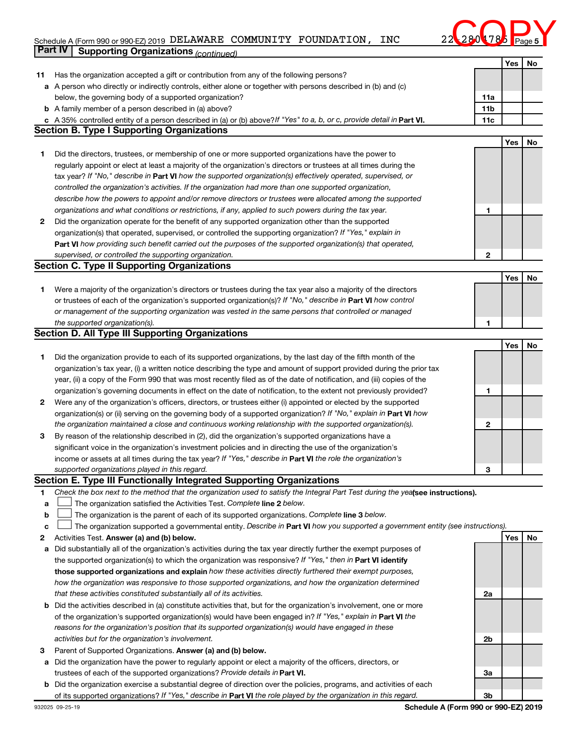Schedule A (Form 990 or 990-EZ) 2019 DELAWARE COMMUNITY FOUNDATION, INC 22-2804785 Page 5

COPY

## Part IV Supporting Organizations *(continued)*

| | | | Yes | No |
|---|---|---|---|---|
| **11** | Has the organization accepted a gift or contribution from any of the following persons? | | | |
| **a** | A person who directly or indirectly controls, either alone or together with persons described in (b) and (c) below, the governing body of a supported organization? | 11a | | |
| **b** | A family member of a person described in (a) above? | 11b | | |
| **c** | A 35% controlled entity of a person described in (a) or (b) above? *If "Yes" to a, b, or c, provide detail in* **Part VI.** | 11c | | |

### Section B. Type I Supporting Organizations

| | | | Yes | No |
|---|---|---|---|---|
| **1** | Did the directors, trustees, or membership of one or more supported organizations have the power to regularly appoint or elect at least a majority of the organization's directors or trustees at all times during the tax year? *If "No," describe in* **Part VI** *how the supported organization(s) effectively operated, supervised, or controlled the organization's activities. If the organization had more than one supported organization, describe how the powers to appoint and/or remove directors or trustees were allocated among the supported organizations and what conditions or restrictions, if any, applied to such powers during the tax year.* | 1 | | |
| **2** | Did the organization operate for the benefit of any supported organization other than the supported organization(s) that operated, supervised, or controlled the supporting organization? *If "Yes," explain in* **Part VI** *how providing such benefit carried out the purposes of the supported organization(s) that operated, supervised, or controlled the supporting organization.* | 2 | | |

### Section C. Type II Supporting Organizations

| | | | Yes | No |
|---|---|---|---|---|
| **1** | Were a majority of the organization's directors or trustees during the tax year also a majority of the directors or trustees of each of the organization's supported organization(s)? *If "No," describe in* **Part VI** *how control or management of the supporting organization was vested in the same persons that controlled or managed the supported organization(s).* | 1 | | |

### Section D. All Type III Supporting Organizations

| | | | Yes | No |
|---|---|---|---|---|
| **1** | Did the organization provide to each of its supported organizations, by the last day of the fifth month of the organization's tax year, (i) a written notice describing the type and amount of support provided during the prior tax year, (ii) a copy of the Form 990 that was most recently filed as of the date of notification, and (iii) copies of the organization's governing documents in effect on the date of notification, to the extent not previously provided? | 1 | | |
| **2** | Were any of the organization's officers, directors, or trustees either (i) appointed or elected by the supported organization(s) or (ii) serving on the governing body of a supported organization? *If "No," explain in* **Part VI** *how the organization maintained a close and continuous working relationship with the supported organization(s).* | 2 | | |
| **3** | By reason of the relationship described in (2), did the organization's supported organizations have a significant voice in the organization's investment policies and in directing the use of the organization's income or assets at all times during the tax year? *If "Yes," describe in* **Part VI** *the role the organization's supported organizations played in this regard.* | 3 | | |

### Section E. Type III Functionally Integrated Supporting Organizations

**1** *Check the box next to the method that the organization used to satisfy the Integral Part Test during the year* **(see instructions).**

- **a** ☐ The organization satisfied the Activities Test. *Complete* **line 2** *below.*
- **b** ☐ The organization is the parent of each of its supported organizations. *Complete* **line 3** *below.*
- **c** ☐ The organization supported a governmental entity. *Describe in* **Part VI** *how you supported a government entity (see instructions).*

| | | | Yes | No |
|---|---|---|---|---|
| **2** | Activities Test. **Answer (a) and (b) below.** | | | |
| **a** | Did substantially all of the organization's activities during the tax year directly further the exempt purposes of the supported organization(s) to which the organization was responsive? *If "Yes," then in* **Part VI identify those supported organizations and explain** *how these activities directly furthered their exempt purposes, how the organization was responsive to those supported organizations, and how the organization determined that these activities constituted substantially all of its activities.* | 2a | | |
| **b** | Did the activities described in (a) constitute activities that, but for the organization's involvement, one or more of the organization's supported organization(s) would have been engaged in? *If "Yes," explain in* **Part VI** *the reasons for the organization's position that its supported organization(s) would have engaged in these activities but for the organization's involvement.* | 2b | | |
| **3** | Parent of Supported Organizations. **Answer (a) and (b) below.** | | | |
| **a** | Did the organization have the power to regularly appoint or elect a majority of the officers, directors, or trustees of each of the supported organizations? *Provide details in* **Part VI.** | 3a | | |
| **b** | Did the organization exercise a substantial degree of direction over the policies, programs, and activities of each of its supported organizations? *If "Yes," describe in* **Part VI** *the role played by the organization in this regard.* | 3b | | |

932025 09-25-19 **Schedule A (Form 990 or 990-EZ) 2019**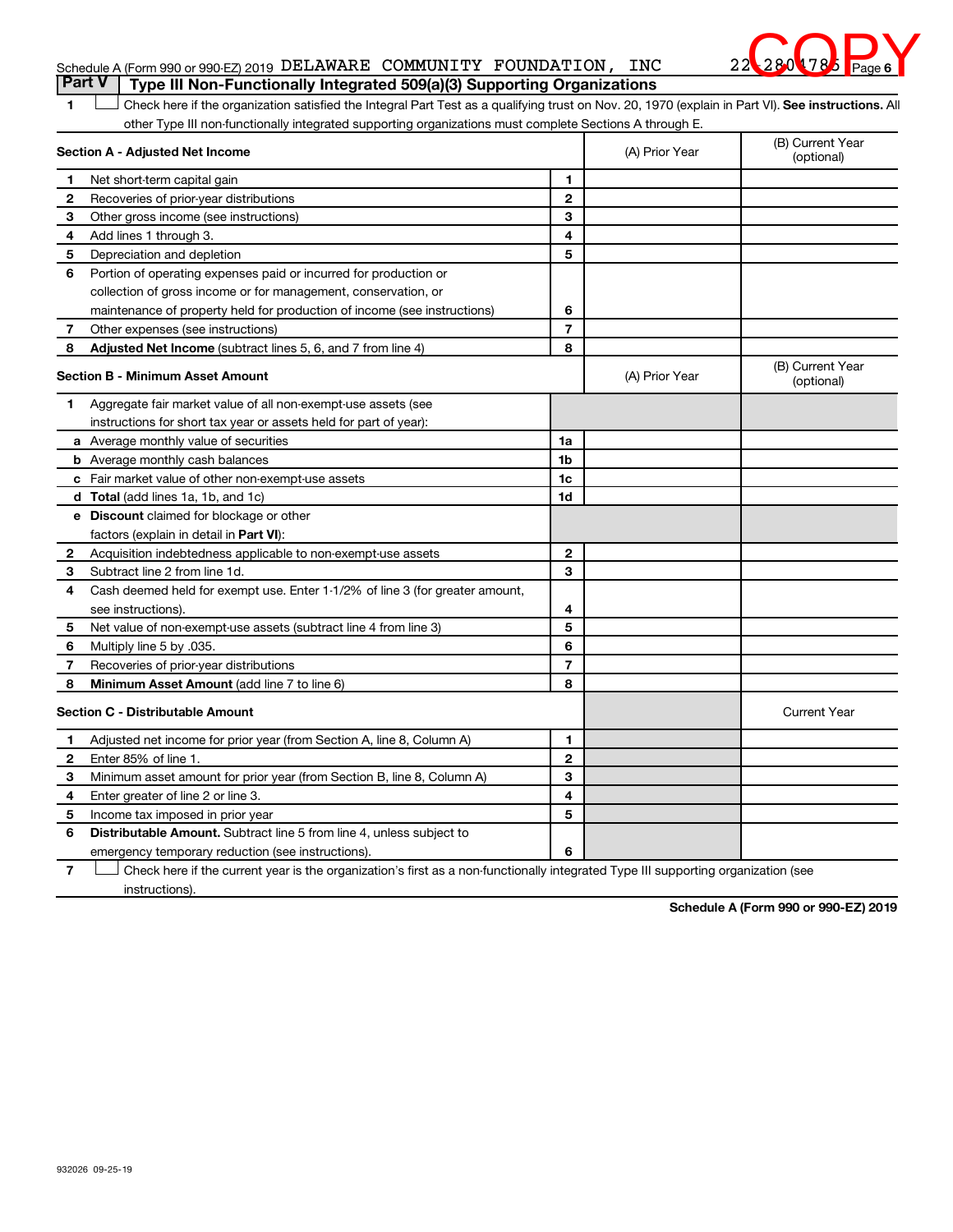Schedule A (Form 990 or 990-EZ) 2019 DELAWARE COMMUNITY FOUNDATION, INC 22-2804785 Page 6

COPY

## Part V | Type III Non-Functionally Integrated 509(a)(3) Supporting Organizations

1 ☐ Check here if the organization satisfied the Integral Part Test as a qualifying trust on Nov. 20, 1970 (explain in Part VI). **See instructions.** All other Type III non-functionally integrated supporting organizations must complete Sections A through E.

| **Section A - Adjusted Net Income** | | (A) Prior Year | (B) Current Year (optional) |
|---|---|---|---|
| **1** Net short-term capital gain | 1 | | |
| **2** Recoveries of prior-year distributions | 2 | | |
| **3** Other gross income (see instructions) | 3 | | |
| **4** Add lines 1 through 3. | 4 | | |
| **5** Depreciation and depletion | 5 | | |
| **6** Portion of operating expenses paid or incurred for production or collection of gross income or for management, conservation, or maintenance of property held for production of income (see instructions) | 6 | | |
| **7** Other expenses (see instructions) | 7 | | |
| **8** **Adjusted Net Income** (subtract lines 5, 6, and 7 from line 4) | 8 | | |

| **Section B - Minimum Asset Amount** | | (A) Prior Year | (B) Current Year (optional) |
|---|---|---|---|
| **1** Aggregate fair market value of all non-exempt-use assets (see instructions for short tax year or assets held for part of year): | | | |
| **a** Average monthly value of securities | 1a | | |
| **b** Average monthly cash balances | 1b | | |
| **c** Fair market value of other non-exempt-use assets | 1c | | |
| **d** **Total** (add lines 1a, 1b, and 1c) | 1d | | |
| **e** **Discount** claimed for blockage or other factors (explain in detail in **Part VI**): | | | |
| **2** Acquisition indebtedness applicable to non-exempt-use assets | 2 | | |
| **3** Subtract line 2 from line 1d. | 3 | | |
| **4** Cash deemed held for exempt use. Enter 1-1/2% of line 3 (for greater amount, see instructions). | 4 | | |
| **5** Net value of non-exempt-use assets (subtract line 4 from line 3) | 5 | | |
| **6** Multiply line 5 by .035. | 6 | | |
| **7** Recoveries of prior-year distributions | 7 | | |
| **8** **Minimum Asset Amount** (add line 7 to line 6) | 8 | | |

| **Section C - Distributable Amount** | | | Current Year |
|---|---|---|---|
| **1** Adjusted net income for prior year (from Section A, line 8, Column A) | 1 | | |
| **2** Enter 85% of line 1. | 2 | | |
| **3** Minimum asset amount for prior year (from Section B, line 8, Column A) | 3 | | |
| **4** Enter greater of line 2 or line 3. | 4 | | |
| **5** Income tax imposed in prior year | 5 | | |
| **6** **Distributable Amount.** Subtract line 5 from line 4, unless subject to emergency temporary reduction (see instructions). | 6 | | |

7 ☐ Check here if the current year is the organization's first as a non-functionally integrated Type III supporting organization (see instructions).

**Schedule A (Form 990 or 990-EZ) 2019**

932026 09-25-19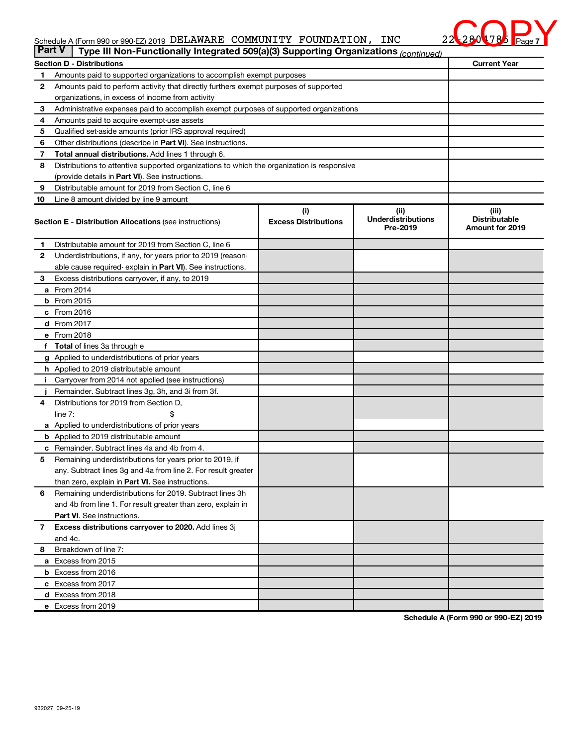Schedule A (Form 990 or 990-EZ) 2019 DELAWARE COMMUNITY FOUNDATION, INC 22-2804785

COPY

## Part V Type III Non-Functionally Integrated 509(a)(3) Supporting Organizations *(continued)*

| Section D - Distributions | | Current Year |
|---|---|---|
| 1 | Amounts paid to supported organizations to accomplish exempt purposes | |
| 2 | Amounts paid to perform activity that directly furthers exempt purposes of supported organizations, in excess of income from activity | |
| 3 | Administrative expenses paid to accomplish exempt purposes of supported organizations | |
| 4 | Amounts paid to acquire exempt-use assets | |
| 5 | Qualified set-aside amounts (prior IRS approval required) | |
| 6 | Other distributions (describe in **Part VI**). See instructions. | |
| 7 | **Total annual distributions.** Add lines 1 through 6. | |
| 8 | Distributions to attentive supported organizations to which the organization is responsive (provide details in **Part VI**). See instructions. | |
| 9 | Distributable amount for 2019 from Section C, line 6 | |
| 10 | Line 8 amount divided by line 9 amount | |

| **Section E - Distribution Allocations** (see instructions) | (i) Excess Distributions | (ii) Underdistributions Pre-2019 | (iii) Distributable Amount for 2019 |
|---|---|---|---|
| 1 Distributable amount for 2019 from Section C, line 6 | | | |
| 2 Underdistributions, if any, for years prior to 2019 (reasonable cause required- explain in **Part VI**). See instructions. | | | |
| 3 Excess distributions carryover, if any, to 2019 | | | |
| a From 2014 | | | |
| b From 2015 | | | |
| c From 2016 | | | |
| d From 2017 | | | |
| e From 2018 | | | |
| f **Total** of lines 3a through e | | | |
| g Applied to underdistributions of prior years | | | |
| h Applied to 2019 distributable amount | | | |
| i Carryover from 2014 not applied (see instructions) | | | |
| j Remainder. Subtract lines 3g, 3h, and 3i from 3f. | | | |
| 4 Distributions for 2019 from Section D, line 7: $ | | | |
| a Applied to underdistributions of prior years | | | |
| b Applied to 2019 distributable amount | | | |
| c Remainder. Subtract lines 4a and 4b from 4. | | | |
| 5 Remaining underdistributions for years prior to 2019, if any. Subtract lines 3g and 4a from line 2. For result greater than zero, explain in **Part VI.** See instructions. | | | |
| 6 Remaining underdistributions for 2019. Subtract lines 3h and 4b from line 1. For result greater than zero, explain in **Part VI**. See instructions. | | | |
| 7 **Excess distributions carryover to 2020.** Add lines 3j and 4c. | | | |
| 8 Breakdown of line 7: | | | |
| a Excess from 2015 | | | |
| b Excess from 2016 | | | |
| c Excess from 2017 | | | |
| d Excess from 2018 | | | |
| e Excess from 2019 | | | |

**Schedule A (Form 990 or 990-EZ) 2019**

932027 09-25-19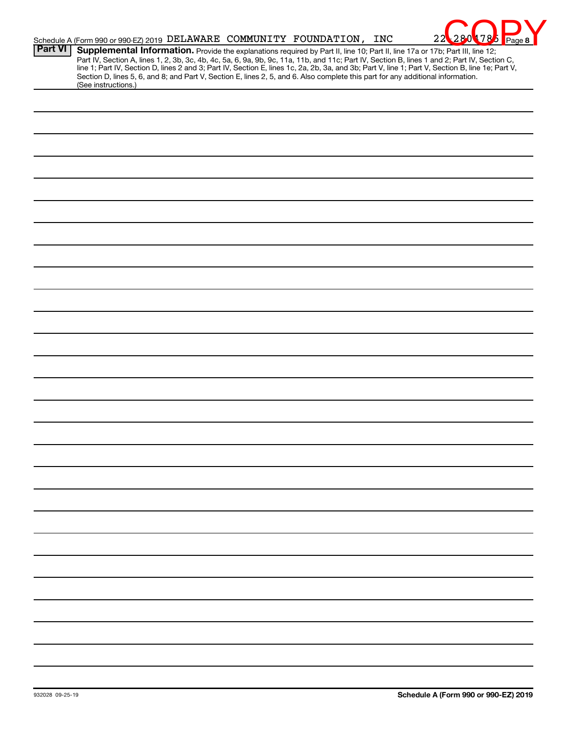Schedule A (Form 990 or 990-EZ) 2019 DELAWARE COMMUNITY FOUNDATION, INC 22-2804785 Page 8

COPY

**Part VI** **Supplemental Information.** Provide the explanations required by Part II, line 10; Part II, line 17a or 17b; Part III, line 12; Part IV, Section A, lines 1, 2, 3b, 3c, 4b, 4c, 5a, 6, 9a, 9b, 9c, 11a, 11b, and 11c; Part IV, Section B, lines 1 and 2; Part IV, Section C, line 1; Part IV, Section D, lines 2 and 3; Part IV, Section E, lines 1c, 2a, 2b, 3a, and 3b; Part V, line 1; Part V, Section B, line 1e; Part V, Section D, lines 5, 6, and 8; and Part V, Section E, lines 2, 5, and 6. Also complete this part for any additional information. (See instructions.)

932028 09-25-19

**Schedule A (Form 990 or 990-EZ) 2019**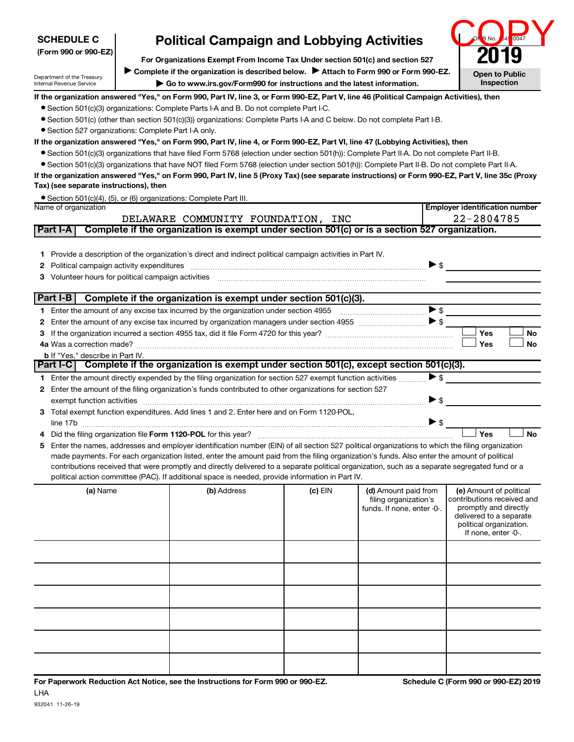**SCHEDULE C**
**(Form 990 or 990-EZ)**

Department of the Treasury
Internal Revenue Service

# Political Campaign and Lobbying Activities

**For Organizations Exempt From Income Tax Under section 501(c) and section 527**

▶ **Complete if the organization is described below.** ▶ **Attach to Form 990 or Form 990-EZ.**

▶ **Go to www.irs.gov/Form990 for instructions and the latest information.**

OMB No. 1545-0047

**2019**

**Open to Public Inspection**

COPY

**If the organization answered "Yes," on Form 990, Part IV, line 3, or Form 990-EZ, Part V, line 46 (Political Campaign Activities), then**

- Section 501(c)(3) organizations: Complete Parts I-A and B. Do not complete Part I-C.
- Section 501(c) (other than section 501(c)(3)) organizations: Complete Parts I-A and C below. Do not complete Part I-B.
- Section 527 organizations: Complete Part I-A only.

**If the organization answered "Yes," on Form 990, Part IV, line 4, or Form 990-EZ, Part VI, line 47 (Lobbying Activities), then**

- Section 501(c)(3) organizations that have filed Form 5768 (election under section 501(h)): Complete Part II-A. Do not complete Part II-B.
- Section 501(c)(3) organizations that have NOT filed Form 5768 (election under section 501(h)): Complete Part II-B. Do not complete Part II-A.

**If the organization answered "Yes," on Form 990, Part IV, line 5 (Proxy Tax) (see separate instructions) or Form 990-EZ, Part V, line 35c (Proxy Tax) (see separate instructions), then**

- Section 501(c)(4), (5), or (6) organizations: Complete Part III.

| Name of organization | Employer identification number |
|---|---|
| DELAWARE COMMUNITY FOUNDATION, INC | 22-2804785 |

## Part I-A Complete if the organization is exempt under section 501(c) or is a section 527 organization.

1. Provide a description of the organization's direct and indirect political campaign activities in Part IV.
2. Political campaign activity expenditures ▶ $ ______
3. Volunteer hours for political campaign activities ______

## Part I-B Complete if the organization is exempt under section 501(c)(3).

1. Enter the amount of any excise tax incurred by the organization under section 4955 ▶ $ ______
2. Enter the amount of any excise tax incurred by organization managers under section 4955 ▶ $ ______
3. If the organization incurred a section 4955 tax, did it file Form 4720 for this year? ☐ Yes ☐ No

4a Was a correction made? ☐ Yes ☐ No

b If "Yes," describe in Part IV.

## Part I-C Complete if the organization is exempt under section 501(c), except section 501(c)(3).

1. Enter the amount directly expended by the filing organization for section 527 exempt function activities ▶ $ ______
2. Enter the amount of the filing organization's funds contributed to other organizations for section 527 exempt function activities ▶ $ ______
3. Total exempt function expenditures. Add lines 1 and 2. Enter here and on Form 1120-POL, line 17b ▶ $ ______
4. Did the filing organization file **Form 1120-POL** for this year? ☐ Yes ☐ No
5. Enter the names, addresses and employer identification number (EIN) of all section 527 political organizations to which the filing organization made payments. For each organization listed, enter the amount paid from the filing organization's funds. Also enter the amount of political contributions received that were promptly and directly delivered to a separate political organization, such as a separate segregated fund or a political action committee (PAC). If additional space is needed, provide information in Part IV.

| (a) Name | (b) Address | (c) EIN | (d) Amount paid from filing organization's funds. If none, enter -0-. | (e) Amount of political contributions received and promptly and directly delivered to a separate political organization. If none, enter -0-. |
|---|---|---|---|---|
| | | | | |
| | | | | |
| | | | | |
| | | | | |
| | | | | |
| | | | | |

**For Paperwork Reduction Act Notice, see the Instructions for Form 990 or 990-EZ.** **Schedule C (Form 990 or 990-EZ) 2019**

LHA

932041 11-26-19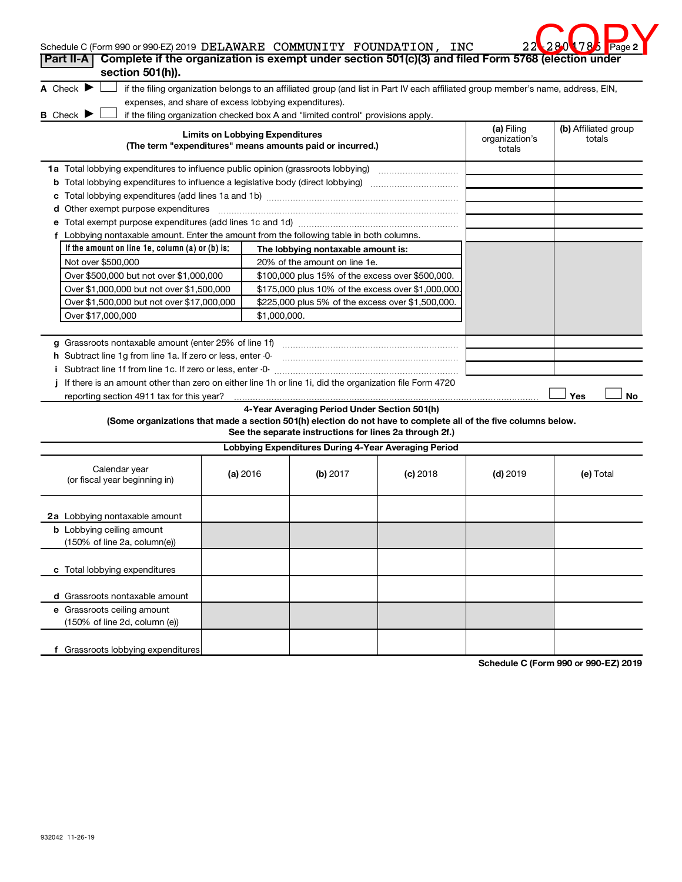Schedule C (Form 990 or 990-EZ) 2019 DELAWARE COMMUNITY FOUNDATION, INC 22-2804785 Page 2

COPY

**Part II-A** **Complete if the organization is exempt under section 501(c)(3) and filed Form 5768 (election under section 501(h)).**

**A** Check ▶ ☐ if the filing organization belongs to an affiliated group (and list in Part IV each affiliated group member's name, address, EIN, expenses, and share of excess lobbying expenditures).

**B** Check ▶ ☐ if the filing organization checked box A and "limited control" provisions apply.

| **Limits on Lobbying Expenditures** (The term "expenditures" means amounts paid or incurred.) | **(a)** Filing organization's totals | **(b)** Affiliated group totals |
|---|---|---|
| **1a** Total lobbying expenditures to influence public opinion (grassroots lobbying) | | |
| **b** Total lobbying expenditures to influence a legislative body (direct lobbying) | | |
| **c** Total lobbying expenditures (add lines 1a and 1b) | | |
| **d** Other exempt purpose expenditures | | |
| **e** Total exempt purpose expenditures (add lines 1c and 1d) | | |
| **f** Lobbying nontaxable amount. Enter the amount from the following table in both columns. | | |
| **g** Grassroots nontaxable amount (enter 25% of line 1f) | | |
| **h** Subtract line 1g from line 1a. If zero or less, enter -0- | | |
| **i** Subtract line 1f from line 1c. If zero or less, enter -0- | | |
| **j** If there is an amount other than zero on either line 1h or line 1i, did the organization file Form 4720 reporting section 4911 tax for this year? | ☐ Yes | ☐ No |

| If the amount on line 1e, column (a) or (b) is: | The lobbying nontaxable amount is: |
|---|---|
| Not over $500,000 | 20% of the amount on line 1e. |
| Over $500,000 but not over $1,000,000 | $100,000 plus 15% of the excess over $500,000. |
| Over $1,000,000 but not over $1,500,000 | $175,000 plus 10% of the excess over $1,000,000. |
| Over $1,500,000 but not over $17,000,000 | $225,000 plus 5% of the excess over $1,500,000. |
| Over $17,000,000 | $1,000,000. |

**4-Year Averaging Period Under Section 501(h)**

**(Some organizations that made a section 501(h) election do not have to complete all of the five columns below. See the separate instructions for lines 2a through 2f.)**

| **Lobbying Expenditures During 4-Year Averaging Period** | | | | | |
|---|---|---|---|---|---|
| Calendar year (or fiscal year beginning in) | **(a)** 2016 | **(b)** 2017 | **(c)** 2018 | **(d)** 2019 | **(e)** Total |
| **2a** Lobbying nontaxable amount | | | | | |
| **b** Lobbying ceiling amount (150% of line 2a, column(e)) | | | | | |
| **c** Total lobbying expenditures | | | | | |
| **d** Grassroots nontaxable amount | | | | | |
| **e** Grassroots ceiling amount (150% of line 2d, column (e)) | | | | | |
| **f** Grassroots lobbying expenditures | | | | | |

**Schedule C (Form 990 or 990-EZ) 2019**

932042 11-26-19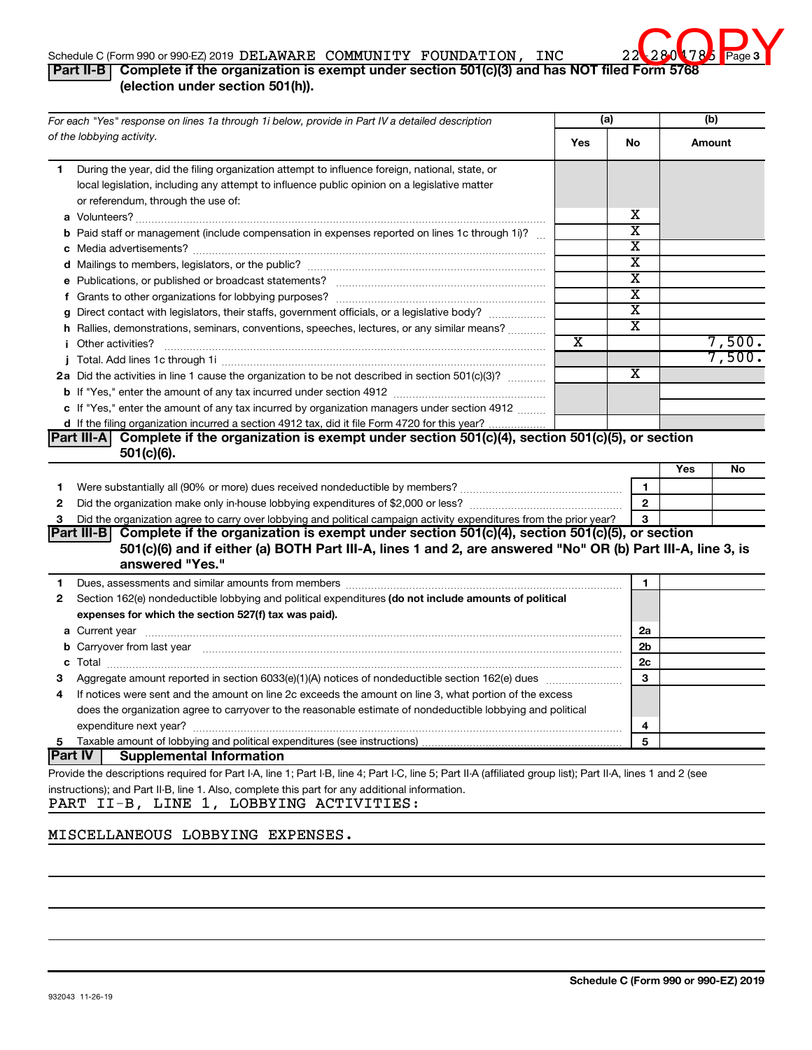Schedule C (Form 990 or 990-EZ) 2019 DELAWARE COMMUNITY FOUNDATION, INC 22-2804785 Page 3

COPY

## Part II-B Complete if the organization is exempt under section 501(c)(3) and has NOT filed Form 5768 (election under section 501(h)).

| *For each "Yes" response on lines 1a through 1i below, provide in Part IV a detailed description of the lobbying activity.* | (a) Yes | (a) No | (b) Amount |
|---|---|---|---|
| **1** During the year, did the filing organization attempt to influence foreign, national, state, or local legislation, including any attempt to influence public opinion on a legislative matter or referendum, through the use of: | | | |
| **a** Volunteers? | | X | |
| **b** Paid staff or management (include compensation in expenses reported on lines 1c through 1i)? | | X | |
| **c** Media advertisements? | | X | |
| **d** Mailings to members, legislators, or the public? | | X | |
| **e** Publications, or published or broadcast statements? | | X | |
| **f** Grants to other organizations for lobbying purposes? | | X | |
| **g** Direct contact with legislators, their staffs, government officials, or a legislative body? | | X | |
| **h** Rallies, demonstrations, seminars, conventions, speeches, lectures, or any similar means? | | X | |
| **i** Other activities? | X | | 7,500. |
| **j** Total. Add lines 1c through 1i | | | 7,500. |
| **2a** Did the activities in line 1 cause the organization to be not described in section 501(c)(3)? | | X | |
| **b** If "Yes," enter the amount of any tax incurred under section 4912 | | | |
| **c** If "Yes," enter the amount of any tax incurred by organization managers under section 4912 | | | |
| **d** If the filing organization incurred a section 4912 tax, did it file Form 4720 for this year? | | | |

## Part III-A Complete if the organization is exempt under section 501(c)(4), section 501(c)(5), or section 501(c)(6).

| | | Yes | No |
|---|---|---|---|
| **1** Were substantially all (90% or more) dues received nondeductible by members? | 1 | | |
| **2** Did the organization make only in-house lobbying expenditures of $2,000 or less? | 2 | | |
| **3** Did the organization agree to carry over lobbying and political campaign activity expenditures from the prior year? | 3 | | |

## Part III-B Complete if the organization is exempt under section 501(c)(4), section 501(c)(5), or section 501(c)(6) and if either (a) BOTH Part III-A, lines 1 and 2, are answered "No" OR (b) Part III-A, line 3, is answered "Yes."

| | | |
|---|---|---|
| **1** Dues, assessments and similar amounts from members | 1 | |
| **2** Section 162(e) nondeductible lobbying and political expenditures **(do not include amounts of political expenses for which the section 527(f) tax was paid).** | | |
| **a** Current year | 2a | |
| **b** Carryover from last year | 2b | |
| **c** Total | 2c | |
| **3** Aggregate amount reported in section 6033(e)(1)(A) notices of nondeductible section 162(e) dues | 3 | |
| **4** If notices were sent and the amount on line 2c exceeds the amount on line 3, what portion of the excess does the organization agree to carryover to the reasonable estimate of nondeductible lobbying and political expenditure next year? | 4 | |
| **5** Taxable amount of lobbying and political expenditures (see instructions) | 5 | |

## Part IV Supplemental Information

Provide the descriptions required for Part I-A, line 1; Part I-B, line 4; Part I-C, line 5; Part II-A (affiliated group list); Part II-A, lines 1 and 2 (see instructions); and Part II-B, line 1. Also, complete this part for any additional information.

PART II-B, LINE 1, LOBBYING ACTIVITIES:

MISCELLANEOUS LOBBYING EXPENSES.

932043 11-26-19

**Schedule C (Form 990 or 990-EZ) 2019**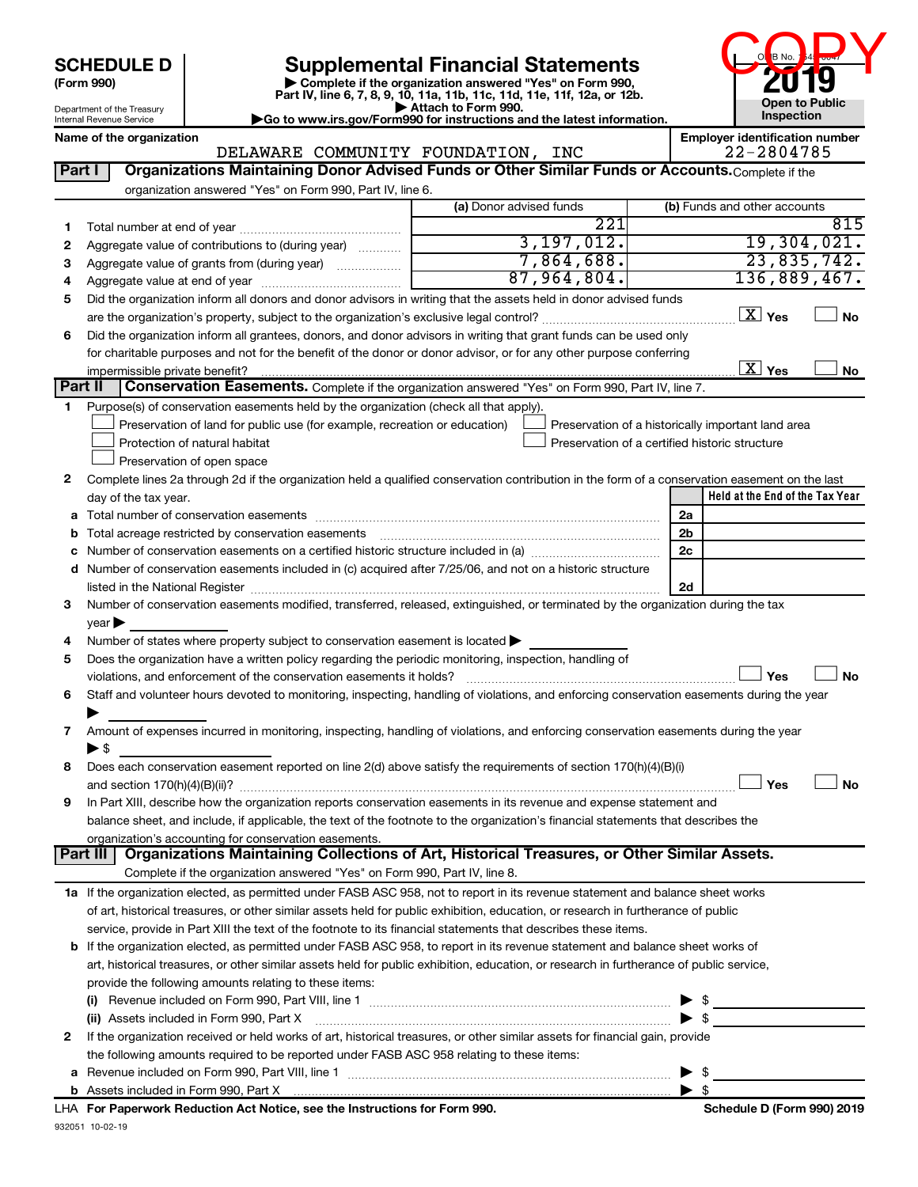**SCHEDULE D (Form 990)**

Department of the Treasury
Internal Revenue Service

# Supplemental Financial Statements

▶ Complete if the organization answered "Yes" on Form 990, Part IV, line 6, 7, 8, 9, 10, 11a, 11b, 11c, 11d, 11e, 11f, 12a, or 12b.
▶ Attach to Form 990.
▶Go to www.irs.gov/Form990 for instructions and the latest information.

OMB No. 1545-0047
**2019**
**Open to Public Inspection**

COPY

**Name of the organization:** DELAWARE COMMUNITY FOUNDATION, INC
**Employer identification number:** 22-2804785

## Part I Organizations Maintaining Donor Advised Funds or Other Similar Funds or Accounts.

Complete if the organization answered "Yes" on Form 990, Part IV, line 6.

| | | (a) Donor advised funds | (b) Funds and other accounts |
|---|---|---|---|
| 1 | Total number at end of year | 221 | 815 |
| 2 | Aggregate value of contributions to (during year) | 3,197,012. | 19,304,021. |
| 3 | Aggregate value of grants from (during year) | 7,864,688. | 23,835,742. |
| 4 | Aggregate value at end of year | 87,964,804. | 136,889,467. |

5 Did the organization inform all donors and donor advisors in writing that the assets held in donor advised funds are the organization's property, subject to the organization's exclusive legal control? [X] Yes [ ] No

6 Did the organization inform all grantees, donors, and donor advisors in writing that grant funds can be used only for charitable purposes and not for the benefit of the donor or donor advisor, or for any other purpose conferring impermissible private benefit? [X] Yes [ ] No

## Part II Conservation Easements.

Complete if the organization answered "Yes" on Form 990, Part IV, line 7.

1 Purpose(s) of conservation easements held by the organization (check all that apply).
- [ ] Preservation of land for public use (for example, recreation or education)
- [ ] Protection of natural habitat
- [ ] Preservation of open space
- [ ] Preservation of a historically important land area
- [ ] Preservation of a certified historic structure

2 Complete lines 2a through 2d if the organization held a qualified conservation contribution in the form of a conservation easement on the last day of the tax year.

| | | | Held at the End of the Tax Year |
|---|---|---|---|
| a | Total number of conservation easements | 2a | |
| b | Total acreage restricted by conservation easements | 2b | |
| c | Number of conservation easements on a certified historic structure included in (a) | 2c | |
| d | Number of conservation easements included in (c) acquired after 7/25/06, and not on a historic structure listed in the National Register | 2d | |

3 Number of conservation easements modified, transferred, released, extinguished, or terminated by the organization during the tax year ▶ ______

4 Number of states where property subject to conservation easement is located ▶ ______

5 Does the organization have a written policy regarding the periodic monitoring, inspection, handling of violations, and enforcement of the conservation easements it holds? [ ] Yes [ ] No

6 Staff and volunteer hours devoted to monitoring, inspecting, handling of violations, and enforcing conservation easements during the year ▶ ______

7 Amount of expenses incurred in monitoring, inspecting, handling of violations, and enforcing conservation easements during the year ▶ $ ______

8 Does each conservation easement reported on line 2(d) above satisfy the requirements of section 170(h)(4)(B)(i) and section 170(h)(4)(B)(ii)? [ ] Yes [ ] No

9 In Part XIII, describe how the organization reports conservation easements in its revenue and expense statement and balance sheet, and include, if applicable, the text of the footnote to the organization's financial statements that describes the organization's accounting for conservation easements.

## Part III Organizations Maintaining Collections of Art, Historical Treasures, or Other Similar Assets.

Complete if the organization answered "Yes" on Form 990, Part IV, line 8.

1a If the organization elected, as permitted under FASB ASC 958, not to report in its revenue statement and balance sheet works of art, historical treasures, or other similar assets held for public exhibition, education, or research in furtherance of public service, provide in Part XIII the text of the footnote to its financial statements that describes these items.

b If the organization elected, as permitted under FASB ASC 958, to report in its revenue statement and balance sheet works of art, historical treasures, or other similar assets held for public exhibition, education, or research in furtherance of public service, provide the following amounts relating to these items:

(i) Revenue included on Form 990, Part VIII, line 1 ▶ $ ______

(ii) Assets included in Form 990, Part X ▶ $ ______

2 If the organization received or held works of art, historical treasures, or other similar assets for financial gain, provide the following amounts required to be reported under FASB ASC 958 relating to these items:

a Revenue included on Form 990, Part VIII, line 1 ▶ $ ______

b Assets included in Form 990, Part X ▶ $ ______

LHA For Paperwork Reduction Act Notice, see the Instructions for Form 990. Schedule D (Form 990) 2019

932051 10-02-19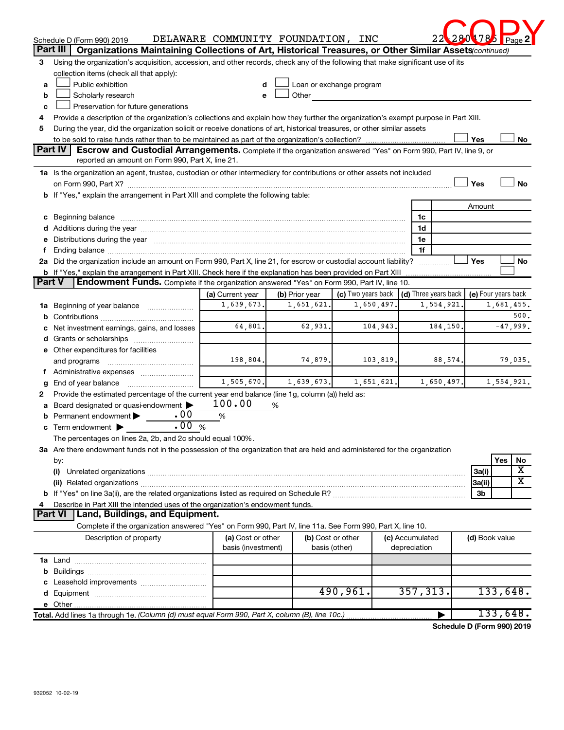Schedule D (Form 990) 2019 DELAWARE COMMUNITY FOUNDATION, INC 22-2804785 Page 2

COPY

## Part III Organizations Maintaining Collections of Art, Historical Treasures, or Other Similar Assets *(continued)*

**3** Using the organization's acquisition, accession, and other records, check any of the following that make significant use of its collection items (check all that apply):

- **a** ☐ Public exhibition
- **b** ☐ Scholarly research
- **c** ☐ Preservation for future generations
- **d** ☐ Loan or exchange program
- **e** ☐ Other

**4** Provide a description of the organization's collections and explain how they further the organization's exempt purpose in Part XIII.

**5** During the year, did the organization solicit or receive donations of art, historical treasures, or other similar assets to be sold to raise funds rather than to be maintained as part of the organization's collection? ☐ Yes ☐ No

## Part IV Escrow and Custodial Arrangements.

Complete if the organization answered "Yes" on Form 990, Part IV, line 9, or reported an amount on Form 990, Part X, line 21.

**1a** Is the organization an agent, trustee, custodian or other intermediary for contributions or other assets not included on Form 990, Part X? ☐ Yes ☐ No

**b** If "Yes," explain the arrangement in Part XIII and complete the following table:

| | | Amount |
|---|---|---|
| **c** Beginning balance | 1c | |
| **d** Additions during the year | 1d | |
| **e** Distributions during the year | 1e | |
| **f** Ending balance | 1f | |

**2a** Did the organization include an amount on Form 990, Part X, line 21, for escrow or custodial account liability? ☐ Yes ☐ No

**b** If "Yes," explain the arrangement in Part XIII. Check here if the explanation has been provided on Part XIII ☐

## Part V Endowment Funds.

Complete if the organization answered "Yes" on Form 990, Part IV, line 10.

| | (a) Current year | (b) Prior year | (c) Two years back | (d) Three years back | (e) Four years back |
|---|---|---|---|---|---|
| **1a** Beginning of year balance | 1,639,673. | 1,651,621. | 1,650,497. | 1,554,921. | 1,681,455. |
| **b** Contributions | | | | | 500. |
| **c** Net investment earnings, gains, and losses | 64,801. | 62,931. | 104,943. | 184,150. | -47,999. |
| **d** Grants or scholarships | | | | | |
| **e** Other expenditures for facilities and programs | 198,804. | 74,879. | 103,819. | 88,574. | 79,035. |
| **f** Administrative expenses | | | | | |
| **g** End of year balance | 1,505,670. | 1,639,673. | 1,651,621. | 1,650,497. | 1,554,921. |

**2** Provide the estimated percentage of the current year end balance (line 1g, column (a)) held as:

- **a** Board designated or quasi-endowment ▶ 100.00 %
- **b** Permanent endowment ▶ .00 %
- **c** Term endowment ▶ .00 %

The percentages on lines 2a, 2b, and 2c should equal 100%.

**3a** Are there endowment funds not in the possession of the organization that are held and administered for the organization by:

| | | Yes | No |
|---|---|---|---|
| **(i)** Unrelated organizations | 3a(i) | | X |
| **(ii)** Related organizations | 3a(ii) | | X |
| **b** If "Yes" on line 3a(ii), are the related organizations listed as required on Schedule R? | 3b | | |

**4** Describe in Part XIII the intended uses of the organization's endowment funds.

## Part VI Land, Buildings, and Equipment.

Complete if the organization answered "Yes" on Form 990, Part IV, line 11a. See Form 990, Part X, line 10.

| Description of property | (a) Cost or other basis (investment) | (b) Cost or other basis (other) | (c) Accumulated depreciation | (d) Book value |
|---|---|---|---|---|
| **1a** Land | | | | |
| **b** Buildings | | | | |
| **c** Leasehold improvements | | | | |
| **d** Equipment | | 490,961. | 357,313. | 133,648. |
| **e** Other | | | | |
| **Total.** Add lines 1a through 1e. *(Column (d) must equal Form 990, Part X, column (B), line 10c.)* ▶ | | | | 133,648. |

**Schedule D (Form 990) 2019**

932052 10-02-19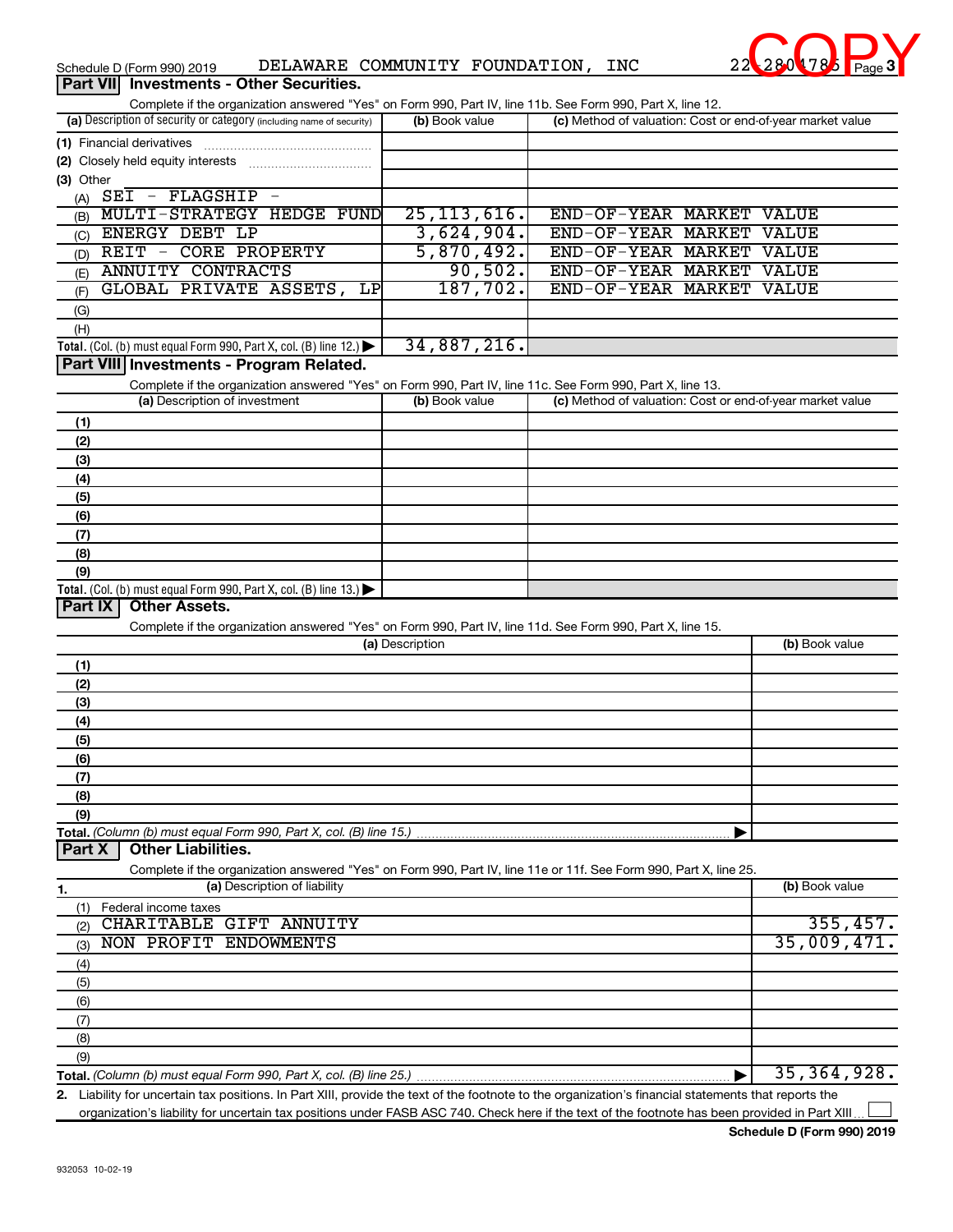Schedule D (Form 990) 2019 DELAWARE COMMUNITY FOUNDATION, INC 22-2804785 Page 3

COPY

## Part VII Investments - Other Securities.

Complete if the organization answered "Yes" on Form 990, Part IV, line 11b. See Form 990, Part X, line 12.

| (a) Description of security or category (including name of security) | (b) Book value | (c) Method of valuation: Cost or end-of-year market value |
|---|---|---|
| (1) Financial derivatives | | |
| (2) Closely held equity interests | | |
| (3) Other | | |
| (A) SEI - FLAGSHIP - | | |
| (B) MULTI-STRATEGY HEDGE FUND | 25,113,616. | END-OF-YEAR MARKET VALUE |
| (C) ENERGY DEBT LP | 3,624,904. | END-OF-YEAR MARKET VALUE |
| (D) REIT - CORE PROPERTY | 5,870,492. | END-OF-YEAR MARKET VALUE |
| (E) ANNUITY CONTRACTS | 90,502. | END-OF-YEAR MARKET VALUE |
| (F) GLOBAL PRIVATE ASSETS, LP | 187,702. | END-OF-YEAR MARKET VALUE |
| (G) | | |
| (H) | | |
| **Total.** (Col. (b) must equal Form 990, Part X, col. (B) line 12.) ▶ | 34,887,216. | |

## Part VIII Investments - Program Related.

Complete if the organization answered "Yes" on Form 990, Part IV, line 11c. See Form 990, Part X, line 13.

| (a) Description of investment | (b) Book value | (c) Method of valuation: Cost or end-of-year market value |
|---|---|---|
| (1) | | |
| (2) | | |
| (3) | | |
| (4) | | |
| (5) | | |
| (6) | | |
| (7) | | |
| (8) | | |
| (9) | | |
| **Total.** (Col. (b) must equal Form 990, Part X, col. (B) line 13.) ▶ | | |

## Part IX Other Assets.

Complete if the organization answered "Yes" on Form 990, Part IV, line 11d. See Form 990, Part X, line 15.

| (a) Description | (b) Book value |
|---|---|
| (1) | |
| (2) | |
| (3) | |
| (4) | |
| (5) | |
| (6) | |
| (7) | |
| (8) | |
| (9) | |
| **Total.** *(Column (b) must equal Form 990, Part X, col. (B) line 15.)* ▶ | |

## Part X Other Liabilities.

Complete if the organization answered "Yes" on Form 990, Part IV, line 11e or 11f. See Form 990, Part X, line 25.

| 1. (a) Description of liability | (b) Book value |
|---|---|
| (1) Federal income taxes | |
| (2) CHARITABLE GIFT ANNUITY | 355,457. |
| (3) NON PROFIT ENDOWMENTS | 35,009,471. |
| (4) | |
| (5) | |
| (6) | |
| (7) | |
| (8) | |
| (9) | |
| **Total.** *(Column (b) must equal Form 990, Part X, col. (B) line 25.)* ▶ | 35,364,928. |

**2.** Liability for uncertain tax positions. In Part XIII, provide the text of the footnote to the organization's financial statements that reports the organization's liability for uncertain tax positions under FASB ASC 740. Check here if the text of the footnote has been provided in Part XIII ☐

**Schedule D (Form 990) 2019**

932053 10-02-19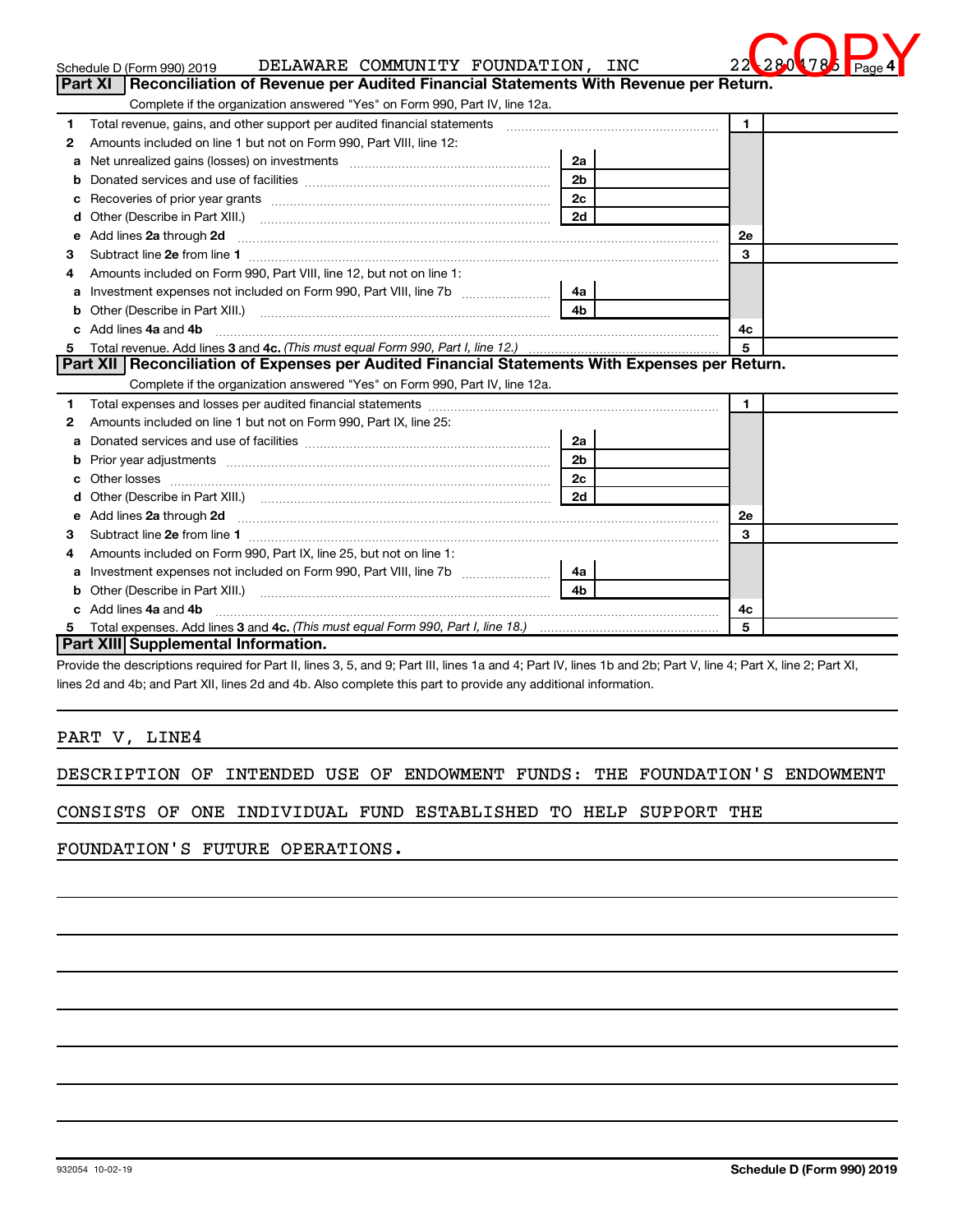Schedule D (Form 990) 2019 DELAWARE COMMUNITY FOUNDATION, INC 22-2804785 Page 4

COPY

## Part XI Reconciliation of Revenue per Audited Financial Statements With Revenue per Return.

Complete if the organization answered "Yes" on Form 990, Part IV, line 12a.

| | | | | | |
|---|---|---|---|---|---|
| 1 | Total revenue, gains, and other support per audited financial statements | | | 1 | |
| 2 | Amounts included on line 1 but not on Form 990, Part VIII, line 12: | | | | |
| a | Net unrealized gains (losses) on investments | 2a | | | |
| b | Donated services and use of facilities | 2b | | | |
| c | Recoveries of prior year grants | 2c | | | |
| d | Other (Describe in Part XIII.) | 2d | | | |
| e | Add lines 2a through 2d | | | 2e | |
| 3 | Subtract line 2e from line 1 | | | 3 | |
| 4 | Amounts included on Form 990, Part VIII, line 12, but not on line 1: | | | | |
| a | Investment expenses not included on Form 990, Part VIII, line 7b | 4a | | | |
| b | Other (Describe in Part XIII.) | 4b | | | |
| c | Add lines 4a and 4b | | | 4c | |
| 5 | Total revenue. Add lines 3 and 4c. *(This must equal Form 990, Part I, line 12.)* | | | 5 | |

## Part XII Reconciliation of Expenses per Audited Financial Statements With Expenses per Return.

Complete if the organization answered "Yes" on Form 990, Part IV, line 12a.

| | | | | | |
|---|---|---|---|---|---|
| 1 | Total expenses and losses per audited financial statements | | | 1 | |
| 2 | Amounts included on line 1 but not on Form 990, Part IX, line 25: | | | | |
| a | Donated services and use of facilities | 2a | | | |
| b | Prior year adjustments | 2b | | | |
| c | Other losses | 2c | | | |
| d | Other (Describe in Part XIII.) | 2d | | | |
| e | Add lines 2a through 2d | | | 2e | |
| 3 | Subtract line 2e from line 1 | | | 3 | |
| 4 | Amounts included on Form 990, Part IX, line 25, but not on line 1: | | | | |
| a | Investment expenses not included on Form 990, Part VIII, line 7b | 4a | | | |
| b | Other (Describe in Part XIII.) | 4b | | | |
| c | Add lines 4a and 4b | | | 4c | |
| 5 | Total expenses. Add lines 3 and 4c. *(This must equal Form 990, Part I, line 18.)* | | | 5 | |

## Part XIII Supplemental Information.

Provide the descriptions required for Part II, lines 3, 5, and 9; Part III, lines 1a and 4; Part IV, lines 1b and 2b; Part V, line 4; Part X, line 2; Part XI, lines 2d and 4b; and Part XII, lines 2d and 4b. Also complete this part to provide any additional information.

PART V, LINE4

DESCRIPTION OF INTENDED USE OF ENDOWMENT FUNDS: THE FOUNDATION'S ENDOWMENT CONSISTS OF ONE INDIVIDUAL FUND ESTABLISHED TO HELP SUPPORT THE FOUNDATION'S FUTURE OPERATIONS.

932054 10-02-19 **Schedule D (Form 990) 2019**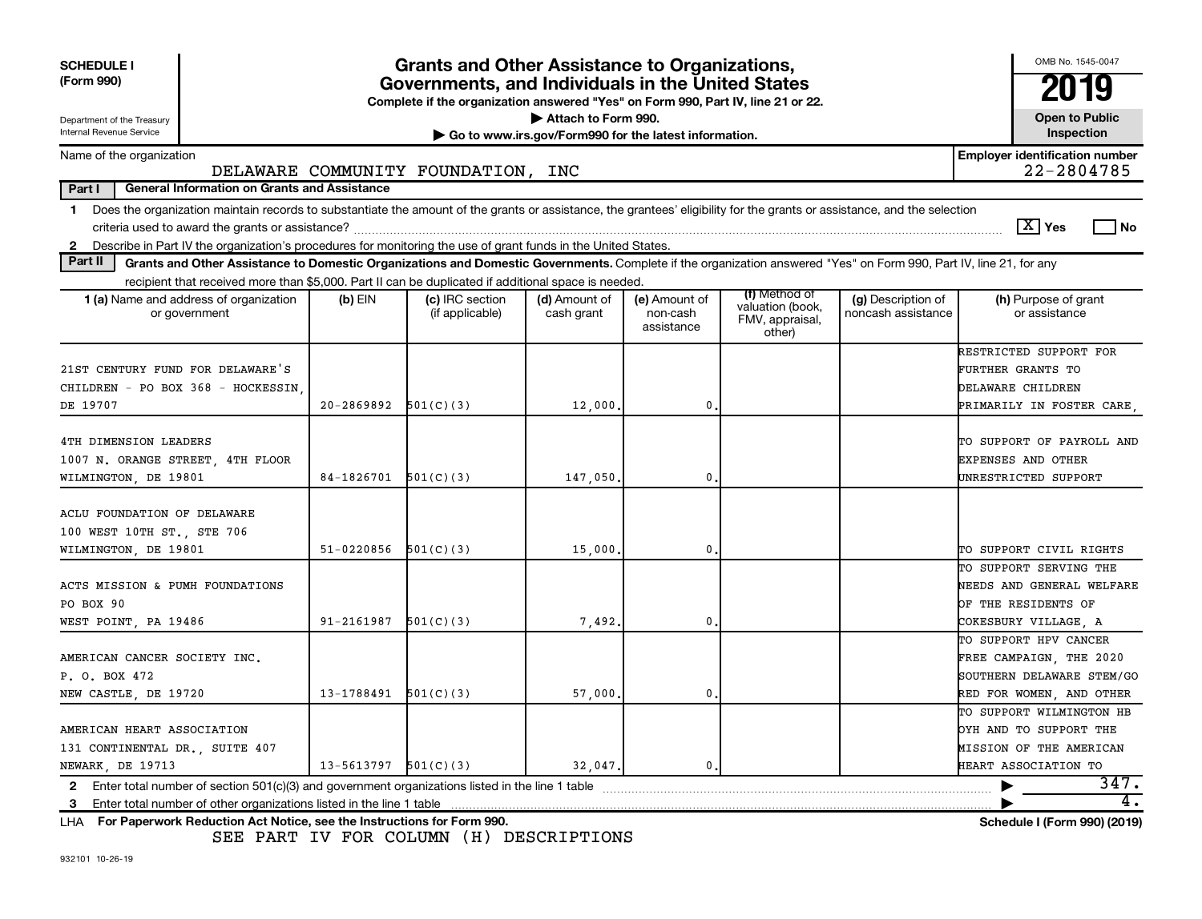**SCHEDULE I (Form 990)**

Department of the Treasury
Internal Revenue Service

# Grants and Other Assistance to Organizations, Governments, and Individuals in the United States

**Complete if the organization answered "Yes" on Form 990, Part IV, line 21 or 22.**

▶ Attach to Form 990.

▶ Go to www.irs.gov/Form990 for the latest information.

OMB No. 1545-0047

**2019**

**Open to Public Inspection**

Name of the organization: DELAWARE COMMUNITY FOUNDATION, INC

**Employer identification number** 22-2804785

**Part I General Information on Grants and Assistance**

1 Does the organization maintain records to substantiate the amount of the grants or assistance, the grantees' eligibility for the grants or assistance, and the selection criteria used to award the grants or assistance? [X] Yes [ ] No

2 Describe in Part IV the organization's procedures for monitoring the use of grant funds in the United States.

**Part II Grants and Other Assistance to Domestic Organizations and Domestic Governments.** Complete if the organization answered "Yes" on Form 990, Part IV, line 21, for any recipient that received more than $5,000. Part II can be duplicated if additional space is needed.

| 1 (a) Name and address of organization or government | (b) EIN | (c) IRC section (if applicable) | (d) Amount of cash grant | (e) Amount of non-cash assistance | (f) Method of valuation (book, FMV, appraisal, other) | (g) Description of noncash assistance | (h) Purpose of grant or assistance |
|---|---|---|---|---|---|---|---|
| 21ST CENTURY FUND FOR DELAWARE'S CHILDREN - PO BOX 368 - HOCKESSIN, DE 19707 | 20-2869892 | 501(C)(3) | 12,000. | 0. | | | RESTRICTED SUPPORT FOR FURTHER GRANTS TO DELAWARE CHILDREN PRIMARILY IN FOSTER CARE, |
| 4TH DIMENSION LEADERS 1007 N. ORANGE STREET, 4TH FLOOR WILMINGTON, DE 19801 | 84-1826701 | 501(C)(3) | 147,050. | 0. | | | TO SUPPORT OF PAYROLL AND EXPENSES AND OTHER UNRESTRICTED SUPPORT |
| ACLU FOUNDATION OF DELAWARE 100 WEST 10TH ST., STE 706 WILMINGTON, DE 19801 | 51-0220856 | 501(C)(3) | 15,000. | 0. | | | TO SUPPORT CIVIL RIGHTS |
| ACTS MISSION & PUMH FOUNDATIONS PO BOX 90 WEST POINT, PA 19486 | 91-2161987 | 501(C)(3) | 7,492. | 0. | | | TO SUPPORT SERVING THE NEEDS AND GENERAL WELFARE OF THE RESIDENTS OF COKESBURY VILLAGE, A |
| AMERICAN CANCER SOCIETY INC. P. O. BOX 472 NEW CASTLE, DE 19720 | 13-1788491 | 501(C)(3) | 57,000. | 0. | | | TO SUPPORT HPV CANCER FREE CAMPAIGN, THE 2020 SOUTHERN DELAWARE STEM/GO RED FOR WOMEN, AND OTHER |
| AMERICAN HEART ASSOCIATION 131 CONTINENTAL DR., SUITE 407 NEWARK, DE 19713 | 13-5613797 | 501(C)(3) | 32,047. | 0. | | | TO SUPPORT WILMINGTON HB OYH AND TO SUPPORT THE MISSION OF THE AMERICAN HEART ASSOCIATION TO |

2 Enter total number of section 501(c)(3) and government organizations listed in the line 1 table ▶ 347.

3 Enter total number of other organizations listed in the line 1 table ▶ 4.

LHA **For Paperwork Reduction Act Notice, see the Instructions for Form 990.** **Schedule I (Form 990) (2019)**

SEE PART IV FOR COLUMN (H) DESCRIPTIONS

932101 10-26-19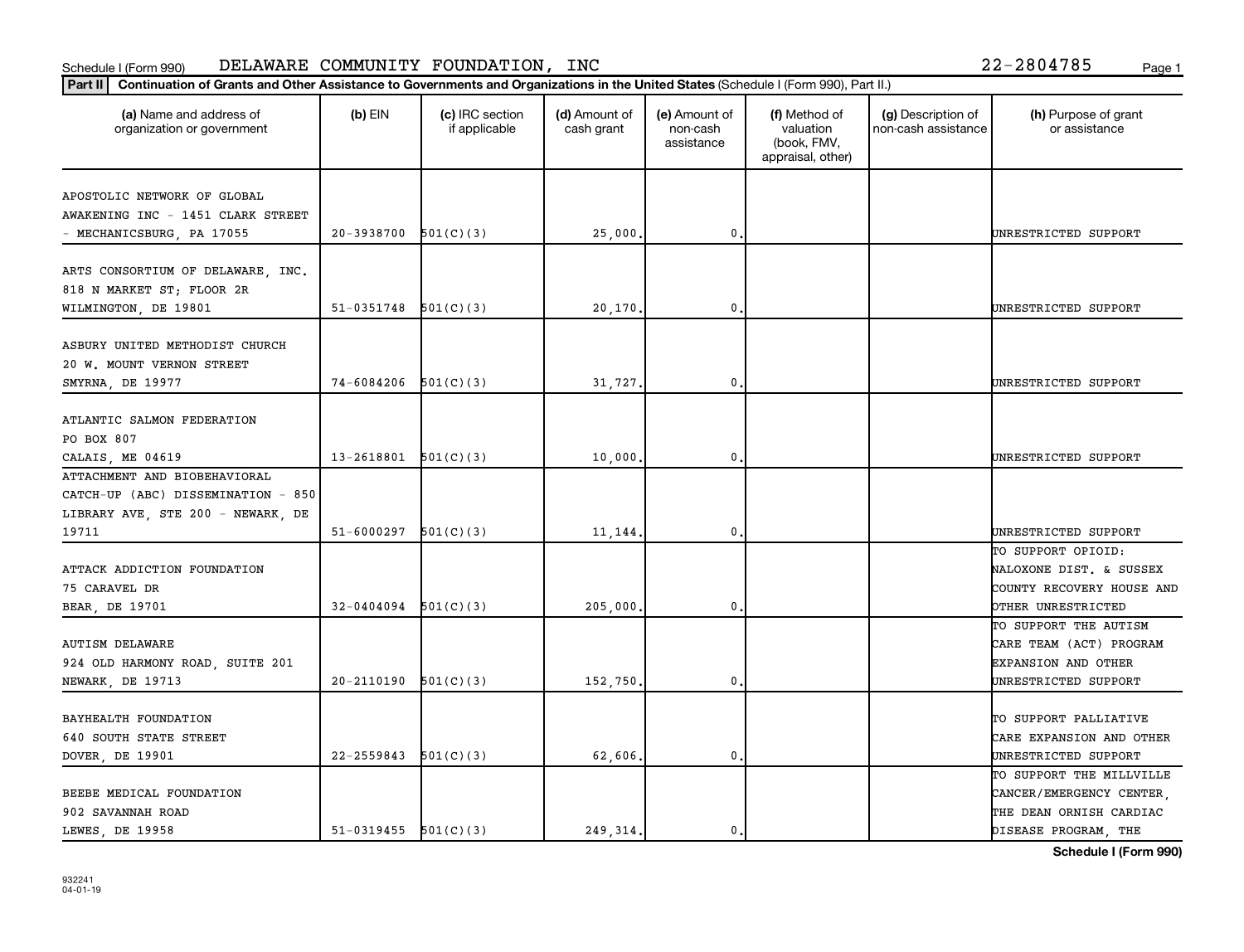Schedule I (Form 990) DELAWARE COMMUNITY FOUNDATION, INC 22-2804785

**Part II** **Continuation of Grants and Other Assistance to Governments and Organizations in the United States** (Schedule I (Form 990), Part II.)

| (a) Name and address of organization or government | (b) EIN | (c) IRC section if applicable | (d) Amount of cash grant | (e) Amount of non-cash assistance | (f) Method of valuation (book, FMV, appraisal, other) | (g) Description of non-cash assistance | (h) Purpose of grant or assistance |
|---|---|---|---|---|---|---|---|
| APOSTOLIC NETWORK OF GLOBAL AWAKENING INC - 1451 CLARK STREET - MECHANICSBURG, PA 17055 | 20-3938700 | 501(C)(3) | 25,000. | 0. | | | UNRESTRICTED SUPPORT |
| ARTS CONSORTIUM OF DELAWARE, INC. 818 N MARKET ST; FLOOR 2R WILMINGTON, DE 19801 | 51-0351748 | 501(C)(3) | 20,170. | 0. | | | UNRESTRICTED SUPPORT |
| ASBURY UNITED METHODIST CHURCH 20 W. MOUNT VERNON STREET SMYRNA, DE 19977 | 74-6084206 | 501(C)(3) | 31,727. | 0. | | | UNRESTRICTED SUPPORT |
| ATLANTIC SALMON FEDERATION PO BOX 807 CALAIS, ME 04619 | 13-2618801 | 501(C)(3) | 10,000. | 0. | | | UNRESTRICTED SUPPORT |
| ATTACHMENT AND BIOBEHAVIORAL CATCH-UP (ABC) DISSEMINATION - 850 LIBRARY AVE, STE 200 - NEWARK, DE 19711 | 51-6000297 | 501(C)(3) | 11,144. | 0. | | | UNRESTRICTED SUPPORT |
| ATTACK ADDICTION FOUNDATION 75 CARAVEL DR BEAR, DE 19701 | 32-0404094 | 501(C)(3) | 205,000. | 0. | | | TO SUPPORT OPIOID: NALOXONE DIST. & SUSSEX COUNTY RECOVERY HOUSE AND OTHER UNRESTRICTED |
| AUTISM DELAWARE 924 OLD HARMONY ROAD, SUITE 201 NEWARK, DE 19713 | 20-2110190 | 501(C)(3) | 152,750. | 0. | | | TO SUPPORT THE AUTISM CARE TEAM (ACT) PROGRAM EXPANSION AND OTHER UNRESTRICTED SUPPORT |
| BAYHEALTH FOUNDATION 640 SOUTH STATE STREET DOVER, DE 19901 | 22-2559843 | 501(C)(3) | 62,606. | 0. | | | TO SUPPORT PALLIATIVE CARE EXPANSION AND OTHER UNRESTRICTED SUPPORT |
| BEEBE MEDICAL FOUNDATION 902 SAVANNAH ROAD LEWES, DE 19958 | 51-0319455 | 501(C)(3) | 249,314. | 0. | | | TO SUPPORT THE MILLVILLE CANCER/EMERGENCY CENTER, THE DEAN ORNISH CARDIAC DISEASE PROGRAM, THE |

**Schedule I (Form 990)**

932241
04-01-19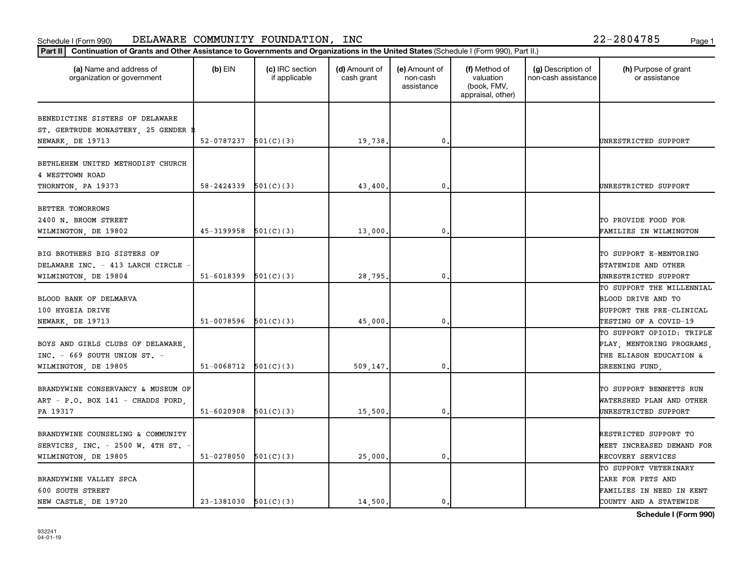Schedule I (Form 990) DELAWARE COMMUNITY FOUNDATION, INC 22-2804785

**Part II** **Continuation of Grants and Other Assistance to Governments and Organizations in the United States** (Schedule I (Form 990), Part II.)

| (a) Name and address of organization or government | (b) EIN | (c) IRC section if applicable | (d) Amount of cash grant | (e) Amount of non-cash assistance | (f) Method of valuation (book, FMV, appraisal, other) | (g) Description of non-cash assistance | (h) Purpose of grant or assistance |
|---|---|---|---|---|---|---|---|
| BENEDICTINE SISTERS OF DELAWARE ST. GERTRUDE MONASTERY, 25 GENDER R NEWARK, DE 19713 | 52-0787237 | 501(C)(3) | 19,738. | 0. | | | UNRESTRICTED SUPPORT |
| BETHLEHEM UNITED METHODIST CHURCH 4 WESTTOWN ROAD THORNTON, PA 19373 | 58-2424339 | 501(C)(3) | 43,400. | 0. | | | UNRESTRICTED SUPPORT |
| BETTER TOMORROWS 2400 N. BROOM STREET WILMINGTON, DE 19802 | 45-3199958 | 501(C)(3) | 13,000. | 0. | | | TO PROVIDE FOOD FOR FAMILIES IN WILMINGTON |
| BIG BROTHERS BIG SISTERS OF DELAWARE INC. - 413 LARCH CIRCLE - WILMINGTON, DE 19804 | 51-6018399 | 501(C)(3) | 28,795. | 0. | | | TO SUPPORT E-MENTORING STATEWIDE AND OTHER UNRESTRICTED SUPPORT |
| BLOOD BANK OF DELMARVA 100 HYGEIA DRIVE NEWARK, DE 19713 | 51-0078596 | 501(C)(3) | 45,000. | 0. | | | TO SUPPORT THE MILLENNIAL BLOOD DRIVE AND TO SUPPORT THE PRE-CLINICAL TESTING OF A COVID-19 |
| BOYS AND GIRLS CLUBS OF DELAWARE, INC. - 669 SOUTH UNION ST. - WILMINGTON, DE 19805 | 51-0068712 | 501(C)(3) | 509,147. | 0. | | | TO SUPPORT OPIOID: TRIPLE PLAY, MENTORING PROGRAMS, THE ELIASON EDUCATION & GREENING FUND, |
| BRANDYWINE CONSERVANCY & MUSEUM OF ART - P.O. BOX 141 - CHADDS FORD, PA 19317 | 51-6020908 | 501(C)(3) | 15,500. | 0. | | | TO SUPPORT BENNETTS RUN WATERSHED PLAN AND OTHER UNRESTRICTED SUPPORT |
| BRANDYWINE COUNSELING & COMMUNITY SERVICES, INC. - 2500 W. 4TH ST. - WILMINGTON, DE 19805 | 51-0278050 | 501(C)(3) | 25,000. | 0. | | | RESTRICTED SUPPORT TO MEET INCREASED DEMAND FOR RECOVERY SERVICES |
| BRANDYWINE VALLEY SPCA 600 SOUTH STREET NEW CASTLE, DE 19720 | 23-1381030 | 501(C)(3) | 14,500. | 0. | | | TO SUPPORT VETERINARY CARE FOR PETS AND FAMILIES IN NEED IN KENT COUNTY AND A STATEWIDE |

Schedule I (Form 990)

932241
04-01-19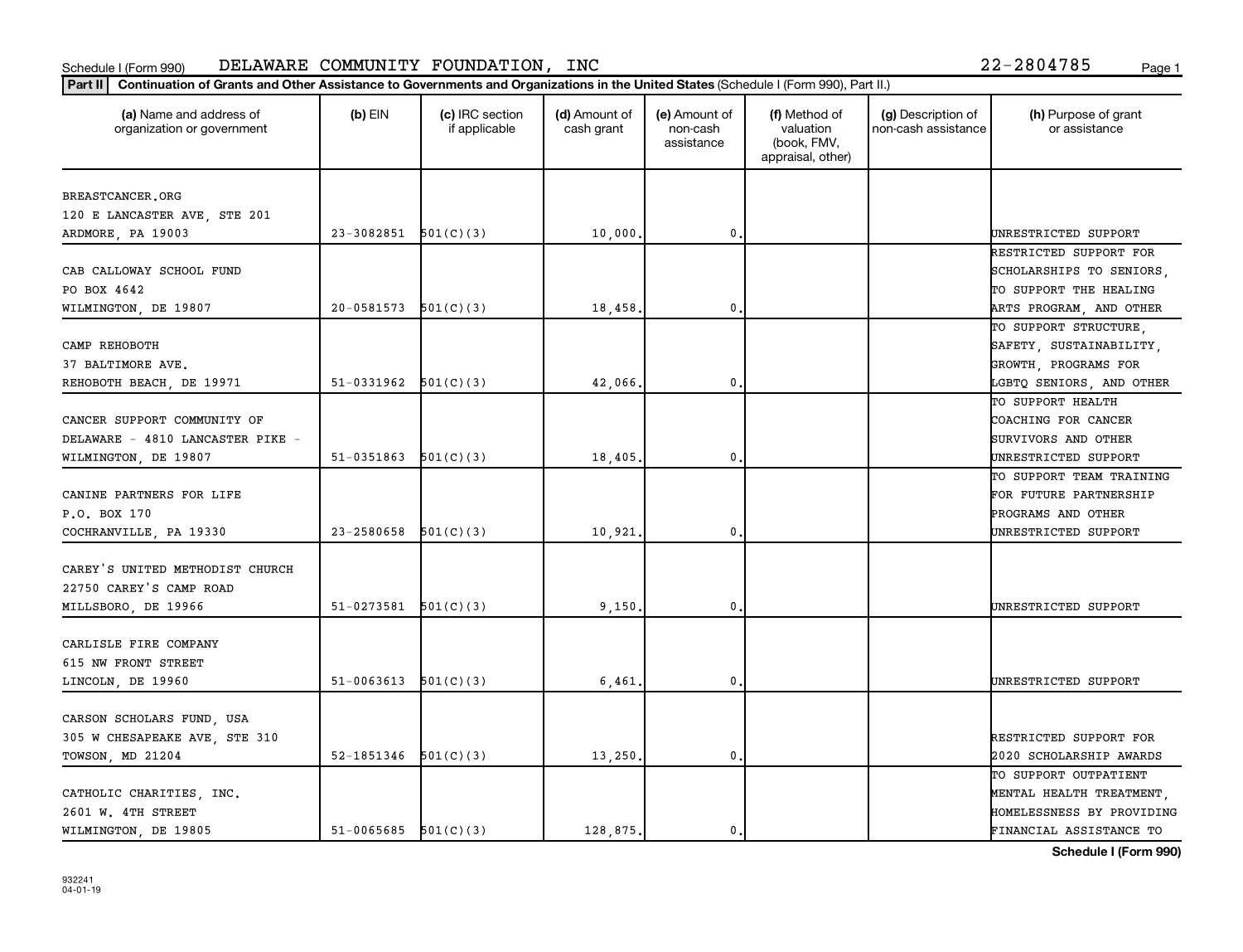Schedule I (Form 990) DELAWARE COMMUNITY FOUNDATION, INC 22-2804785

**Part II** **Continuation of Grants and Other Assistance to Governments and Organizations in the United States** (Schedule I (Form 990), Part II.)

| (a) Name and address of organization or government | (b) EIN | (c) IRC section if applicable | (d) Amount of cash grant | (e) Amount of non-cash assistance | (f) Method of valuation (book, FMV, appraisal, other) | (g) Description of non-cash assistance | (h) Purpose of grant or assistance |
|---|---|---|---|---|---|---|---|
| BREASTCANCER.ORG 120 E LANCASTER AVE, STE 201 ARDMORE, PA 19003 | 23-3082851 | 501(C)(3) | 10,000. | 0. | | | UNRESTRICTED SUPPORT |
| CAB CALLOWAY SCHOOL FUND PO BOX 4642 WILMINGTON, DE 19807 | 20-0581573 | 501(C)(3) | 18,458. | 0. | | | RESTRICTED SUPPORT FOR SCHOLARSHIPS TO SENIORS, TO SUPPORT THE HEALING ARTS PROGRAM, AND OTHER |
| CAMP REHOBOTH 37 BALTIMORE AVE. REHOBOTH BEACH, DE 19971 | 51-0331962 | 501(C)(3) | 42,066. | 0. | | | TO SUPPORT STRUCTURE, SAFETY, SUSTAINABILITY, GROWTH, PROGRAMS FOR LGBTQ SENIORS, AND OTHER |
| CANCER SUPPORT COMMUNITY OF DELAWARE - 4810 LANCASTER PIKE - WILMINGTON, DE 19807 | 51-0351863 | 501(C)(3) | 18,405. | 0. | | | TO SUPPORT HEALTH COACHING FOR CANCER SURVIVORS AND OTHER UNRESTRICTED SUPPORT |
| CANINE PARTNERS FOR LIFE P.O. BOX 170 COCHRANVILLE, PA 19330 | 23-2580658 | 501(C)(3) | 10,921. | 0. | | | TO SUPPORT TEAM TRAINING FOR FUTURE PARTNERSHIP PROGRAMS AND OTHER UNRESTRICTED SUPPORT |
| CAREY'S UNITED METHODIST CHURCH 22750 CAREY'S CAMP ROAD MILLSBORO, DE 19966 | 51-0273581 | 501(C)(3) | 9,150. | 0. | | | UNRESTRICTED SUPPORT |
| CARLISLE FIRE COMPANY 615 NW FRONT STREET LINCOLN, DE 19960 | 51-0063613 | 501(C)(3) | 6,461. | 0. | | | UNRESTRICTED SUPPORT |
| CARSON SCHOLARS FUND, USA 305 W CHESAPEAKE AVE, STE 310 TOWSON, MD 21204 | 52-1851346 | 501(C)(3) | 13,250. | 0. | | | RESTRICTED SUPPORT FOR 2020 SCHOLARSHIP AWARDS |
| CATHOLIC CHARITIES, INC. 2601 W. 4TH STREET WILMINGTON, DE 19805 | 51-0065685 | 501(C)(3) | 128,875. | 0. | | | TO SUPPORT OUTPATIENT MENTAL HEALTH TREATMENT, HOMELESSNESS BY PROVIDING FINANCIAL ASSISTANCE TO |

**Schedule I (Form 990)**

932241
04-01-19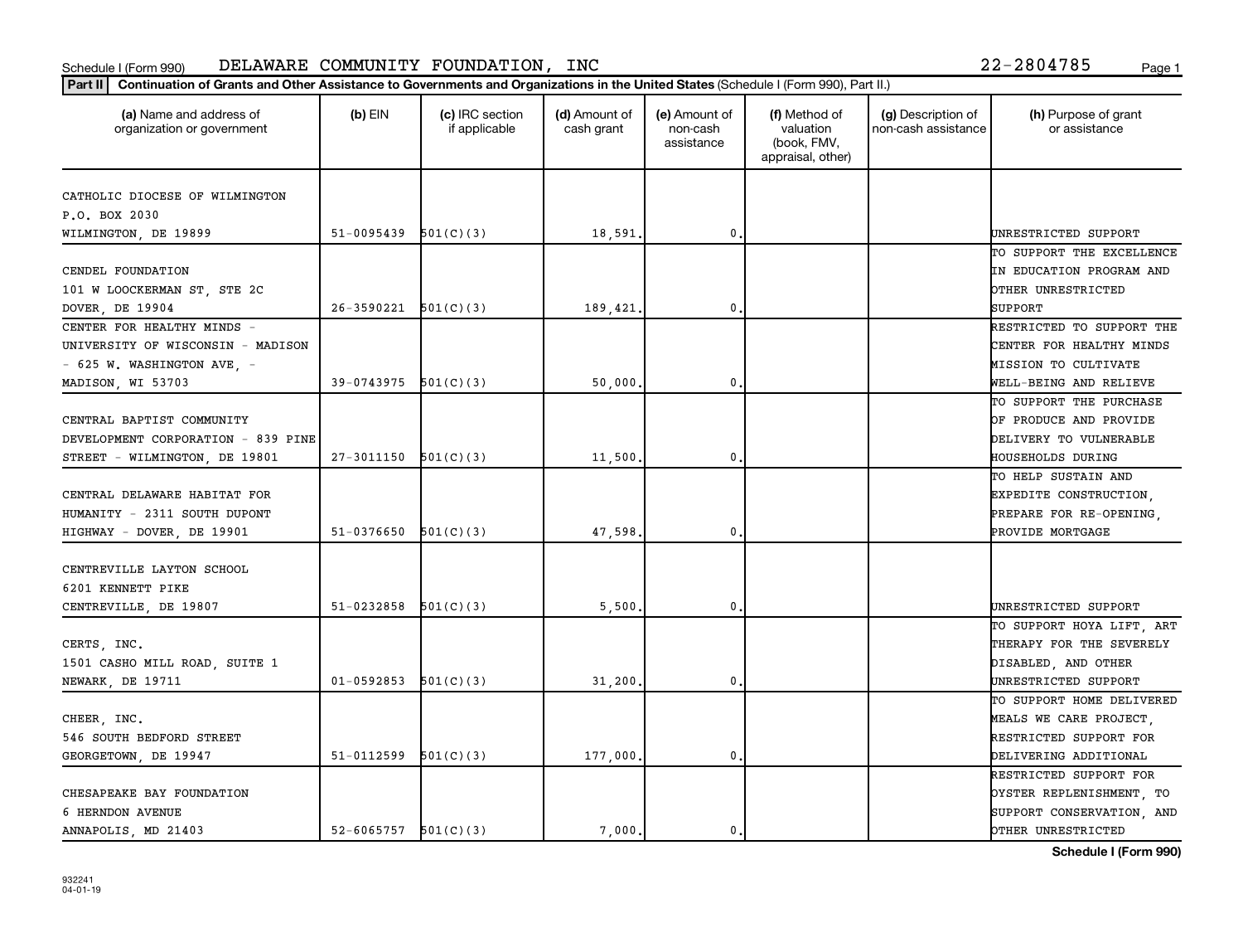Schedule I (Form 990) DELAWARE COMMUNITY FOUNDATION, INC 22-2804785

**Part II** **Continuation of Grants and Other Assistance to Governments and Organizations in the United States** (Schedule I (Form 990), Part II.)

| (a) Name and address of organization or government | (b) EIN | (c) IRC section if applicable | (d) Amount of cash grant | (e) Amount of non-cash assistance | (f) Method of valuation (book, FMV, appraisal, other) | (g) Description of non-cash assistance | (h) Purpose of grant or assistance |
|---|---|---|---|---|---|---|---|
| CATHOLIC DIOCESE OF WILMINGTON P.O. BOX 2030 WILMINGTON, DE 19899 | 51-0095439 | 501(C)(3) | 18,591. | 0. | | | UNRESTRICTED SUPPORT |
| CENDEL FOUNDATION 101 W LOOCKERMAN ST, STE 2C DOVER, DE 19904 | 26-3590221 | 501(C)(3) | 189,421. | 0. | | | TO SUPPORT THE EXCELLENCE IN EDUCATION PROGRAM AND OTHER UNRESTRICTED SUPPORT |
| CENTER FOR HEALTHY MINDS - UNIVERSITY OF WISCONSIN - MADISON - 625 W. WASHINGTON AVE, - MADISON, WI 53703 | 39-0743975 | 501(C)(3) | 50,000. | 0. | | | RESTRICTED TO SUPPORT THE CENTER FOR HEALTHY MINDS MISSION TO CULTIVATE WELL-BEING AND RELIEVE |
| CENTRAL BAPTIST COMMUNITY DEVELOPMENT CORPORATION - 839 PINE STREET - WILMINGTON, DE 19801 | 27-3011150 | 501(C)(3) | 11,500. | 0. | | | TO SUPPORT THE PURCHASE OF PRODUCE AND PROVIDE DELIVERY TO VULNERABLE HOUSEHOLDS DURING |
| CENTRAL DELAWARE HABITAT FOR HUMANITY - 2311 SOUTH DUPONT HIGHWAY - DOVER, DE 19901 | 51-0376650 | 501(C)(3) | 47,598. | 0. | | | TO HELP SUSTAIN AND EXPEDITE CONSTRUCTION, PREPARE FOR RE-OPENING, PROVIDE MORTGAGE |
| CENTREVILLE LAYTON SCHOOL 6201 KENNETT PIKE CENTREVILLE, DE 19807 | 51-0232858 | 501(C)(3) | 5,500. | 0. | | | UNRESTRICTED SUPPORT |
| CERTS, INC. 1501 CASHO MILL ROAD, SUITE 1 NEWARK, DE 19711 | 01-0592853 | 501(C)(3) | 31,200. | 0. | | | TO SUPPORT HOYA LIFT, ART THERAPY FOR THE SEVERELY DISABLED, AND OTHER UNRESTRICTED SUPPORT |
| CHEER, INC. 546 SOUTH BEDFORD STREET GEORGETOWN, DE 19947 | 51-0112599 | 501(C)(3) | 177,000. | 0. | | | TO SUPPORT HOME DELIVERED MEALS WE CARE PROJECT, RESTRICTED SUPPORT FOR DELIVERING ADDITIONAL |
| CHESAPEAKE BAY FOUNDATION 6 HERNDON AVENUE ANNAPOLIS, MD 21403 | 52-6065757 | 501(C)(3) | 7,000. | 0. | | | RESTRICTED SUPPORT FOR OYSTER REPLENISHMENT, TO SUPPORT CONSERVATION, AND OTHER UNRESTRICTED |

932241
04-01-19

**Schedule I (Form 990)**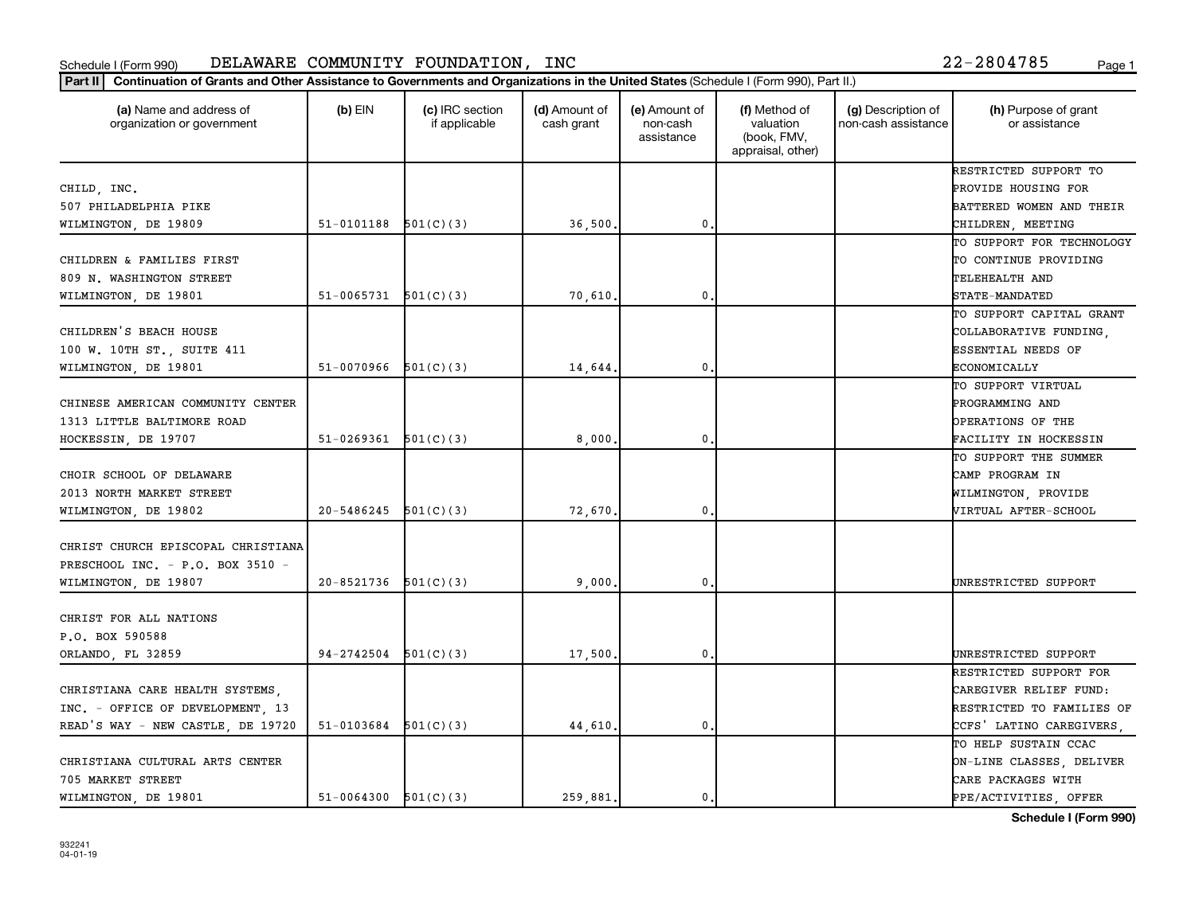Schedule I (Form 990) DELAWARE COMMUNITY FOUNDATION, INC 22-2804785

**Part II** **Continuation of Grants and Other Assistance to Governments and Organizations in the United States** (Schedule I (Form 990), Part II.)

| (a) Name and address of organization or government | (b) EIN | (c) IRC section if applicable | (d) Amount of cash grant | (e) Amount of non-cash assistance | (f) Method of valuation (book, FMV, appraisal, other) | (g) Description of non-cash assistance | (h) Purpose of grant or assistance |
|---|---|---|---|---|---|---|---|
| CHILD, INC. 507 PHILADELPHIA PIKE WILMINGTON, DE 19809 | 51-0101188 | 501(C)(3) | 36,500. | 0. | | | RESTRICTED SUPPORT TO PROVIDE HOUSING FOR BATTERED WOMEN AND THEIR CHILDREN, MEETING |
| CHILDREN & FAMILIES FIRST 809 N. WASHINGTON STREET WILMINGTON, DE 19801 | 51-0065731 | 501(C)(3) | 70,610. | 0. | | | TO SUPPORT FOR TECHNOLOGY TO CONTINUE PROVIDING TELEHEALTH AND STATE-MANDATED |
| CHILDREN'S BEACH HOUSE 100 W. 10TH ST., SUITE 411 WILMINGTON, DE 19801 | 51-0070966 | 501(C)(3) | 14,644. | 0. | | | TO SUPPORT CAPITAL GRANT COLLABORATIVE FUNDING, ESSENTIAL NEEDS OF ECONOMICALLY |
| CHINESE AMERICAN COMMUNITY CENTER 1313 LITTLE BALTIMORE ROAD HOCKESSIN, DE 19707 | 51-0269361 | 501(C)(3) | 8,000. | 0. | | | TO SUPPORT VIRTUAL PROGRAMMING AND OPERATIONS OF THE FACILITY IN HOCKESSIN |
| CHOIR SCHOOL OF DELAWARE 2013 NORTH MARKET STREET WILMINGTON, DE 19802 | 20-5486245 | 501(C)(3) | 72,670. | 0. | | | TO SUPPORT THE SUMMER CAMP PROGRAM IN WILMINGTON, PROVIDE VIRTUAL AFTER-SCHOOL |
| CHRIST CHURCH EPISCOPAL CHRISTIANA PRESCHOOL INC. - P.O. BOX 3510 - WILMINGTON, DE 19807 | 20-8521736 | 501(C)(3) | 9,000. | 0. | | | UNRESTRICTED SUPPORT |
| CHRIST FOR ALL NATIONS P.O. BOX 590588 ORLANDO, FL 32859 | 94-2742504 | 501(C)(3) | 17,500. | 0. | | | UNRESTRICTED SUPPORT |
| CHRISTIANA CARE HEALTH SYSTEMS, INC. - OFFICE OF DEVELOPMENT, 13 READ'S WAY - NEW CASTLE, DE 19720 | 51-0103684 | 501(C)(3) | 44,610. | 0. | | | RESTRICTED SUPPORT FOR CAREGIVER RELIEF FUND: RESTRICTED TO FAMILIES OF CCFS' LATINO CAREGIVERS, |
| CHRISTIANA CULTURAL ARTS CENTER 705 MARKET STREET WILMINGTON, DE 19801 | 51-0064300 | 501(C)(3) | 259,881. | 0. | | | TO HELP SUSTAIN CCAC ON-LINE CLASSES, DELIVER CARE PACKAGES WITH PPE/ACTIVITIES, OFFER |

932241 04-01-19

**Schedule I (Form 990)**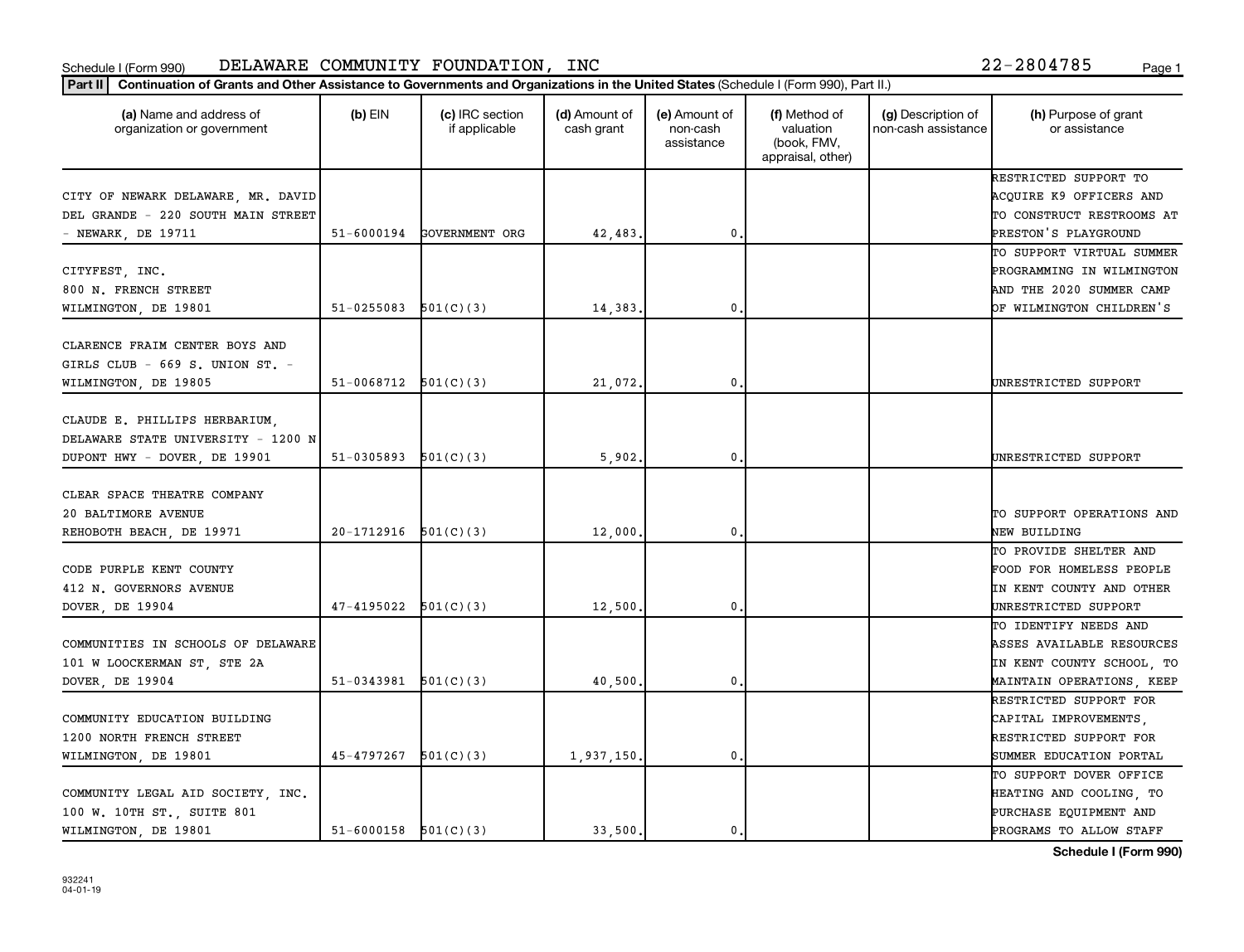Schedule I (Form 990) DELAWARE COMMUNITY FOUNDATION, INC 22-2804785

**Part II | Continuation of Grants and Other Assistance to Governments and Organizations in the United States** (Schedule I (Form 990), Part II.)

| (a) Name and address of organization or government | (b) EIN | (c) IRC section if applicable | (d) Amount of cash grant | (e) Amount of non-cash assistance | (f) Method of valuation (book, FMV, appraisal, other) | (g) Description of non-cash assistance | (h) Purpose of grant or assistance |
|---|---|---|---|---|---|---|---|
| CITY OF NEWARK DELAWARE, MR. DAVID DEL GRANDE - 220 SOUTH MAIN STREET - NEWARK, DE 19711 | 51-6000194 | GOVERNMENT ORG | 42,483. | 0. | | | RESTRICTED SUPPORT TO ACQUIRE K9 OFFICERS AND TO CONSTRUCT RESTROOMS AT PRESTON'S PLAYGROUND |
| CITYFEST, INC. 800 N. FRENCH STREET WILMINGTON, DE 19801 | 51-0255083 | 501(C)(3) | 14,383. | 0. | | | TO SUPPORT VIRTUAL SUMMER PROGRAMMING IN WILMINGTON AND THE 2020 SUMMER CAMP OF WILMINGTON CHILDREN'S |
| CLARENCE FRAIM CENTER BOYS AND GIRLS CLUB - 669 S. UNION ST. - WILMINGTON, DE 19805 | 51-0068712 | 501(C)(3) | 21,072. | 0. | | | UNRESTRICTED SUPPORT |
| CLAUDE E. PHILLIPS HERBARIUM, DELAWARE STATE UNIVERSITY - 1200 N DUPONT HWY - DOVER, DE 19901 | 51-0305893 | 501(C)(3) | 5,902. | 0. | | | UNRESTRICTED SUPPORT |
| CLEAR SPACE THEATRE COMPANY 20 BALTIMORE AVENUE REHOBOTH BEACH, DE 19971 | 20-1712916 | 501(C)(3) | 12,000. | 0. | | | TO SUPPORT OPERATIONS AND NEW BUILDING |
| CODE PURPLE KENT COUNTY 412 N. GOVERNORS AVENUE DOVER, DE 19904 | 47-4195022 | 501(C)(3) | 12,500. | 0. | | | TO PROVIDE SHELTER AND FOOD FOR HOMELESS PEOPLE IN KENT COUNTY AND OTHER UNRESTRICTED SUPPORT |
| COMMUNITIES IN SCHOOLS OF DELAWARE 101 W LOOCKERMAN ST, STE 2A DOVER, DE 19904 | 51-0343981 | 501(C)(3) | 40,500. | 0. | | | TO IDENTIFY NEEDS AND ASSES AVAILABLE RESOURCES IN KENT COUNTY SCHOOL, TO MAINTAIN OPERATIONS, KEEP |
| COMMUNITY EDUCATION BUILDING 1200 NORTH FRENCH STREET WILMINGTON, DE 19801 | 45-4797267 | 501(C)(3) | 1,937,150. | 0. | | | RESTRICTED SUPPORT FOR CAPITAL IMPROVEMENTS, RESTRICTED SUPPORT FOR SUMMER EDUCATION PORTAL |
| COMMUNITY LEGAL AID SOCIETY, INC. 100 W. 10TH ST., SUITE 801 WILMINGTON, DE 19801 | 51-6000158 | 501(C)(3) | 33,500. | 0. | | | TO SUPPORT DOVER OFFICE HEATING AND COOLING, TO PURCHASE EQUIPMENT AND PROGRAMS TO ALLOW STAFF |

Schedule I (Form 990)

932241 04-01-19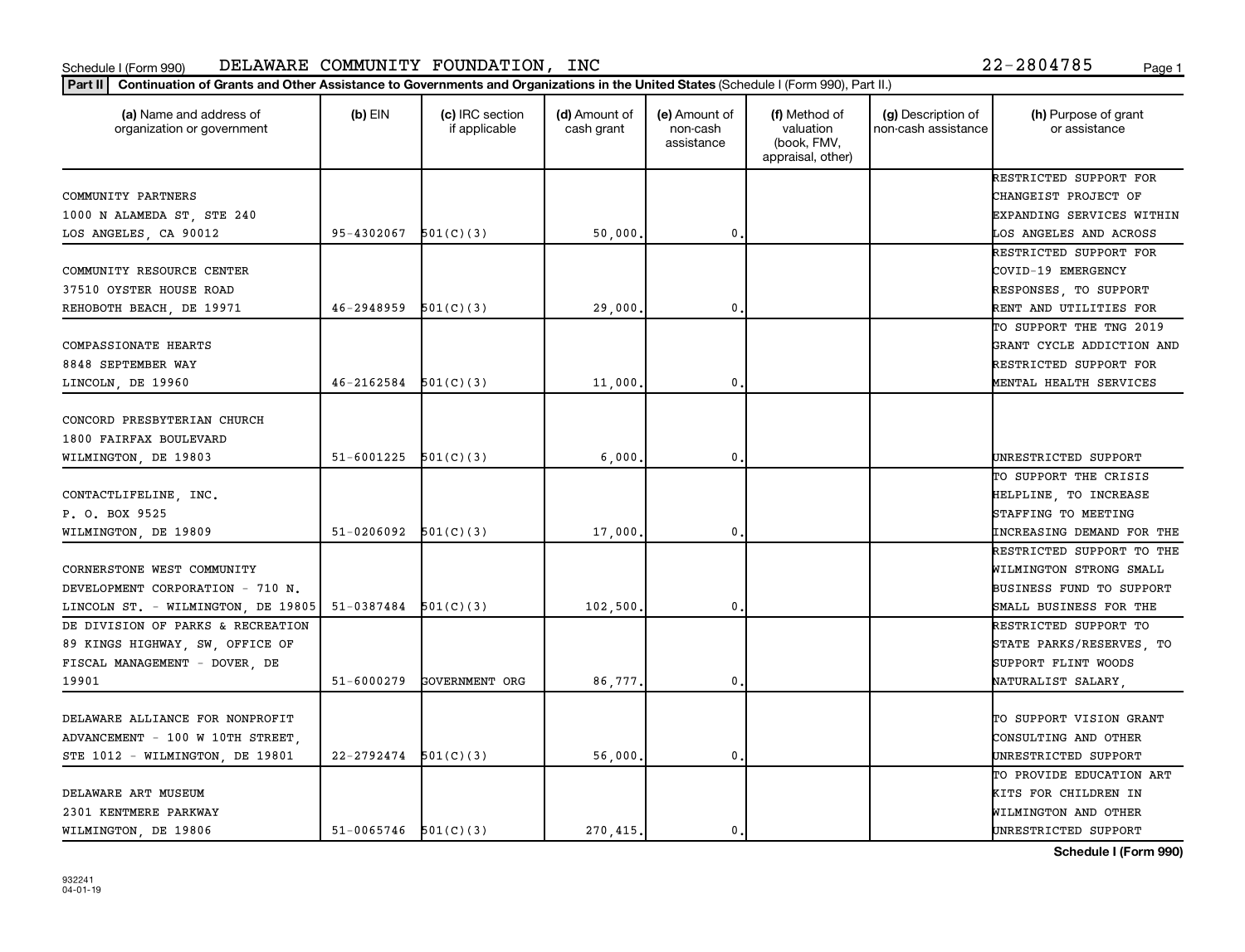Schedule I (Form 990) DELAWARE COMMUNITY FOUNDATION, INC 22-2804785

**Part II** **Continuation of Grants and Other Assistance to Governments and Organizations in the United States** (Schedule I (Form 990), Part II.)

| (a) Name and address of organization or government | (b) EIN | (c) IRC section if applicable | (d) Amount of cash grant | (e) Amount of non-cash assistance | (f) Method of valuation (book, FMV, appraisal, other) | (g) Description of non-cash assistance | (h) Purpose of grant or assistance |
|---|---|---|---|---|---|---|---|
| COMMUNITY PARTNERS 1000 N ALAMEDA ST, STE 240 LOS ANGELES, CA 90012 | 95-4302067 | 501(C)(3) | 50,000. | 0. | | | RESTRICTED SUPPORT FOR CHANGEIST PROJECT OF EXPANDING SERVICES WITHIN LOS ANGELES AND ACROSS |
| COMMUNITY RESOURCE CENTER 37510 OYSTER HOUSE ROAD REHOBOTH BEACH, DE 19971 | 46-2948959 | 501(C)(3) | 29,000. | 0. | | | RESTRICTED SUPPORT FOR COVID-19 EMERGENCY RESPONSES, TO SUPPORT RENT AND UTILITIES FOR |
| COMPASSIONATE HEARTS 8848 SEPTEMBER WAY LINCOLN, DE 19960 | 46-2162584 | 501(C)(3) | 11,000. | 0. | | | TO SUPPORT THE TNG 2019 GRANT CYCLE ADDICTION AND RESTRICTED SUPPORT FOR MENTAL HEALTH SERVICES |
| CONCORD PRESBYTERIAN CHURCH 1800 FAIRFAX BOULEVARD WILMINGTON, DE 19803 | 51-6001225 | 501(C)(3) | 6,000. | 0. | | | UNRESTRICTED SUPPORT |
| CONTACTLIFELINE, INC. P. O. BOX 9525 WILMINGTON, DE 19809 | 51-0206092 | 501(C)(3) | 17,000. | 0. | | | TO SUPPORT THE CRISIS HELPLINE, TO INCREASE STAFFING TO MEETING INCREASING DEMAND FOR THE |
| CORNERSTONE WEST COMMUNITY DEVELOPMENT CORPORATION - 710 N. LINCOLN ST. - WILMINGTON, DE 19805 | 51-0387484 | 501(C)(3) | 102,500. | 0. | | | RESTRICTED SUPPORT TO THE WILMINGTON STRONG SMALL BUSINESS FUND TO SUPPORT SMALL BUSINESS FOR THE |
| DE DIVISION OF PARKS & RECREATION 89 KINGS HIGHWAY, SW, OFFICE OF FISCAL MANAGEMENT - DOVER, DE 19901 | 51-6000279 | GOVERNMENT ORG | 86,777. | 0. | | | RESTRICTED SUPPORT TO STATE PARKS/RESERVES, TO SUPPORT FLINT WOODS NATURALIST SALARY, |
| DELAWARE ALLIANCE FOR NONPROFIT ADVANCEMENT - 100 W 10TH STREET, STE 1012 - WILMINGTON, DE 19801 | 22-2792474 | 501(C)(3) | 56,000. | 0. | | | TO SUPPORT VISION GRANT CONSULTING AND OTHER UNRESTRICTED SUPPORT |
| DELAWARE ART MUSEUM 2301 KENTMERE PARKWAY WILMINGTON, DE 19806 | 51-0065746 | 501(C)(3) | 270,415. | 0. | | | TO PROVIDE EDUCATION ART KITS FOR CHILDREN IN WILMINGTON AND OTHER UNRESTRICTED SUPPORT |

Schedule I (Form 990)

932241 04-01-19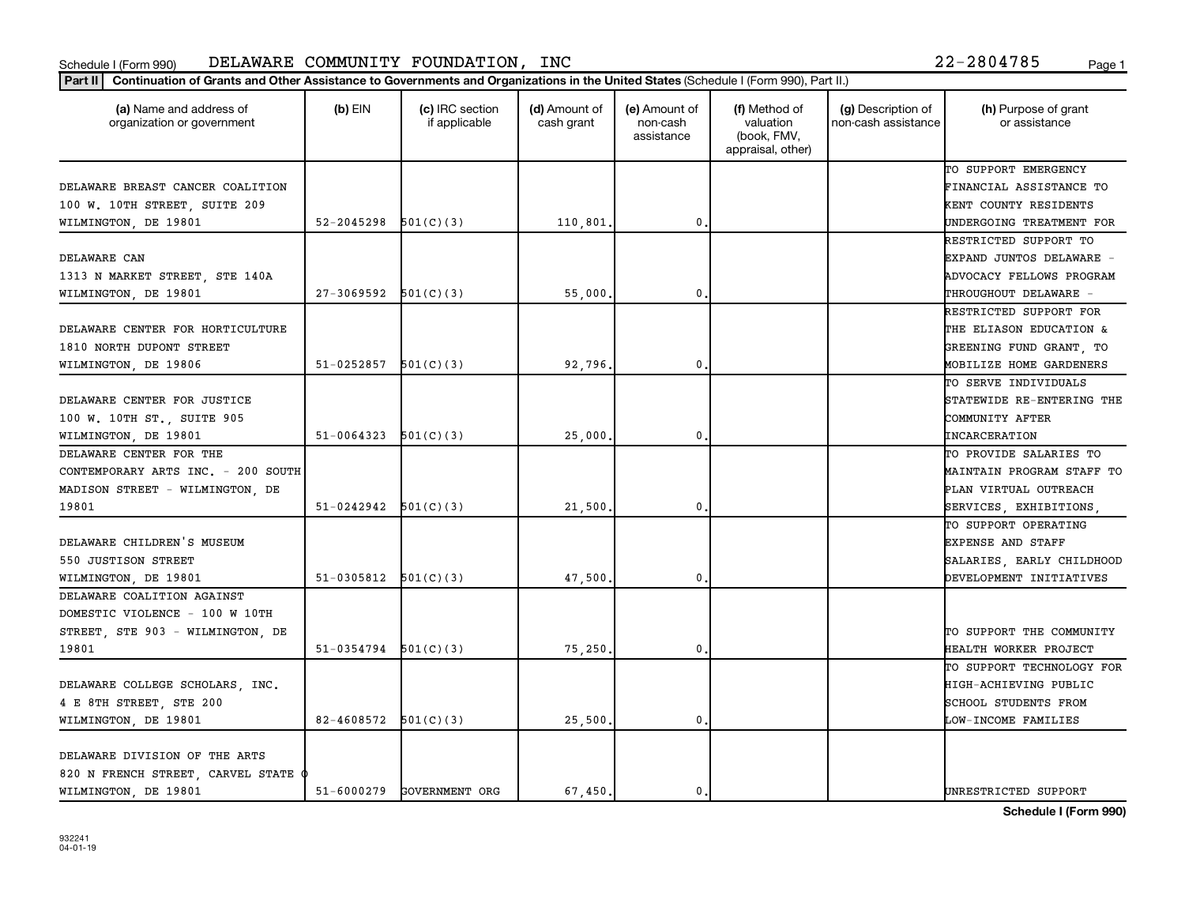Schedule I (Form 990) DELAWARE COMMUNITY FOUNDATION, INC 22-2804785

**Part II** **Continuation of Grants and Other Assistance to Governments and Organizations in the United States** (Schedule I (Form 990), Part II.)

| (a) Name and address of organization or government | (b) EIN | (c) IRC section if applicable | (d) Amount of cash grant | (e) Amount of non-cash assistance | (f) Method of valuation (book, FMV, appraisal, other) | (g) Description of non-cash assistance | (h) Purpose of grant or assistance |
|---|---|---|---|---|---|---|---|
| DELAWARE BREAST CANCER COALITION 100 W. 10TH STREET, SUITE 209 WILMINGTON, DE 19801 | 52-2045298 | 501(C)(3) | 110,801. | 0. | | | TO SUPPORT EMERGENCY FINANCIAL ASSISTANCE TO KENT COUNTY RESIDENTS UNDERGOING TREATMENT FOR |
| DELAWARE CAN 1313 N MARKET STREET, STE 140A WILMINGTON, DE 19801 | 27-3069592 | 501(C)(3) | 55,000. | 0. | | | RESTRICTED SUPPORT TO EXPAND JUNTOS DELAWARE - ADVOCACY FELLOWS PROGRAM THROUGHOUT DELAWARE - |
| DELAWARE CENTER FOR HORTICULTURE 1810 NORTH DUPONT STREET WILMINGTON, DE 19806 | 51-0252857 | 501(C)(3) | 92,796. | 0. | | | RESTRICTED SUPPORT FOR THE ELIASON EDUCATION & GREENING FUND GRANT, TO MOBILIZE HOME GARDENERS |
| DELAWARE CENTER FOR JUSTICE 100 W. 10TH ST., SUITE 905 WILMINGTON, DE 19801 | 51-0064323 | 501(C)(3) | 25,000. | 0. | | | TO SERVE INDIVIDUALS STATEWIDE RE-ENTERING THE COMMUNITY AFTER INCARCERATION |
| DELAWARE CENTER FOR THE CONTEMPORARY ARTS INC. - 200 SOUTH MADISON STREET - WILMINGTON, DE 19801 | 51-0242942 | 501(C)(3) | 21,500. | 0. | | | TO PROVIDE SALARIES TO MAINTAIN PROGRAM STAFF TO PLAN VIRTUAL OUTREACH SERVICES, EXHIBITIONS, |
| DELAWARE CHILDREN'S MUSEUM 550 JUSTISON STREET WILMINGTON, DE 19801 | 51-0305812 | 501(C)(3) | 47,500. | 0. | | | TO SUPPORT OPERATING EXPENSE AND STAFF SALARIES, EARLY CHILDHOOD DEVELOPMENT INITIATIVES |
| DELAWARE COALITION AGAINST DOMESTIC VIOLENCE - 100 W 10TH STREET, STE 903 - WILMINGTON, DE 19801 | 51-0354794 | 501(C)(3) | 75,250. | 0. | | | TO SUPPORT THE COMMUNITY HEALTH WORKER PROJECT |
| DELAWARE COLLEGE SCHOLARS, INC. 4 E 8TH STREET, STE 200 WILMINGTON, DE 19801 | 82-4608572 | 501(C)(3) | 25,500. | 0. | | | TO SUPPORT TECHNOLOGY FOR HIGH-ACHIEVING PUBLIC SCHOOL STUDENTS FROM LOW-INCOME FAMILIES |
| DELAWARE DIVISION OF THE ARTS 820 N FRENCH STREET, CARVEL STATE O WILMINGTON, DE 19801 | 51-6000279 | GOVERNMENT ORG | 67,450. | 0. | | | UNRESTRICTED SUPPORT |

932241
04-01-19

**Schedule I (Form 990)**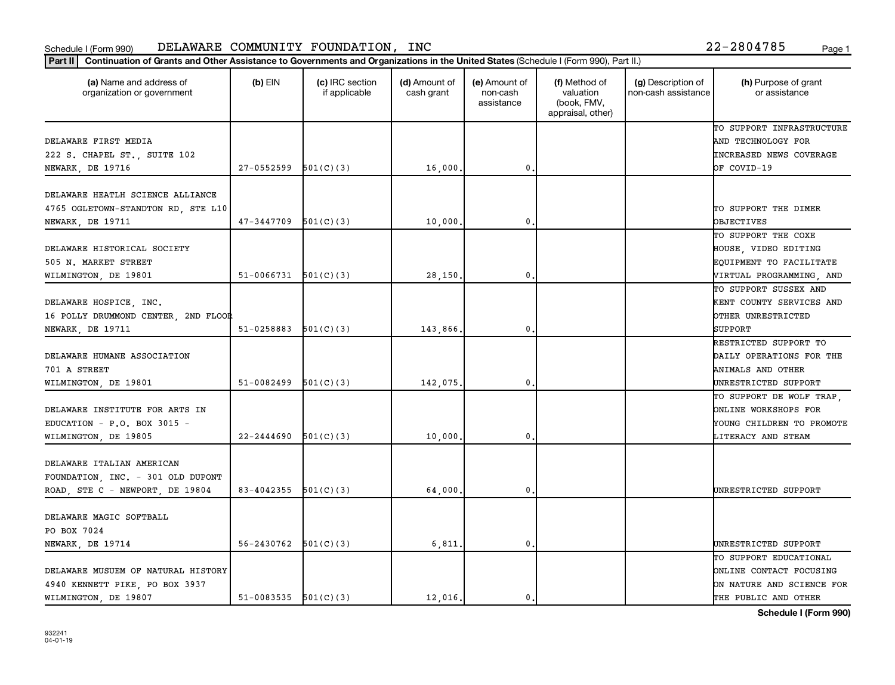Schedule I (Form 990) DELAWARE COMMUNITY FOUNDATION, INC 22-2804785

**Part II** **Continuation of Grants and Other Assistance to Governments and Organizations in the United States** (Schedule I (Form 990), Part II.)

| (a) Name and address of organization or government | (b) EIN | (c) IRC section if applicable | (d) Amount of cash grant | (e) Amount of non-cash assistance | (f) Method of valuation (book, FMV, appraisal, other) | (g) Description of non-cash assistance | (h) Purpose of grant or assistance |
|---|---|---|---|---|---|---|---|
| DELAWARE FIRST MEDIA 222 S. CHAPEL ST., SUITE 102 NEWARK, DE 19716 | 27-0552599 | 501(C)(3) | 16,000. | 0. | | | TO SUPPORT INFRASTRUCTURE AND TECHNOLOGY FOR INCREASED NEWS COVERAGE OF COVID-19 |
| DELAWARE HEATLH SCIENCE ALLIANCE 4765 OGLETOWN-STANDTON RD, STE L10 NEWARK, DE 19711 | 47-3447709 | 501(C)(3) | 10,000. | 0. | | | TO SUPPORT THE DIMER OBJECTIVES |
| DELAWARE HISTORICAL SOCIETY 505 N. MARKET STREET WILMINGTON, DE 19801 | 51-0066731 | 501(C)(3) | 28,150. | 0. | | | TO SUPPORT THE COXE HOUSE, VIDEO EDITING EQUIPMENT TO FACILITATE VIRTUAL PROGRAMMING, AND |
| DELAWARE HOSPICE, INC. 16 POLLY DRUMMOND CENTER, 2ND FLOOR NEWARK, DE 19711 | 51-0258883 | 501(C)(3) | 143,866. | 0. | | | TO SUPPORT SUSSEX AND KENT COUNTY SERVICES AND OTHER UNRESTRICTED SUPPORT |
| DELAWARE HUMANE ASSOCIATION 701 A STREET WILMINGTON, DE 19801 | 51-0082499 | 501(C)(3) | 142,075. | 0. | | | RESTRICTED SUPPORT TO DAILY OPERATIONS FOR THE ANIMALS AND OTHER UNRESTRICTED SUPPORT |
| DELAWARE INSTITUTE FOR ARTS IN EDUCATION - P.O. BOX 3015 - WILMINGTON, DE 19805 | 22-2444690 | 501(C)(3) | 10,000. | 0. | | | TO SUPPORT DE WOLF TRAP, ONLINE WORKSHOPS FOR YOUNG CHILDREN TO PROMOTE LITERACY AND STEAM |
| DELAWARE ITALIAN AMERICAN FOUNDATION, INC. - 301 OLD DUPONT ROAD, STE C - NEWPORT, DE 19804 | 83-4042355 | 501(C)(3) | 64,000. | 0. | | | UNRESTRICTED SUPPORT |
| DELAWARE MAGIC SOFTBALL PO BOX 7024 NEWARK, DE 19714 | 56-2430762 | 501(C)(3) | 6,811. | 0. | | | UNRESTRICTED SUPPORT |
| DELAWARE MUSUEM OF NATURAL HISTORY 4940 KENNETT PIKE, PO BOX 3937 WILMINGTON, DE 19807 | 51-0083535 | 501(C)(3) | 12,016. | 0. | | | TO SUPPORT EDUCATIONAL ONLINE CONTACT FOCUSING ON NATURE AND SCIENCE FOR THE PUBLIC AND OTHER |

Schedule I (Form 990)

932241 04-01-19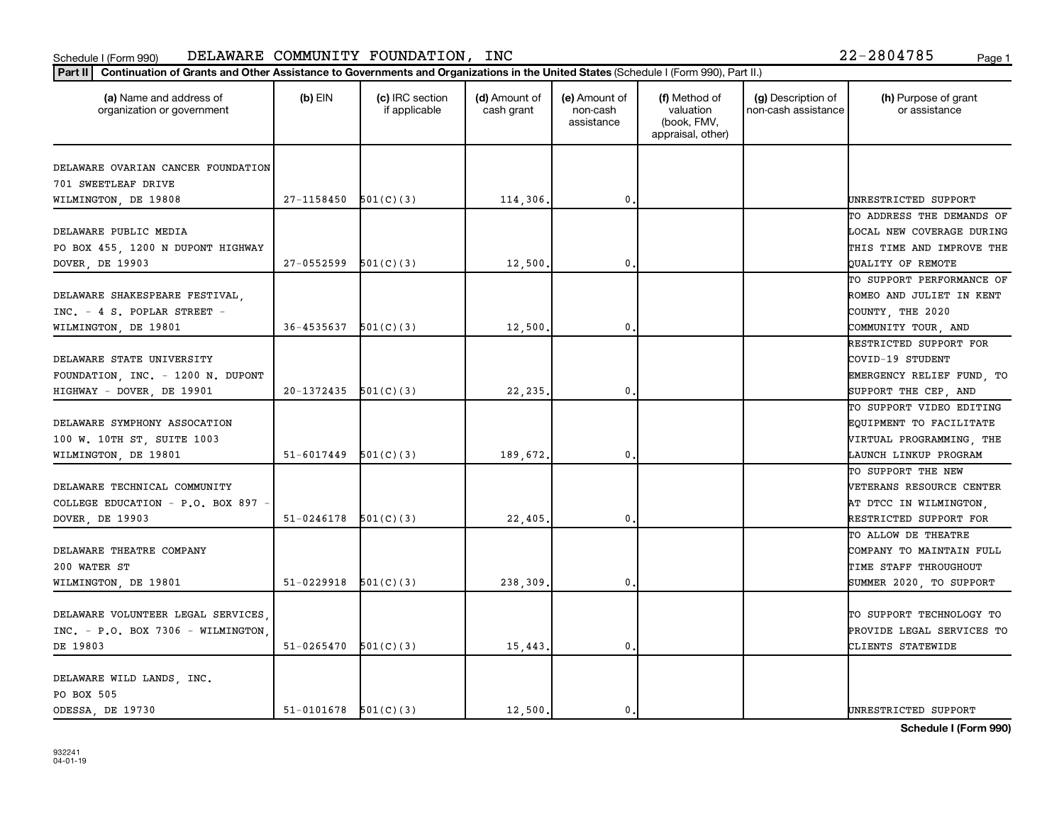Schedule I (Form 990) DELAWARE COMMUNITY FOUNDATION, INC 22-2804785

**Part II** **Continuation of Grants and Other Assistance to Governments and Organizations in the United States** (Schedule I (Form 990), Part II.)

| (a) Name and address of organization or government | (b) EIN | (c) IRC section if applicable | (d) Amount of cash grant | (e) Amount of non-cash assistance | (f) Method of valuation (book, FMV, appraisal, other) | (g) Description of non-cash assistance | (h) Purpose of grant or assistance |
|---|---|---|---|---|---|---|---|
| DELAWARE OVARIAN CANCER FOUNDATION 701 SWEETLEAF DRIVE WILMINGTON, DE 19808 | 27-1158450 | 501(C)(3) | 114,306. | 0. | | | UNRESTRICTED SUPPORT |
| DELAWARE PUBLIC MEDIA PO BOX 455, 1200 N DUPONT HIGHWAY DOVER, DE 19903 | 27-0552599 | 501(C)(3) | 12,500. | 0. | | | TO ADDRESS THE DEMANDS OF LOCAL NEW COVERAGE DURING THIS TIME AND IMPROVE THE QUALITY OF REMOTE |
| DELAWARE SHAKESPEARE FESTIVAL, INC. - 4 S. POPLAR STREET - WILMINGTON, DE 19801 | 36-4535637 | 501(C)(3) | 12,500. | 0. | | | TO SUPPORT PERFORMANCE OF ROMEO AND JULIET IN KENT COUNTY, THE 2020 COMMUNITY TOUR, AND |
| DELAWARE STATE UNIVERSITY FOUNDATION, INC. - 1200 N. DUPONT HIGHWAY - DOVER, DE 19901 | 20-1372435 | 501(C)(3) | 22,235. | 0. | | | RESTRICTED SUPPORT FOR COVID-19 STUDENT EMERGENCY RELIEF FUND, TO SUPPORT THE CEP, AND |
| DELAWARE SYMPHONY ASSOCATION 100 W. 10TH ST, SUITE 1003 WILMINGTON, DE 19801 | 51-6017449 | 501(C)(3) | 189,672. | 0. | | | TO SUPPORT VIDEO EDITING EQUIPMENT TO FACILITATE VIRTUAL PROGRAMMING, THE LAUNCH LINKUP PROGRAM |
| DELAWARE TECHNICAL COMMUNITY COLLEGE EDUCATION - P.O. BOX 897 - DOVER, DE 19903 | 51-0246178 | 501(C)(3) | 22,405. | 0. | | | TO SUPPORT THE NEW VETERANS RESOURCE CENTER AT DTCC IN WILMINGTON, RESTRICTED SUPPORT FOR |
| DELAWARE THEATRE COMPANY 200 WATER ST WILMINGTON, DE 19801 | 51-0229918 | 501(C)(3) | 238,309. | 0. | | | TO ALLOW DE THEATRE COMPANY TO MAINTAIN FULL TIME STAFF THROUGHOUT SUMMER 2020, TO SUPPORT |
| DELAWARE VOLUNTEER LEGAL SERVICES, INC. - P.O. BOX 7306 - WILMINGTON, DE 19803 | 51-0265470 | 501(C)(3) | 15,443. | 0. | | | TO SUPPORT TECHNOLOGY TO PROVIDE LEGAL SERVICES TO CLIENTS STATEWIDE |
| DELAWARE WILD LANDS, INC. PO BOX 505 ODESSA, DE 19730 | 51-0101678 | 501(C)(3) | 12,500. | 0. | | | UNRESTRICTED SUPPORT |

**Schedule I (Form 990)**

932241
04-01-19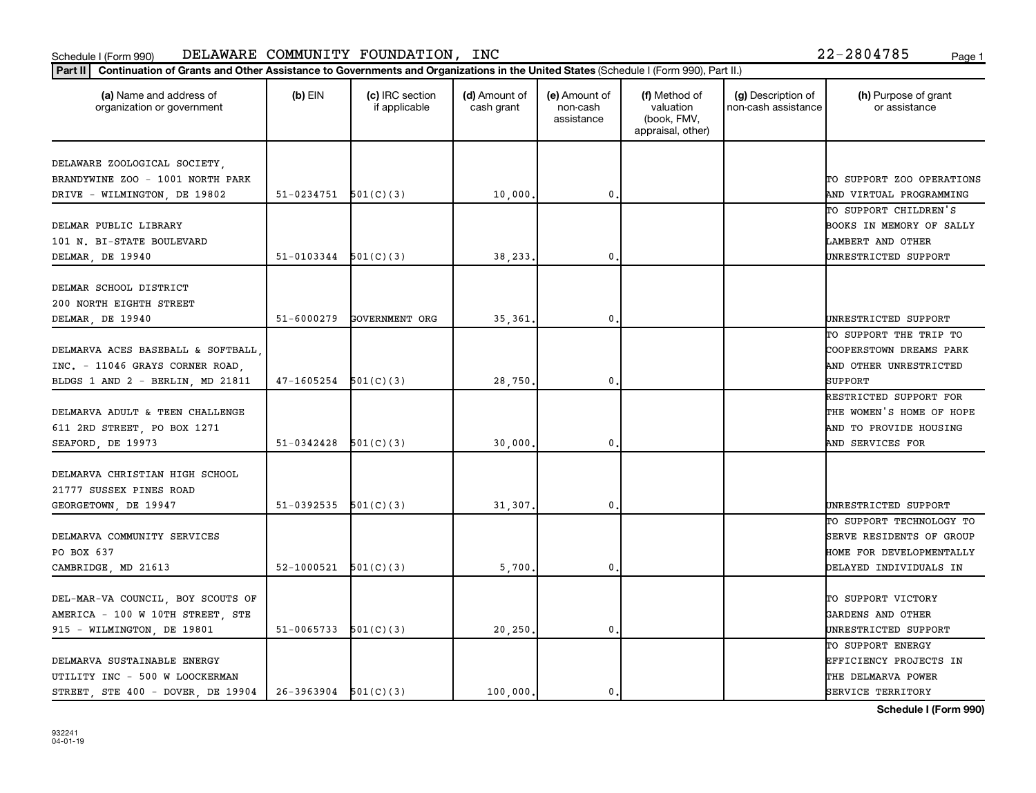Schedule I (Form 990) DELAWARE COMMUNITY FOUNDATION, INC 22-2804785

**Part II** Continuation of Grants and Other Assistance to Governments and Organizations in the United States (Schedule I (Form 990), Part II.)

| (a) Name and address of organization or government | (b) EIN | (c) IRC section if applicable | (d) Amount of cash grant | (e) Amount of non-cash assistance | (f) Method of valuation (book, FMV, appraisal, other) | (g) Description of non-cash assistance | (h) Purpose of grant or assistance |
|---|---|---|---|---|---|---|---|
| DELAWARE ZOOLOGICAL SOCIETY, BRANDYWINE ZOO - 1001 NORTH PARK DRIVE - WILMINGTON, DE 19802 | 51-0234751 | 501(C)(3) | 10,000. | 0. | | | TO SUPPORT ZOO OPERATIONS AND VIRTUAL PROGRAMMING |
| DELMAR PUBLIC LIBRARY 101 N. BI-STATE BOULEVARD DELMAR, DE 19940 | 51-0103344 | 501(C)(3) | 38,233. | 0. | | | TO SUPPORT CHILDREN'S BOOKS IN MEMORY OF SALLY LAMBERT AND OTHER UNRESTRICTED SUPPORT |
| DELMAR SCHOOL DISTRICT 200 NORTH EIGHTH STREET DELMAR, DE 19940 | 51-6000279 | GOVERNMENT ORG | 35,361. | 0. | | | UNRESTRICTED SUPPORT |
| DELMARVA ACES BASEBALL & SOFTBALL, INC. - 11046 GRAYS CORNER ROAD, BLDGS 1 AND 2 - BERLIN, MD 21811 | 47-1605254 | 501(C)(3) | 28,750. | 0. | | | TO SUPPORT THE TRIP TO COOPERSTOWN DREAMS PARK AND OTHER UNRESTRICTED SUPPORT |
| DELMARVA ADULT & TEEN CHALLENGE 611 2RD STREET, PO BOX 1271 SEAFORD, DE 19973 | 51-0342428 | 501(C)(3) | 30,000. | 0. | | | RESTRICTED SUPPORT FOR THE WOMEN'S HOME OF HOPE AND TO PROVIDE HOUSING AND SERVICES FOR |
| DELMARVA CHRISTIAN HIGH SCHOOL 21777 SUSSEX PINES ROAD GEORGETOWN, DE 19947 | 51-0392535 | 501(C)(3) | 31,307. | 0. | | | UNRESTRICTED SUPPORT |
| DELMARVA COMMUNITY SERVICES PO BOX 637 CAMBRIDGE, MD 21613 | 52-1000521 | 501(C)(3) | 5,700. | 0. | | | TO SUPPORT TECHNOLOGY TO SERVE RESIDENTS OF GROUP HOME FOR DEVELOPMENTALLY DELAYED INDIVIDUALS IN |
| DEL-MAR-VA COUNCIL, BOY SCOUTS OF AMERICA - 100 W 10TH STREET, STE 915 - WILMINGTON, DE 19801 | 51-0065733 | 501(C)(3) | 20,250. | 0. | | | TO SUPPORT VICTORY GARDENS AND OTHER UNRESTRICTED SUPPORT |
| DELMARVA SUSTAINABLE ENERGY UTILITY INC - 500 W LOOCKERMAN STREET, STE 400 - DOVER, DE 19904 | 26-3963904 | 501(C)(3) | 100,000. | 0. | | | TO SUPPORT ENERGY EFFICIENCY PROJECTS IN THE DELMARVA POWER SERVICE TERRITORY |

Schedule I (Form 990)

932241 04-01-19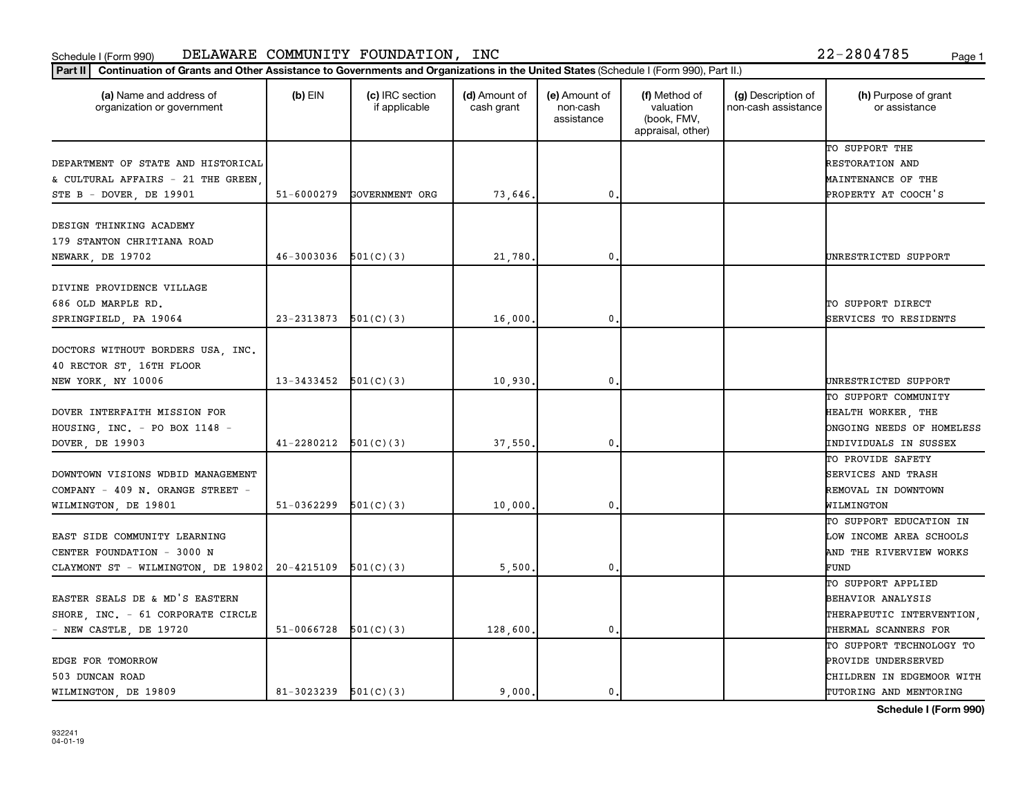Schedule I (Form 990) DELAWARE COMMUNITY FOUNDATION, INC 22-2804785

**Part II** Continuation of Grants and Other Assistance to Governments and Organizations in the United States (Schedule I (Form 990), Part II.)

| (a) Name and address of organization or government | (b) EIN | (c) IRC section if applicable | (d) Amount of cash grant | (e) Amount of non-cash assistance | (f) Method of valuation (book, FMV, appraisal, other) | (g) Description of non-cash assistance | (h) Purpose of grant or assistance |
|---|---|---|---|---|---|---|---|
| DEPARTMENT OF STATE AND HISTORICAL & CULTURAL AFFAIRS - 21 THE GREEN, STE B - DOVER, DE 19901 | 51-6000279 | GOVERNMENT ORG | 73,646. | 0. | | | TO SUPPORT THE RESTORATION AND MAINTENANCE OF THE PROPERTY AT COOCH'S |
| DESIGN THINKING ACADEMY 179 STANTON CHRITIANA ROAD NEWARK, DE 19702 | 46-3003036 | 501(C)(3) | 21,780. | 0. | | | UNRESTRICTED SUPPORT |
| DIVINE PROVIDENCE VILLAGE 686 OLD MARPLE RD. SPRINGFIELD, PA 19064 | 23-2313873 | 501(C)(3) | 16,000. | 0. | | | TO SUPPORT DIRECT SERVICES TO RESIDENTS |
| DOCTORS WITHOUT BORDERS USA, INC. 40 RECTOR ST, 16TH FLOOR NEW YORK, NY 10006 | 13-3433452 | 501(C)(3) | 10,930. | 0. | | | UNRESTRICTED SUPPORT |
| DOVER INTERFAITH MISSION FOR HOUSING, INC. - PO BOX 1148 - DOVER, DE 19903 | 41-2280212 | 501(C)(3) | 37,550. | 0. | | | TO SUPPORT COMMUNITY HEALTH WORKER, THE ONGOING NEEDS OF HOMELESS INDIVIDUALS IN SUSSEX |
| DOWNTOWN VISIONS WDBID MANAGEMENT COMPANY - 409 N. ORANGE STREET - WILMINGTON, DE 19801 | 51-0362299 | 501(C)(3) | 10,000. | 0. | | | TO PROVIDE SAFETY SERVICES AND TRASH REMOVAL IN DOWNTOWN WILMINGTON |
| EAST SIDE COMMUNITY LEARNING CENTER FOUNDATION - 3000 N CLAYMONT ST - WILMINGTON, DE 19802 | 20-4215109 | 501(C)(3) | 5,500. | 0. | | | TO SUPPORT EDUCATION IN LOW INCOME AREA SCHOOLS AND THE RIVERVIEW WORKS FUND |
| EASTER SEALS DE & MD'S EASTERN SHORE, INC. - 61 CORPORATE CIRCLE - NEW CASTLE, DE 19720 | 51-0066728 | 501(C)(3) | 128,600. | 0. | | | TO SUPPORT APPLIED BEHAVIOR ANALYSIS THERAPEUTIC INTERVENTION, THERMAL SCANNERS FOR |
| EDGE FOR TOMORROW 503 DUNCAN ROAD WILMINGTON, DE 19809 | 81-3023239 | 501(C)(3) | 9,000. | 0. | | | TO SUPPORT TECHNOLOGY TO PROVIDE UNDERSERVED CHILDREN IN EDGEMOOR WITH TUTORING AND MENTORING |

Schedule I (Form 990)

932241 04-01-19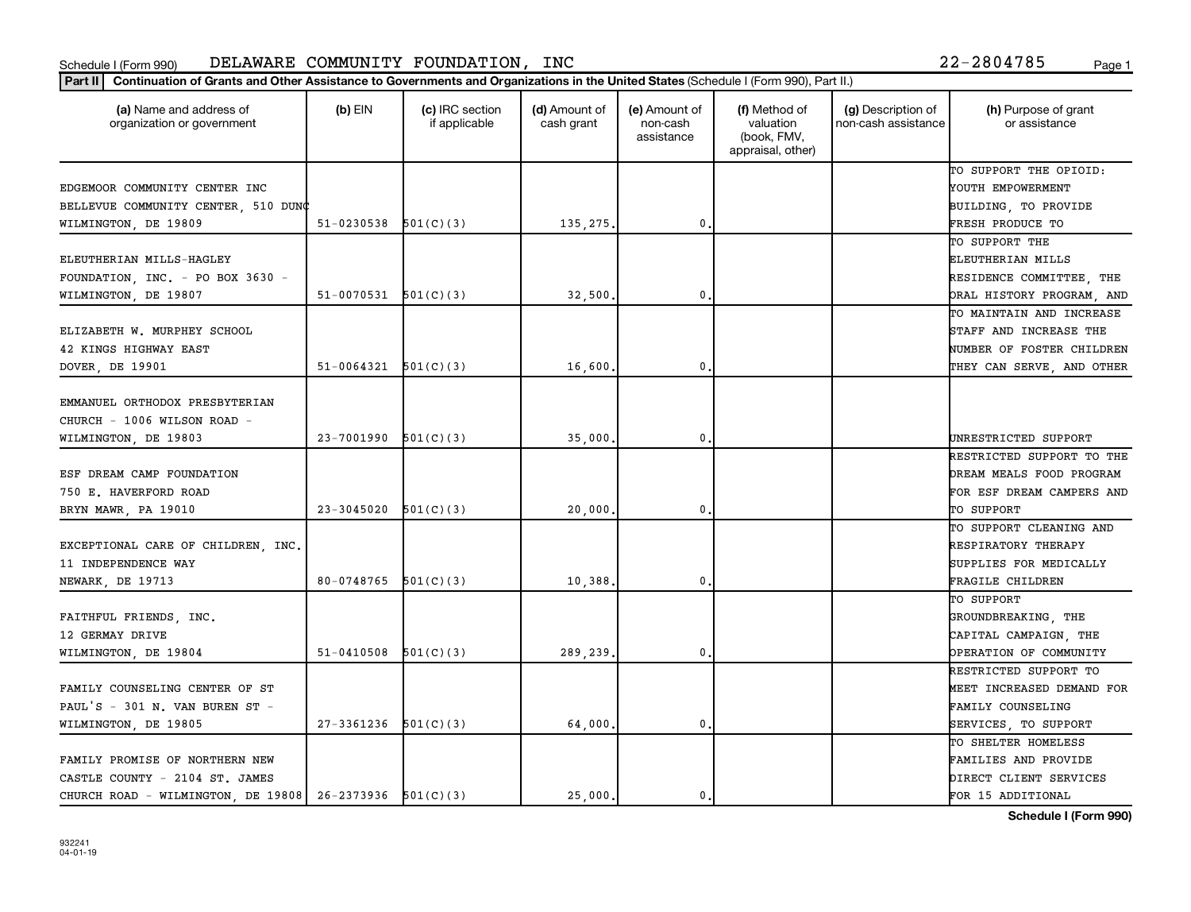Schedule I (Form 990) DELAWARE COMMUNITY FOUNDATION, INC 22-2804785

**Part II** **Continuation of Grants and Other Assistance to Governments and Organizations in the United States** (Schedule I (Form 990), Part II.)

| (a) Name and address of organization or government | (b) EIN | (c) IRC section if applicable | (d) Amount of cash grant | (e) Amount of non-cash assistance | (f) Method of valuation (book, FMV, appraisal, other) | (g) Description of non-cash assistance | (h) Purpose of grant or assistance |
|---|---|---|---|---|---|---|---|
| EDGEMOOR COMMUNITY CENTER INC BELLEVUE COMMUNITY CENTER, 510 DUNC WILMINGTON, DE 19809 | 51-0230538 | 501(C)(3) | 135,275. | 0. | | | TO SUPPORT THE OPIOID: YOUTH EMPOWERMENT BUILDING, TO PROVIDE FRESH PRODUCE TO |
| ELEUTHERIAN MILLS-HAGLEY FOUNDATION, INC. - PO BOX 3630 - WILMINGTON, DE 19807 | 51-0070531 | 501(C)(3) | 32,500. | 0. | | | TO SUPPORT THE ELEUTHERIAN MILLS RESIDENCE COMMITTEE, THE ORAL HISTORY PROGRAM, AND |
| ELIZABETH W. MURPHEY SCHOOL 42 KINGS HIGHWAY EAST DOVER, DE 19901 | 51-0064321 | 501(C)(3) | 16,600. | 0. | | | TO MAINTAIN AND INCREASE STAFF AND INCREASE THE NUMBER OF FOSTER CHILDREN THEY CAN SERVE, AND OTHER |
| EMMANUEL ORTHODOX PRESBYTERIAN CHURCH - 1006 WILSON ROAD - WILMINGTON, DE 19803 | 23-7001990 | 501(C)(3) | 35,000. | 0. | | | UNRESTRICTED SUPPORT |
| ESF DREAM CAMP FOUNDATION 750 E. HAVERFORD ROAD BRYN MAWR, PA 19010 | 23-3045020 | 501(C)(3) | 20,000. | 0. | | | RESTRICTED SUPPORT TO THE DREAM MEALS FOOD PROGRAM FOR ESF DREAM CAMPERS AND TO SUPPORT |
| EXCEPTIONAL CARE OF CHILDREN, INC. 11 INDEPENDENCE WAY NEWARK, DE 19713 | 80-0748765 | 501(C)(3) | 10,388. | 0. | | | TO SUPPORT CLEANING AND RESPIRATORY THERAPY SUPPLIES FOR MEDICALLY FRAGILE CHILDREN |
| FAITHFUL FRIENDS, INC. 12 GERMAY DRIVE WILMINGTON, DE 19804 | 51-0410508 | 501(C)(3) | 289,239. | 0. | | | TO SUPPORT GROUNDBREAKING, THE CAPITAL CAMPAIGN, THE OPERATION OF COMMUNITY |
| FAMILY COUNSELING CENTER OF ST PAUL'S - 301 N. VAN BUREN ST - WILMINGTON, DE 19805 | 27-3361236 | 501(C)(3) | 64,000. | 0. | | | RESTRICTED SUPPORT TO MEET INCREASED DEMAND FOR FAMILY COUNSELING SERVICES, TO SUPPORT |
| FAMILY PROMISE OF NORTHERN NEW CASTLE COUNTY - 2104 ST. JAMES CHURCH ROAD - WILMINGTON, DE 19808 | 26-2373936 | 501(C)(3) | 25,000. | 0. | | | TO SHELTER HOMELESS FAMILIES AND PROVIDE DIRECT CLIENT SERVICES FOR 15 ADDITIONAL |

**Schedule I (Form 990)**

932241
04-01-19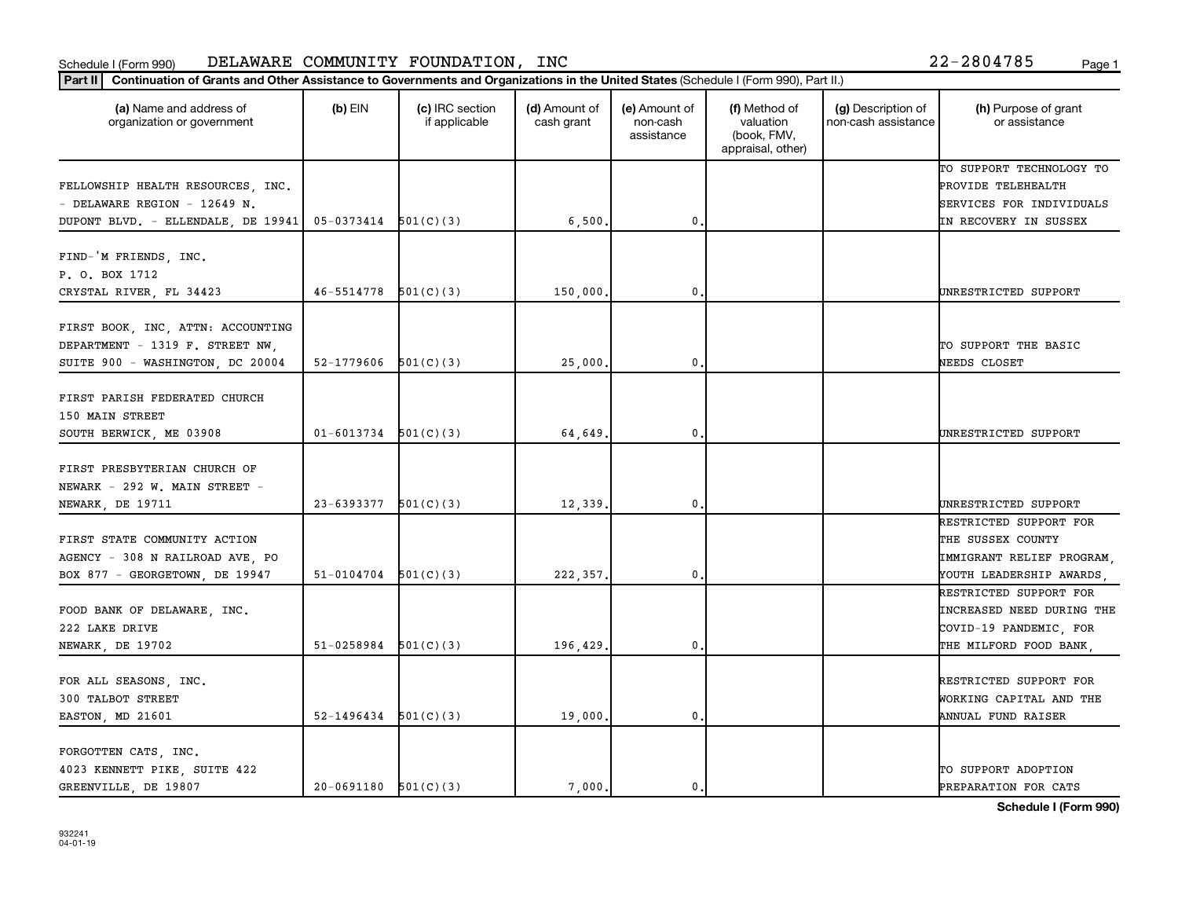Schedule I (Form 990) DELAWARE COMMUNITY FOUNDATION, INC 22-2804785

**Part II** **Continuation of Grants and Other Assistance to Governments and Organizations in the United States** (Schedule I (Form 990), Part II.)

| (a) Name and address of organization or government | (b) EIN | (c) IRC section if applicable | (d) Amount of cash grant | (e) Amount of non-cash assistance | (f) Method of valuation (book, FMV, appraisal, other) | (g) Description of non-cash assistance | (h) Purpose of grant or assistance |
|---|---|---|---|---|---|---|---|
| FELLOWSHIP HEALTH RESOURCES, INC. - DELAWARE REGION - 12649 N. DUPONT BLVD. - ELLENDALE, DE 19941 | 05-0373414 | 501(C)(3) | 6,500. | 0. | | | TO SUPPORT TECHNOLOGY TO PROVIDE TELEHEALTH SERVICES FOR INDIVIDUALS IN RECOVERY IN SUSSEX |
| FIND-'M FRIENDS, INC. P. O. BOX 1712 CRYSTAL RIVER, FL 34423 | 46-5514778 | 501(C)(3) | 150,000. | 0. | | | UNRESTRICTED SUPPORT |
| FIRST BOOK, INC, ATTN: ACCOUNTING DEPARTMENT - 1319 F. STREET NW, SUITE 900 - WASHINGTON, DC 20004 | 52-1779606 | 501(C)(3) | 25,000. | 0. | | | TO SUPPORT THE BASIC NEEDS CLOSET |
| FIRST PARISH FEDERATED CHURCH 150 MAIN STREET SOUTH BERWICK, ME 03908 | 01-6013734 | 501(C)(3) | 64,649. | 0. | | | UNRESTRICTED SUPPORT |
| FIRST PRESBYTERIAN CHURCH OF NEWARK - 292 W. MAIN STREET - NEWARK, DE 19711 | 23-6393377 | 501(C)(3) | 12,339. | 0. | | | UNRESTRICTED SUPPORT |
| FIRST STATE COMMUNITY ACTION AGENCY - 308 N RAILROAD AVE, PO BOX 877 - GEORGETOWN, DE 19947 | 51-0104704 | 501(C)(3) | 222,357. | 0. | | | RESTRICTED SUPPORT FOR THE SUSSEX COUNTY IMMIGRANT RELIEF PROGRAM, YOUTH LEADERSHIP AWARDS, |
| FOOD BANK OF DELAWARE, INC. 222 LAKE DRIVE NEWARK, DE 19702 | 51-0258984 | 501(C)(3) | 196,429. | 0. | | | RESTRICTED SUPPORT FOR INCREASED NEED DURING THE COVID-19 PANDEMIC, FOR THE MILFORD FOOD BANK, |
| FOR ALL SEASONS, INC. 300 TALBOT STREET EASTON, MD 21601 | 52-1496434 | 501(C)(3) | 19,000. | 0. | | | RESTRICTED SUPPORT FOR WORKING CAPITAL AND THE ANNUAL FUND RAISER |
| FORGOTTEN CATS, INC. 4023 KENNETT PIKE, SUITE 422 GREENVILLE, DE 19807 | 20-0691180 | 501(C)(3) | 7,000. | 0. | | | TO SUPPORT ADOPTION PREPARATION FOR CATS |

932241
04-01-19

**Schedule I (Form 990)**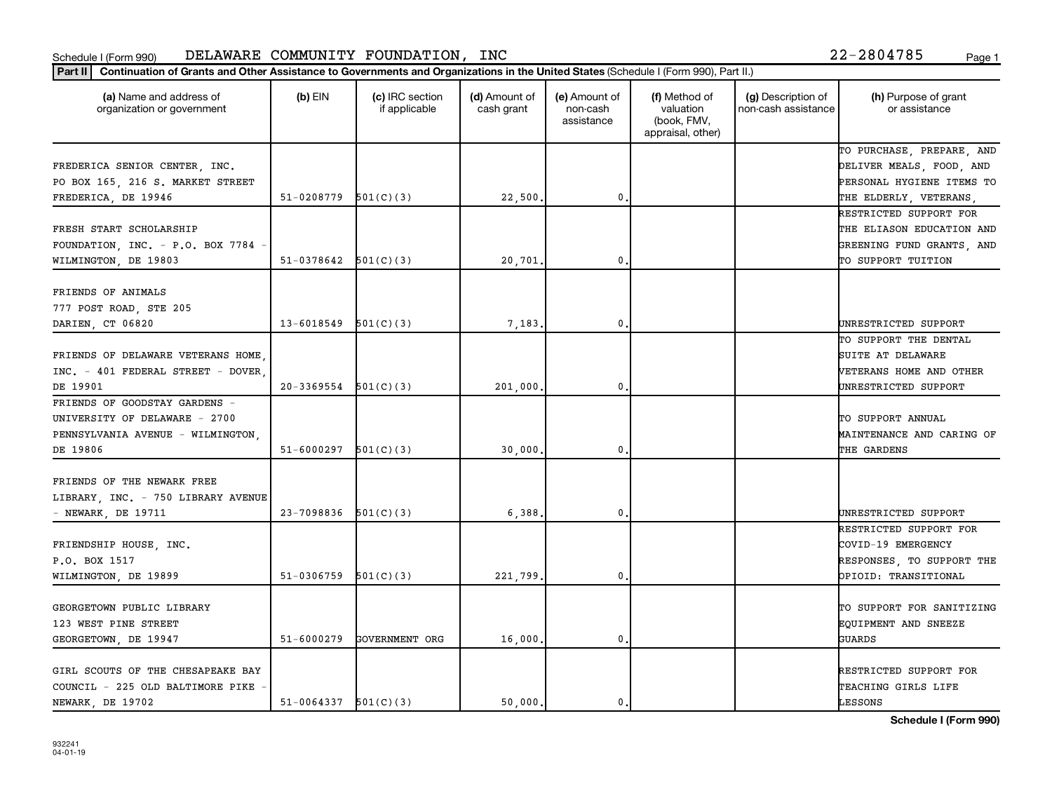Schedule I (Form 990) DELAWARE COMMUNITY FOUNDATION, INC 22-2804785

**Part II** **Continuation of Grants and Other Assistance to Governments and Organizations in the United States** (Schedule I (Form 990), Part II.)

| (a) Name and address of organization or government | (b) EIN | (c) IRC section if applicable | (d) Amount of cash grant | (e) Amount of non-cash assistance | (f) Method of valuation (book, FMV, appraisal, other) | (g) Description of non-cash assistance | (h) Purpose of grant or assistance |
|---|---|---|---|---|---|---|---|
| FREDERICA SENIOR CENTER, INC. PO BOX 165, 216 S. MARKET STREET FREDERICA, DE 19946 | 51-0208779 | 501(C)(3) | 22,500. | 0. | | | TO PURCHASE, PREPARE, AND DELIVER MEALS, FOOD, AND PERSONAL HYGIENE ITEMS TO THE ELDERLY, VETERANS, |
| FRESH START SCHOLARSHIP FOUNDATION, INC. - P.O. BOX 7784 - WILMINGTON, DE 19803 | 51-0378642 | 501(C)(3) | 20,701. | 0. | | | RESTRICTED SUPPORT FOR THE ELIASON EDUCATION AND GREENING FUND GRANTS, AND TO SUPPORT TUITION |
| FRIENDS OF ANIMALS 777 POST ROAD, STE 205 DARIEN, CT 06820 | 13-6018549 | 501(C)(3) | 7,183. | 0. | | | UNRESTRICTED SUPPORT |
| FRIENDS OF DELAWARE VETERANS HOME, INC. - 401 FEDERAL STREET - DOVER, DE 19901 | 20-3369554 | 501(C)(3) | 201,000. | 0. | | | TO SUPPORT THE DENTAL SUITE AT DELAWARE VETERANS HOME AND OTHER UNRESTRICTED SUPPORT |
| FRIENDS OF GOODSTAY GARDENS - UNIVERSITY OF DELAWARE - 2700 PENNSYLVANIA AVENUE - WILMINGTON, DE 19806 | 51-6000297 | 501(C)(3) | 30,000. | 0. | | | TO SUPPORT ANNUAL MAINTENANCE AND CARING OF THE GARDENS |
| FRIENDS OF THE NEWARK FREE LIBRARY, INC. - 750 LIBRARY AVENUE - NEWARK, DE 19711 | 23-7098836 | 501(C)(3) | 6,388. | 0. | | | UNRESTRICTED SUPPORT |
| FRIENDSHIP HOUSE, INC. P.O. BOX 1517 WILMINGTON, DE 19899 | 51-0306759 | 501(C)(3) | 221,799. | 0. | | | RESTRICTED SUPPORT FOR COVID-19 EMERGENCY RESPONSES, TO SUPPORT THE OPIOID: TRANSITIONAL |
| GEORGETOWN PUBLIC LIBRARY 123 WEST PINE STREET GEORGETOWN, DE 19947 | 51-6000279 | GOVERNMENT ORG | 16,000. | 0. | | | TO SUPPORT FOR SANITIZING EQUIPMENT AND SNEEZE GUARDS |
| GIRL SCOUTS OF THE CHESAPEAKE BAY COUNCIL - 225 OLD BALTIMORE PIKE - NEWARK, DE 19702 | 51-0064337 | 501(C)(3) | 50,000. | 0. | | | RESTRICTED SUPPORT FOR TEACHING GIRLS LIFE LESSONS |

932241 04-01-19

**Schedule I (Form 990)**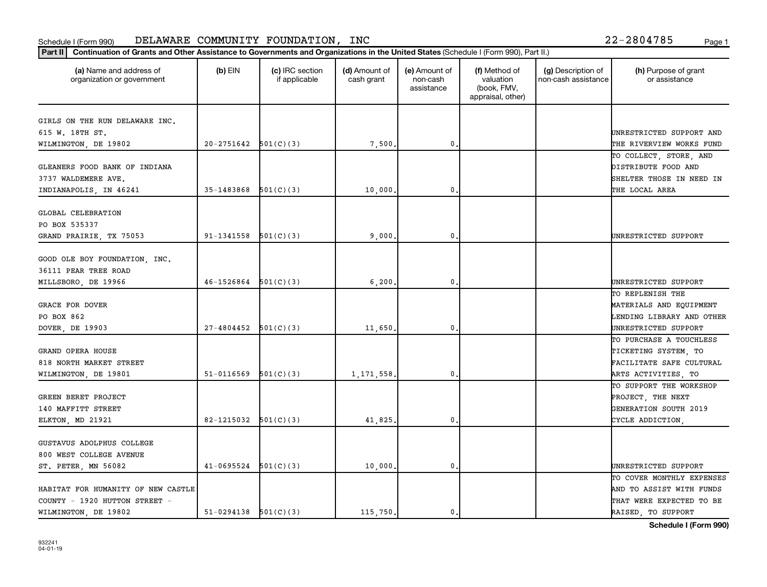Schedule I (Form 990) DELAWARE COMMUNITY FOUNDATION, INC 22-2804785

**Part II** **Continuation of Grants and Other Assistance to Governments and Organizations in the United States** (Schedule I (Form 990), Part II.)

| (a) Name and address of organization or government | (b) EIN | (c) IRC section if applicable | (d) Amount of cash grant | (e) Amount of non-cash assistance | (f) Method of valuation (book, FMV, appraisal, other) | (g) Description of non-cash assistance | (h) Purpose of grant or assistance |
|---|---|---|---|---|---|---|---|
| GIRLS ON THE RUN DELAWARE INC. 615 W. 18TH ST. WILMINGTON, DE 19802 | 20-2751642 | 501(C)(3) | 7,500. | 0. | | | UNRESTRICTED SUPPORT AND THE RIVERVIEW WORKS FUND |
| GLEANERS FOOD BANK OF INDIANA 3737 WALDEMERE AVE. INDIANAPOLIS, IN 46241 | 35-1483868 | 501(C)(3) | 10,000. | 0. | | | TO COLLECT, STORE, AND DISTRIBUTE FOOD AND SHELTER THOSE IN NEED IN THE LOCAL AREA |
| GLOBAL CELEBRATION PO BOX 535337 GRAND PRAIRIE, TX 75053 | 91-1341558 | 501(C)(3) | 9,000. | 0. | | | UNRESTRICTED SUPPORT |
| GOOD OLE BOY FOUNDATION, INC. 36111 PEAR TREE ROAD MILLSBORO, DE 19966 | 46-1526864 | 501(C)(3) | 6,200. | 0. | | | UNRESTRICTED SUPPORT |
| GRACE FOR DOVER PO BOX 862 DOVER, DE 19903 | 27-4804452 | 501(C)(3) | 11,650. | 0. | | | TO REPLENISH THE MATERIALS AND EQUIPMENT LENDING LIBRARY AND OTHER UNRESTRICTED SUPPORT |
| GRAND OPERA HOUSE 818 NORTH MARKET STREET WILMINGTON, DE 19801 | 51-0116569 | 501(C)(3) | 1,171,558. | 0. | | | TO PURCHASE A TOUCHLESS TICKETING SYSTEM, TO FACILITATE SAFE CULTURAL ARTS ACTIVITIES, TO |
| GREEN BERET PROJECT 140 MAFFITT STREET ELKTON, MD 21921 | 82-1215032 | 501(C)(3) | 41,825. | 0. | | | TO SUPPORT THE WORKSHOP PROJECT, THE NEXT GENERATION SOUTH 2019 CYCLE ADDICTION, |
| GUSTAVUS ADOLPHUS COLLEGE 800 WEST COLLEGE AVENUE ST. PETER, MN 56082 | 41-0695524 | 501(C)(3) | 10,000. | 0. | | | UNRESTRICTED SUPPORT |
| HABITAT FOR HUMANITY OF NEW CASTLE COUNTY - 1920 HUTTON STREET - WILMINGTON, DE 19802 | 51-0294138 | 501(C)(3) | 115,750. | 0. | | | TO COVER MONTHLY EXPENSES AND TO ASSIST WITH FUNDS THAT WERE EXPECTED TO BE RAISED, TO SUPPORT |

**Schedule I (Form 990)**

932241
04-01-19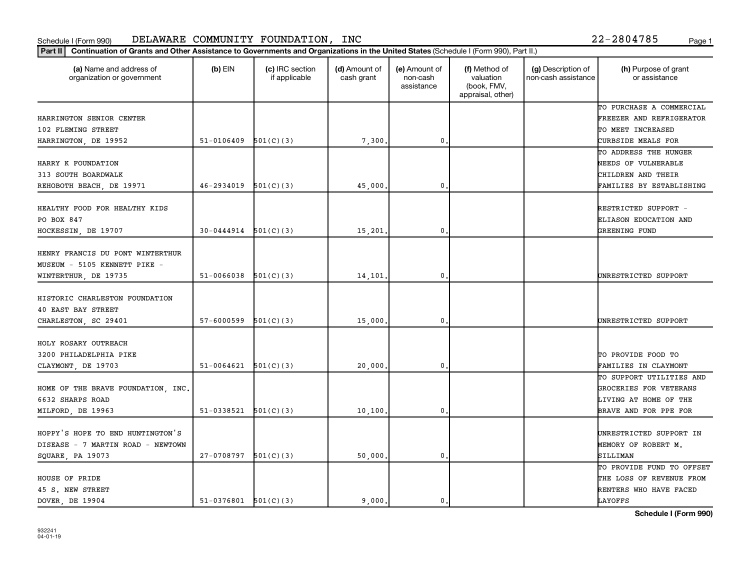Schedule I (Form 990) DELAWARE COMMUNITY FOUNDATION, INC 22-2804785

**Part II** **Continuation of Grants and Other Assistance to Governments and Organizations in the United States** (Schedule I (Form 990), Part II.)

| (a) Name and address of organization or government | (b) EIN | (c) IRC section if applicable | (d) Amount of cash grant | (e) Amount of non-cash assistance | (f) Method of valuation (book, FMV, appraisal, other) | (g) Description of non-cash assistance | (h) Purpose of grant or assistance |
|---|---|---|---|---|---|---|---|
| HARRINGTON SENIOR CENTER 102 FLEMING STREET HARRINGTON, DE 19952 | 51-0106409 | 501(C)(3) | 7,300. | 0. | | | TO PURCHASE A COMMERCIAL FREEZER AND REFRIGERATOR TO MEET INCREASED CURBSIDE MEALS FOR |
| HARRY K FOUNDATION 313 SOUTH BOARDWALK REHOBOTH BEACH, DE 19971 | 46-2934019 | 501(C)(3) | 45,000. | 0. | | | TO ADDRESS THE HUNGER NEEDS OF VULNERABLE CHILDREN AND THEIR FAMILIES BY ESTABLISHING |
| HEALTHY FOOD FOR HEALTHY KIDS PO BOX 847 HOCKESSIN, DE 19707 | 30-0444914 | 501(C)(3) | 15,201. | 0. | | | RESTRICTED SUPPORT - ELIASON EDUCATION AND GREENING FUND |
| HENRY FRANCIS DU PONT WINTERTHUR MUSEUM - 5105 KENNETT PIKE - WINTERTHUR, DE 19735 | 51-0066038 | 501(C)(3) | 14,101. | 0. | | | UNRESTRICTED SUPPORT |
| HISTORIC CHARLESTON FOUNDATION 40 EAST BAY STREET CHARLESTON, SC 29401 | 57-6000599 | 501(C)(3) | 15,000. | 0. | | | UNRESTRICTED SUPPORT |
| HOLY ROSARY OUTREACH 3200 PHILADELPHIA PIKE CLAYMONT, DE 19703 | 51-0064621 | 501(C)(3) | 20,000. | 0. | | | TO PROVIDE FOOD TO FAMILIES IN CLAYMONT |
| HOME OF THE BRAVE FOUNDATION, INC. 6632 SHARPS ROAD MILFORD, DE 19963 | 51-0338521 | 501(C)(3) | 10,100. | 0. | | | TO SUPPORT UTILITIES AND GROCERIES FOR VETERANS LIVING AT HOME OF THE BRAVE AND FOR PPE FOR |
| HOPPY'S HOPE TO END HUNTINGTON'S DISEASE - 7 MARTIN ROAD - NEWTOWN SQUARE, PA 19073 | 27-0708797 | 501(C)(3) | 50,000. | 0. | | | UNRESTRICTED SUPPORT IN MEMORY OF ROBERT M. SILLIMAN |
| HOUSE OF PRIDE 45 S. NEW STREET DOVER, DE 19904 | 51-0376801 | 501(C)(3) | 9,000. | 0. | | | TO PROVIDE FUND TO OFFSET THE LOSS OF REVENUE FROM RENTERS WHO HAVE FACED LAYOFFS |

**Schedule I (Form 990)**

932241 04-01-19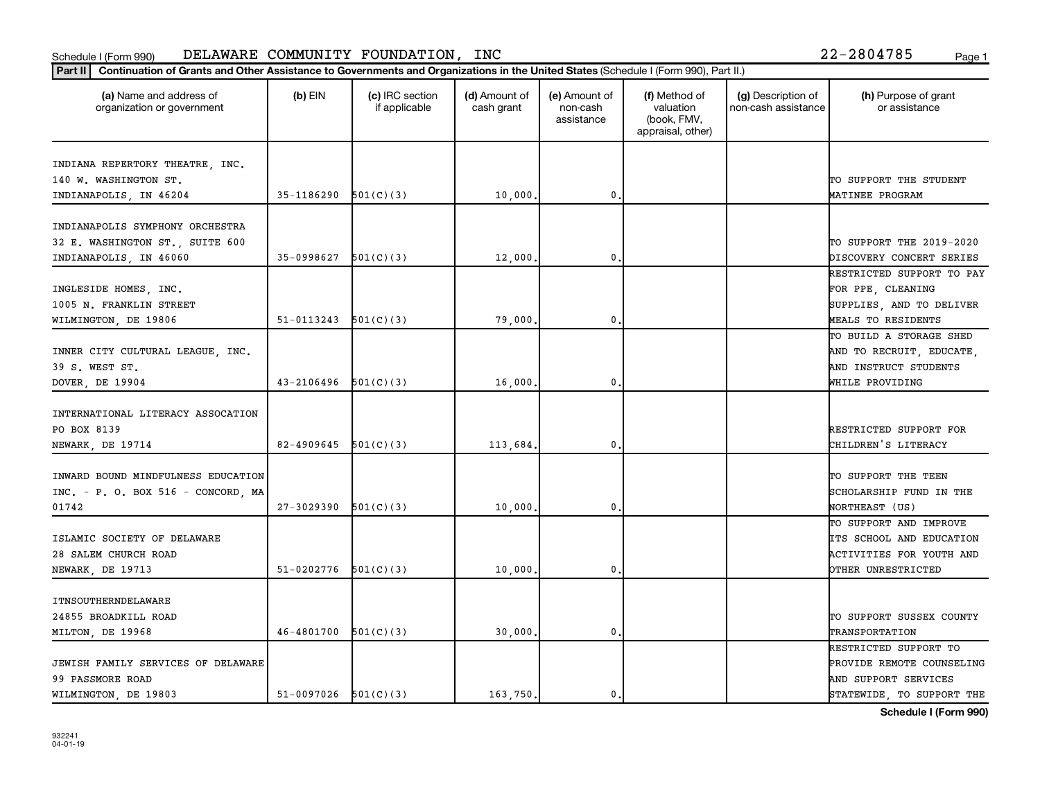Schedule I (Form 990) DELAWARE COMMUNITY FOUNDATION, INC 22-2804785

**Part II** **Continuation of Grants and Other Assistance to Governments and Organizations in the United States** (Schedule I (Form 990), Part II.)

| (a) Name and address of organization or government | (b) EIN | (c) IRC section if applicable | (d) Amount of cash grant | (e) Amount of non-cash assistance | (f) Method of valuation (book, FMV, appraisal, other) | (g) Description of non-cash assistance | (h) Purpose of grant or assistance |
|---|---|---|---|---|---|---|---|
| INDIANA REPERTORY THEATRE, INC. 140 W. WASHINGTON ST. INDIANAPOLIS, IN 46204 | 35-1186290 | 501(C)(3) | 10,000. | 0. | | | TO SUPPORT THE STUDENT MATINEE PROGRAM |
| INDIANAPOLIS SYMPHONY ORCHESTRA 32 E. WASHINGTON ST., SUITE 600 INDIANAPOLIS, IN 46060 | 35-0998627 | 501(C)(3) | 12,000. | 0. | | | TO SUPPORT THE 2019-2020 DISCOVERY CONCERT SERIES |
| INGLESIDE HOMES, INC. 1005 N. FRANKLIN STREET WILMINGTON, DE 19806 | 51-0113243 | 501(C)(3) | 79,000. | 0. | | | RESTRICTED SUPPORT TO PAY FOR PPE, CLEANING SUPPLIES, AND TO DELIVER MEALS TO RESIDENTS |
| INNER CITY CULTURAL LEAGUE, INC. 39 S. WEST ST. DOVER, DE 19904 | 43-2106496 | 501(C)(3) | 16,000. | 0. | | | TO BUILD A STORAGE SHED AND TO RECRUIT, EDUCATE, AND INSTRUCT STUDENTS WHILE PROVIDING |
| INTERNATIONAL LITERACY ASSOCATION PO BOX 8139 NEWARK, DE 19714 | 82-4909645 | 501(C)(3) | 113,684. | 0. | | | RESTRICTED SUPPORT FOR CHILDREN'S LITERACY |
| INWARD BOUND MINDFULNESS EDUCATION INC. - P. O. BOX 516 - CONCORD, MA 01742 | 27-3029390 | 501(C)(3) | 10,000. | 0. | | | TO SUPPORT THE TEEN SCHOLARSHIP FUND IN THE NORTHEAST (US) |
| ISLAMIC SOCIETY OF DELAWARE 28 SALEM CHURCH ROAD NEWARK, DE 19713 | 51-0202776 | 501(C)(3) | 10,000. | 0. | | | TO SUPPORT AND IMPROVE ITS SCHOOL AND EDUCATION ACTIVITIES FOR YOUTH AND OTHER UNRESTRICTED |
| ITNSOUTHERNDELAWARE 24855 BROADKILL ROAD MILTON, DE 19968 | 46-4801700 | 501(C)(3) | 30,000. | 0. | | | TO SUPPORT SUSSEX COUNTY TRANSPORTATION |
| JEWISH FAMILY SERVICES OF DELAWARE 99 PASSMORE ROAD WILMINGTON, DE 19803 | 51-0097026 | 501(C)(3) | 163,750. | 0. | | | RESTRICTED SUPPORT TO PROVIDE REMOTE COUNSELING AND SUPPORT SERVICES STATEWIDE, TO SUPPORT THE |

932241 04-01-19

**Schedule I (Form 990)**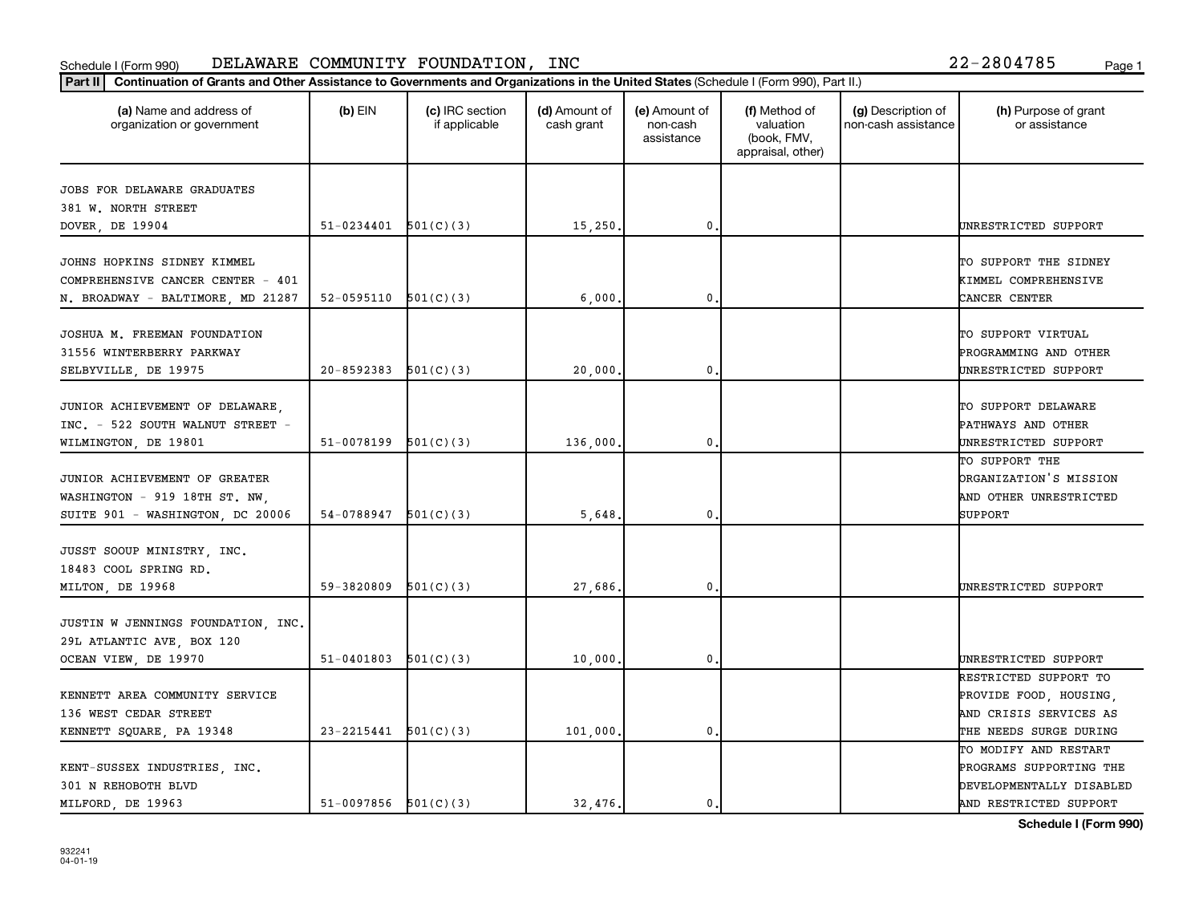Schedule I (Form 990) DELAWARE COMMUNITY FOUNDATION, INC 22-2804785

**Part II** **Continuation of Grants and Other Assistance to Governments and Organizations in the United States** (Schedule I (Form 990), Part II.)

| (a) Name and address of organization or government | (b) EIN | (c) IRC section if applicable | (d) Amount of cash grant | (e) Amount of non-cash assistance | (f) Method of valuation (book, FMV, appraisal, other) | (g) Description of non-cash assistance | (h) Purpose of grant or assistance |
|---|---|---|---|---|---|---|---|
| JOBS FOR DELAWARE GRADUATES 381 W. NORTH STREET DOVER, DE 19904 | 51-0234401 | 501(C)(3) | 15,250. | 0. | | | UNRESTRICTED SUPPORT |
| JOHNS HOPKINS SIDNEY KIMMEL COMPREHENSIVE CANCER CENTER - 401 N. BROADWAY - BALTIMORE, MD 21287 | 52-0595110 | 501(C)(3) | 6,000. | 0. | | | TO SUPPORT THE SIDNEY KIMMEL COMPREHENSIVE CANCER CENTER |
| JOSHUA M. FREEMAN FOUNDATION 31556 WINTERBERRY PARKWAY SELBYVILLE, DE 19975 | 20-8592383 | 501(C)(3) | 20,000. | 0. | | | TO SUPPORT VIRTUAL PROGRAMMING AND OTHER UNRESTRICTED SUPPORT |
| JUNIOR ACHIEVEMENT OF DELAWARE, INC. - 522 SOUTH WALNUT STREET - WILMINGTON, DE 19801 | 51-0078199 | 501(C)(3) | 136,000. | 0. | | | TO SUPPORT DELAWARE PATHWAYS AND OTHER UNRESTRICTED SUPPORT |
| JUNIOR ACHIEVEMENT OF GREATER WASHINGTON - 919 18TH ST. NW, SUITE 901 - WASHINGTON, DC 20006 | 54-0788947 | 501(C)(3) | 5,648. | 0. | | | TO SUPPORT THE ORGANIZATION'S MISSION AND OTHER UNRESTRICTED SUPPORT |
| JUSST SOOUP MINISTRY, INC. 18483 COOL SPRING RD. MILTON, DE 19968 | 59-3820809 | 501(C)(3) | 27,686. | 0. | | | UNRESTRICTED SUPPORT |
| JUSTIN W JENNINGS FOUNDATION, INC. 29L ATLANTIC AVE, BOX 120 OCEAN VIEW, DE 19970 | 51-0401803 | 501(C)(3) | 10,000. | 0. | | | UNRESTRICTED SUPPORT |
| KENNETT AREA COMMUNITY SERVICE 136 WEST CEDAR STREET KENNETT SQUARE, PA 19348 | 23-2215441 | 501(C)(3) | 101,000. | 0. | | | RESTRICTED SUPPORT TO PROVIDE FOOD, HOUSING, AND CRISIS SERVICES AS THE NEEDS SURGE DURING |
| KENT-SUSSEX INDUSTRIES, INC. 301 N REHOBOTH BLVD MILFORD, DE 19963 | 51-0097856 | 501(C)(3) | 32,476. | 0. | | | TO MODIFY AND RESTART PROGRAMS SUPPORTING THE DEVELOPMENTALLY DISABLED AND RESTRICTED SUPPORT |

**Schedule I (Form 990)**

932241 04-01-19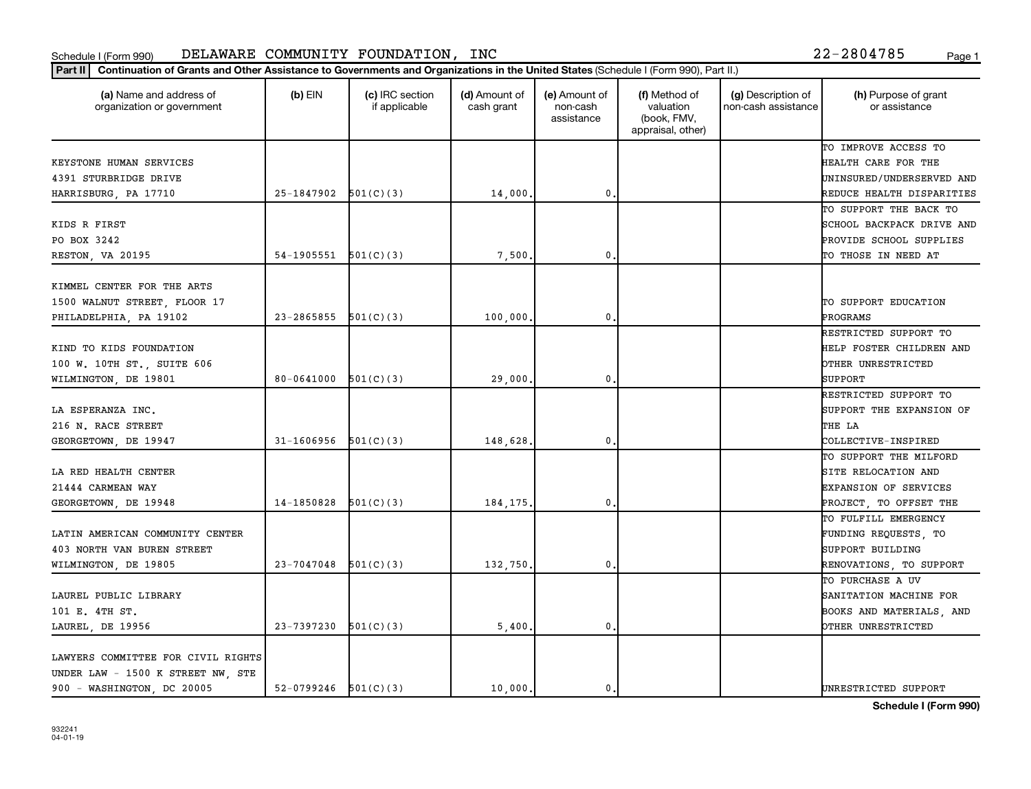Schedule I (Form 990) DELAWARE COMMUNITY FOUNDATION, INC 22-2804785

**Part II** **Continuation of Grants and Other Assistance to Governments and Organizations in the United States** (Schedule I (Form 990), Part II.)

| (a) Name and address of organization or government | (b) EIN | (c) IRC section if applicable | (d) Amount of cash grant | (e) Amount of non-cash assistance | (f) Method of valuation (book, FMV, appraisal, other) | (g) Description of non-cash assistance | (h) Purpose of grant or assistance |
|---|---|---|---|---|---|---|---|
| KEYSTONE HUMAN SERVICES 4391 STURBRIDGE DRIVE HARRISBURG, PA 17710 | 25-1847902 | 501(C)(3) | 14,000. | 0. | | | TO IMPROVE ACCESS TO HEALTH CARE FOR THE UNINSURED/UNDERSERVED AND REDUCE HEALTH DISPARITIES |
| KIDS R FIRST PO BOX 3242 RESTON, VA 20195 | 54-1905551 | 501(C)(3) | 7,500. | 0. | | | TO SUPPORT THE BACK TO SCHOOL BACKPACK DRIVE AND PROVIDE SCHOOL SUPPLIES TO THOSE IN NEED AT |
| KIMMEL CENTER FOR THE ARTS 1500 WALNUT STREET, FLOOR 17 PHILADELPHIA, PA 19102 | 23-2865855 | 501(C)(3) | 100,000. | 0. | | | TO SUPPORT EDUCATION PROGRAMS |
| KIND TO KIDS FOUNDATION 100 W. 10TH ST., SUITE 606 WILMINGTON, DE 19801 | 80-0641000 | 501(C)(3) | 29,000. | 0. | | | RESTRICTED SUPPORT TO HELP FOSTER CHILDREN AND OTHER UNRESTRICTED SUPPORT |
| LA ESPERANZA INC. 216 N. RACE STREET GEORGETOWN, DE 19947 | 31-1606956 | 501(C)(3) | 148,628. | 0. | | | RESTRICTED SUPPORT TO SUPPORT THE EXPANSION OF THE LA COLLECTIVE-INSPIRED |
| LA RED HEALTH CENTER 21444 CARMEAN WAY GEORGETOWN, DE 19948 | 14-1850828 | 501(C)(3) | 184,175. | 0. | | | TO SUPPORT THE MILFORD SITE RELOCATION AND EXPANSION OF SERVICES PROJECT, TO OFFSET THE |
| LATIN AMERICAN COMMUNITY CENTER 403 NORTH VAN BUREN STREET WILMINGTON, DE 19805 | 23-7047048 | 501(C)(3) | 132,750. | 0. | | | TO FULFILL EMERGENCY FUNDING REQUESTS, TO SUPPORT BUILDING RENOVATIONS, TO SUPPORT |
| LAUREL PUBLIC LIBRARY 101 E. 4TH ST. LAUREL, DE 19956 | 23-7397230 | 501(C)(3) | 5,400. | 0. | | | TO PURCHASE A UV SANITATION MACHINE FOR BOOKS AND MATERIALS, AND OTHER UNRESTRICTED |
| LAWYERS COMMITTEE FOR CIVIL RIGHTS UNDER LAW - 1500 K STREET NW, STE 900 - WASHINGTON, DC 20005 | 52-0799246 | 501(C)(3) | 10,000. | 0. | | | UNRESTRICTED SUPPORT |

**Schedule I (Form 990)**

932241
04-01-19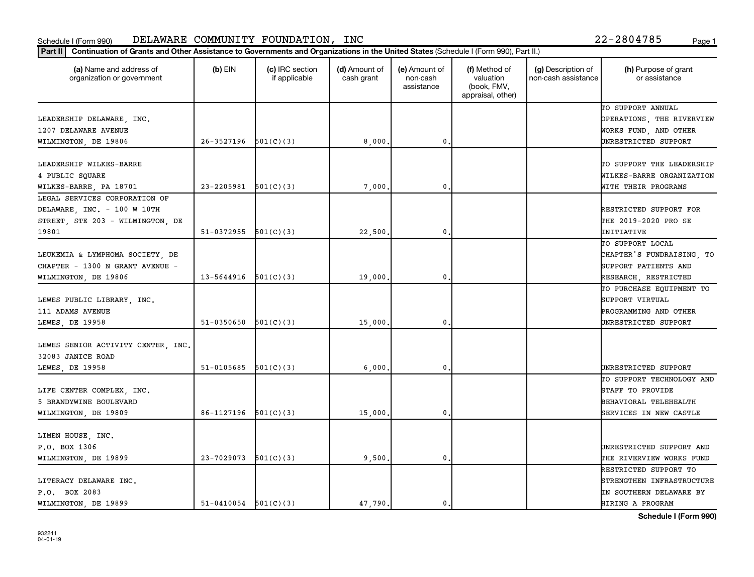Schedule I (Form 990) DELAWARE COMMUNITY FOUNDATION, INC 22-2804785

**Part II** **Continuation of Grants and Other Assistance to Governments and Organizations in the United States** (Schedule I (Form 990), Part II.)

| (a) Name and address of organization or government | (b) EIN | (c) IRC section if applicable | (d) Amount of cash grant | (e) Amount of non-cash assistance | (f) Method of valuation (book, FMV, appraisal, other) | (g) Description of non-cash assistance | (h) Purpose of grant or assistance |
|---|---|---|---|---|---|---|---|
| LEADERSHIP DELAWARE, INC. 1207 DELAWARE AVENUE WILMINGTON, DE 19806 | 26-3527196 | 501(C)(3) | 8,000. | 0. | | | TO SUPPORT ANNUAL OPERATIONS, THE RIVERVIEW WORKS FUND, AND OTHER UNRESTRICTED SUPPORT |
| LEADERSHIP WILKES-BARRE 4 PUBLIC SQUARE WILKES-BARRE, PA 18701 | 23-2205981 | 501(C)(3) | 7,000. | 0. | | | TO SUPPORT THE LEADERSHIP WILKES-BARRE ORGANIZATION WITH THEIR PROGRAMS |
| LEGAL SERVICES CORPORATION OF DELAWARE, INC. - 100 W 10TH STREET, STE 203 - WILMINGTON, DE 19801 | 51-0372955 | 501(C)(3) | 22,500. | 0. | | | RESTRICTED SUPPORT FOR THE 2019-2020 PRO SE INITIATIVE |
| LEUKEMIA & LYMPHOMA SOCIETY, DE CHAPTER - 1300 N GRANT AVENUE - WILMINGTON, DE 19806 | 13-5644916 | 501(C)(3) | 19,000. | 0. | | | TO SUPPORT LOCAL CHAPTER'S FUNDRAISING, TO SUPPORT PATIENTS AND RESEARCH, RESTRICTED |
| LEWES PUBLIC LIBRARY, INC. 111 ADAMS AVENUE LEWES, DE 19958 | 51-0350650 | 501(C)(3) | 15,000. | 0. | | | TO PURCHASE EQUIPMENT TO SUPPORT VIRTUAL PROGRAMMING AND OTHER UNRESTRICTED SUPPORT |
| LEWES SENIOR ACTIVITY CENTER, INC. 32083 JANICE ROAD LEWES, DE 19958 | 51-0105685 | 501(C)(3) | 6,000. | 0. | | | UNRESTRICTED SUPPORT |
| LIFE CENTER COMPLEX, INC. 5 BRANDYWINE BOULEVARD WILMINGTON, DE 19809 | 86-1127196 | 501(C)(3) | 15,000. | 0. | | | TO SUPPORT TECHNOLOGY AND STAFF TO PROVIDE BEHAVIORAL TELEHEALTH SERVICES IN NEW CASTLE |
| LIMEN HOUSE, INC. P.O. BOX 1306 WILMINGTON, DE 19899 | 23-7029073 | 501(C)(3) | 9,500. | 0. | | | UNRESTRICTED SUPPORT AND THE RIVERVIEW WORKS FUND |
| LITERACY DELAWARE INC. P.O. BOX 2083 WILMINGTON, DE 19899 | 51-0410054 | 501(C)(3) | 47,790. | 0. | | | RESTRICTED SUPPORT TO STRENGTHEN INFRASTRUCTURE IN SOUTHERN DELAWARE BY HIRING A PROGRAM |

932241 04-01-19

**Schedule I (Form 990)**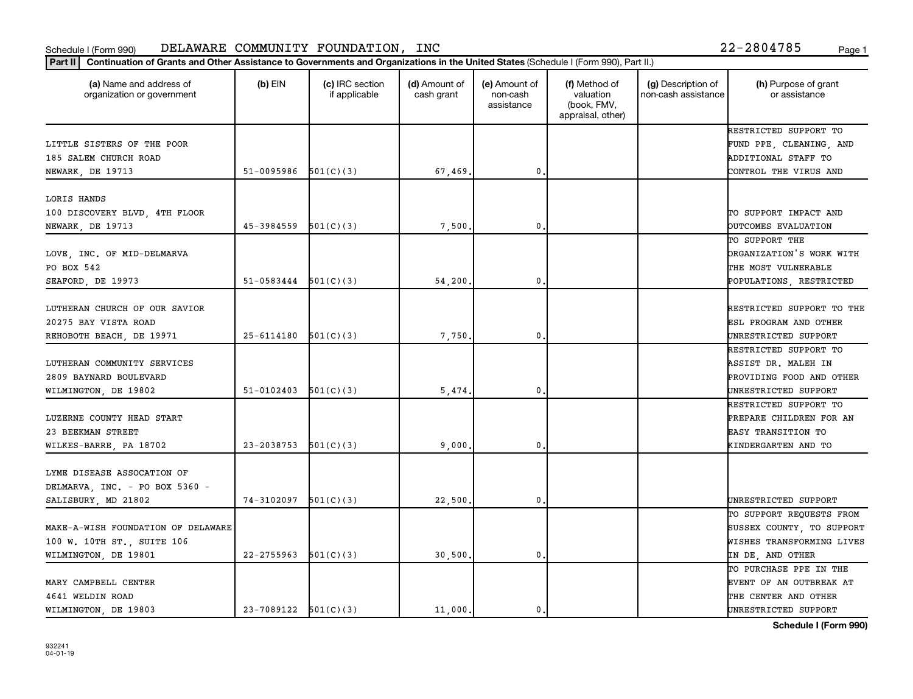Schedule I (Form 990) DELAWARE COMMUNITY FOUNDATION, INC 22-2804785

**Part II** **Continuation of Grants and Other Assistance to Governments and Organizations in the United States** (Schedule I (Form 990), Part II.)

| (a) Name and address of organization or government | (b) EIN | (c) IRC section if applicable | (d) Amount of cash grant | (e) Amount of non-cash assistance | (f) Method of valuation (book, FMV, appraisal, other) | (g) Description of non-cash assistance | (h) Purpose of grant or assistance |
|---|---|---|---|---|---|---|---|
| LITTLE SISTERS OF THE POOR 185 SALEM CHURCH ROAD NEWARK, DE 19713 | 51-0095986 | 501(C)(3) | 67,469. | 0. | | | RESTRICTED SUPPORT TO FUND PPE, CLEANING, AND ADDITIONAL STAFF TO CONTROL THE VIRUS AND |
| LORIS HANDS 100 DISCOVERY BLVD, 4TH FLOOR NEWARK, DE 19713 | 45-3984559 | 501(C)(3) | 7,500. | 0. | | | TO SUPPORT IMPACT AND OUTCOMES EVALUATION |
| LOVE, INC. OF MID-DELMARVA PO BOX 542 SEAFORD, DE 19973 | 51-0583444 | 501(C)(3) | 54,200. | 0. | | | TO SUPPORT THE ORGANIZATION'S WORK WITH THE MOST VULNERABLE POPULATIONS, RESTRICTED |
| LUTHERAN CHURCH OF OUR SAVIOR 20275 BAY VISTA ROAD REHOBOTH BEACH, DE 19971 | 25-6114180 | 501(C)(3) | 7,750. | 0. | | | RESTRICTED SUPPORT TO THE ESL PROGRAM AND OTHER UNRESTRICTED SUPPORT |
| LUTHERAN COMMUNITY SERVICES 2809 BAYNARD BOULEVARD WILMINGTON, DE 19802 | 51-0102403 | 501(C)(3) | 5,474. | 0. | | | RESTRICTED SUPPORT TO ASSIST DR. MALEH IN PROVIDING FOOD AND OTHER UNRESTRICTED SUPPORT |
| LUZERNE COUNTY HEAD START 23 BEEKMAN STREET WILKES-BARRE, PA 18702 | 23-2038753 | 501(C)(3) | 9,000. | 0. | | | RESTRICTED SUPPORT TO PREPARE CHILDREN FOR AN EASY TRANSITION TO KINDERGARTEN AND TO |
| LYME DISEASE ASSOCATION OF DELMARVA, INC. - PO BOX 5360 - SALISBURY, MD 21802 | 74-3102097 | 501(C)(3) | 22,500. | 0. | | | UNRESTRICTED SUPPORT |
| MAKE-A-WISH FOUNDATION OF DELAWARE 100 W. 10TH ST., SUITE 106 WILMINGTON, DE 19801 | 22-2755963 | 501(C)(3) | 30,500. | 0. | | | TO SUPPORT REQUESTS FROM SUSSEX COUNTY, TO SUPPORT WISHES TRANSFORMING LIVES IN DE, AND OTHER |
| MARY CAMPBELL CENTER 4641 WELDIN ROAD WILMINGTON, DE 19803 | 23-7089122 | 501(C)(3) | 11,000. | 0. | | | TO PURCHASE PPE IN THE EVENT OF AN OUTBREAK AT THE CENTER AND OTHER UNRESTRICTED SUPPORT |

**Schedule I (Form 990)**

932241
04-01-19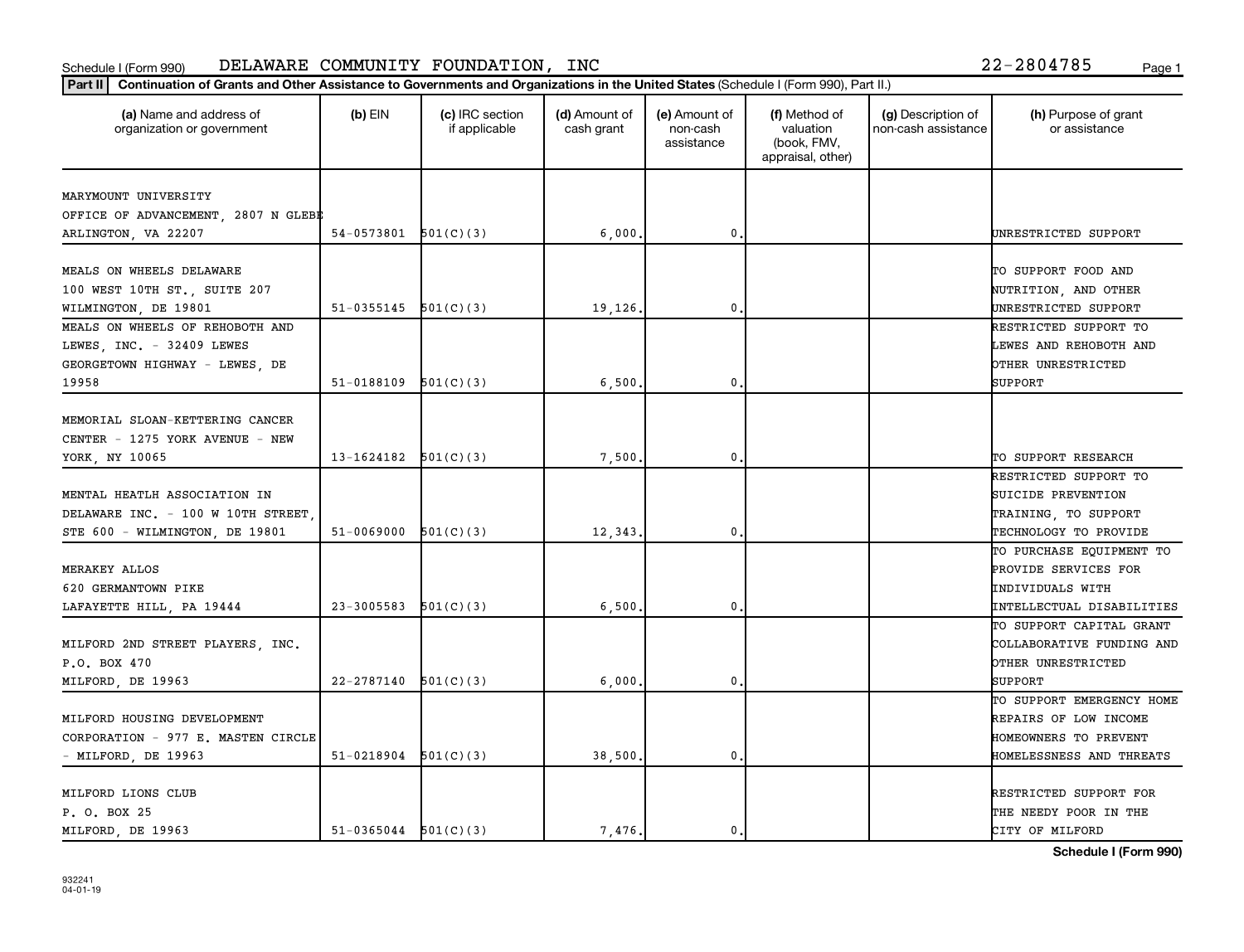Schedule I (Form 990) DELAWARE COMMUNITY FOUNDATION, INC 22-2804785

**Part II** **Continuation of Grants and Other Assistance to Governments and Organizations in the United States** (Schedule I (Form 990), Part II.)

| (a) Name and address of organization or government | (b) EIN | (c) IRC section if applicable | (d) Amount of cash grant | (e) Amount of non-cash assistance | (f) Method of valuation (book, FMV, appraisal, other) | (g) Description of non-cash assistance | (h) Purpose of grant or assistance |
|---|---|---|---|---|---|---|---|
| MARYMOUNT UNIVERSITY OFFICE OF ADVANCEMENT, 2807 N GLEBE ARLINGTON, VA 22207 | 54-0573801 | 501(C)(3) | 6,000. | 0. | | | UNRESTRICTED SUPPORT |
| MEALS ON WHEELS DELAWARE 100 WEST 10TH ST., SUITE 207 WILMINGTON, DE 19801 | 51-0355145 | 501(C)(3) | 19,126. | 0. | | | TO SUPPORT FOOD AND NUTRITION, AND OTHER UNRESTRICTED SUPPORT |
| MEALS ON WHEELS OF REHOBOTH AND LEWES, INC. - 32409 LEWES GEORGETOWN HIGHWAY - LEWES, DE 19958 | 51-0188109 | 501(C)(3) | 6,500. | 0. | | | RESTRICTED SUPPORT TO LEWES AND REHOBOTH AND OTHER UNRESTRICTED SUPPORT |
| MEMORIAL SLOAN-KETTERING CANCER CENTER - 1275 YORK AVENUE - NEW YORK, NY 10065 | 13-1624182 | 501(C)(3) | 7,500. | 0. | | | TO SUPPORT RESEARCH |
| MENTAL HEATLH ASSOCIATION IN DELAWARE INC. - 100 W 10TH STREET, STE 600 - WILMINGTON, DE 19801 | 51-0069000 | 501(C)(3) | 12,343. | 0. | | | RESTRICTED SUPPORT TO SUICIDE PREVENTION TRAINING, TO SUPPORT TECHNOLOGY TO PROVIDE |
| MERAKEY ALLOS 620 GERMANTOWN PIKE LAFAYETTE HILL, PA 19444 | 23-3005583 | 501(C)(3) | 6,500. | 0. | | | TO PURCHASE EQUIPMENT TO PROVIDE SERVICES FOR INDIVIDUALS WITH INTELLECTUAL DISABILITIES |
| MILFORD 2ND STREET PLAYERS, INC. P.O. BOX 470 MILFORD, DE 19963 | 22-2787140 | 501(C)(3) | 6,000. | 0. | | | TO SUPPORT CAPITAL GRANT COLLABORATIVE FUNDING AND OTHER UNRESTRICTED SUPPORT |
| MILFORD HOUSING DEVELOPMENT CORPORATION - 977 E. MASTEN CIRCLE - MILFORD, DE 19963 | 51-0218904 | 501(C)(3) | 38,500. | 0. | | | TO SUPPORT EMERGENCY HOME REPAIRS OF LOW INCOME HOMEOWNERS TO PREVENT HOMELESSNESS AND THREATS |
| MILFORD LIONS CLUB P. O. BOX 25 MILFORD, DE 19963 | 51-0365044 | 501(C)(3) | 7,476. | 0. | | | RESTRICTED SUPPORT FOR THE NEEDY POOR IN THE CITY OF MILFORD |

932241
04-01-19

**Schedule I (Form 990)**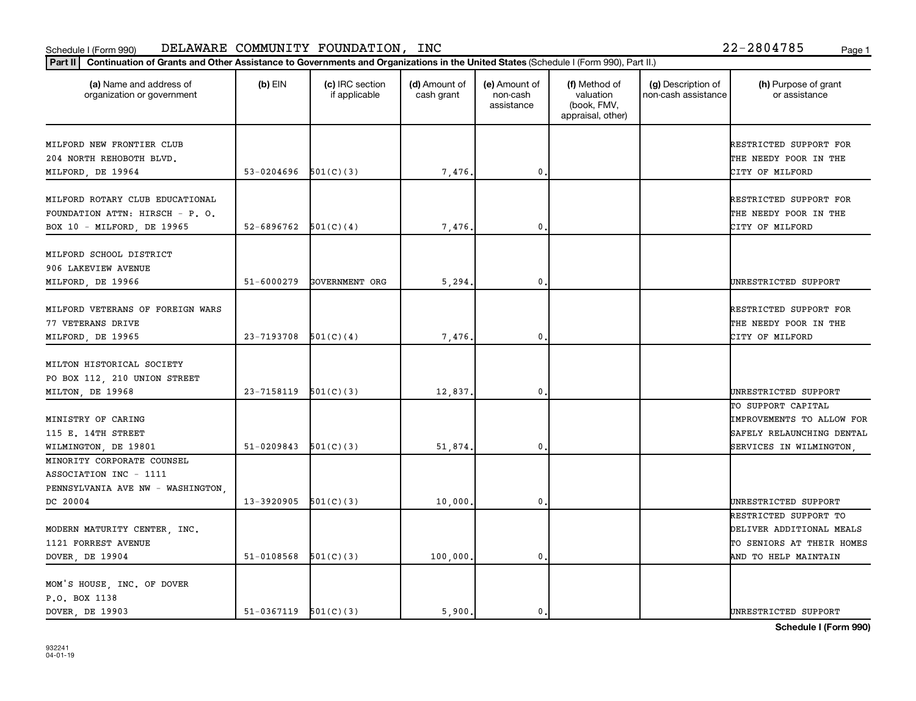Schedule I (Form 990) DELAWARE COMMUNITY FOUNDATION, INC 22-2804785

**Part II** **Continuation of Grants and Other Assistance to Governments and Organizations in the United States** (Schedule I (Form 990), Part II.)

| (a) Name and address of organization or government | (b) EIN | (c) IRC section if applicable | (d) Amount of cash grant | (e) Amount of non-cash assistance | (f) Method of valuation (book, FMV, appraisal, other) | (g) Description of non-cash assistance | (h) Purpose of grant or assistance |
|---|---|---|---|---|---|---|---|
| MILFORD NEW FRONTIER CLUB 204 NORTH REHOBOTH BLVD. MILFORD, DE 19964 | 53-0204696 | 501(C)(3) | 7,476. | 0. | | | RESTRICTED SUPPORT FOR THE NEEDY POOR IN THE CITY OF MILFORD |
| MILFORD ROTARY CLUB EDUCATIONAL FOUNDATION ATTN: HIRSCH - P. O. BOX 10 - MILFORD, DE 19965 | 52-6896762 | 501(C)(4) | 7,476. | 0. | | | RESTRICTED SUPPORT FOR THE NEEDY POOR IN THE CITY OF MILFORD |
| MILFORD SCHOOL DISTRICT 906 LAKEVIEW AVENUE MILFORD, DE 19966 | 51-6000279 | GOVERNMENT ORG | 5,294. | 0. | | | UNRESTRICTED SUPPORT |
| MILFORD VETERANS OF FOREIGN WARS 77 VETERANS DRIVE MILFORD, DE 19965 | 23-7193708 | 501(C)(4) | 7,476. | 0. | | | RESTRICTED SUPPORT FOR THE NEEDY POOR IN THE CITY OF MILFORD |
| MILTON HISTORICAL SOCIETY PO BOX 112, 210 UNION STREET MILTON, DE 19968 | 23-7158119 | 501(C)(3) | 12,837. | 0. | | | UNRESTRICTED SUPPORT |
| MINISTRY OF CARING 115 E. 14TH STREET WILMINGTON, DE 19801 | 51-0209843 | 501(C)(3) | 51,874. | 0. | | | TO SUPPORT CAPITAL IMPROVEMENTS TO ALLOW FOR SAFELY RELAUNCHING DENTAL SERVICES IN WILMINGTON, |
| MINORITY CORPORATE COUNSEL ASSOCIATION INC - 1111 PENNSYLVANIA AVE NW - WASHINGTON, DC 20004 | 13-3920905 | 501(C)(3) | 10,000. | 0. | | | UNRESTRICTED SUPPORT |
| MODERN MATURITY CENTER, INC. 1121 FORREST AVENUE DOVER, DE 19904 | 51-0108568 | 501(C)(3) | 100,000. | 0. | | | RESTRICTED SUPPORT TO DELIVER ADDITIONAL MEALS TO SENIORS AT THEIR HOMES AND TO HELP MAINTAIN |
| MOM'S HOUSE, INC. OF DOVER P.O. BOX 1138 DOVER, DE 19903 | 51-0367119 | 501(C)(3) | 5,900. | 0. | | | UNRESTRICTED SUPPORT |

**Schedule I (Form 990)**

932241
04-01-19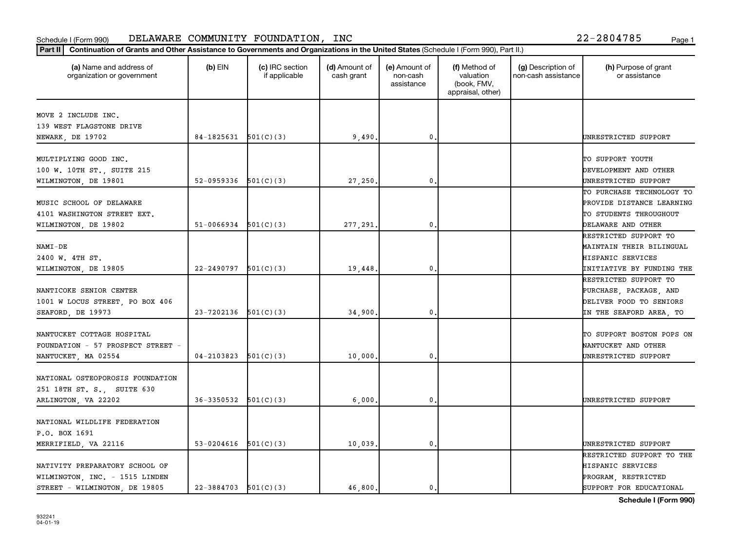Schedule I (Form 990) DELAWARE COMMUNITY FOUNDATION, INC 22-2804785

**Part II** **Continuation of Grants and Other Assistance to Governments and Organizations in the United States** (Schedule I (Form 990), Part II.)

| (a) Name and address of organization or government | (b) EIN | (c) IRC section if applicable | (d) Amount of cash grant | (e) Amount of non-cash assistance | (f) Method of valuation (book, FMV, appraisal, other) | (g) Description of non-cash assistance | (h) Purpose of grant or assistance |
|---|---|---|---|---|---|---|---|
| MOVE 2 INCLUDE INC. 139 WEST FLAGSTONE DRIVE NEWARK, DE 19702 | 84-1825631 | 501(C)(3) | 9,490. | 0. | | | UNRESTRICTED SUPPORT |
| MULTIPLYING GOOD INC. 100 W. 10TH ST., SUITE 215 WILMINGTON, DE 19801 | 52-0959336 | 501(C)(3) | 27,250. | 0. | | | TO SUPPORT YOUTH DEVELOPMENT AND OTHER UNRESTRICTED SUPPORT |
| MUSIC SCHOOL OF DELAWARE 4101 WASHINGTON STREET EXT. WILMINGTON, DE 19802 | 51-0066934 | 501(C)(3) | 277,291. | 0. | | | TO PURCHASE TECHNOLOGY TO PROVIDE DISTANCE LEARNING TO STUDENTS THROUGHOUT DELAWARE AND OTHER |
| NAMI-DE 2400 W. 4TH ST. WILMINGTON, DE 19805 | 22-2490797 | 501(C)(3) | 19,448. | 0. | | | RESTRICTED SUPPORT TO MAINTAIN THEIR BILINGUAL HISPANIC SERVICES INITIATIVE BY FUNDING THE |
| NANTICOKE SENIOR CENTER 1001 W LOCUS STREET, PO BOX 406 SEAFORD, DE 19973 | 23-7202136 | 501(C)(3) | 34,900. | 0. | | | RESTRICTED SUPPORT TO PURCHASE, PACKAGE, AND DELIVER FOOD TO SENIORS IN THE SEAFORD AREA, TO |
| NANTUCKET COTTAGE HOSPITAL FOUNDATION - 57 PROSPECT STREET - NANTUCKET, MA 02554 | 04-2103823 | 501(C)(3) | 10,000. | 0. | | | TO SUPPORT BOSTON POPS ON NANTUCKET AND OTHER UNRESTRICTED SUPPORT |
| NATIONAL OSTEOPOROSIS FOUNDATION 251 18TH ST. S., SUITE 630 ARLINGTON, VA 22202 | 36-3350532 | 501(C)(3) | 6,000. | 0. | | | UNRESTRICTED SUPPORT |
| NATIONAL WILDLIFE FEDERATION P.O. BOX 1691 MERRIFIELD, VA 22116 | 53-0204616 | 501(C)(3) | 10,039. | 0. | | | UNRESTRICTED SUPPORT |
| NATIVITY PREPARATORY SCHOOL OF WILMINGTON, INC. - 1515 LINDEN STREET - WILMINGTON, DE 19805 | 22-3884703 | 501(C)(3) | 46,800. | 0. | | | RESTRICTED SUPPORT TO THE HISPANIC SERVICES PROGRAM, RESTRICTED SUPPORT FOR EDUCATIONAL |

932241
04-01-19

**Schedule I (Form 990)**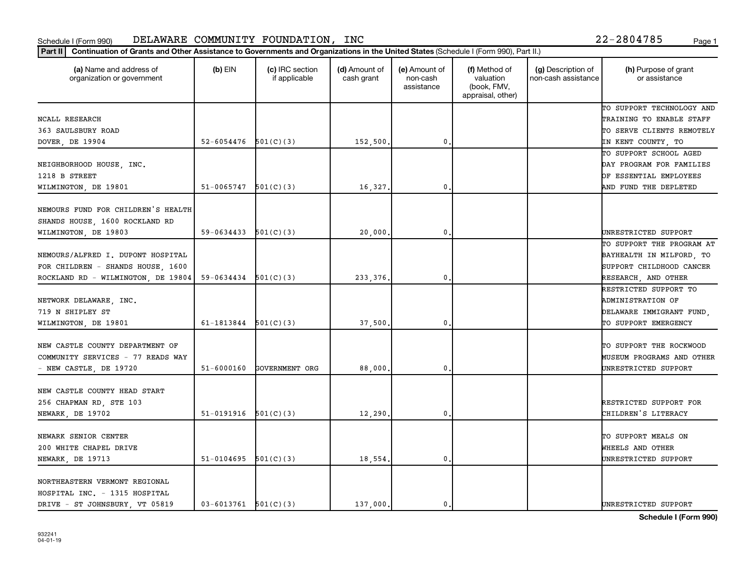Schedule I (Form 990) DELAWARE COMMUNITY FOUNDATION, INC 22-2804785

**Part II** **Continuation of Grants and Other Assistance to Governments and Organizations in the United States** (Schedule I (Form 990), Part II.)

| (a) Name and address of organization or government | (b) EIN | (c) IRC section if applicable | (d) Amount of cash grant | (e) Amount of non-cash assistance | (f) Method of valuation (book, FMV, appraisal, other) | (g) Description of non-cash assistance | (h) Purpose of grant or assistance |
|---|---|---|---|---|---|---|---|
| NCALL RESEARCH<br>363 SAULSBURY ROAD<br>DOVER, DE 19904 | 52-6054476 | 501(C)(3) | 152,500. | 0. | | | TO SUPPORT TECHNOLOGY AND TRAINING TO ENABLE STAFF TO SERVE CLIENTS REMOTELY IN KENT COUNTY, TO |
| NEIGHBORHOOD HOUSE, INC.<br>1218 B STREET<br>WILMINGTON, DE 19801 | 51-0065747 | 501(C)(3) | 16,327. | 0. | | | TO SUPPORT SCHOOL AGED DAY PROGRAM FOR FAMILIES OF ESSENTIAL EMPLOYEES AND FUND THE DEPLETED |
| NEMOURS FUND FOR CHILDREN'S HEALTH<br>SHANDS HOUSE, 1600 ROCKLAND RD<br>WILMINGTON, DE 19803 | 59-0634433 | 501(C)(3) | 20,000. | 0. | | | UNRESTRICTED SUPPORT |
| NEMOURS/ALFRED I. DUPONT HOSPITAL<br>FOR CHILDREN - SHANDS HOUSE, 1600<br>ROCKLAND RD - WILMINGTON, DE 19804 | 59-0634434 | 501(C)(3) | 233,376. | 0. | | | TO SUPPORT THE PROGRAM AT BAYHEALTH IN MILFORD, TO SUPPORT CHILDHOOD CANCER RESEARCH, AND OTHER |
| NETWORK DELAWARE, INC.<br>719 N SHIPLEY ST<br>WILMINGTON, DE 19801 | 61-1813844 | 501(C)(3) | 37,500. | 0. | | | RESTRICTED SUPPORT TO ADMINISTRATION OF DELAWARE IMMIGRANT FUND, TO SUPPORT EMERGENCY |
| NEW CASTLE COUNTY DEPARTMENT OF<br>COMMUNITY SERVICES - 77 READS WAY<br>- NEW CASTLE, DE 19720 | 51-6000160 | GOVERNMENT ORG | 88,000. | 0. | | | TO SUPPORT THE ROCKWOOD MUSEUM PROGRAMS AND OTHER UNRESTRICTED SUPPORT |
| NEW CASTLE COUNTY HEAD START<br>256 CHAPMAN RD, STE 103<br>NEWARK, DE 19702 | 51-0191916 | 501(C)(3) | 12,290. | 0. | | | RESTRICTED SUPPORT FOR CHILDREN'S LITERACY |
| NEWARK SENIOR CENTER<br>200 WHITE CHAPEL DRIVE<br>NEWARK, DE 19713 | 51-0104695 | 501(C)(3) | 18,554. | 0. | | | TO SUPPORT MEALS ON WHEELS AND OTHER UNRESTRICTED SUPPORT |
| NORTHEASTERN VERMONT REGIONAL<br>HOSPITAL INC. - 1315 HOSPITAL<br>DRIVE - ST JOHNSBURY, VT 05819 | 03-6013761 | 501(C)(3) | 137,000. | 0. | | | UNRESTRICTED SUPPORT |

**Schedule I (Form 990)**

932241
04-01-19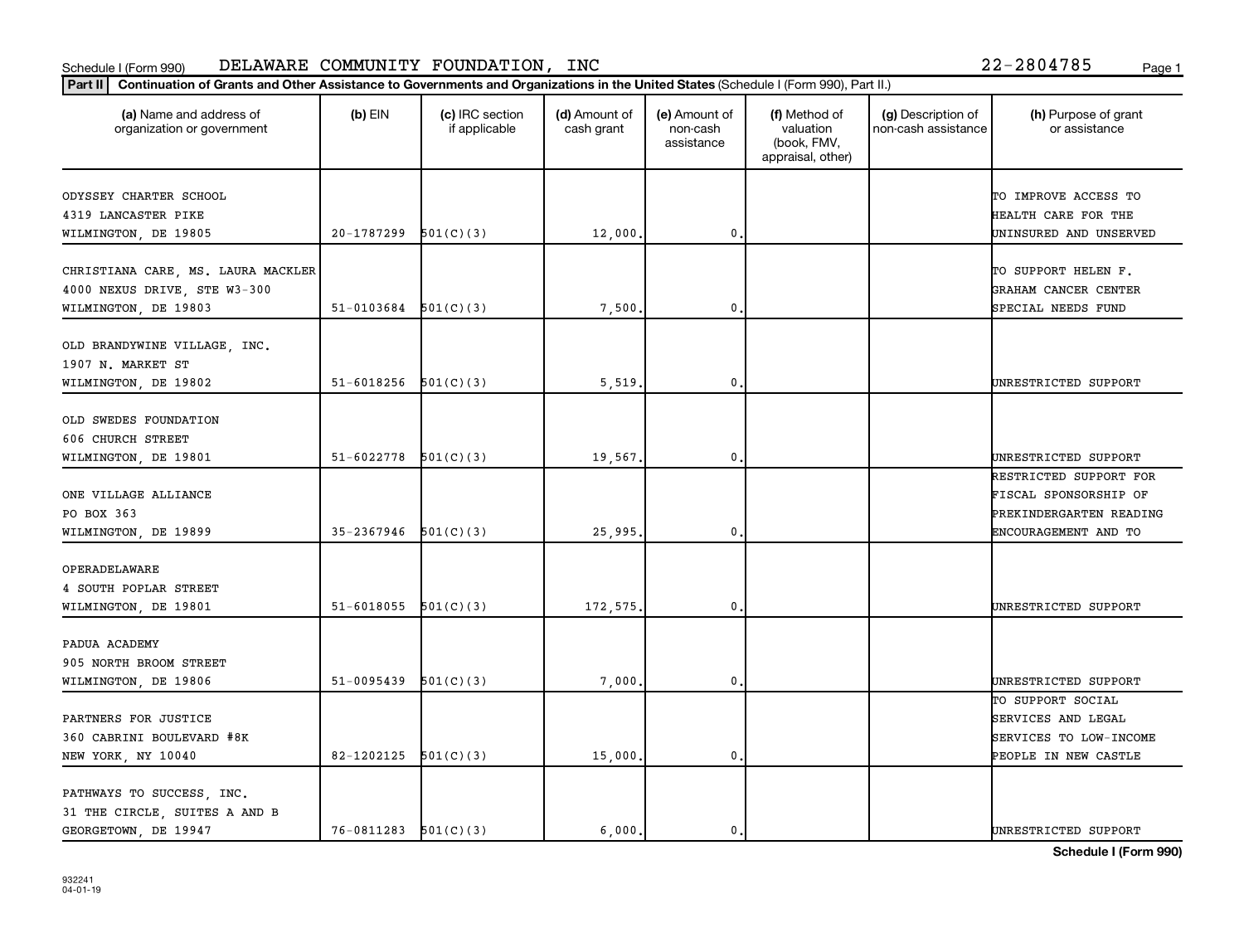Schedule I (Form 990) DELAWARE COMMUNITY FOUNDATION, INC 22-2804785

**Part II** **Continuation of Grants and Other Assistance to Governments and Organizations in the United States** (Schedule I (Form 990), Part II.)

| (a) Name and address of organization or government | (b) EIN | (c) IRC section if applicable | (d) Amount of cash grant | (e) Amount of non-cash assistance | (f) Method of valuation (book, FMV, appraisal, other) | (g) Description of non-cash assistance | (h) Purpose of grant or assistance |
|---|---|---|---|---|---|---|---|
| ODYSSEY CHARTER SCHOOL<br>4319 LANCASTER PIKE<br>WILMINGTON, DE 19805 | 20-1787299 | 501(C)(3) | 12,000. | 0. | | | TO IMPROVE ACCESS TO HEALTH CARE FOR THE UNINSURED AND UNSERVED |
| CHRISTIANA CARE, MS. LAURA MACKLER<br>4000 NEXUS DRIVE, STE W3-300<br>WILMINGTON, DE 19803 | 51-0103684 | 501(C)(3) | 7,500. | 0. | | | TO SUPPORT HELEN F. GRAHAM CANCER CENTER SPECIAL NEEDS FUND |
| OLD BRANDYWINE VILLAGE, INC.<br>1907 N. MARKET ST<br>WILMINGTON, DE 19802 | 51-6018256 | 501(C)(3) | 5,519. | 0. | | | UNRESTRICTED SUPPORT |
| OLD SWEDES FOUNDATION<br>606 CHURCH STREET<br>WILMINGTON, DE 19801 | 51-6022778 | 501(C)(3) | 19,567. | 0. | | | UNRESTRICTED SUPPORT |
| ONE VILLAGE ALLIANCE<br>PO BOX 363<br>WILMINGTON, DE 19899 | 35-2367946 | 501(C)(3) | 25,995. | 0. | | | RESTRICTED SUPPORT FOR FISCAL SPONSORSHIP OF PREKINDERGARTEN READING ENCOURAGEMENT AND TO |
| OPERADELAWARE<br>4 SOUTH POPLAR STREET<br>WILMINGTON, DE 19801 | 51-6018055 | 501(C)(3) | 172,575. | 0. | | | UNRESTRICTED SUPPORT |
| PADUA ACADEMY<br>905 NORTH BROOM STREET<br>WILMINGTON, DE 19806 | 51-0095439 | 501(C)(3) | 7,000. | 0. | | | UNRESTRICTED SUPPORT |
| PARTNERS FOR JUSTICE<br>360 CABRINI BOULEVARD #8K<br>NEW YORK, NY 10040 | 82-1202125 | 501(C)(3) | 15,000. | 0. | | | TO SUPPORT SOCIAL SERVICES AND LEGAL SERVICES TO LOW-INCOME PEOPLE IN NEW CASTLE |
| PATHWAYS TO SUCCESS, INC.<br>31 THE CIRCLE, SUITES A AND B<br>GEORGETOWN, DE 19947 | 76-0811283 | 501(C)(3) | 6,000. | 0. | | | UNRESTRICTED SUPPORT |

932241
04-01-19

**Schedule I (Form 990)**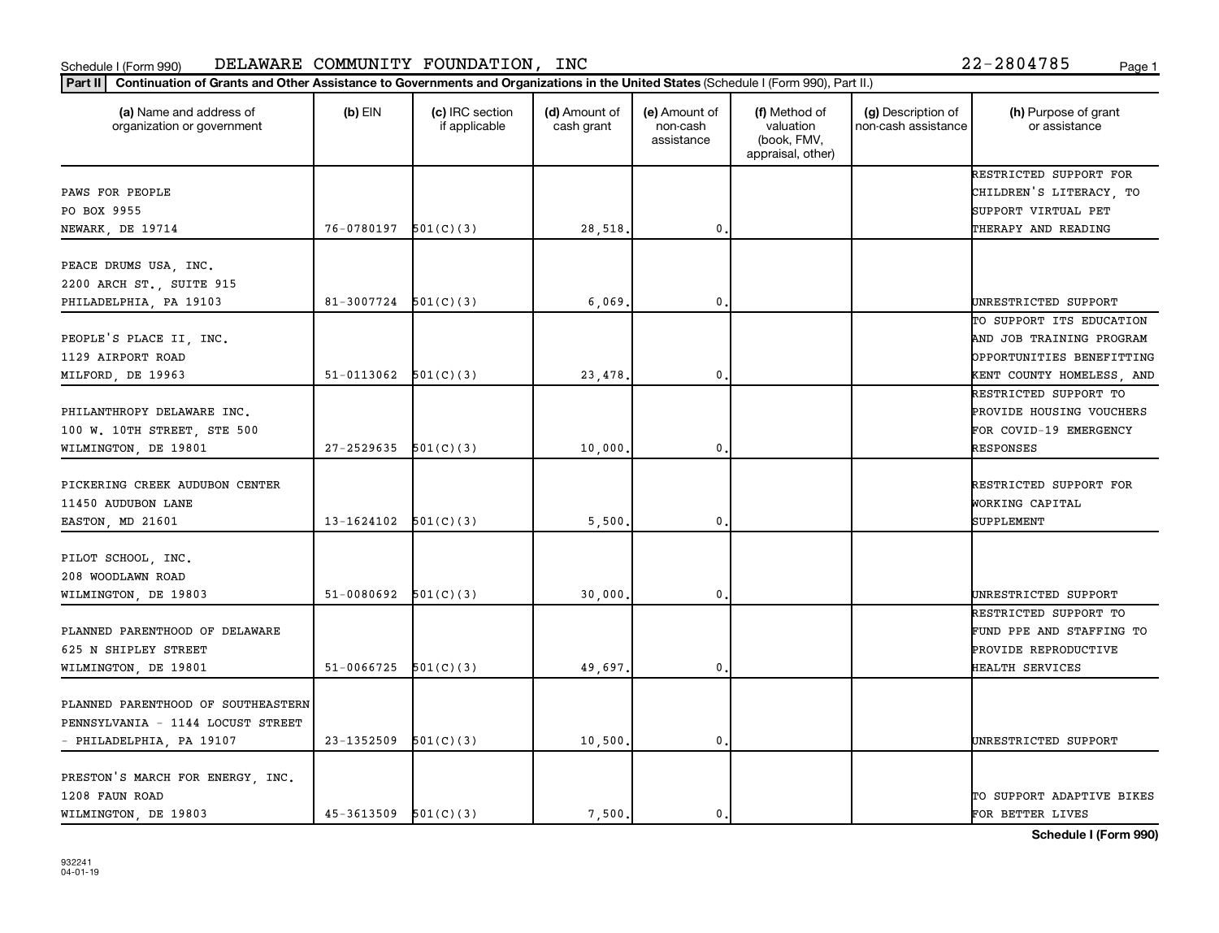Schedule I (Form 990) DELAWARE COMMUNITY FOUNDATION, INC 22-2804785

**Part II** **Continuation of Grants and Other Assistance to Governments and Organizations in the United States** (Schedule I (Form 990), Part II.)

| (a) Name and address of organization or government | (b) EIN | (c) IRC section if applicable | (d) Amount of cash grant | (e) Amount of non-cash assistance | (f) Method of valuation (book, FMV, appraisal, other) | (g) Description of non-cash assistance | (h) Purpose of grant or assistance |
|---|---|---|---|---|---|---|---|
| PAWS FOR PEOPLE PO BOX 9955 NEWARK, DE 19714 | 76-0780197 | 501(C)(3) | 28,518. | 0. | | | RESTRICTED SUPPORT FOR CHILDREN'S LITERACY, TO SUPPORT VIRTUAL PET THERAPY AND READING |
| PEACE DRUMS USA, INC. 2200 ARCH ST., SUITE 915 PHILADELPHIA, PA 19103 | 81-3007724 | 501(C)(3) | 6,069. | 0. | | | UNRESTRICTED SUPPORT |
| PEOPLE'S PLACE II, INC. 1129 AIRPORT ROAD MILFORD, DE 19963 | 51-0113062 | 501(C)(3) | 23,478. | 0. | | | TO SUPPORT ITS EDUCATION AND JOB TRAINING PROGRAM OPPORTUNITIES BENEFITTING KENT COUNTY HOMELESS, AND |
| PHILANTHROPY DELAWARE INC. 100 W. 10TH STREET, STE 500 WILMINGTON, DE 19801 | 27-2529635 | 501(C)(3) | 10,000. | 0. | | | RESTRICTED SUPPORT TO PROVIDE HOUSING VOUCHERS FOR COVID-19 EMERGENCY RESPONSES |
| PICKERING CREEK AUDUBON CENTER 11450 AUDUBON LANE EASTON, MD 21601 | 13-1624102 | 501(C)(3) | 5,500. | 0. | | | RESTRICTED SUPPORT FOR WORKING CAPITAL SUPPLEMENT |
| PILOT SCHOOL, INC. 208 WOODLAWN ROAD WILMINGTON, DE 19803 | 51-0080692 | 501(C)(3) | 30,000. | 0. | | | UNRESTRICTED SUPPORT |
| PLANNED PARENTHOOD OF DELAWARE 625 N SHIPLEY STREET WILMINGTON, DE 19801 | 51-0066725 | 501(C)(3) | 49,697. | 0. | | | RESTRICTED SUPPORT TO FUND PPE AND STAFFING TO PROVIDE REPRODUCTIVE HEALTH SERVICES |
| PLANNED PARENTHOOD OF SOUTHEASTERN PENNSYLVANIA - 1144 LOCUST STREET - PHILADELPHIA, PA 19107 | 23-1352509 | 501(C)(3) | 10,500. | 0. | | | UNRESTRICTED SUPPORT |
| PRESTON'S MARCH FOR ENERGY, INC. 1208 FAUN ROAD WILMINGTON, DE 19803 | 45-3613509 | 501(C)(3) | 7,500. | 0. | | | TO SUPPORT ADAPTIVE BIKES FOR BETTER LIVES |

**Schedule I (Form 990)**

932241
04-01-19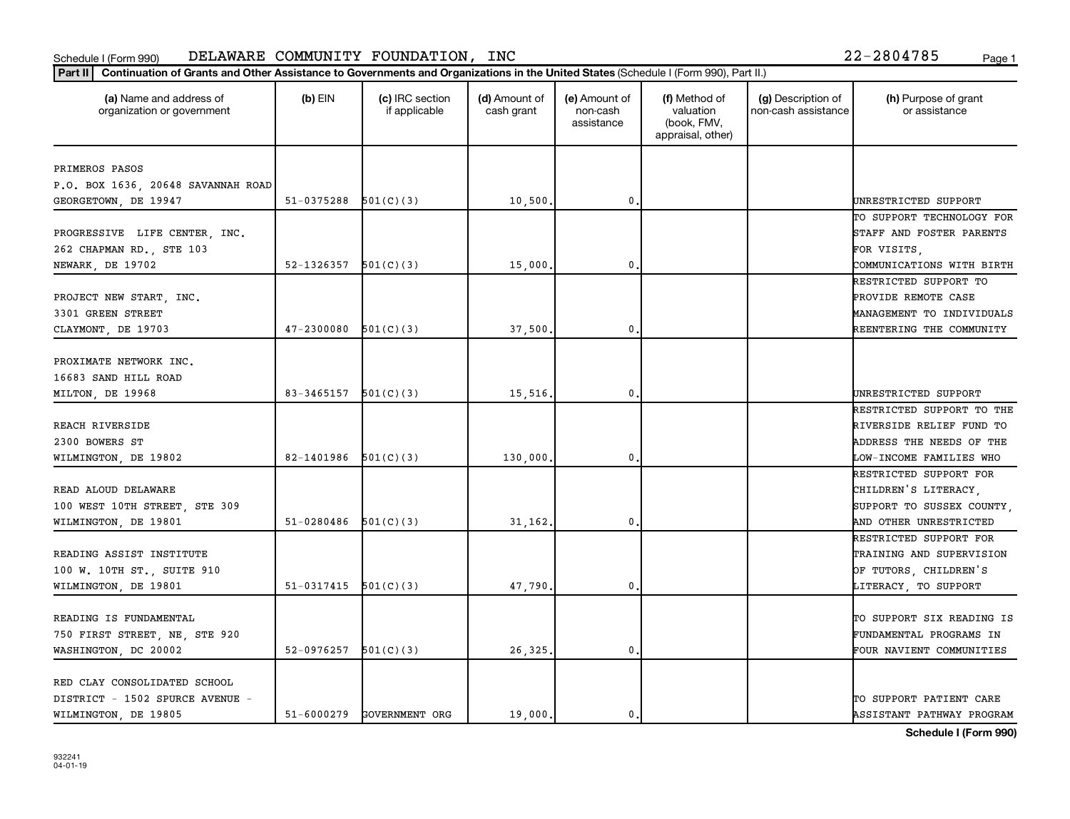Schedule I (Form 990) DELAWARE COMMUNITY FOUNDATION, INC 22-2804785

**Part II** **Continuation of Grants and Other Assistance to Governments and Organizations in the United States** (Schedule I (Form 990), Part II.)

| (a) Name and address of organization or government | (b) EIN | (c) IRC section if applicable | (d) Amount of cash grant | (e) Amount of non-cash assistance | (f) Method of valuation (book, FMV, appraisal, other) | (g) Description of non-cash assistance | (h) Purpose of grant or assistance |
|---|---|---|---|---|---|---|---|
| PRIMEROS PASOS P.O. BOX 1636, 20648 SAVANNAH ROAD GEORGETOWN, DE 19947 | 51-0375288 | 501(C)(3) | 10,500. | 0. | | | UNRESTRICTED SUPPORT |
| PROGRESSIVE LIFE CENTER, INC. 262 CHAPMAN RD., STE 103 NEWARK, DE 19702 | 52-1326357 | 501(C)(3) | 15,000. | 0. | | | TO SUPPORT TECHNOLOGY FOR STAFF AND FOSTER PARENTS FOR VISITS, COMMUNICATIONS WITH BIRTH |
| PROJECT NEW START, INC. 3301 GREEN STREET CLAYMONT, DE 19703 | 47-2300080 | 501(C)(3) | 37,500. | 0. | | | RESTRICTED SUPPORT TO PROVIDE REMOTE CASE MANAGEMENT TO INDIVIDUALS REENTERING THE COMMUNITY |
| PROXIMATE NETWORK INC. 16683 SAND HILL ROAD MILTON, DE 19968 | 83-3465157 | 501(C)(3) | 15,516. | 0. | | | UNRESTRICTED SUPPORT |
| REACH RIVERSIDE 2300 BOWERS ST WILMINGTON, DE 19802 | 82-1401986 | 501(C)(3) | 130,000. | 0. | | | RESTRICTED SUPPORT TO THE RIVERSIDE RELIEF FUND TO ADDRESS THE NEEDS OF THE LOW-INCOME FAMILIES WHO |
| READ ALOUD DELAWARE 100 WEST 10TH STREET, STE 309 WILMINGTON, DE 19801 | 51-0280486 | 501(C)(3) | 31,162. | 0. | | | RESTRICTED SUPPORT FOR CHILDREN'S LITERACY, SUPPORT TO SUSSEX COUNTY, AND OTHER UNRESTRICTED |
| READING ASSIST INSTITUTE 100 W. 10TH ST., SUITE 910 WILMINGTON, DE 19801 | 51-0317415 | 501(C)(3) | 47,790. | 0. | | | RESTRICTED SUPPORT FOR TRAINING AND SUPERVISION OF TUTORS, CHILDREN'S LITERACY, TO SUPPORT |
| READING IS FUNDAMENTAL 750 FIRST STREET, NE, STE 920 WASHINGTON, DC 20002 | 52-0976257 | 501(C)(3) | 26,325. | 0. | | | TO SUPPORT SIX READING IS FUNDAMENTAL PROGRAMS IN FOUR NAVIENT COMMUNITIES |
| RED CLAY CONSOLIDATED SCHOOL DISTRICT - 1502 SPURCE AVENUE - WILMINGTON, DE 19805 | 51-6000279 | GOVERNMENT ORG | 19,000. | 0. | | | TO SUPPORT PATIENT CARE ASSISTANT PATHWAY PROGRAM |

932241 04-01-19

**Schedule I (Form 990)**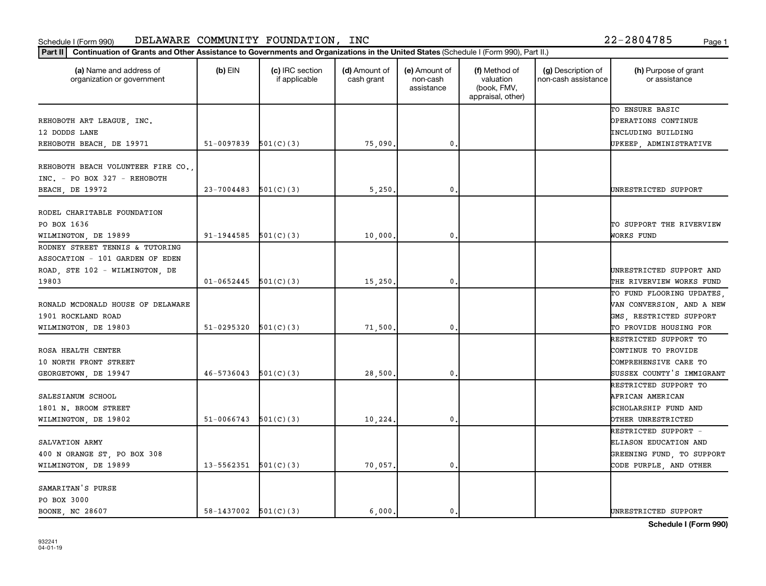Schedule I (Form 990) DELAWARE COMMUNITY FOUNDATION, INC 22-2804785

**Part II** **Continuation of Grants and Other Assistance to Governments and Organizations in the United States** (Schedule I (Form 990), Part II.)

| (a) Name and address of organization or government | (b) EIN | (c) IRC section if applicable | (d) Amount of cash grant | (e) Amount of non-cash assistance | (f) Method of valuation (book, FMV, appraisal, other) | (g) Description of non-cash assistance | (h) Purpose of grant or assistance |
|---|---|---|---|---|---|---|---|
| REHOBOTH ART LEAGUE, INC. 12 DODDS LANE REHOBOTH BEACH, DE 19971 | 51-0097839 | 501(C)(3) | 75,090. | 0. | | | TO ENSURE BASIC OPERATIONS CONTINUE INCLUDING BUILDING UPKEEP, ADMINISTRATIVE |
| REHOBOTH BEACH VOLUNTEER FIRE CO., INC. - PO BOX 327 - REHOBOTH BEACH, DE 19972 | 23-7004483 | 501(C)(3) | 5,250. | 0. | | | UNRESTRICTED SUPPORT |
| RODEL CHARITABLE FOUNDATION PO BOX 1636 WILMINGTON, DE 19899 | 91-1944585 | 501(C)(3) | 10,000. | 0. | | | TO SUPPORT THE RIVERVIEW WORKS FUND |
| RODNEY STREET TENNIS & TUTORING ASSOCATION - 101 GARDEN OF EDEN ROAD, STE 102 - WILMINGTON, DE 19803 | 01-0652445 | 501(C)(3) | 15,250. | 0. | | | UNRESTRICTED SUPPORT AND THE RIVERVIEW WORKS FUND |
| RONALD MCDONALD HOUSE OF DELAWARE 1901 ROCKLAND ROAD WILMINGTON, DE 19803 | 51-0295320 | 501(C)(3) | 71,500. | 0. | | | TO FUND FLOORING UPDATES, VAN CONVERSION, AND A NEW GMS, RESTRICTED SUPPORT TO PROVIDE HOUSING FOR |
| ROSA HEALTH CENTER 10 NORTH FRONT STREET GEORGETOWN, DE 19947 | 46-5736043 | 501(C)(3) | 28,500. | 0. | | | RESTRICTED SUPPORT TO CONTINUE TO PROVIDE COMPREHENSIVE CARE TO SUSSEX COUNTY'S IMMIGRANT |
| SALESIANUM SCHOOL 1801 N. BROOM STREET WILMINGTON, DE 19802 | 51-0066743 | 501(C)(3) | 10,224. | 0. | | | RESTRICTED SUPPORT TO AFRICAN AMERICAN SCHOLARSHIP FUND AND OTHER UNRESTRICTED |
| SALVATION ARMY 400 N ORANGE ST, PO BOX 308 WILMINGTON, DE 19899 | 13-5562351 | 501(C)(3) | 70,057. | 0. | | | RESTRICTED SUPPORT - ELIASON EDUCATION AND GREENING FUND, TO SUPPORT CODE PURPLE, AND OTHER |
| SAMARITAN'S PURSE PO BOX 3000 BOONE, NC 28607 | 58-1437002 | 501(C)(3) | 6,000. | 0. | | | UNRESTRICTED SUPPORT |

**Schedule I (Form 990)**

932241
04-01-19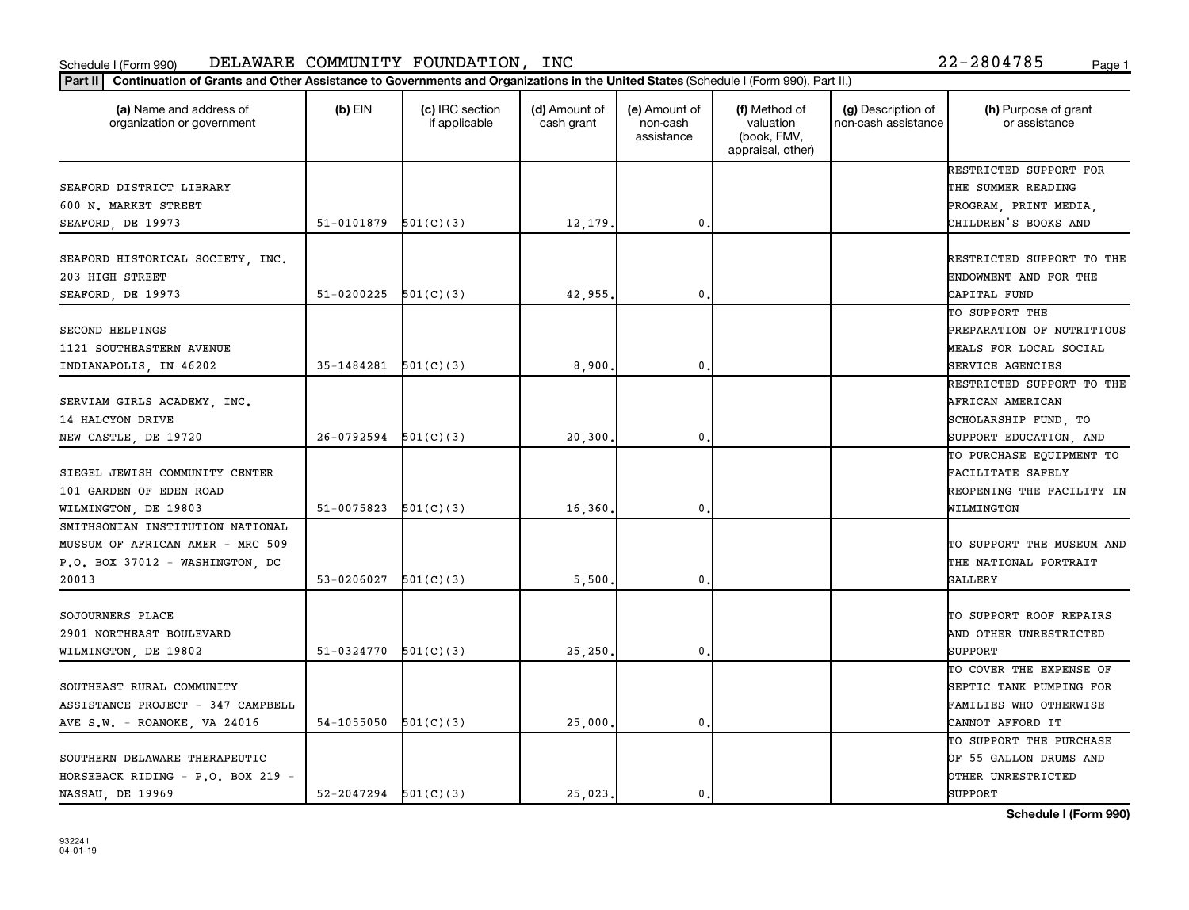Schedule I (Form 990) DELAWARE COMMUNITY FOUNDATION, INC 22-2804785

**Part II** **Continuation of Grants and Other Assistance to Governments and Organizations in the United States** (Schedule I (Form 990), Part II.)

| (a) Name and address of organization or government | (b) EIN | (c) IRC section if applicable | (d) Amount of cash grant | (e) Amount of non-cash assistance | (f) Method of valuation (book, FMV, appraisal, other) | (g) Description of non-cash assistance | (h) Purpose of grant or assistance |
|---|---|---|---|---|---|---|---|
| SEAFORD DISTRICT LIBRARY 600 N. MARKET STREET SEAFORD, DE 19973 | 51-0101879 | 501(C)(3) | 12,179. | 0. | | | RESTRICTED SUPPORT FOR THE SUMMER READING PROGRAM, PRINT MEDIA, CHILDREN'S BOOKS AND |
| SEAFORD HISTORICAL SOCIETY, INC. 203 HIGH STREET SEAFORD, DE 19973 | 51-0200225 | 501(C)(3) | 42,955. | 0. | | | RESTRICTED SUPPORT TO THE ENDOWMENT AND FOR THE CAPITAL FUND |
| SECOND HELPINGS 1121 SOUTHEASTERN AVENUE INDIANAPOLIS, IN 46202 | 35-1484281 | 501(C)(3) | 8,900. | 0. | | | TO SUPPORT THE PREPARATION OF NUTRITIOUS MEALS FOR LOCAL SOCIAL SERVICE AGENCIES |
| SERVIAM GIRLS ACADEMY, INC. 14 HALCYON DRIVE NEW CASTLE, DE 19720 | 26-0792594 | 501(C)(3) | 20,300. | 0. | | | RESTRICTED SUPPORT TO THE AFRICAN AMERICAN SCHOLARSHIP FUND, TO SUPPORT EDUCATION, AND |
| SIEGEL JEWISH COMMUNITY CENTER 101 GARDEN OF EDEN ROAD WILMINGTON, DE 19803 | 51-0075823 | 501(C)(3) | 16,360. | 0. | | | TO PURCHASE EQUIPMENT TO FACILITATE SAFELY REOPENING THE FACILITY IN WILMINGTON |
| SMITHSONIAN INSTITUTION NATIONAL MUSSUM OF AFRICAN AMER - MRC 509 P.O. BOX 37012 - WASHINGTON, DC 20013 | 53-0206027 | 501(C)(3) | 5,500. | 0. | | | TO SUPPORT THE MUSEUM AND THE NATIONAL PORTRAIT GALLERY |
| SOJOURNERS PLACE 2901 NORTHEAST BOULEVARD WILMINGTON, DE 19802 | 51-0324770 | 501(C)(3) | 25,250. | 0. | | | TO SUPPORT ROOF REPAIRS AND OTHER UNRESTRICTED SUPPORT |
| SOUTHEAST RURAL COMMUNITY ASSISTANCE PROJECT - 347 CAMPBELL AVE S.W. - ROANOKE, VA 24016 | 54-1055050 | 501(C)(3) | 25,000. | 0. | | | TO COVER THE EXPENSE OF SEPTIC TANK PUMPING FOR FAMILIES WHO OTHERWISE CANNOT AFFORD IT |
| SOUTHERN DELAWARE THERAPEUTIC HORSEBACK RIDING - P.O. BOX 219 - NASSAU, DE 19969 | 52-2047294 | 501(C)(3) | 25,023. | 0. | | | TO SUPPORT THE PURCHASE OF 55 GALLON DRUMS AND OTHER UNRESTRICTED SUPPORT |

**Schedule I (Form 990)**

932241 04-01-19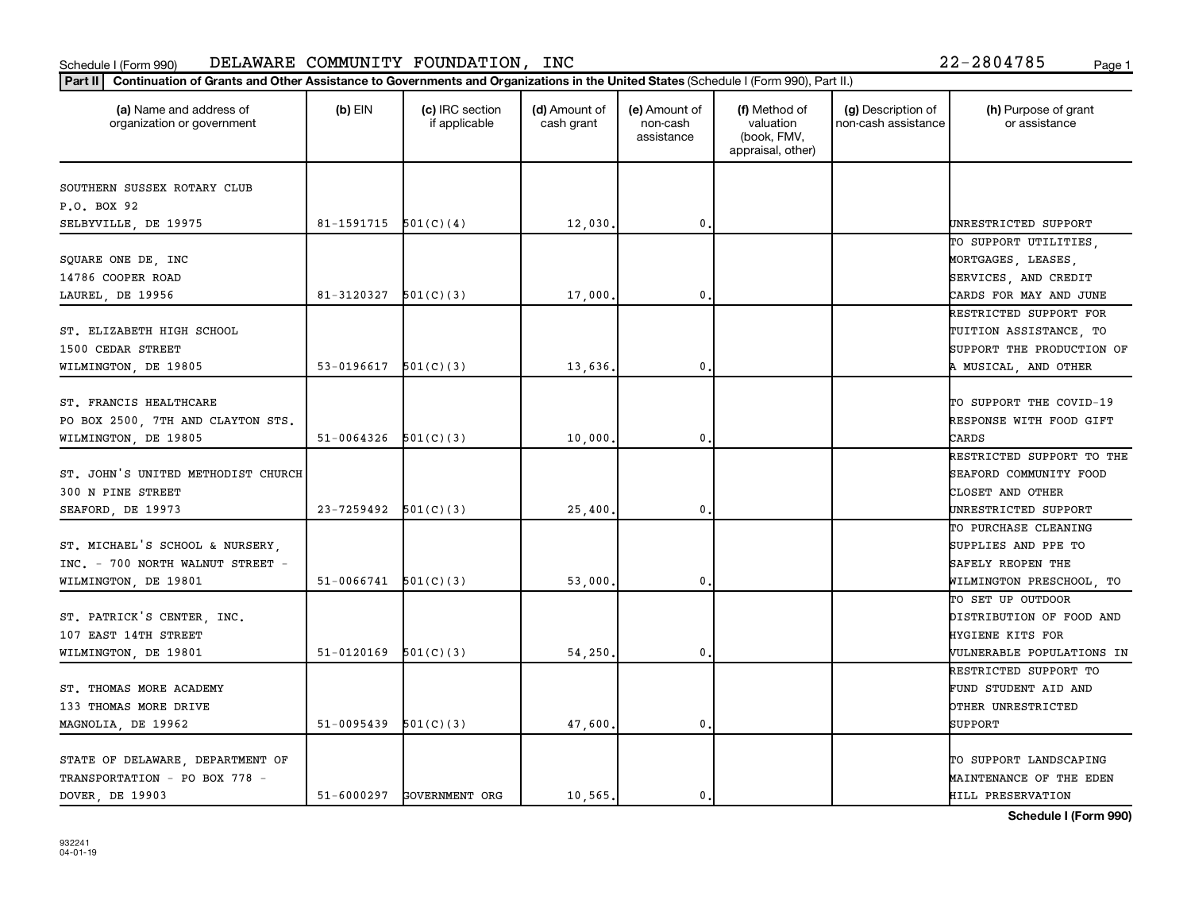Schedule I (Form 990) DELAWARE COMMUNITY FOUNDATION, INC 22-2804785

**Part II** **Continuation of Grants and Other Assistance to Governments and Organizations in the United States** (Schedule I (Form 990), Part II.)

| (a) Name and address of organization or government | (b) EIN | (c) IRC section if applicable | (d) Amount of cash grant | (e) Amount of non-cash assistance | (f) Method of valuation (book, FMV, appraisal, other) | (g) Description of non-cash assistance | (h) Purpose of grant or assistance |
|---|---|---|---|---|---|---|---|
| SOUTHERN SUSSEX ROTARY CLUB P.O. BOX 92 SELBYVILLE, DE 19975 | 81-1591715 | 501(C)(4) | 12,030. | 0. | | | UNRESTRICTED SUPPORT |
| SQUARE ONE DE, INC 14786 COOPER ROAD LAUREL, DE 19956 | 81-3120327 | 501(C)(3) | 17,000. | 0. | | | TO SUPPORT UTILITIES, MORTGAGES, LEASES, SERVICES, AND CREDIT CARDS FOR MAY AND JUNE |
| ST. ELIZABETH HIGH SCHOOL 1500 CEDAR STREET WILMINGTON, DE 19805 | 53-0196617 | 501(C)(3) | 13,636. | 0. | | | RESTRICTED SUPPORT FOR TUITION ASSISTANCE, TO SUPPORT THE PRODUCTION OF A MUSICAL, AND OTHER |
| ST. FRANCIS HEALTHCARE PO BOX 2500, 7TH AND CLAYTON STS. WILMINGTON, DE 19805 | 51-0064326 | 501(C)(3) | 10,000. | 0. | | | TO SUPPORT THE COVID-19 RESPONSE WITH FOOD GIFT CARDS |
| ST. JOHN'S UNITED METHODIST CHURCH 300 N PINE STREET SEAFORD, DE 19973 | 23-7259492 | 501(C)(3) | 25,400. | 0. | | | RESTRICTED SUPPORT TO THE SEAFORD COMMUNITY FOOD CLOSET AND OTHER UNRESTRICTED SUPPORT |
| ST. MICHAEL'S SCHOOL & NURSERY, INC. - 700 NORTH WALNUT STREET - WILMINGTON, DE 19801 | 51-0066741 | 501(C)(3) | 53,000. | 0. | | | TO PURCHASE CLEANING SUPPLIES AND PPE TO SAFELY REOPEN THE WILMINGTON PRESCHOOL, TO |
| ST. PATRICK'S CENTER, INC. 107 EAST 14TH STREET WILMINGTON, DE 19801 | 51-0120169 | 501(C)(3) | 54,250. | 0. | | | TO SET UP OUTDOOR DISTRIBUTION OF FOOD AND HYGIENE KITS FOR VULNERABLE POPULATIONS IN |
| ST. THOMAS MORE ACADEMY 133 THOMAS MORE DRIVE MAGNOLIA, DE 19962 | 51-0095439 | 501(C)(3) | 47,600. | 0. | | | RESTRICTED SUPPORT TO FUND STUDENT AID AND OTHER UNRESTRICTED SUPPORT |
| STATE OF DELAWARE, DEPARTMENT OF TRANSPORTATION - PO BOX 778 - DOVER, DE 19903 | 51-6000297 | GOVERNMENT ORG | 10,565. | 0. | | | TO SUPPORT LANDSCAPING MAINTENANCE OF THE EDEN HILL PRESERVATION |

932241 04-01-19

**Schedule I (Form 990)**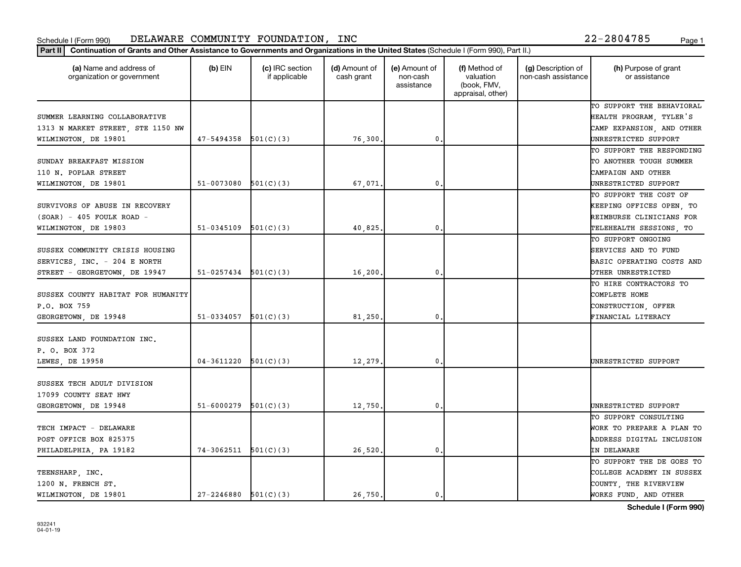Schedule I (Form 990) DELAWARE COMMUNITY FOUNDATION, INC 22-2804785

**Part II | Continuation of Grants and Other Assistance to Governments and Organizations in the United States** (Schedule I (Form 990), Part II.)

| (a) Name and address of organization or government | (b) EIN | (c) IRC section if applicable | (d) Amount of cash grant | (e) Amount of non-cash assistance | (f) Method of valuation (book, FMV, appraisal, other) | (g) Description of non-cash assistance | (h) Purpose of grant or assistance |
|---|---|---|---|---|---|---|---|
| SUMMER LEARNING COLLABORATIVE 1313 N MARKET STREET, STE 1150 NW WILMINGTON, DE 19801 | 47-5494358 | 501(C)(3) | 76,300. | 0. | | | TO SUPPORT THE BEHAVIORAL HEALTH PROGRAM, TYLER'S CAMP EXPANSION, AND OTHER UNRESTRICTED SUPPORT |
| SUNDAY BREAKFAST MISSION 110 N. POPLAR STREET WILMINGTON, DE 19801 | 51-0073080 | 501(C)(3) | 67,071. | 0. | | | TO SUPPORT THE RESPONDING TO ANOTHER TOUGH SUMMER CAMPAIGN AND OTHER UNRESTRICTED SUPPORT |
| SURVIVORS OF ABUSE IN RECOVERY (SOAR) - 405 FOULK ROAD - WILMINGTON, DE 19803 | 51-0345109 | 501(C)(3) | 40,825. | 0. | | | TO SUPPORT THE COST OF KEEPING OFFICES OPEN, TO REIMBURSE CLINICIANS FOR TELEHEALTH SESSIONS, TO |
| SUSSEX COMMUNITY CRISIS HOUSING SERVICES, INC. - 204 E NORTH STREET - GEORGETOWN, DE 19947 | 51-0257434 | 501(C)(3) | 16,200. | 0. | | | TO SUPPORT ONGOING SERVICES AND TO FUND BASIC OPERATING COSTS AND OTHER UNRESTRICTED |
| SUSSEX COUNTY HABITAT FOR HUMANITY P.O. BOX 759 GEORGETOWN, DE 19948 | 51-0334057 | 501(C)(3) | 81,250. | 0. | | | TO HIRE CONTRACTORS TO COMPLETE HOME CONSTRUCTION, OFFER FINANCIAL LITERACY |
| SUSSEX LAND FOUNDATION INC. P. O. BOX 372 LEWES, DE 19958 | 04-3611220 | 501(C)(3) | 12,279. | 0. | | | UNRESTRICTED SUPPORT |
| SUSSEX TECH ADULT DIVISION 17099 COUNTY SEAT HWY GEORGETOWN, DE 19948 | 51-6000279 | 501(C)(3) | 12,750. | 0. | | | UNRESTRICTED SUPPORT |
| TECH IMPACT - DELAWARE POST OFFICE BOX 825375 PHILADELPHIA, PA 19182 | 74-3062511 | 501(C)(3) | 26,520. | 0. | | | TO SUPPORT CONSULTING WORK TO PREPARE A PLAN TO ADDRESS DIGITAL INCLUSION IN DELAWARE |
| TEENSHARP, INC. 1200 N. FRENCH ST. WILMINGTON, DE 19801 | 27-2246880 | 501(C)(3) | 26,750. | 0. | | | TO SUPPORT THE DE GOES TO COLLEGE ACADEMY IN SUSSEX COUNTY, THE RIVERVIEW WORKS FUND, AND OTHER |

**Schedule I (Form 990)**

932241 04-01-19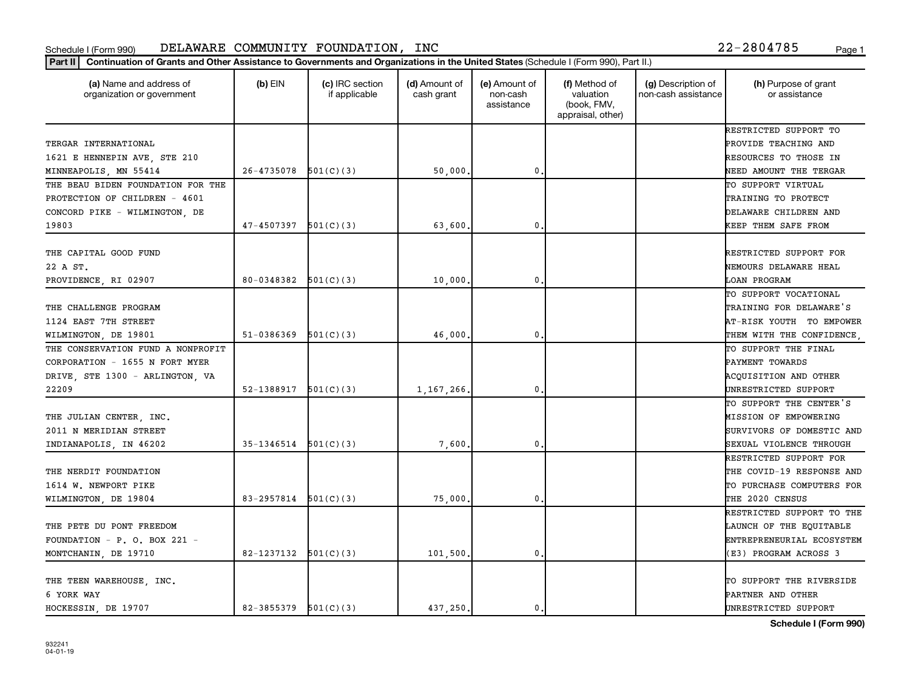Schedule I (Form 990) DELAWARE COMMUNITY FOUNDATION, INC 22-2804785

**Part II** **Continuation of Grants and Other Assistance to Governments and Organizations in the United States** (Schedule I (Form 990), Part II.)

| (a) Name and address of organization or government | (b) EIN | (c) IRC section if applicable | (d) Amount of cash grant | (e) Amount of non-cash assistance | (f) Method of valuation (book, FMV, appraisal, other) | (g) Description of non-cash assistance | (h) Purpose of grant or assistance |
|---|---|---|---|---|---|---|---|
| TERGAR INTERNATIONAL 1621 E HENNEPIN AVE, STE 210 MINNEAPOLIS, MN 55414 | 26-4735078 | 501(C)(3) | 50,000. | 0. | | | RESTRICTED SUPPORT TO PROVIDE TEACHING AND RESOURCES TO THOSE IN NEED AMOUNT THE TERGAR |
| THE BEAU BIDEN FOUNDATION FOR THE PROTECTION OF CHILDREN - 4601 CONCORD PIKE - WILMINGTON, DE 19803 | 47-4507397 | 501(C)(3) | 63,600. | 0. | | | TO SUPPORT VIRTUAL TRAINING TO PROTECT DELAWARE CHILDREN AND KEEP THEM SAFE FROM |
| THE CAPITAL GOOD FUND 22 A ST. PROVIDENCE, RI 02907 | 80-0348382 | 501(C)(3) | 10,000. | 0. | | | RESTRICTED SUPPORT FOR NEMOURS DELAWARE HEAL LOAN PROGRAM |
| THE CHALLENGE PROGRAM 1124 EAST 7TH STREET WILMINGTON, DE 19801 | 51-0386369 | 501(C)(3) | 46,000. | 0. | | | TO SUPPORT VOCATIONAL TRAINING FOR DELAWARE'S AT-RISK YOUTH TO EMPOWER THEM WITH THE CONFIDENCE, |
| THE CONSERVATION FUND A NONPROFIT CORPORATION - 1655 N FORT MYER DRIVE, STE 1300 - ARLINGTON, VA 22209 | 52-1388917 | 501(C)(3) | 1,167,266. | 0. | | | TO SUPPORT THE FINAL PAYMENT TOWARDS ACQUISITION AND OTHER UNRESTRICTED SUPPORT |
| THE JULIAN CENTER, INC. 2011 N MERIDIAN STREET INDIANAPOLIS, IN 46202 | 35-1346514 | 501(C)(3) | 7,600. | 0. | | | TO SUPPORT THE CENTER'S MISSION OF EMPOWERING SURVIVORS OF DOMESTIC AND SEXUAL VIOLENCE THROUGH |
| THE NERDIT FOUNDATION 1614 W. NEWPORT PIKE WILMINGTON, DE 19804 | 83-2957814 | 501(C)(3) | 75,000. | 0. | | | RESTRICTED SUPPORT FOR THE COVID-19 RESPONSE AND TO PURCHASE COMPUTERS FOR THE 2020 CENSUS |
| THE PETE DU PONT FREEDOM FOUNDATION - P. O. BOX 221 - MONTCHANIN, DE 19710 | 82-1237132 | 501(C)(3) | 101,500. | 0. | | | RESTRICTED SUPPORT TO THE LAUNCH OF THE EQUITABLE ENTREPRENEURIAL ECOSYSTEM (E3) PROGRAM ACROSS 3 |
| THE TEEN WAREHOUSE, INC. 6 YORK WAY HOCKESSIN, DE 19707 | 82-3855379 | 501(C)(3) | 437,250. | 0. | | | TO SUPPORT THE RIVERSIDE PARTNER AND OTHER UNRESTRICTED SUPPORT |

**Schedule I (Form 990)**

932241 04-01-19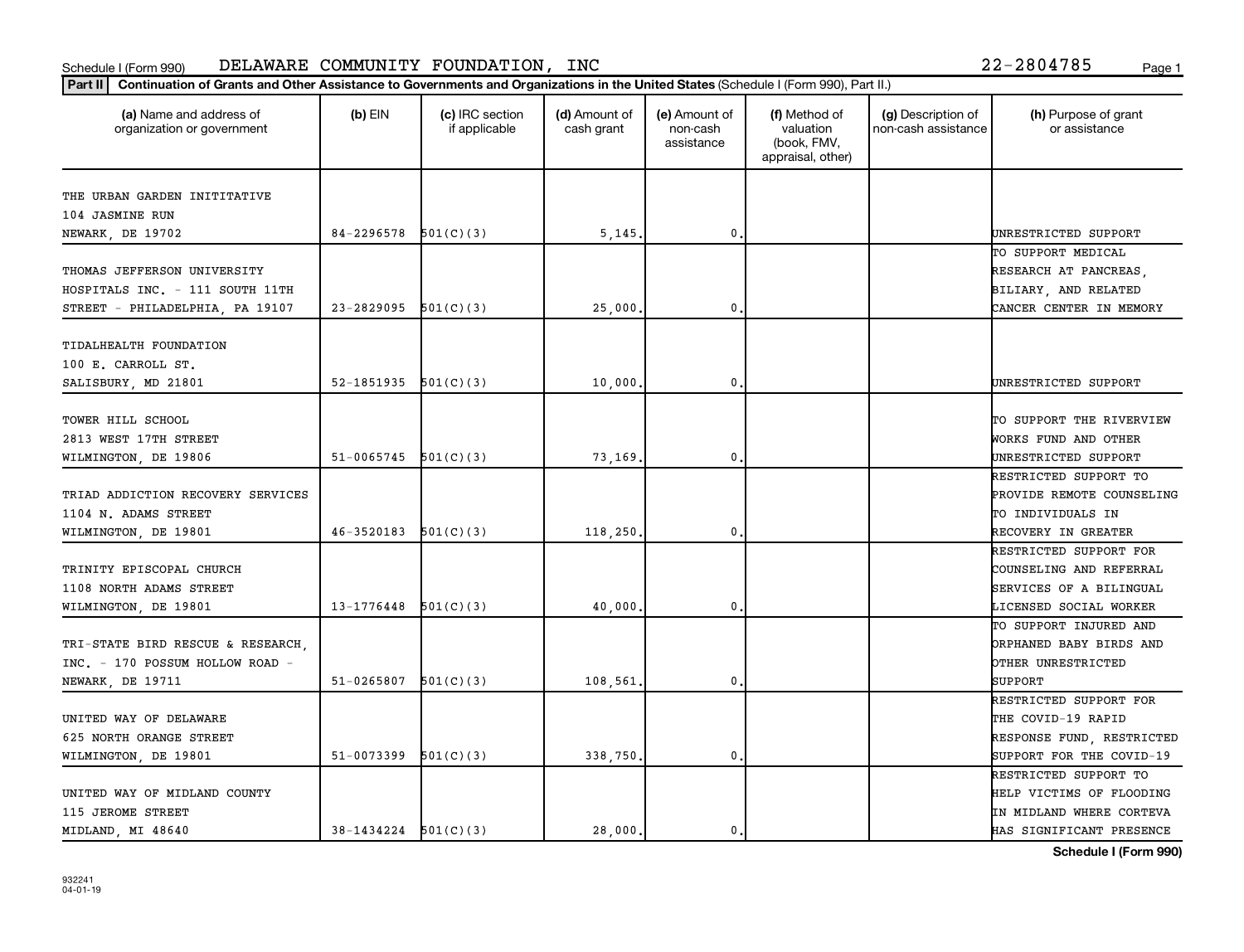Schedule I (Form 990) DELAWARE COMMUNITY FOUNDATION, INC 22-2804785

**Part II** **Continuation of Grants and Other Assistance to Governments and Organizations in the United States** (Schedule I (Form 990), Part II.)

| (a) Name and address of organization or government | (b) EIN | (c) IRC section if applicable | (d) Amount of cash grant | (e) Amount of non-cash assistance | (f) Method of valuation (book, FMV, appraisal, other) | (g) Description of non-cash assistance | (h) Purpose of grant or assistance |
|---|---|---|---|---|---|---|---|
| THE URBAN GARDEN INITITATIVE 104 JASMINE RUN NEWARK, DE 19702 | 84-2296578 | 501(C)(3) | 5,145. | 0. | | | UNRESTRICTED SUPPORT |
| THOMAS JEFFERSON UNIVERSITY HOSPITALS INC. - 111 SOUTH 11TH STREET - PHILADELPHIA, PA 19107 | 23-2829095 | 501(C)(3) | 25,000. | 0. | | | TO SUPPORT MEDICAL RESEARCH AT PANCREAS, BILIARY, AND RELATED CANCER CENTER IN MEMORY |
| TIDALHEALTH FOUNDATION 100 E. CARROLL ST. SALISBURY, MD 21801 | 52-1851935 | 501(C)(3) | 10,000. | 0. | | | UNRESTRICTED SUPPORT |
| TOWER HILL SCHOOL 2813 WEST 17TH STREET WILMINGTON, DE 19806 | 51-0065745 | 501(C)(3) | 73,169. | 0. | | | TO SUPPORT THE RIVERVIEW WORKS FUND AND OTHER UNRESTRICTED SUPPORT |
| TRIAD ADDICTION RECOVERY SERVICES 1104 N. ADAMS STREET WILMINGTON, DE 19801 | 46-3520183 | 501(C)(3) | 118,250. | 0. | | | RESTRICTED SUPPORT TO PROVIDE REMOTE COUNSELING TO INDIVIDUALS IN RECOVERY IN GREATER |
| TRINITY EPISCOPAL CHURCH 1108 NORTH ADAMS STREET WILMINGTON, DE 19801 | 13-1776448 | 501(C)(3) | 40,000. | 0. | | | RESTRICTED SUPPORT FOR COUNSELING AND REFERRAL SERVICES OF A BILINGUAL LICENSED SOCIAL WORKER |
| TRI-STATE BIRD RESCUE & RESEARCH, INC. - 170 POSSUM HOLLOW ROAD - NEWARK, DE 19711 | 51-0265807 | 501(C)(3) | 108,561. | 0. | | | TO SUPPORT INJURED AND ORPHANED BABY BIRDS AND OTHER UNRESTRICTED SUPPORT |
| UNITED WAY OF DELAWARE 625 NORTH ORANGE STREET WILMINGTON, DE 19801 | 51-0073399 | 501(C)(3) | 338,750. | 0. | | | RESTRICTED SUPPORT FOR THE COVID-19 RAPID RESPONSE FUND, RESTRICTED SUPPORT FOR THE COVID-19 |
| UNITED WAY OF MIDLAND COUNTY 115 JEROME STREET MIDLAND, MI 48640 | 38-1434224 | 501(C)(3) | 28,000. | 0. | | | RESTRICTED SUPPORT TO HELP VICTIMS OF FLOODING IN MIDLAND WHERE CORTEVA HAS SIGNIFICANT PRESENCE |

**Schedule I (Form 990)**

932241 04-01-19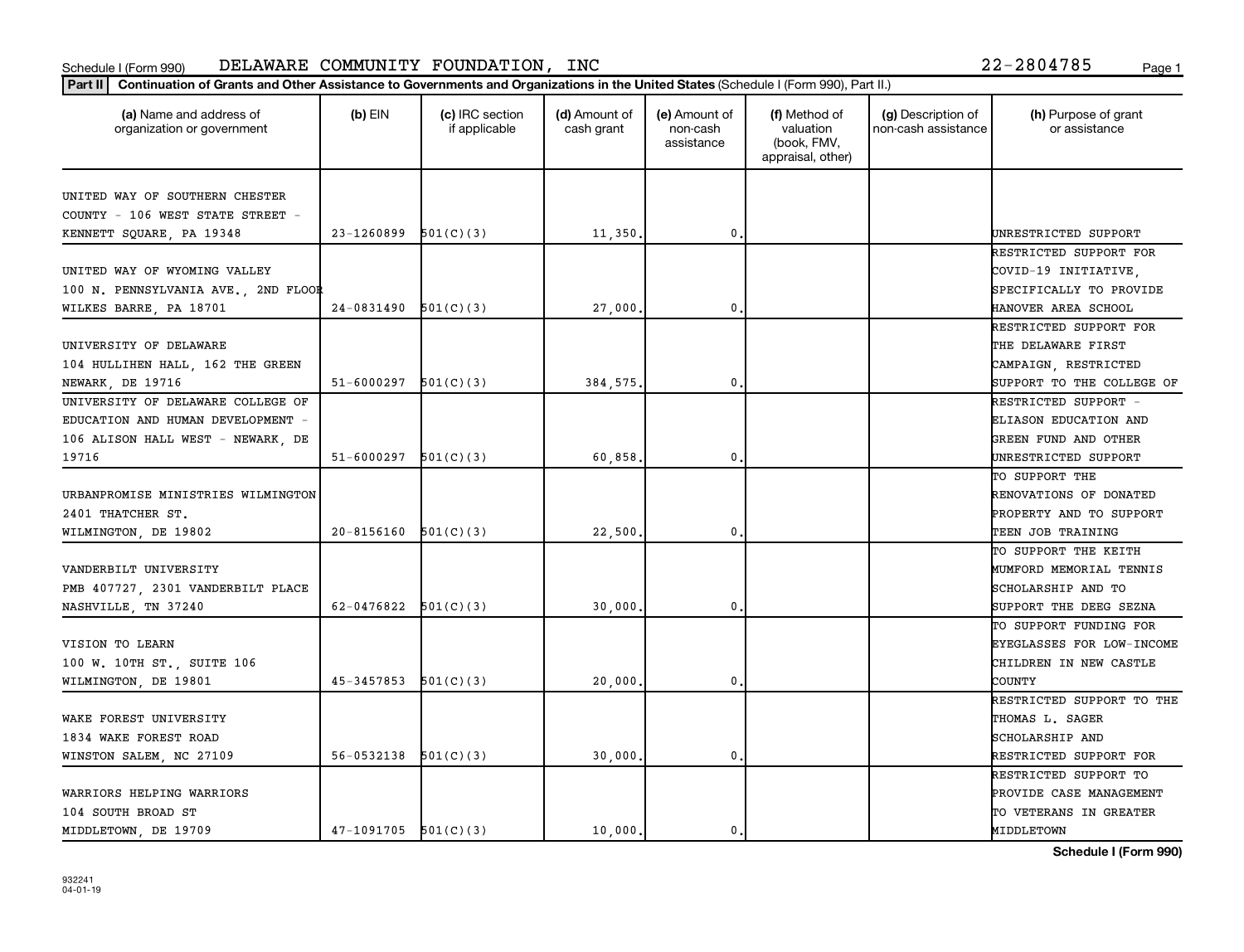Schedule I (Form 990) DELAWARE COMMUNITY FOUNDATION, INC 22-2804785

**Part II** Continuation of Grants and Other Assistance to Governments and Organizations in the United States (Schedule I (Form 990), Part II.)

| (a) Name and address of organization or government | (b) EIN | (c) IRC section if applicable | (d) Amount of cash grant | (e) Amount of non-cash assistance | (f) Method of valuation (book, FMV, appraisal, other) | (g) Description of non-cash assistance | (h) Purpose of grant or assistance |
|---|---|---|---|---|---|---|---|
| UNITED WAY OF SOUTHERN CHESTER COUNTY - 106 WEST STATE STREET - KENNETT SQUARE, PA 19348 | 23-1260899 | 501(C)(3) | 11,350. | 0. | | | UNRESTRICTED SUPPORT |
| UNITED WAY OF WYOMING VALLEY 100 N. PENNSYLVANIA AVE., 2ND FLOOR WILKES BARRE, PA 18701 | 24-0831490 | 501(C)(3) | 27,000. | 0. | | | RESTRICTED SUPPORT FOR COVID-19 INITIATIVE, SPECIFICALLY TO PROVIDE HANOVER AREA SCHOOL |
| UNIVERSITY OF DELAWARE 104 HULLIHEN HALL, 162 THE GREEN NEWARK, DE 19716 | 51-6000297 | 501(C)(3) | 384,575. | 0. | | | RESTRICTED SUPPORT FOR THE DELAWARE FIRST CAMPAIGN, RESTRICTED SUPPORT TO THE COLLEGE OF |
| UNIVERSITY OF DELAWARE COLLEGE OF EDUCATION AND HUMAN DEVELOPMENT - 106 ALISON HALL WEST - NEWARK, DE 19716 | 51-6000297 | 501(C)(3) | 60,858. | 0. | | | RESTRICTED SUPPORT - ELIASON EDUCATION AND GREEN FUND AND OTHER UNRESTRICTED SUPPORT |
| URBANPROMISE MINISTRIES WILMINGTON 2401 THATCHER ST. WILMINGTON, DE 19802 | 20-8156160 | 501(C)(3) | 22,500. | 0. | | | TO SUPPORT THE RENOVATIONS OF DONATED PROPERTY AND TO SUPPORT TEEN JOB TRAINING |
| VANDERBILT UNIVERSITY PMB 407727, 2301 VANDERBILT PLACE NASHVILLE, TN 37240 | 62-0476822 | 501(C)(3) | 30,000. | 0. | | | TO SUPPORT THE KEITH MUMFORD MEMORIAL TENNIS SCHOLARSHIP AND TO SUPPORT THE DEEG SEZNA |
| VISION TO LEARN 100 W. 10TH ST., SUITE 106 WILMINGTON, DE 19801 | 45-3457853 | 501(C)(3) | 20,000. | 0. | | | TO SUPPORT FUNDING FOR EYEGLASSES FOR LOW-INCOME CHILDREN IN NEW CASTLE COUNTY |
| WAKE FOREST UNIVERSITY 1834 WAKE FOREST ROAD WINSTON SALEM, NC 27109 | 56-0532138 | 501(C)(3) | 30,000. | 0. | | | RESTRICTED SUPPORT TO THE THOMAS L. SAGER SCHOLARSHIP AND RESTRICTED SUPPORT FOR |
| WARRIORS HELPING WARRIORS 104 SOUTH BROAD ST MIDDLETOWN, DE 19709 | 47-1091705 | 501(C)(3) | 10,000. | 0. | | | RESTRICTED SUPPORT TO PROVIDE CASE MANAGEMENT TO VETERANS IN GREATER MIDDLETOWN |

932241 04-01-19

**Schedule I (Form 990)**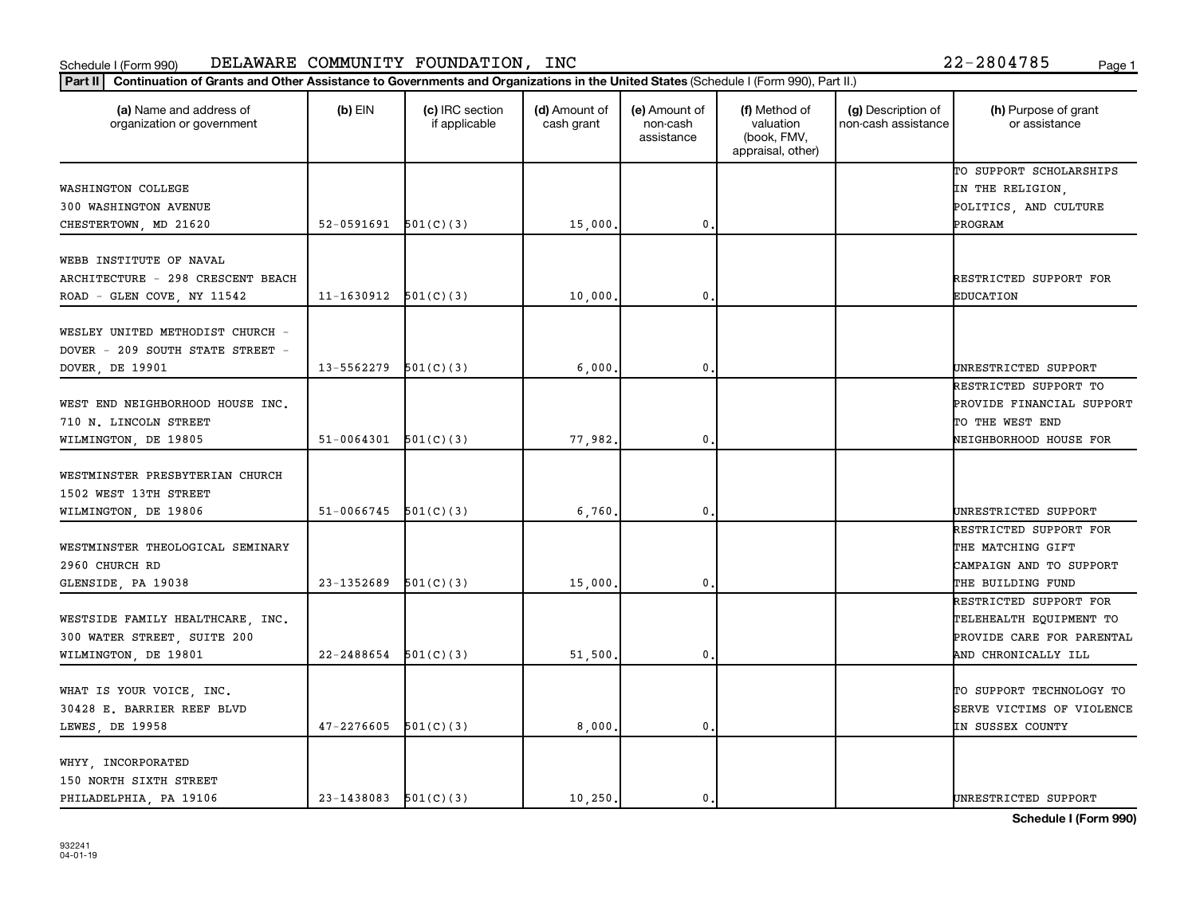Schedule I (Form 990) DELAWARE COMMUNITY FOUNDATION, INC 22-2804785

**Part II** **Continuation of Grants and Other Assistance to Governments and Organizations in the United States** (Schedule I (Form 990), Part II.)

| (a) Name and address of organization or government | (b) EIN | (c) IRC section if applicable | (d) Amount of cash grant | (e) Amount of non-cash assistance | (f) Method of valuation (book, FMV, appraisal, other) | (g) Description of non-cash assistance | (h) Purpose of grant or assistance |
|---|---|---|---|---|---|---|---|
| WASHINGTON COLLEGE 300 WASHINGTON AVENUE CHESTERTOWN, MD 21620 | 52-0591691 | 501(C)(3) | 15,000. | 0. | | | TO SUPPORT SCHOLARSHIPS IN THE RELIGION, POLITICS, AND CULTURE PROGRAM |
| WEBB INSTITUTE OF NAVAL ARCHITECTURE - 298 CRESCENT BEACH ROAD - GLEN COVE, NY 11542 | 11-1630912 | 501(C)(3) | 10,000. | 0. | | | RESTRICTED SUPPORT FOR EDUCATION |
| WESLEY UNITED METHODIST CHURCH - DOVER - 209 SOUTH STATE STREET - DOVER, DE 19901 | 13-5562279 | 501(C)(3) | 6,000. | 0. | | | UNRESTRICTED SUPPORT |
| WEST END NEIGHBORHOOD HOUSE INC. 710 N. LINCOLN STREET WILMINGTON, DE 19805 | 51-0064301 | 501(C)(3) | 77,982. | 0. | | | RESTRICTED SUPPORT TO PROVIDE FINANCIAL SUPPORT TO THE WEST END NEIGHBORHOOD HOUSE FOR |
| WESTMINSTER PRESBYTERIAN CHURCH 1502 WEST 13TH STREET WILMINGTON, DE 19806 | 51-0066745 | 501(C)(3) | 6,760. | 0. | | | UNRESTRICTED SUPPORT |
| WESTMINSTER THEOLOGICAL SEMINARY 2960 CHURCH RD GLENSIDE, PA 19038 | 23-1352689 | 501(C)(3) | 15,000. | 0. | | | RESTRICTED SUPPORT FOR THE MATCHING GIFT CAMPAIGN AND TO SUPPORT THE BUILDING FUND |
| WESTSIDE FAMILY HEALTHCARE, INC. 300 WATER STREET, SUITE 200 WILMINGTON, DE 19801 | 22-2488654 | 501(C)(3) | 51,500. | 0. | | | RESTRICTED SUPPORT FOR TELEHEALTH EQUIPMENT TO PROVIDE CARE FOR PARENTAL AND CHRONICALLY ILL |
| WHAT IS YOUR VOICE, INC. 30428 E. BARRIER REEF BLVD LEWES, DE 19958 | 47-2276605 | 501(C)(3) | 8,000. | 0. | | | TO SUPPORT TECHNOLOGY TO SERVE VICTIMS OF VIOLENCE IN SUSSEX COUNTY |
| WHYY, INCORPORATED 150 NORTH SIXTH STREET PHILADELPHIA, PA 19106 | 23-1438083 | 501(C)(3) | 10,250. | 0. | | | UNRESTRICTED SUPPORT |

932241
04-01-19

**Schedule I (Form 990)**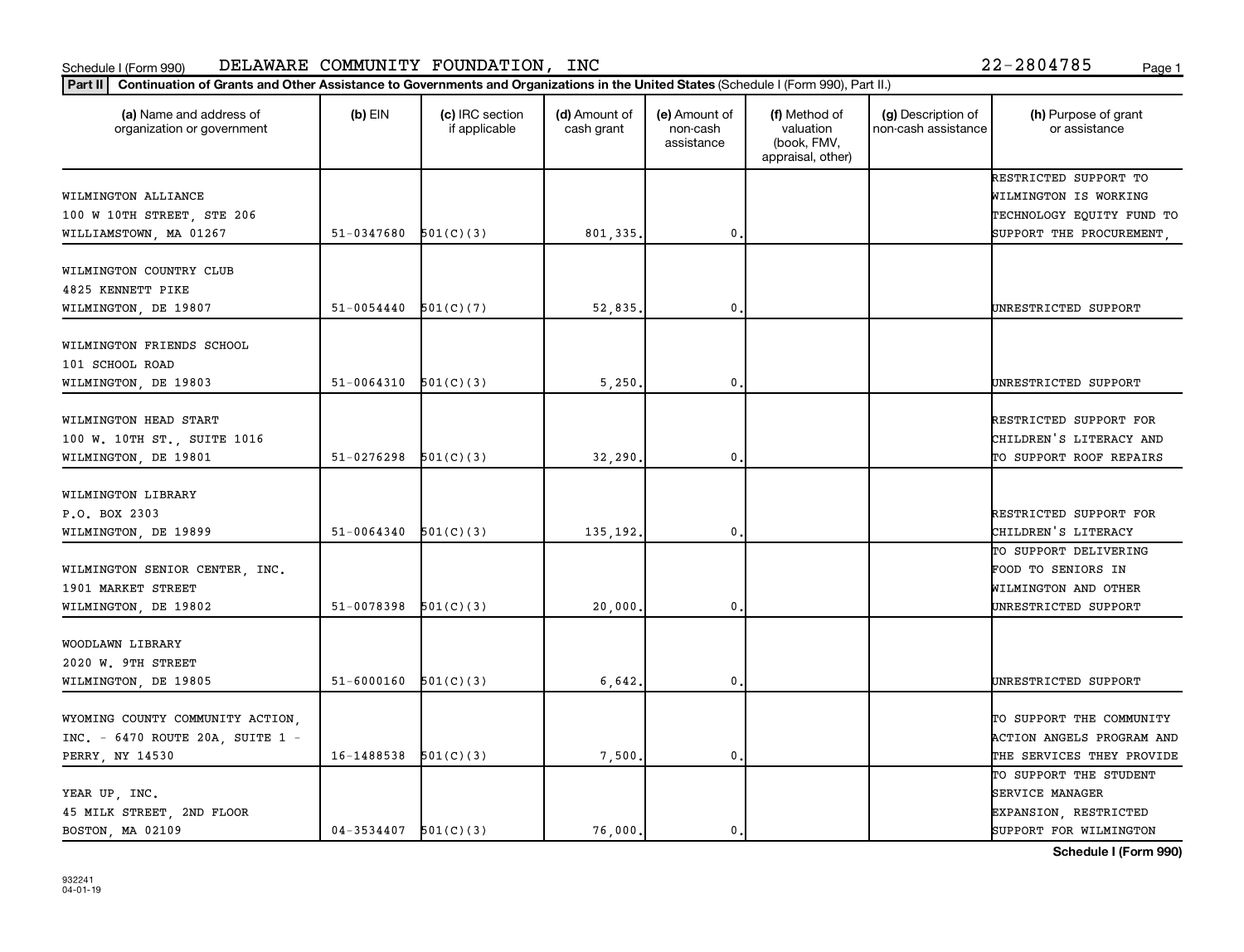Schedule I (Form 990) DELAWARE COMMUNITY FOUNDATION, INC 22-2804785

**Part II** **Continuation of Grants and Other Assistance to Governments and Organizations in the United States** (Schedule I (Form 990), Part II.)

| (a) Name and address of organization or government | (b) EIN | (c) IRC section if applicable | (d) Amount of cash grant | (e) Amount of non-cash assistance | (f) Method of valuation (book, FMV, appraisal, other) | (g) Description of non-cash assistance | (h) Purpose of grant or assistance |
|---|---|---|---|---|---|---|---|
| WILMINGTON ALLIANCE<br>100 W 10TH STREET, STE 206<br>WILLIAMSTOWN, MA 01267 | 51-0347680 | 501(C)(3) | 801,335. | 0. | | | RESTRICTED SUPPORT TO WILMINGTON IS WORKING TECHNOLOGY EQUITY FUND TO SUPPORT THE PROCUREMENT, |
| WILMINGTON COUNTRY CLUB<br>4825 KENNETT PIKE<br>WILMINGTON, DE 19807 | 51-0054440 | 501(C)(7) | 52,835. | 0. | | | UNRESTRICTED SUPPORT |
| WILMINGTON FRIENDS SCHOOL<br>101 SCHOOL ROAD<br>WILMINGTON, DE 19803 | 51-0064310 | 501(C)(3) | 5,250. | 0. | | | UNRESTRICTED SUPPORT |
| WILMINGTON HEAD START<br>100 W. 10TH ST., SUITE 1016<br>WILMINGTON, DE 19801 | 51-0276298 | 501(C)(3) | 32,290. | 0. | | | RESTRICTED SUPPORT FOR CHILDREN'S LITERACY AND TO SUPPORT ROOF REPAIRS |
| WILMINGTON LIBRARY<br>P.O. BOX 2303<br>WILMINGTON, DE 19899 | 51-0064340 | 501(C)(3) | 135,192. | 0. | | | RESTRICTED SUPPORT FOR CHILDREN'S LITERACY |
| WILMINGTON SENIOR CENTER, INC.<br>1901 MARKET STREET<br>WILMINGTON, DE 19802 | 51-0078398 | 501(C)(3) | 20,000. | 0. | | | TO SUPPORT DELIVERING FOOD TO SENIORS IN WILMINGTON AND OTHER UNRESTRICTED SUPPORT |
| WOODLAWN LIBRARY<br>2020 W. 9TH STREET<br>WILMINGTON, DE 19805 | 51-6000160 | 501(C)(3) | 6,642. | 0. | | | UNRESTRICTED SUPPORT |
| WYOMING COUNTY COMMUNITY ACTION,<br>INC. - 6470 ROUTE 20A, SUITE 1 -<br>PERRY, NY 14530 | 16-1488538 | 501(C)(3) | 7,500. | 0. | | | TO SUPPORT THE COMMUNITY ACTION ANGELS PROGRAM AND THE SERVICES THEY PROVIDE |
| YEAR UP, INC.<br>45 MILK STREET, 2ND FLOOR<br>BOSTON, MA 02109 | 04-3534407 | 501(C)(3) | 76,000. | 0. | | | TO SUPPORT THE STUDENT SERVICE MANAGER EXPANSION, RESTRICTED SUPPORT FOR WILMINGTON |

**Schedule I (Form 990)**

932241
04-01-19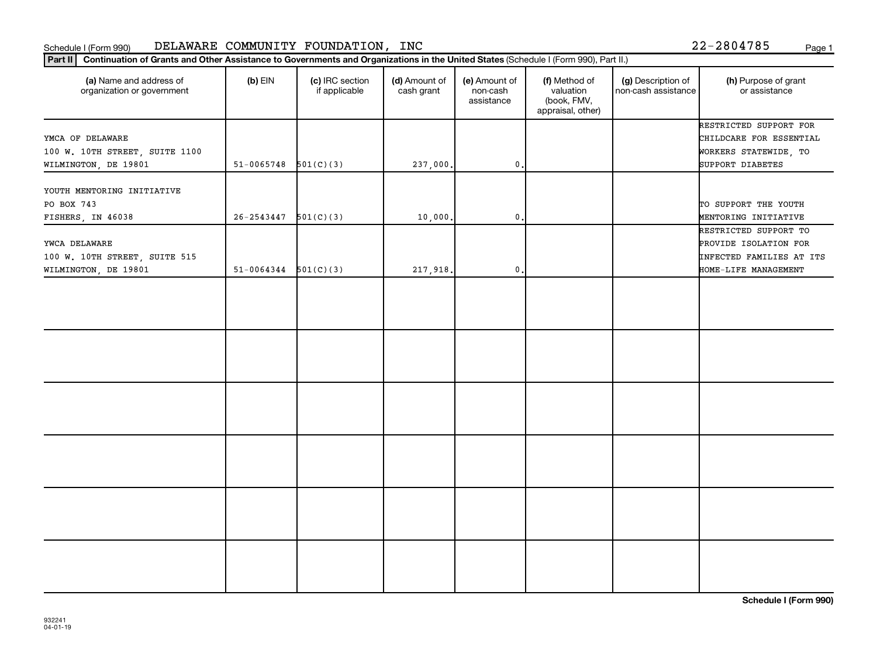Schedule I (Form 990) DELAWARE COMMUNITY FOUNDATION, INC 22-2804785

**Part II** **Continuation of Grants and Other Assistance to Governments and Organizations in the United States** (Schedule I (Form 990), Part II.)

| (a) Name and address of organization or government | (b) EIN | (c) IRC section if applicable | (d) Amount of cash grant | (e) Amount of non-cash assistance | (f) Method of valuation (book, FMV, appraisal, other) | (g) Description of non-cash assistance | (h) Purpose of grant or assistance |
|---|---|---|---|---|---|---|---|
| YMCA OF DELAWARE<br>100 W. 10TH STREET, SUITE 1100<br>WILMINGTON, DE 19801 | 51-0065748 | 501(C)(3) | 237,000. | 0. | | | RESTRICTED SUPPORT FOR CHILDCARE FOR ESSENTIAL WORKERS STATEWIDE, TO SUPPORT DIABETES |
| YOUTH MENTORING INITIATIVE<br>PO BOX 743<br>FISHERS, IN 46038 | 26-2543447 | 501(C)(3) | 10,000. | 0. | | | TO SUPPORT THE YOUTH MENTORING INITIATIVE |
| YWCA DELAWARE<br>100 W. 10TH STREET, SUITE 515<br>WILMINGTON, DE 19801 | 51-0064344 | 501(C)(3) | 217,918. | 0. | | | RESTRICTED SUPPORT TO PROVIDE ISOLATION FOR INFECTED FAMILIES AT ITS HOME-LIFE MANAGEMENT |
| | | | | | | | |
| | | | | | | | |
| | | | | | | | |
| | | | | | | | |
| | | | | | | | |
| | | | | | | | |

**Schedule I (Form 990)**

932241
04-01-19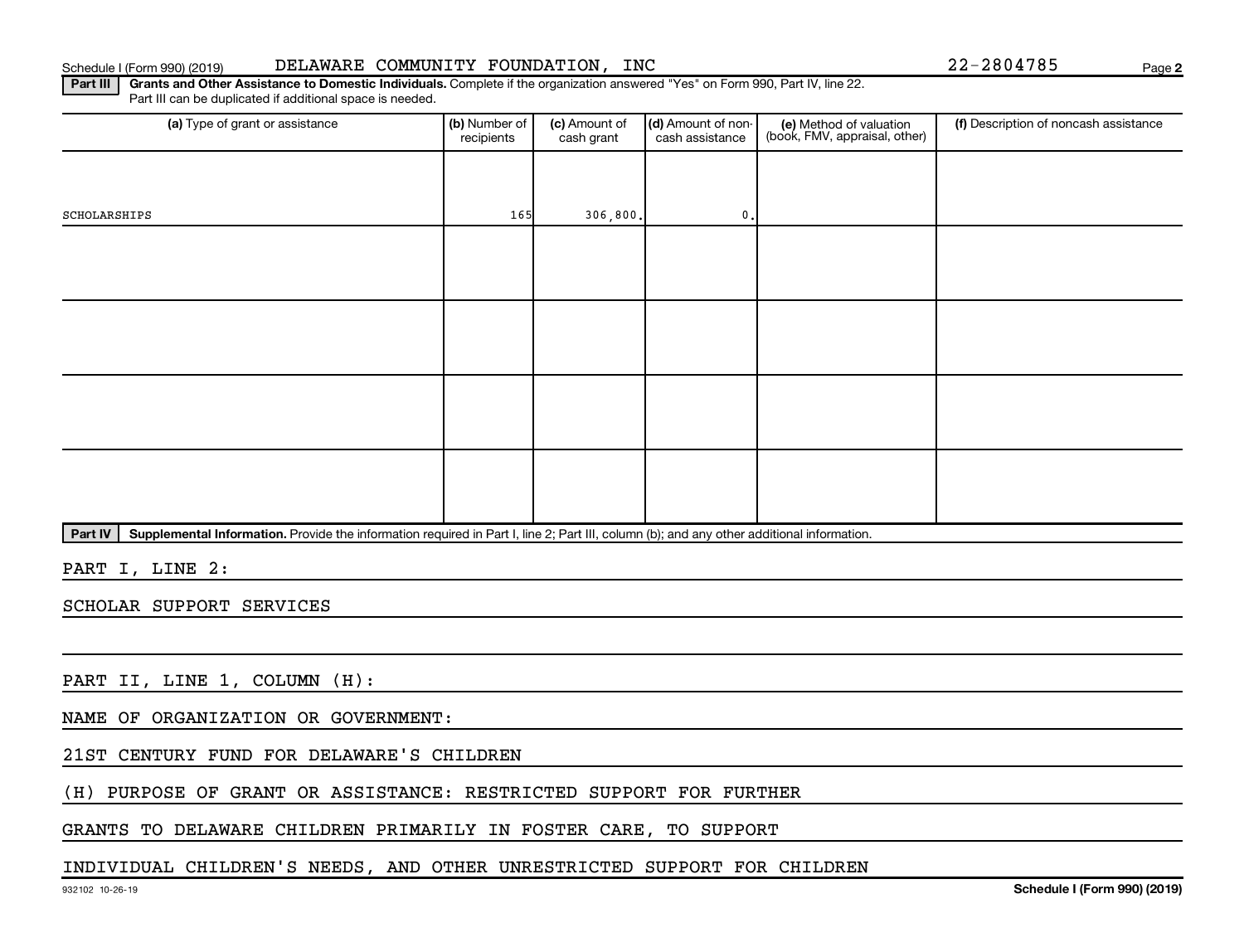Schedule I (Form 990) (2019) DELAWARE COMMUNITY FOUNDATION, INC 22-2804785

**Part III** **Grants and Other Assistance to Domestic Individuals.** Complete if the organization answered "Yes" on Form 990, Part IV, line 22. Part III can be duplicated if additional space is needed.

| (a) Type of grant or assistance | (b) Number of recipients | (c) Amount of cash grant | (d) Amount of non-cash assistance | (e) Method of valuation (book, FMV, appraisal, other) | (f) Description of noncash assistance |
|---|---|---|---|---|---|
| SCHOLARSHIPS | 165 | 306,800. | 0. | | |
| | | | | | |
| | | | | | |
| | | | | | |
| | | | | | |

**Part IV** **Supplemental Information.** Provide the information required in Part I, line 2; Part III, column (b); and any other additional information.

PART I, LINE 2:

SCHOLAR SUPPORT SERVICES

PART II, LINE 1, COLUMN (H):

NAME OF ORGANIZATION OR GOVERNMENT:

21ST CENTURY FUND FOR DELAWARE'S CHILDREN

(H) PURPOSE OF GRANT OR ASSISTANCE: RESTRICTED SUPPORT FOR FURTHER

GRANTS TO DELAWARE CHILDREN PRIMARILY IN FOSTER CARE, TO SUPPORT

INDIVIDUAL CHILDREN'S NEEDS, AND OTHER UNRESTRICTED SUPPORT FOR CHILDREN

932102 10-26-19 **Schedule I (Form 990) (2019)**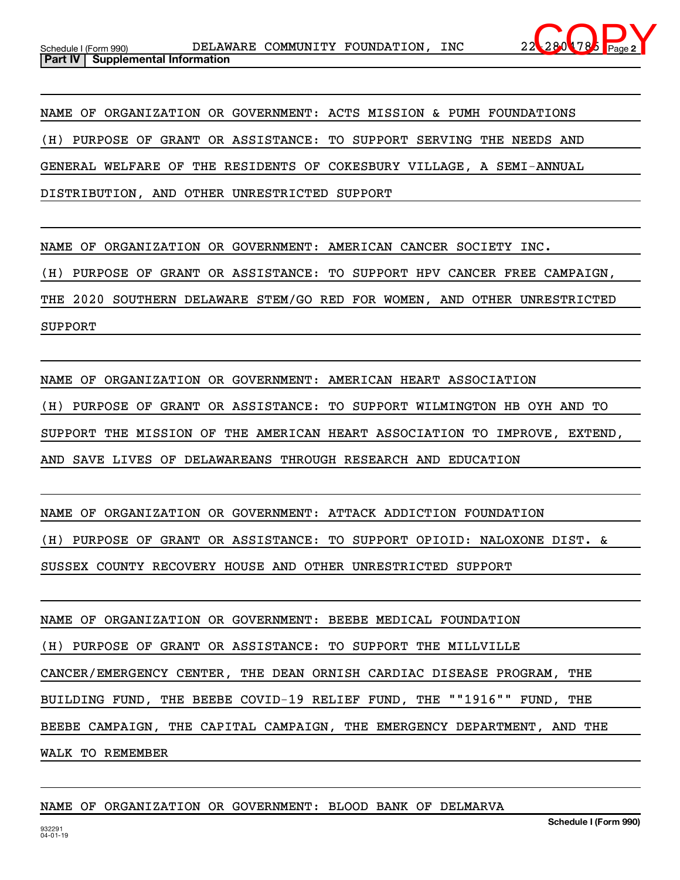Schedule I (Form 990) DELAWARE COMMUNITY FOUNDATION, INC 22-2804785 Page 2

**Part IV | Supplemental Information**

NAME OF ORGANIZATION OR GOVERNMENT: ACTS MISSION & PUMH FOUNDATIONS

(H) PURPOSE OF GRANT OR ASSISTANCE: TO SUPPORT SERVING THE NEEDS AND GENERAL WELFARE OF THE RESIDENTS OF COKESBURY VILLAGE, A SEMI-ANNUAL DISTRIBUTION, AND OTHER UNRESTRICTED SUPPORT

NAME OF ORGANIZATION OR GOVERNMENT: AMERICAN CANCER SOCIETY INC.

(H) PURPOSE OF GRANT OR ASSISTANCE: TO SUPPORT HPV CANCER FREE CAMPAIGN, THE 2020 SOUTHERN DELAWARE STEM/GO RED FOR WOMEN, AND OTHER UNRESTRICTED SUPPORT

NAME OF ORGANIZATION OR GOVERNMENT: AMERICAN HEART ASSOCIATION

(H) PURPOSE OF GRANT OR ASSISTANCE: TO SUPPORT WILMINGTON HB OYH AND TO SUPPORT THE MISSION OF THE AMERICAN HEART ASSOCIATION TO IMPROVE, EXTEND, AND SAVE LIVES OF DELAWAREANS THROUGH RESEARCH AND EDUCATION

NAME OF ORGANIZATION OR GOVERNMENT: ATTACK ADDICTION FOUNDATION

(H) PURPOSE OF GRANT OR ASSISTANCE: TO SUPPORT OPIOID: NALOXONE DIST. & SUSSEX COUNTY RECOVERY HOUSE AND OTHER UNRESTRICTED SUPPORT

NAME OF ORGANIZATION OR GOVERNMENT: BEEBE MEDICAL FOUNDATION

(H) PURPOSE OF GRANT OR ASSISTANCE: TO SUPPORT THE MILLVILLE CANCER/EMERGENCY CENTER, THE DEAN ORNISH CARDIAC DISEASE PROGRAM, THE BUILDING FUND, THE BEEBE COVID-19 RELIEF FUND, THE ""1916"" FUND, THE BEEBE CAMPAIGN, THE CAPITAL CAMPAIGN, THE EMERGENCY DEPARTMENT, AND THE WALK TO REMEMBER

NAME OF ORGANIZATION OR GOVERNMENT: BLOOD BANK OF DELMARVA

Schedule I (Form 990)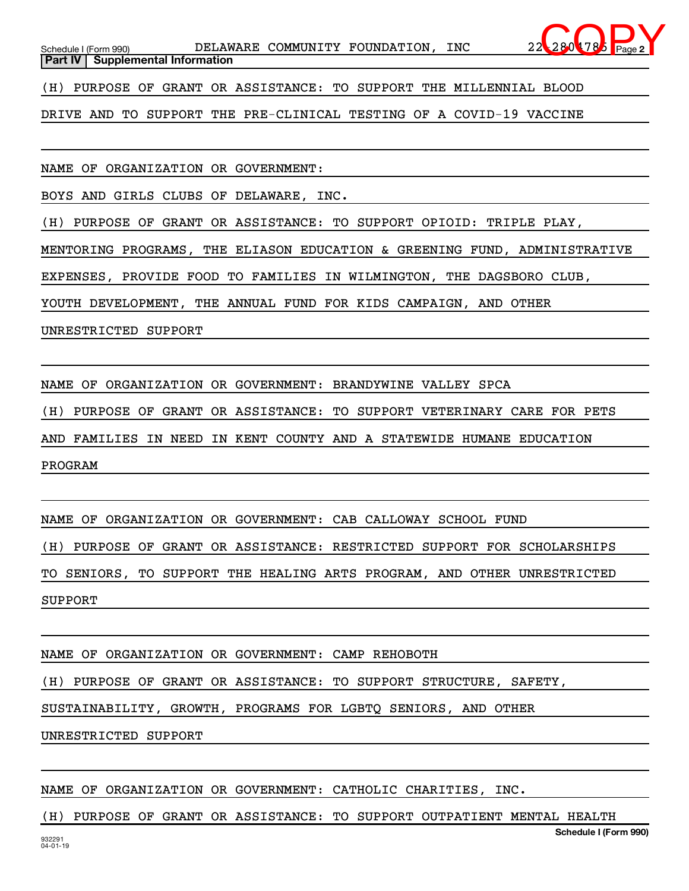**Part IV | Supplemental Information**

(H) PURPOSE OF GRANT OR ASSISTANCE: TO SUPPORT THE MILLENNIAL BLOOD DRIVE AND TO SUPPORT THE PRE-CLINICAL TESTING OF A COVID-19 VACCINE

NAME OF ORGANIZATION OR GOVERNMENT:

BOYS AND GIRLS CLUBS OF DELAWARE, INC.

(H) PURPOSE OF GRANT OR ASSISTANCE: TO SUPPORT OPIOID: TRIPLE PLAY, MENTORING PROGRAMS, THE ELIASON EDUCATION & GREENING FUND, ADMINISTRATIVE EXPENSES, PROVIDE FOOD TO FAMILIES IN WILMINGTON, THE DAGSBORO CLUB, YOUTH DEVELOPMENT, THE ANNUAL FUND FOR KIDS CAMPAIGN, AND OTHER UNRESTRICTED SUPPORT

NAME OF ORGANIZATION OR GOVERNMENT: BRANDYWINE VALLEY SPCA

(H) PURPOSE OF GRANT OR ASSISTANCE: TO SUPPORT VETERINARY CARE FOR PETS AND FAMILIES IN NEED IN KENT COUNTY AND A STATEWIDE HUMANE EDUCATION PROGRAM

NAME OF ORGANIZATION OR GOVERNMENT: CAB CALLOWAY SCHOOL FUND

(H) PURPOSE OF GRANT OR ASSISTANCE: RESTRICTED SUPPORT FOR SCHOLARSHIPS TO SENIORS, TO SUPPORT THE HEALING ARTS PROGRAM, AND OTHER UNRESTRICTED SUPPORT

NAME OF ORGANIZATION OR GOVERNMENT: CAMP REHOBOTH

(H) PURPOSE OF GRANT OR ASSISTANCE: TO SUPPORT STRUCTURE, SAFETY, SUSTAINABILITY, GROWTH, PROGRAMS FOR LGBTQ SENIORS, AND OTHER UNRESTRICTED SUPPORT

NAME OF ORGANIZATION OR GOVERNMENT: CATHOLIC CHARITIES, INC.

(H) PURPOSE OF GRANT OR ASSISTANCE: TO SUPPORT OUTPATIENT MENTAL HEALTH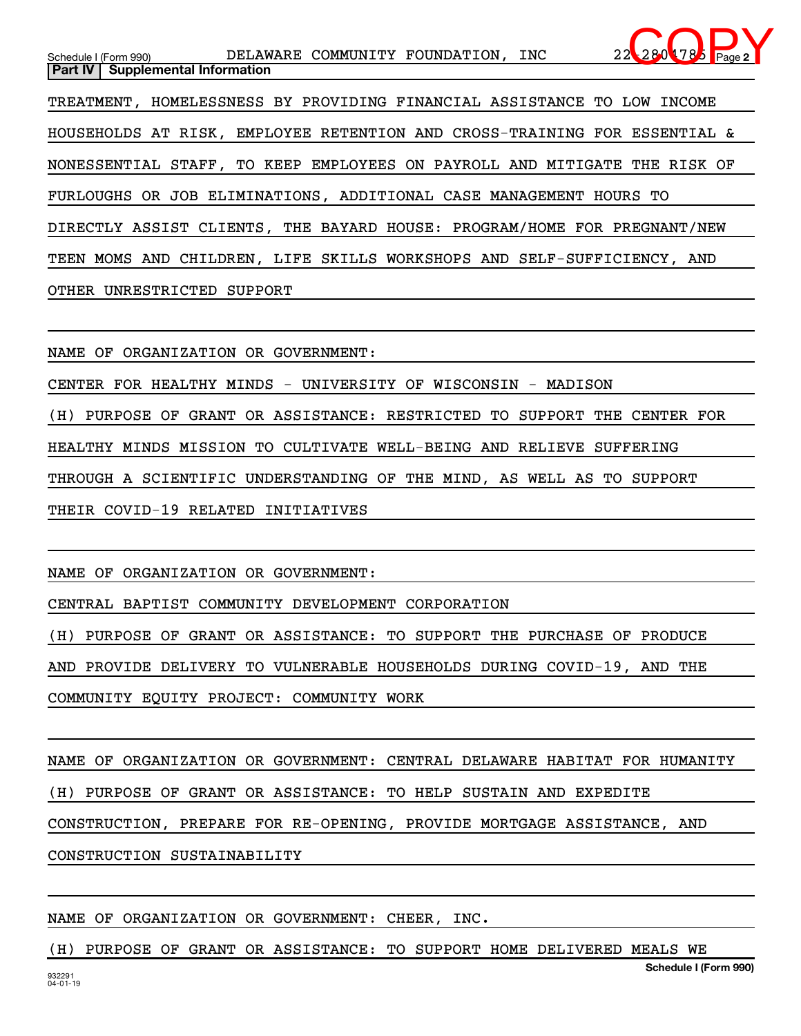## Part IV | Supplemental Information

TREATMENT, HOMELESSNESS BY PROVIDING FINANCIAL ASSISTANCE TO LOW INCOME HOUSEHOLDS AT RISK, EMPLOYEE RETENTION AND CROSS-TRAINING FOR ESSENTIAL & NONESSENTIAL STAFF, TO KEEP EMPLOYEES ON PAYROLL AND MITIGATE THE RISK OF FURLOUGHS OR JOB ELIMINATIONS, ADDITIONAL CASE MANAGEMENT HOURS TO DIRECTLY ASSIST CLIENTS, THE BAYARD HOUSE: PROGRAM/HOME FOR PREGNANT/NEW TEEN MOMS AND CHILDREN, LIFE SKILLS WORKSHOPS AND SELF-SUFFICIENCY, AND OTHER UNRESTRICTED SUPPORT

NAME OF ORGANIZATION OR GOVERNMENT:

CENTER FOR HEALTHY MINDS - UNIVERSITY OF WISCONSIN - MADISON

(H) PURPOSE OF GRANT OR ASSISTANCE: RESTRICTED TO SUPPORT THE CENTER FOR HEALTHY MINDS MISSION TO CULTIVATE WELL-BEING AND RELIEVE SUFFERING THROUGH A SCIENTIFIC UNDERSTANDING OF THE MIND, AS WELL AS TO SUPPORT THEIR COVID-19 RELATED INITIATIVES

NAME OF ORGANIZATION OR GOVERNMENT:

CENTRAL BAPTIST COMMUNITY DEVELOPMENT CORPORATION

(H) PURPOSE OF GRANT OR ASSISTANCE: TO SUPPORT THE PURCHASE OF PRODUCE AND PROVIDE DELIVERY TO VULNERABLE HOUSEHOLDS DURING COVID-19, AND THE COMMUNITY EQUITY PROJECT: COMMUNITY WORK

NAME OF ORGANIZATION OR GOVERNMENT: CENTRAL DELAWARE HABITAT FOR HUMANITY

(H) PURPOSE OF GRANT OR ASSISTANCE: TO HELP SUSTAIN AND EXPEDITE CONSTRUCTION, PREPARE FOR RE-OPENING, PROVIDE MORTGAGE ASSISTANCE, AND CONSTRUCTION SUSTAINABILITY

NAME OF ORGANIZATION OR GOVERNMENT: CHEER, INC.

(H) PURPOSE OF GRANT OR ASSISTANCE: TO SUPPORT HOME DELIVERED MEALS WE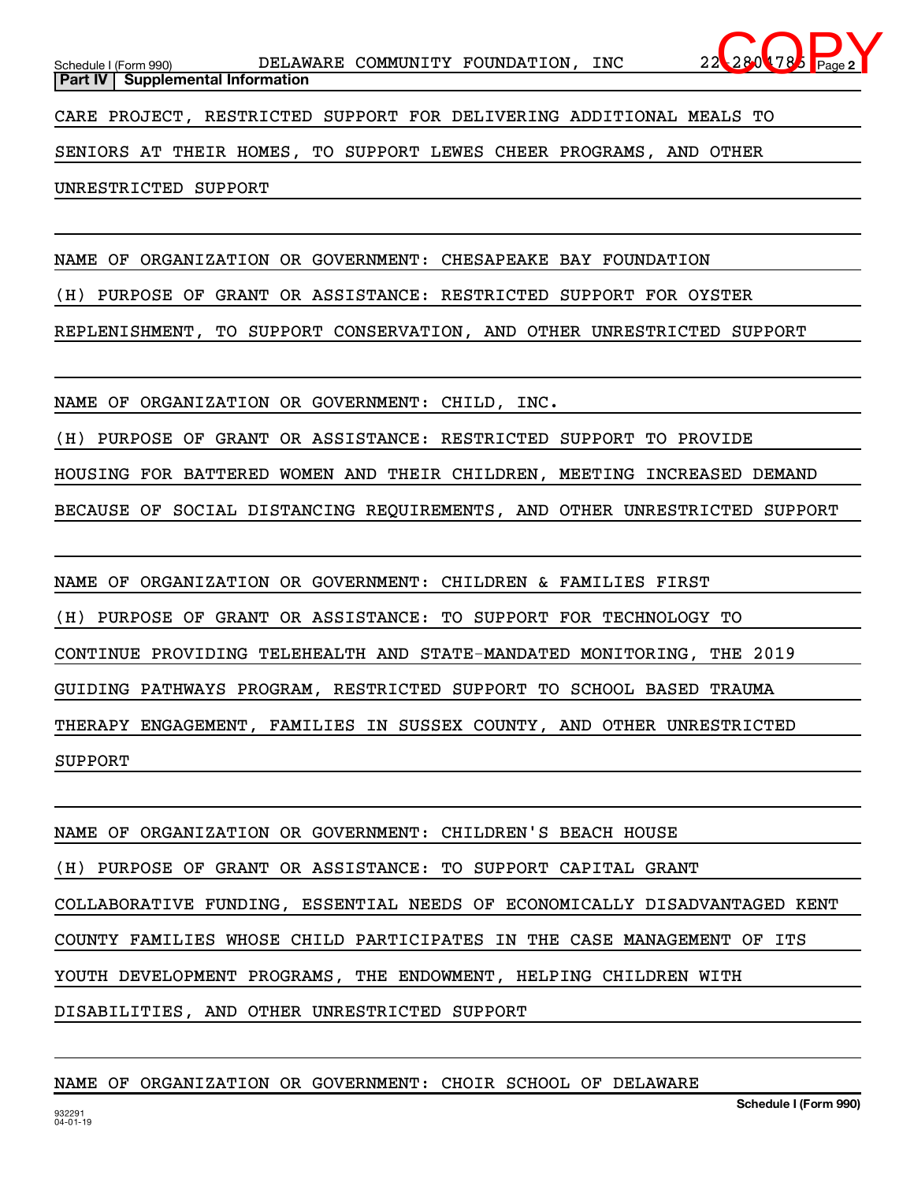**Part IV | Supplemental Information**

CARE PROJECT, RESTRICTED SUPPORT FOR DELIVERING ADDITIONAL MEALS TO SENIORS AT THEIR HOMES, TO SUPPORT LEWES CHEER PROGRAMS, AND OTHER UNRESTRICTED SUPPORT

NAME OF ORGANIZATION OR GOVERNMENT: CHESAPEAKE BAY FOUNDATION

(H) PURPOSE OF GRANT OR ASSISTANCE: RESTRICTED SUPPORT FOR OYSTER REPLENISHMENT, TO SUPPORT CONSERVATION, AND OTHER UNRESTRICTED SUPPORT

NAME OF ORGANIZATION OR GOVERNMENT: CHILD, INC.

(H) PURPOSE OF GRANT OR ASSISTANCE: RESTRICTED SUPPORT TO PROVIDE HOUSING FOR BATTERED WOMEN AND THEIR CHILDREN, MEETING INCREASED DEMAND BECAUSE OF SOCIAL DISTANCING REQUIREMENTS, AND OTHER UNRESTRICTED SUPPORT

NAME OF ORGANIZATION OR GOVERNMENT: CHILDREN & FAMILIES FIRST

(H) PURPOSE OF GRANT OR ASSISTANCE: TO SUPPORT FOR TECHNOLOGY TO CONTINUE PROVIDING TELEHEALTH AND STATE-MANDATED MONITORING, THE 2019 GUIDING PATHWAYS PROGRAM, RESTRICTED SUPPORT TO SCHOOL BASED TRAUMA THERAPY ENGAGEMENT, FAMILIES IN SUSSEX COUNTY, AND OTHER UNRESTRICTED SUPPORT

NAME OF ORGANIZATION OR GOVERNMENT: CHILDREN'S BEACH HOUSE

(H) PURPOSE OF GRANT OR ASSISTANCE: TO SUPPORT CAPITAL GRANT COLLABORATIVE FUNDING, ESSENTIAL NEEDS OF ECONOMICALLY DISADVANTAGED KENT COUNTY FAMILIES WHOSE CHILD PARTICIPATES IN THE CASE MANAGEMENT OF ITS YOUTH DEVELOPMENT PROGRAMS, THE ENDOWMENT, HELPING CHILDREN WITH DISABILITIES, AND OTHER UNRESTRICTED SUPPORT

NAME OF ORGANIZATION OR GOVERNMENT: CHOIR SCHOOL OF DELAWARE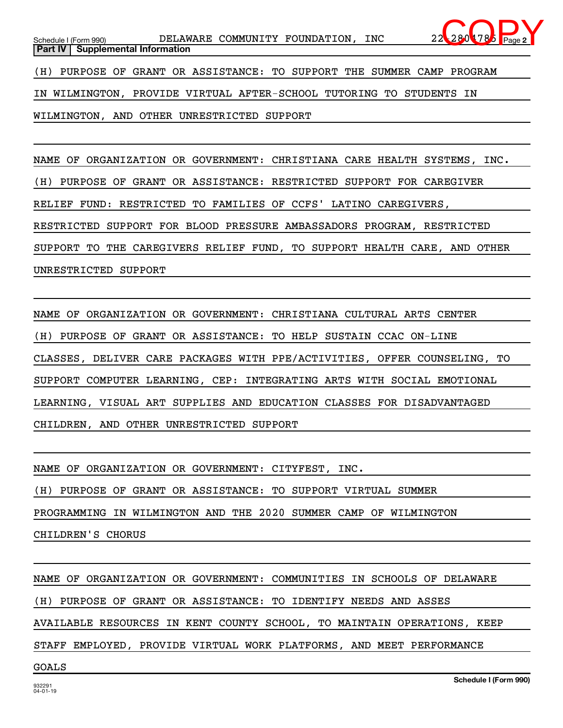Schedule I (Form 990) DELAWARE COMMUNITY FOUNDATION, INC 22-2804785

**Part IV | Supplemental Information**

(H) PURPOSE OF GRANT OR ASSISTANCE: TO SUPPORT THE SUMMER CAMP PROGRAM IN WILMINGTON, PROVIDE VIRTUAL AFTER-SCHOOL TUTORING TO STUDENTS IN WILMINGTON, AND OTHER UNRESTRICTED SUPPORT

NAME OF ORGANIZATION OR GOVERNMENT: CHRISTIANA CARE HEALTH SYSTEMS, INC.

(H) PURPOSE OF GRANT OR ASSISTANCE: RESTRICTED SUPPORT FOR CAREGIVER RELIEF FUND: RESTRICTED TO FAMILIES OF CCFS' LATINO CAREGIVERS, RESTRICTED SUPPORT FOR BLOOD PRESSURE AMBASSADORS PROGRAM, RESTRICTED SUPPORT TO THE CAREGIVERS RELIEF FUND, TO SUPPORT HEALTH CARE, AND OTHER UNRESTRICTED SUPPORT

NAME OF ORGANIZATION OR GOVERNMENT: CHRISTIANA CULTURAL ARTS CENTER

(H) PURPOSE OF GRANT OR ASSISTANCE: TO HELP SUSTAIN CCAC ON-LINE CLASSES, DELIVER CARE PACKAGES WITH PPE/ACTIVITIES, OFFER COUNSELING, TO SUPPORT COMPUTER LEARNING, CEP: INTEGRATING ARTS WITH SOCIAL EMOTIONAL LEARNING, VISUAL ART SUPPLIES AND EDUCATION CLASSES FOR DISADVANTAGED CHILDREN, AND OTHER UNRESTRICTED SUPPORT

NAME OF ORGANIZATION OR GOVERNMENT: CITYFEST, INC.

(H) PURPOSE OF GRANT OR ASSISTANCE: TO SUPPORT VIRTUAL SUMMER PROGRAMMING IN WILMINGTON AND THE 2020 SUMMER CAMP OF WILMINGTON CHILDREN'S CHORUS

NAME OF ORGANIZATION OR GOVERNMENT: COMMUNITIES IN SCHOOLS OF DELAWARE

(H) PURPOSE OF GRANT OR ASSISTANCE: TO IDENTIFY NEEDS AND ASSES AVAILABLE RESOURCES IN KENT COUNTY SCHOOL, TO MAINTAIN OPERATIONS, KEEP STAFF EMPLOYED, PROVIDE VIRTUAL WORK PLATFORMS, AND MEET PERFORMANCE GOALS

932291 04-01-19

**Schedule I (Form 990)**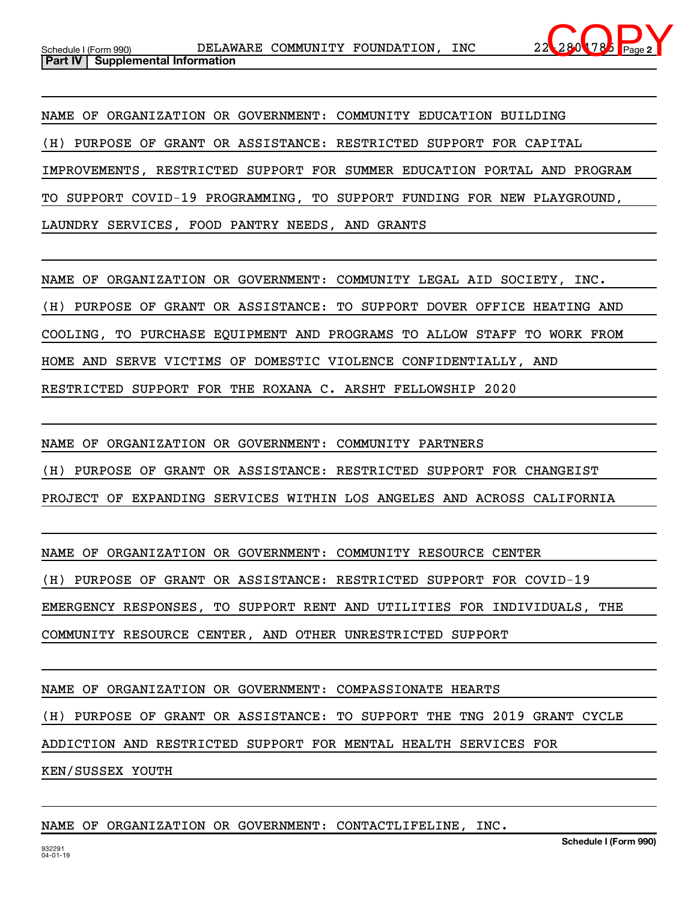## Part IV | Supplemental Information

NAME OF ORGANIZATION OR GOVERNMENT: COMMUNITY EDUCATION BUILDING

(H) PURPOSE OF GRANT OR ASSISTANCE: RESTRICTED SUPPORT FOR CAPITAL IMPROVEMENTS, RESTRICTED SUPPORT FOR SUMMER EDUCATION PORTAL AND PROGRAM TO SUPPORT COVID-19 PROGRAMMING, TO SUPPORT FUNDING FOR NEW PLAYGROUND, LAUNDRY SERVICES, FOOD PANTRY NEEDS, AND GRANTS

NAME OF ORGANIZATION OR GOVERNMENT: COMMUNITY LEGAL AID SOCIETY, INC.

(H) PURPOSE OF GRANT OR ASSISTANCE: TO SUPPORT DOVER OFFICE HEATING AND COOLING, TO PURCHASE EQUIPMENT AND PROGRAMS TO ALLOW STAFF TO WORK FROM HOME AND SERVE VICTIMS OF DOMESTIC VIOLENCE CONFIDENTIALLY, AND RESTRICTED SUPPORT FOR THE ROXANA C. ARSHT FELLOWSHIP 2020

NAME OF ORGANIZATION OR GOVERNMENT: COMMUNITY PARTNERS

(H) PURPOSE OF GRANT OR ASSISTANCE: RESTRICTED SUPPORT FOR CHANGEIST PROJECT OF EXPANDING SERVICES WITHIN LOS ANGELES AND ACROSS CALIFORNIA

NAME OF ORGANIZATION OR GOVERNMENT: COMMUNITY RESOURCE CENTER

(H) PURPOSE OF GRANT OR ASSISTANCE: RESTRICTED SUPPORT FOR COVID-19 EMERGENCY RESPONSES, TO SUPPORT RENT AND UTILITIES FOR INDIVIDUALS, THE COMMUNITY RESOURCE CENTER, AND OTHER UNRESTRICTED SUPPORT

NAME OF ORGANIZATION OR GOVERNMENT: COMPASSIONATE HEARTS

(H) PURPOSE OF GRANT OR ASSISTANCE: TO SUPPORT THE TNG 2019 GRANT CYCLE ADDICTION AND RESTRICTED SUPPORT FOR MENTAL HEALTH SERVICES FOR KEN/SUSSEX YOUTH

NAME OF ORGANIZATION OR GOVERNMENT: CONTACTLIFELINE, INC.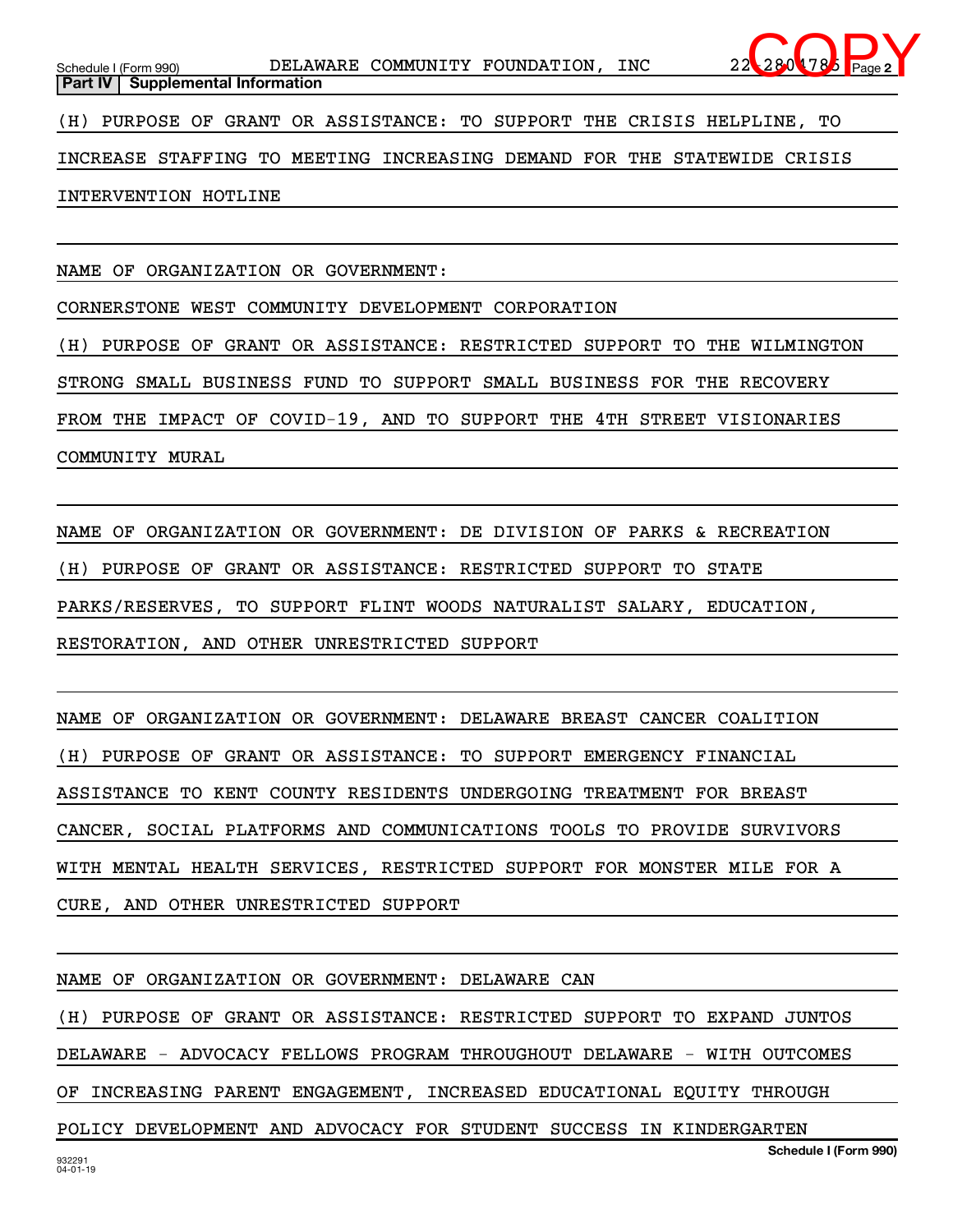## Part IV | Supplemental Information

(H) PURPOSE OF GRANT OR ASSISTANCE: TO SUPPORT THE CRISIS HELPLINE, TO INCREASE STAFFING TO MEETING INCREASING DEMAND FOR THE STATEWIDE CRISIS INTERVENTION HOTLINE

NAME OF ORGANIZATION OR GOVERNMENT:
CORNERSTONE WEST COMMUNITY DEVELOPMENT CORPORATION
(H) PURPOSE OF GRANT OR ASSISTANCE: RESTRICTED SUPPORT TO THE WILMINGTON STRONG SMALL BUSINESS FUND TO SUPPORT SMALL BUSINESS FOR THE RECOVERY FROM THE IMPACT OF COVID-19, AND TO SUPPORT THE 4TH STREET VISIONARIES COMMUNITY MURAL

NAME OF ORGANIZATION OR GOVERNMENT: DE DIVISION OF PARKS & RECREATION
(H) PURPOSE OF GRANT OR ASSISTANCE: RESTRICTED SUPPORT TO STATE PARKS/RESERVES, TO SUPPORT FLINT WOODS NATURALIST SALARY, EDUCATION, RESTORATION, AND OTHER UNRESTRICTED SUPPORT

NAME OF ORGANIZATION OR GOVERNMENT: DELAWARE BREAST CANCER COALITION
(H) PURPOSE OF GRANT OR ASSISTANCE: TO SUPPORT EMERGENCY FINANCIAL ASSISTANCE TO KENT COUNTY RESIDENTS UNDERGOING TREATMENT FOR BREAST CANCER, SOCIAL PLATFORMS AND COMMUNICATIONS TOOLS TO PROVIDE SURVIVORS WITH MENTAL HEALTH SERVICES, RESTRICTED SUPPORT FOR MONSTER MILE FOR A CURE, AND OTHER UNRESTRICTED SUPPORT

NAME OF ORGANIZATION OR GOVERNMENT: DELAWARE CAN
(H) PURPOSE OF GRANT OR ASSISTANCE: RESTRICTED SUPPORT TO EXPAND JUNTOS DELAWARE - ADVOCACY FELLOWS PROGRAM THROUGHOUT DELAWARE - WITH OUTCOMES OF INCREASING PARENT ENGAGEMENT, INCREASED EDUCATIONAL EQUITY THROUGH POLICY DEVELOPMENT AND ADVOCACY FOR STUDENT SUCCESS IN KINDERGARTEN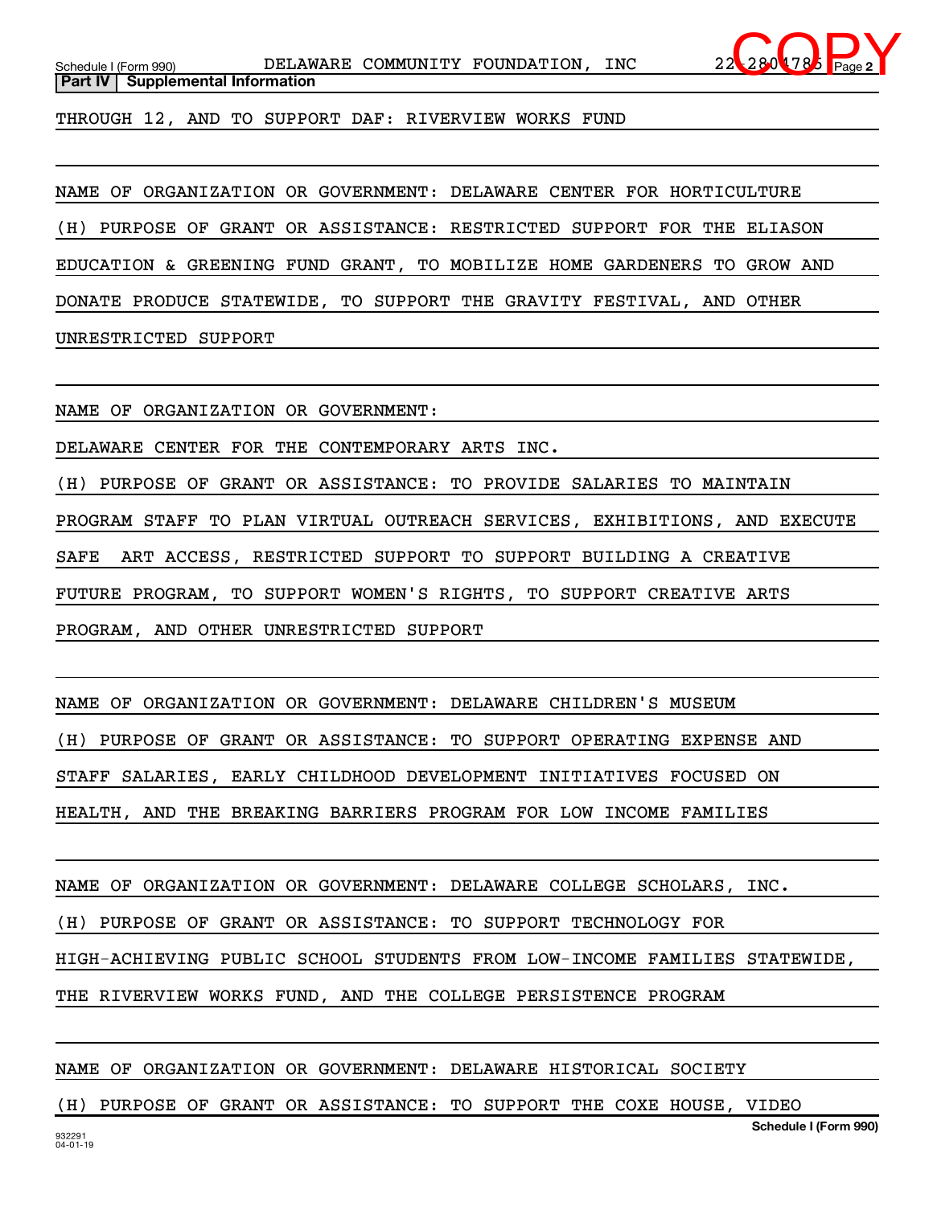**Part IV | Supplemental Information**

THROUGH 12, AND TO SUPPORT DAF: RIVERVIEW WORKS FUND

NAME OF ORGANIZATION OR GOVERNMENT: DELAWARE CENTER FOR HORTICULTURE

(H) PURPOSE OF GRANT OR ASSISTANCE: RESTRICTED SUPPORT FOR THE ELIASON EDUCATION & GREENING FUND GRANT, TO MOBILIZE HOME GARDENERS TO GROW AND DONATE PRODUCE STATEWIDE, TO SUPPORT THE GRAVITY FESTIVAL, AND OTHER UNRESTRICTED SUPPORT

NAME OF ORGANIZATION OR GOVERNMENT:

DELAWARE CENTER FOR THE CONTEMPORARY ARTS INC.

(H) PURPOSE OF GRANT OR ASSISTANCE: TO PROVIDE SALARIES TO MAINTAIN PROGRAM STAFF TO PLAN VIRTUAL OUTREACH SERVICES, EXHIBITIONS, AND EXECUTE SAFE ART ACCESS, RESTRICTED SUPPORT TO SUPPORT BUILDING A CREATIVE FUTURE PROGRAM, TO SUPPORT WOMEN'S RIGHTS, TO SUPPORT CREATIVE ARTS PROGRAM, AND OTHER UNRESTRICTED SUPPORT

NAME OF ORGANIZATION OR GOVERNMENT: DELAWARE CHILDREN'S MUSEUM

(H) PURPOSE OF GRANT OR ASSISTANCE: TO SUPPORT OPERATING EXPENSE AND STAFF SALARIES, EARLY CHILDHOOD DEVELOPMENT INITIATIVES FOCUSED ON HEALTH, AND THE BREAKING BARRIERS PROGRAM FOR LOW INCOME FAMILIES

NAME OF ORGANIZATION OR GOVERNMENT: DELAWARE COLLEGE SCHOLARS, INC.

(H) PURPOSE OF GRANT OR ASSISTANCE: TO SUPPORT TECHNOLOGY FOR HIGH-ACHIEVING PUBLIC SCHOOL STUDENTS FROM LOW-INCOME FAMILIES STATEWIDE, THE RIVERVIEW WORKS FUND, AND THE COLLEGE PERSISTENCE PROGRAM

NAME OF ORGANIZATION OR GOVERNMENT: DELAWARE HISTORICAL SOCIETY

(H) PURPOSE OF GRANT OR ASSISTANCE: TO SUPPORT THE COXE HOUSE, VIDEO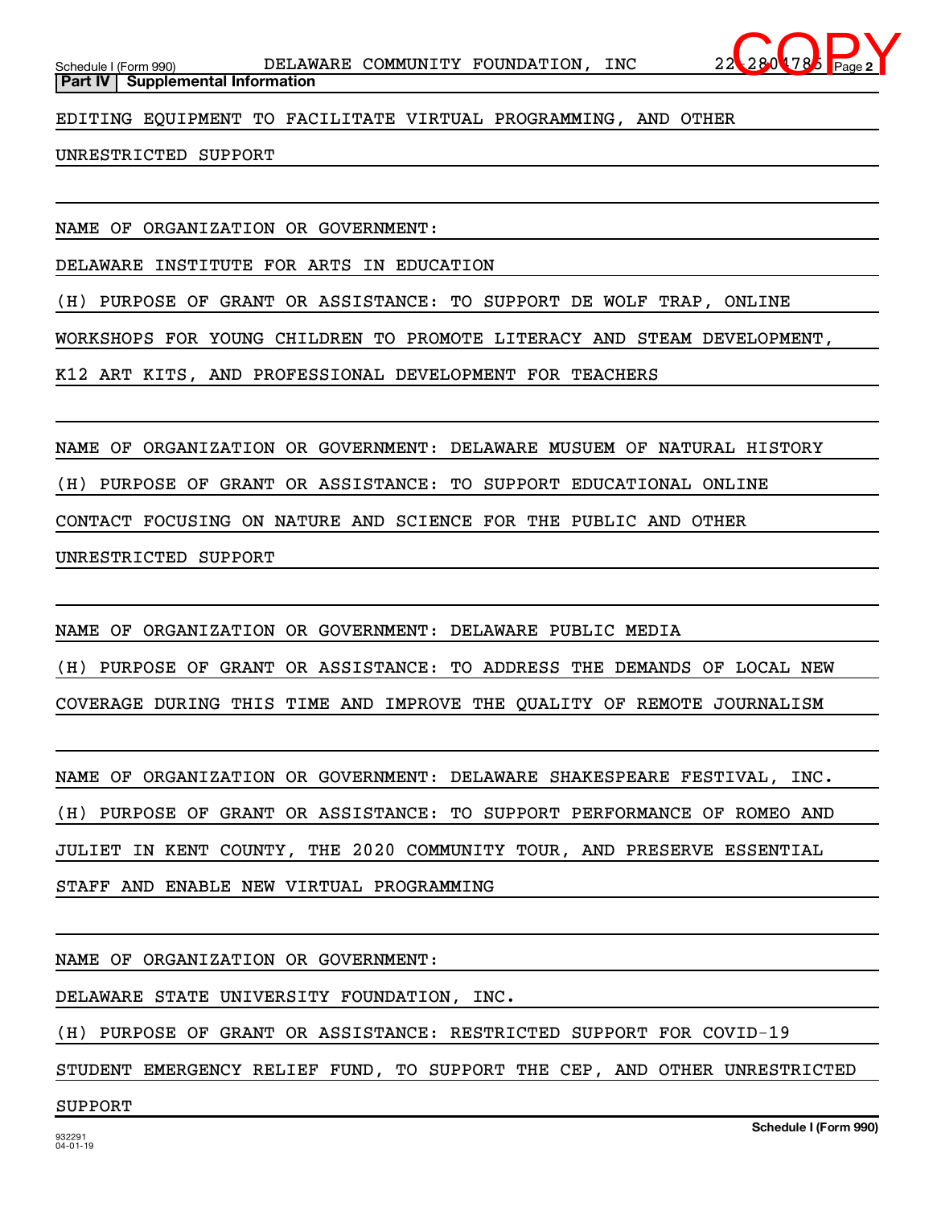## Part IV Supplemental Information

EDITING EQUIPMENT TO FACILITATE VIRTUAL PROGRAMMING, AND OTHER UNRESTRICTED SUPPORT

NAME OF ORGANIZATION OR GOVERNMENT:
DELAWARE INSTITUTE FOR ARTS IN EDUCATION
(H) PURPOSE OF GRANT OR ASSISTANCE: TO SUPPORT DE WOLF TRAP, ONLINE WORKSHOPS FOR YOUNG CHILDREN TO PROMOTE LITERACY AND STEAM DEVELOPMENT, K12 ART KITS, AND PROFESSIONAL DEVELOPMENT FOR TEACHERS

NAME OF ORGANIZATION OR GOVERNMENT: DELAWARE MUSUEM OF NATURAL HISTORY
(H) PURPOSE OF GRANT OR ASSISTANCE: TO SUPPORT EDUCATIONAL ONLINE CONTACT FOCUSING ON NATURE AND SCIENCE FOR THE PUBLIC AND OTHER UNRESTRICTED SUPPORT

NAME OF ORGANIZATION OR GOVERNMENT: DELAWARE PUBLIC MEDIA
(H) PURPOSE OF GRANT OR ASSISTANCE: TO ADDRESS THE DEMANDS OF LOCAL NEW COVERAGE DURING THIS TIME AND IMPROVE THE QUALITY OF REMOTE JOURNALISM

NAME OF ORGANIZATION OR GOVERNMENT: DELAWARE SHAKESPEARE FESTIVAL, INC.
(H) PURPOSE OF GRANT OR ASSISTANCE: TO SUPPORT PERFORMANCE OF ROMEO AND JULIET IN KENT COUNTY, THE 2020 COMMUNITY TOUR, AND PRESERVE ESSENTIAL STAFF AND ENABLE NEW VIRTUAL PROGRAMMING

NAME OF ORGANIZATION OR GOVERNMENT:
DELAWARE STATE UNIVERSITY FOUNDATION, INC.
(H) PURPOSE OF GRANT OR ASSISTANCE: RESTRICTED SUPPORT FOR COVID-19 STUDENT EMERGENCY RELIEF FUND, TO SUPPORT THE CEP, AND OTHER UNRESTRICTED SUPPORT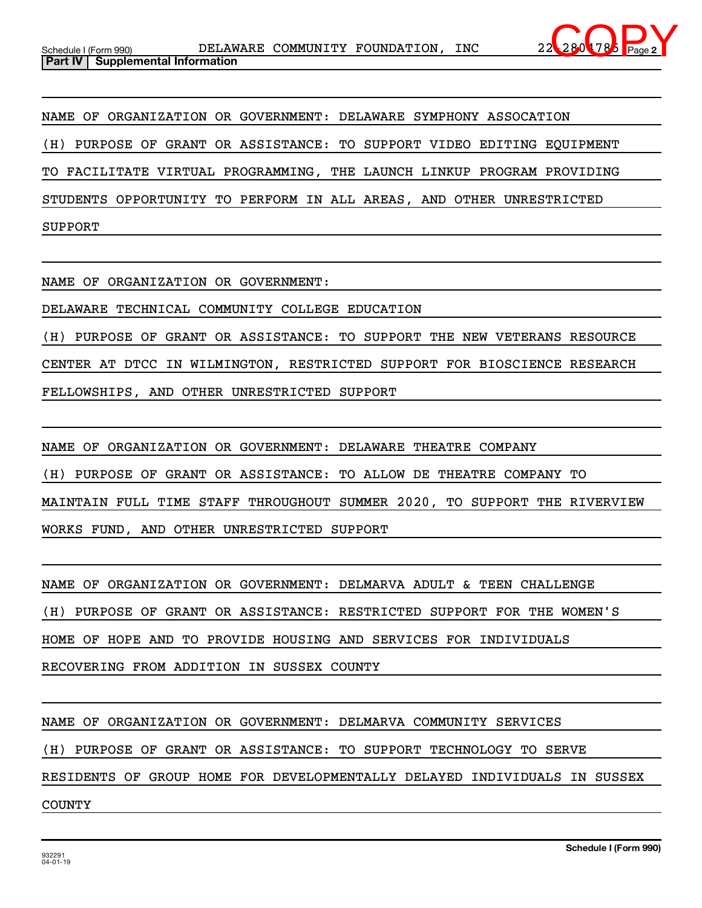Schedule I (Form 990) DELAWARE COMMUNITY FOUNDATION, INC 22-2804785 Page 2

**Part IV | Supplemental Information**

NAME OF ORGANIZATION OR GOVERNMENT: DELAWARE SYMPHONY ASSOCATION

(H) PURPOSE OF GRANT OR ASSISTANCE: TO SUPPORT VIDEO EDITING EQUIPMENT TO FACILITATE VIRTUAL PROGRAMMING, THE LAUNCH LINKUP PROGRAM PROVIDING STUDENTS OPPORTUNITY TO PERFORM IN ALL AREAS, AND OTHER UNRESTRICTED SUPPORT

NAME OF ORGANIZATION OR GOVERNMENT:

DELAWARE TECHNICAL COMMUNITY COLLEGE EDUCATION

(H) PURPOSE OF GRANT OR ASSISTANCE: TO SUPPORT THE NEW VETERANS RESOURCE CENTER AT DTCC IN WILMINGTON, RESTRICTED SUPPORT FOR BIOSCIENCE RESEARCH FELLOWSHIPS, AND OTHER UNRESTRICTED SUPPORT

NAME OF ORGANIZATION OR GOVERNMENT: DELAWARE THEATRE COMPANY

(H) PURPOSE OF GRANT OR ASSISTANCE: TO ALLOW DE THEATRE COMPANY TO MAINTAIN FULL TIME STAFF THROUGHOUT SUMMER 2020, TO SUPPORT THE RIVERVIEW WORKS FUND, AND OTHER UNRESTRICTED SUPPORT

NAME OF ORGANIZATION OR GOVERNMENT: DELMARVA ADULT & TEEN CHALLENGE

(H) PURPOSE OF GRANT OR ASSISTANCE: RESTRICTED SUPPORT FOR THE WOMEN'S HOME OF HOPE AND TO PROVIDE HOUSING AND SERVICES FOR INDIVIDUALS RECOVERING FROM ADDITION IN SUSSEX COUNTY

NAME OF ORGANIZATION OR GOVERNMENT: DELMARVA COMMUNITY SERVICES

(H) PURPOSE OF GRANT OR ASSISTANCE: TO SUPPORT TECHNOLOGY TO SERVE RESIDENTS OF GROUP HOME FOR DEVELOPMENTALLY DELAYED INDIVIDUALS IN SUSSEX COUNTY

932291
04-01-19

Schedule I (Form 990)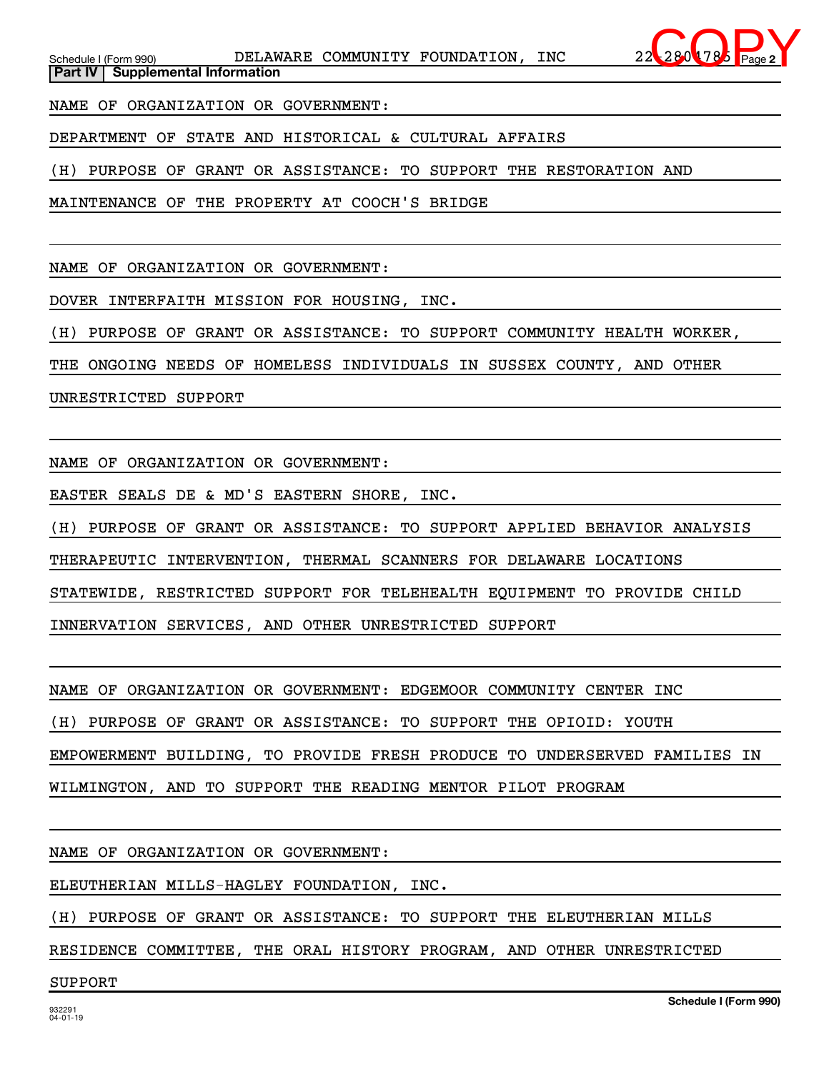## Part IV Supplemental Information

NAME OF ORGANIZATION OR GOVERNMENT:

DEPARTMENT OF STATE AND HISTORICAL & CULTURAL AFFAIRS

(H) PURPOSE OF GRANT OR ASSISTANCE: TO SUPPORT THE RESTORATION AND MAINTENANCE OF THE PROPERTY AT COOCH'S BRIDGE

NAME OF ORGANIZATION OR GOVERNMENT:

DOVER INTERFAITH MISSION FOR HOUSING, INC.

(H) PURPOSE OF GRANT OR ASSISTANCE: TO SUPPORT COMMUNITY HEALTH WORKER, THE ONGOING NEEDS OF HOMELESS INDIVIDUALS IN SUSSEX COUNTY, AND OTHER UNRESTRICTED SUPPORT

NAME OF ORGANIZATION OR GOVERNMENT:

EASTER SEALS DE & MD'S EASTERN SHORE, INC.

(H) PURPOSE OF GRANT OR ASSISTANCE: TO SUPPORT APPLIED BEHAVIOR ANALYSIS THERAPEUTIC INTERVENTION, THERMAL SCANNERS FOR DELAWARE LOCATIONS STATEWIDE, RESTRICTED SUPPORT FOR TELEHEALTH EQUIPMENT TO PROVIDE CHILD INNERVATION SERVICES, AND OTHER UNRESTRICTED SUPPORT

NAME OF ORGANIZATION OR GOVERNMENT: EDGEMOOR COMMUNITY CENTER INC

(H) PURPOSE OF GRANT OR ASSISTANCE: TO SUPPORT THE OPIOID: YOUTH EMPOWERMENT BUILDING, TO PROVIDE FRESH PRODUCE TO UNDERSERVED FAMILIES IN WILMINGTON, AND TO SUPPORT THE READING MENTOR PILOT PROGRAM

NAME OF ORGANIZATION OR GOVERNMENT:

ELEUTHERIAN MILLS-HAGLEY FOUNDATION, INC.

(H) PURPOSE OF GRANT OR ASSISTANCE: TO SUPPORT THE ELEUTHERIAN MILLS RESIDENCE COMMITTEE, THE ORAL HISTORY PROGRAM, AND OTHER UNRESTRICTED SUPPORT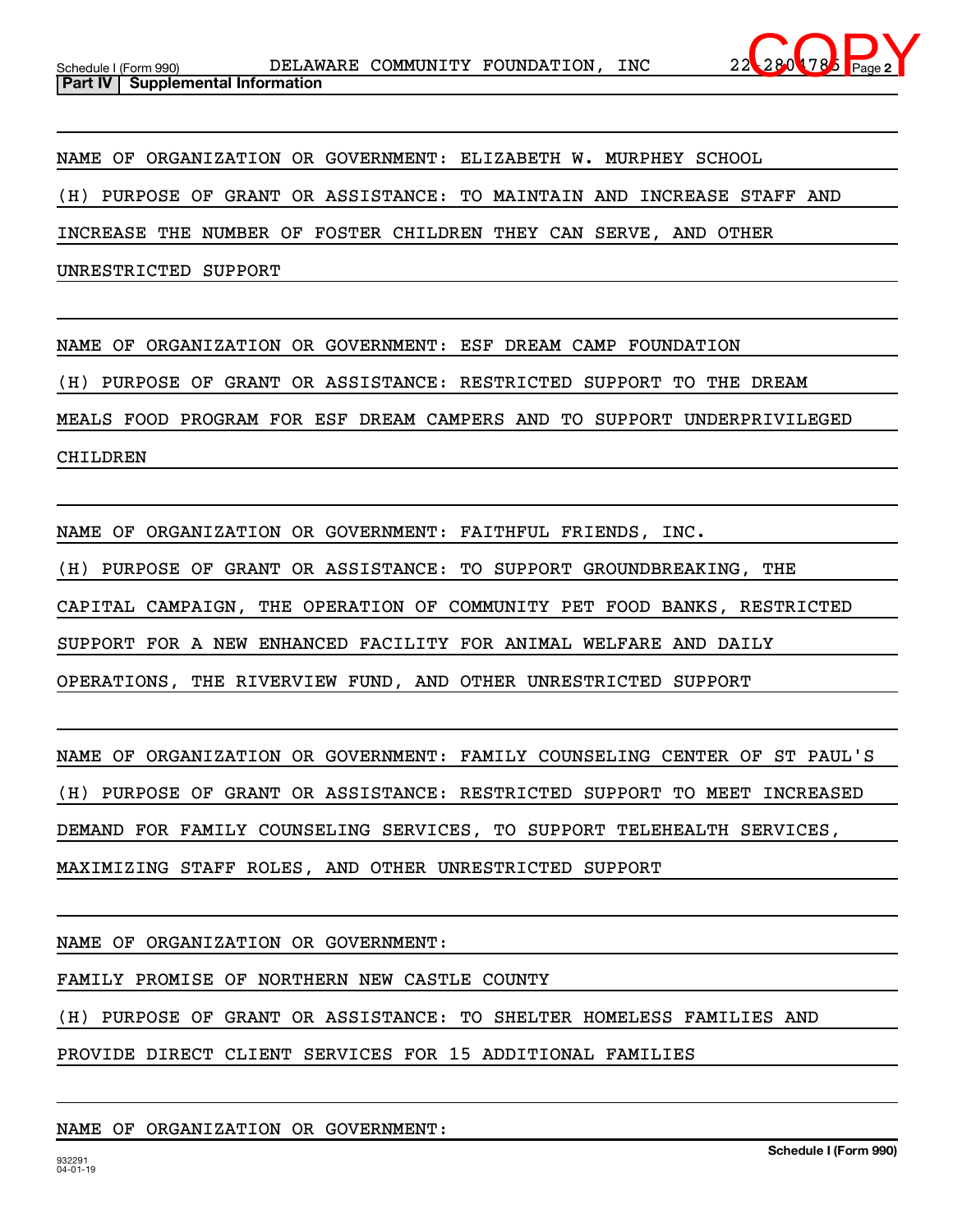**Part IV | Supplemental Information**

NAME OF ORGANIZATION OR GOVERNMENT: ELIZABETH W. MURPHEY SCHOOL

(H) PURPOSE OF GRANT OR ASSISTANCE: TO MAINTAIN AND INCREASE STAFF AND INCREASE THE NUMBER OF FOSTER CHILDREN THEY CAN SERVE, AND OTHER UNRESTRICTED SUPPORT

NAME OF ORGANIZATION OR GOVERNMENT: ESF DREAM CAMP FOUNDATION

(H) PURPOSE OF GRANT OR ASSISTANCE: RESTRICTED SUPPORT TO THE DREAM MEALS FOOD PROGRAM FOR ESF DREAM CAMPERS AND TO SUPPORT UNDERPRIVILEGED CHILDREN

NAME OF ORGANIZATION OR GOVERNMENT: FAITHFUL FRIENDS, INC.

(H) PURPOSE OF GRANT OR ASSISTANCE: TO SUPPORT GROUNDBREAKING, THE CAPITAL CAMPAIGN, THE OPERATION OF COMMUNITY PET FOOD BANKS, RESTRICTED SUPPORT FOR A NEW ENHANCED FACILITY FOR ANIMAL WELFARE AND DAILY OPERATIONS, THE RIVERVIEW FUND, AND OTHER UNRESTRICTED SUPPORT

NAME OF ORGANIZATION OR GOVERNMENT: FAMILY COUNSELING CENTER OF ST PAUL'S

(H) PURPOSE OF GRANT OR ASSISTANCE: RESTRICTED SUPPORT TO MEET INCREASED DEMAND FOR FAMILY COUNSELING SERVICES, TO SUPPORT TELEHEALTH SERVICES, MAXIMIZING STAFF ROLES, AND OTHER UNRESTRICTED SUPPORT

NAME OF ORGANIZATION OR GOVERNMENT:

FAMILY PROMISE OF NORTHERN NEW CASTLE COUNTY

(H) PURPOSE OF GRANT OR ASSISTANCE: TO SHELTER HOMELESS FAMILIES AND PROVIDE DIRECT CLIENT SERVICES FOR 15 ADDITIONAL FAMILIES

NAME OF ORGANIZATION OR GOVERNMENT: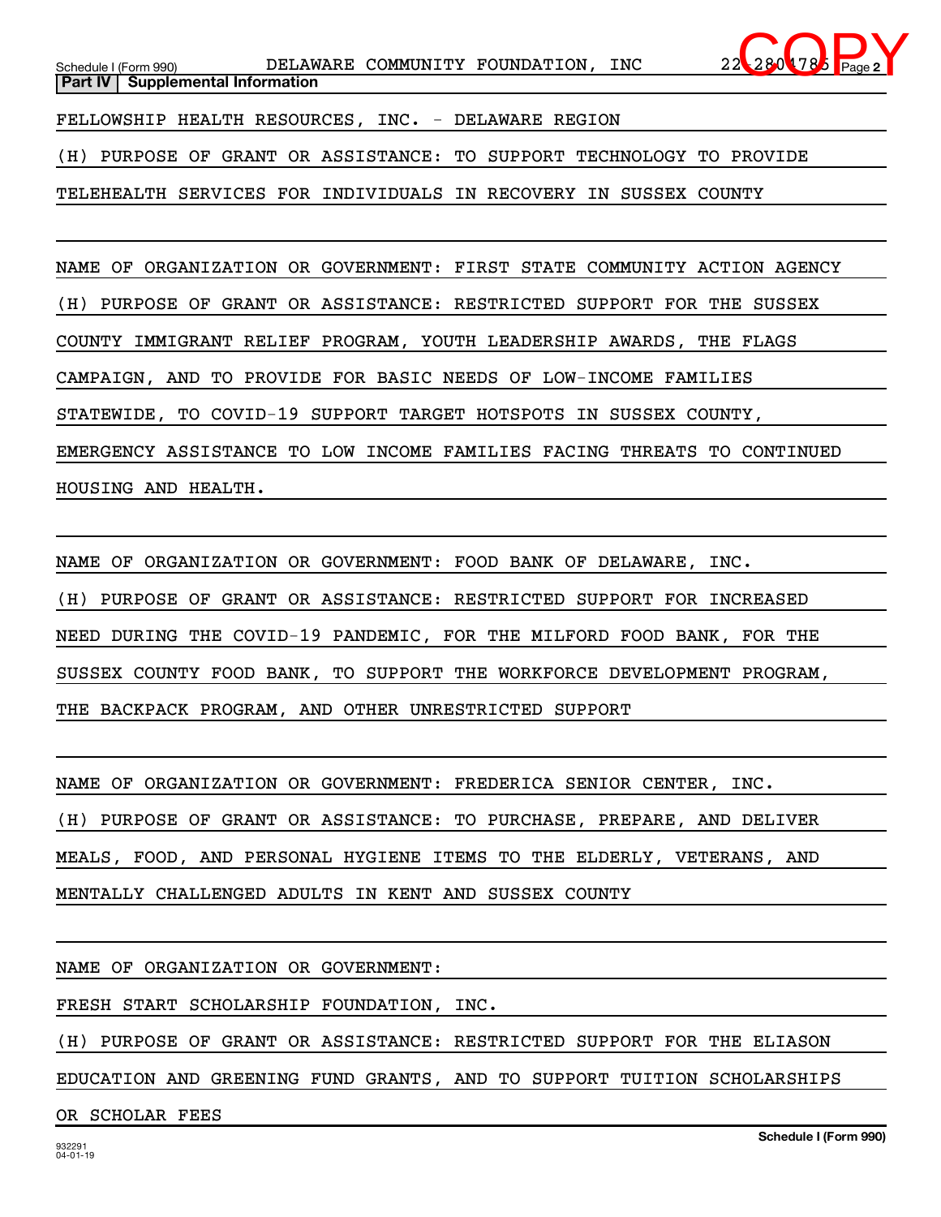**Part IV | Supplemental Information**

FELLOWSHIP HEALTH RESOURCES, INC. - DELAWARE REGION

(H) PURPOSE OF GRANT OR ASSISTANCE: TO SUPPORT TECHNOLOGY TO PROVIDE TELEHEALTH SERVICES FOR INDIVIDUALS IN RECOVERY IN SUSSEX COUNTY

NAME OF ORGANIZATION OR GOVERNMENT: FIRST STATE COMMUNITY ACTION AGENCY

(H) PURPOSE OF GRANT OR ASSISTANCE: RESTRICTED SUPPORT FOR THE SUSSEX COUNTY IMMIGRANT RELIEF PROGRAM, YOUTH LEADERSHIP AWARDS, THE FLAGS CAMPAIGN, AND TO PROVIDE FOR BASIC NEEDS OF LOW-INCOME FAMILIES STATEWIDE, TO COVID-19 SUPPORT TARGET HOTSPOTS IN SUSSEX COUNTY, EMERGENCY ASSISTANCE TO LOW INCOME FAMILIES FACING THREATS TO CONTINUED HOUSING AND HEALTH.

NAME OF ORGANIZATION OR GOVERNMENT: FOOD BANK OF DELAWARE, INC.

(H) PURPOSE OF GRANT OR ASSISTANCE: RESTRICTED SUPPORT FOR INCREASED NEED DURING THE COVID-19 PANDEMIC, FOR THE MILFORD FOOD BANK, FOR THE SUSSEX COUNTY FOOD BANK, TO SUPPORT THE WORKFORCE DEVELOPMENT PROGRAM, THE BACKPACK PROGRAM, AND OTHER UNRESTRICTED SUPPORT

NAME OF ORGANIZATION OR GOVERNMENT: FREDERICA SENIOR CENTER, INC.

(H) PURPOSE OF GRANT OR ASSISTANCE: TO PURCHASE, PREPARE, AND DELIVER MEALS, FOOD, AND PERSONAL HYGIENE ITEMS TO THE ELDERLY, VETERANS, AND MENTALLY CHALLENGED ADULTS IN KENT AND SUSSEX COUNTY

NAME OF ORGANIZATION OR GOVERNMENT:

FRESH START SCHOLARSHIP FOUNDATION, INC.

(H) PURPOSE OF GRANT OR ASSISTANCE: RESTRICTED SUPPORT FOR THE ELIASON EDUCATION AND GREENING FUND GRANTS, AND TO SUPPORT TUITION SCHOLARSHIPS OR SCHOLAR FEES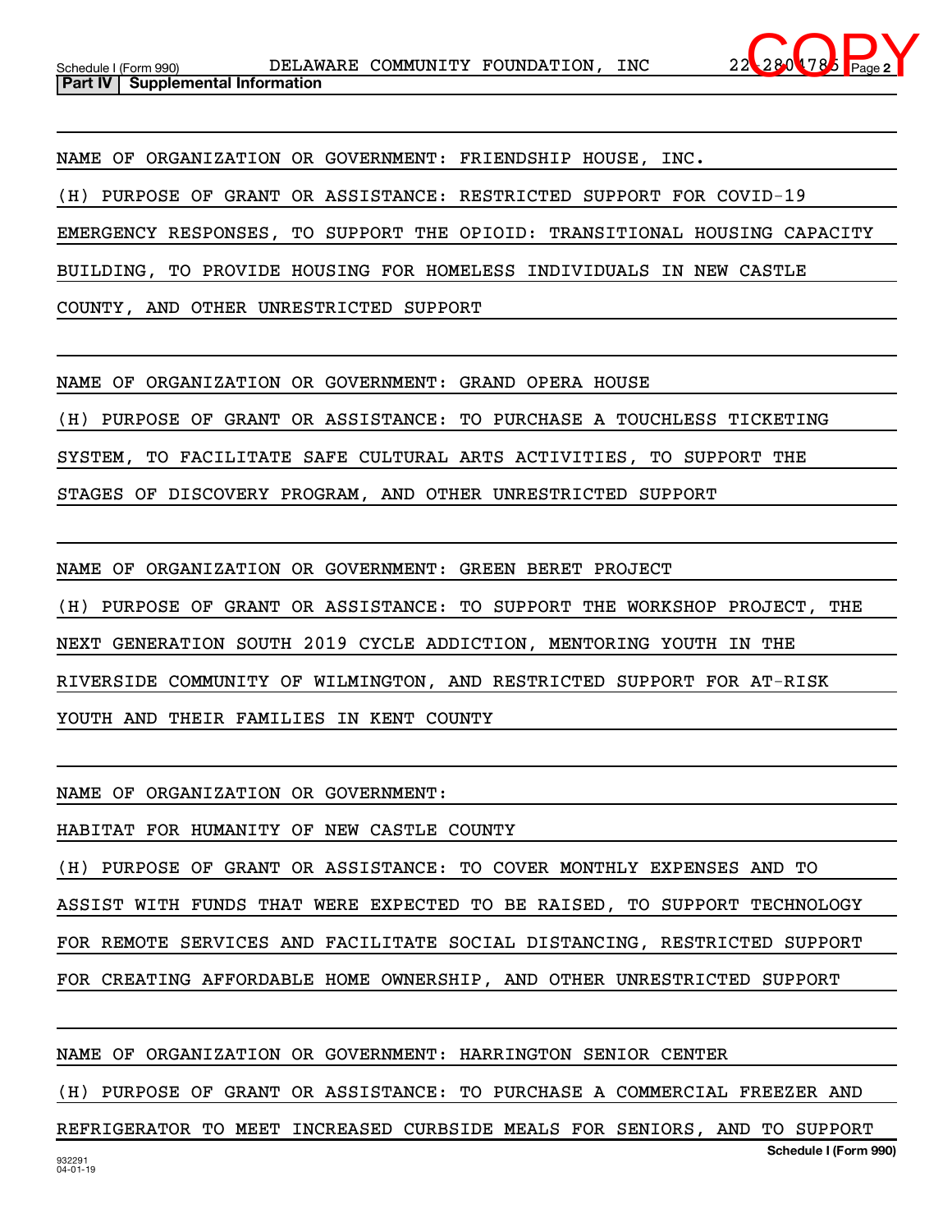**Part IV | Supplemental Information**

NAME OF ORGANIZATION OR GOVERNMENT: FRIENDSHIP HOUSE, INC.

(H) PURPOSE OF GRANT OR ASSISTANCE: RESTRICTED SUPPORT FOR COVID-19 EMERGENCY RESPONSES, TO SUPPORT THE OPIOID: TRANSITIONAL HOUSING CAPACITY BUILDING, TO PROVIDE HOUSING FOR HOMELESS INDIVIDUALS IN NEW CASTLE COUNTY, AND OTHER UNRESTRICTED SUPPORT

NAME OF ORGANIZATION OR GOVERNMENT: GRAND OPERA HOUSE

(H) PURPOSE OF GRANT OR ASSISTANCE: TO PURCHASE A TOUCHLESS TICKETING SYSTEM, TO FACILITATE SAFE CULTURAL ARTS ACTIVITIES, TO SUPPORT THE STAGES OF DISCOVERY PROGRAM, AND OTHER UNRESTRICTED SUPPORT

NAME OF ORGANIZATION OR GOVERNMENT: GREEN BERET PROJECT

(H) PURPOSE OF GRANT OR ASSISTANCE: TO SUPPORT THE WORKSHOP PROJECT, THE NEXT GENERATION SOUTH 2019 CYCLE ADDICTION, MENTORING YOUTH IN THE RIVERSIDE COMMUNITY OF WILMINGTON, AND RESTRICTED SUPPORT FOR AT-RISK YOUTH AND THEIR FAMILIES IN KENT COUNTY

NAME OF ORGANIZATION OR GOVERNMENT:

HABITAT FOR HUMANITY OF NEW CASTLE COUNTY

(H) PURPOSE OF GRANT OR ASSISTANCE: TO COVER MONTHLY EXPENSES AND TO ASSIST WITH FUNDS THAT WERE EXPECTED TO BE RAISED, TO SUPPORT TECHNOLOGY FOR REMOTE SERVICES AND FACILITATE SOCIAL DISTANCING, RESTRICTED SUPPORT FOR CREATING AFFORDABLE HOME OWNERSHIP, AND OTHER UNRESTRICTED SUPPORT

NAME OF ORGANIZATION OR GOVERNMENT: HARRINGTON SENIOR CENTER

(H) PURPOSE OF GRANT OR ASSISTANCE: TO PURCHASE A COMMERCIAL FREEZER AND REFRIGERATOR TO MEET INCREASED CURBSIDE MEALS FOR SENIORS, AND TO SUPPORT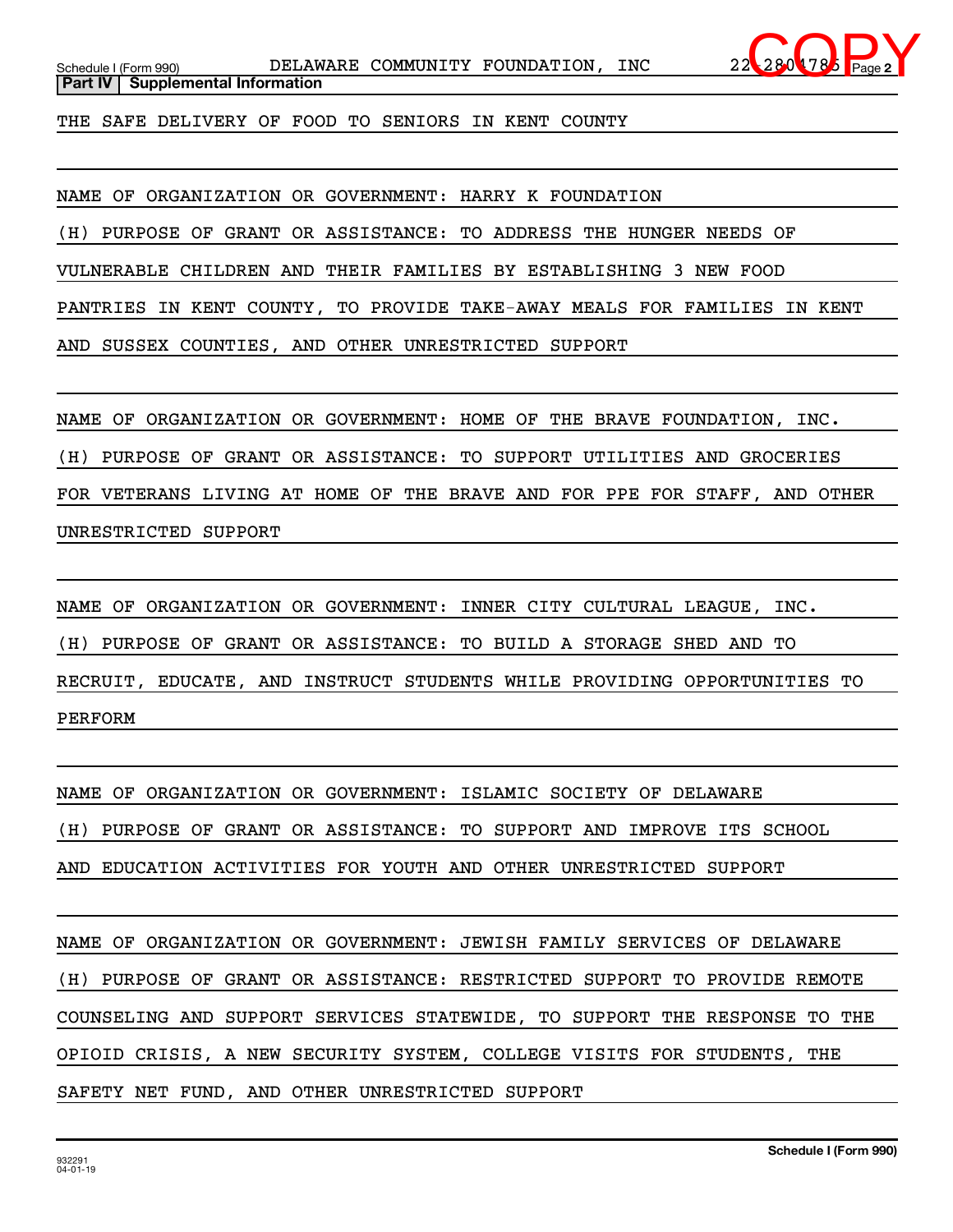**Part IV | Supplemental Information**

THE SAFE DELIVERY OF FOOD TO SENIORS IN KENT COUNTY

NAME OF ORGANIZATION OR GOVERNMENT: HARRY K FOUNDATION

(H) PURPOSE OF GRANT OR ASSISTANCE: TO ADDRESS THE HUNGER NEEDS OF VULNERABLE CHILDREN AND THEIR FAMILIES BY ESTABLISHING 3 NEW FOOD PANTRIES IN KENT COUNTY, TO PROVIDE TAKE-AWAY MEALS FOR FAMILIES IN KENT AND SUSSEX COUNTIES, AND OTHER UNRESTRICTED SUPPORT

NAME OF ORGANIZATION OR GOVERNMENT: HOME OF THE BRAVE FOUNDATION, INC.

(H) PURPOSE OF GRANT OR ASSISTANCE: TO SUPPORT UTILITIES AND GROCERIES FOR VETERANS LIVING AT HOME OF THE BRAVE AND FOR PPE FOR STAFF, AND OTHER UNRESTRICTED SUPPORT

NAME OF ORGANIZATION OR GOVERNMENT: INNER CITY CULTURAL LEAGUE, INC.

(H) PURPOSE OF GRANT OR ASSISTANCE: TO BUILD A STORAGE SHED AND TO RECRUIT, EDUCATE, AND INSTRUCT STUDENTS WHILE PROVIDING OPPORTUNITIES TO PERFORM

NAME OF ORGANIZATION OR GOVERNMENT: ISLAMIC SOCIETY OF DELAWARE

(H) PURPOSE OF GRANT OR ASSISTANCE: TO SUPPORT AND IMPROVE ITS SCHOOL AND EDUCATION ACTIVITIES FOR YOUTH AND OTHER UNRESTRICTED SUPPORT

NAME OF ORGANIZATION OR GOVERNMENT: JEWISH FAMILY SERVICES OF DELAWARE

(H) PURPOSE OF GRANT OR ASSISTANCE: RESTRICTED SUPPORT TO PROVIDE REMOTE COUNSELING AND SUPPORT SERVICES STATEWIDE, TO SUPPORT THE RESPONSE TO THE OPIOID CRISIS, A NEW SECURITY SYSTEM, COLLEGE VISITS FOR STUDENTS, THE SAFETY NET FUND, AND OTHER UNRESTRICTED SUPPORT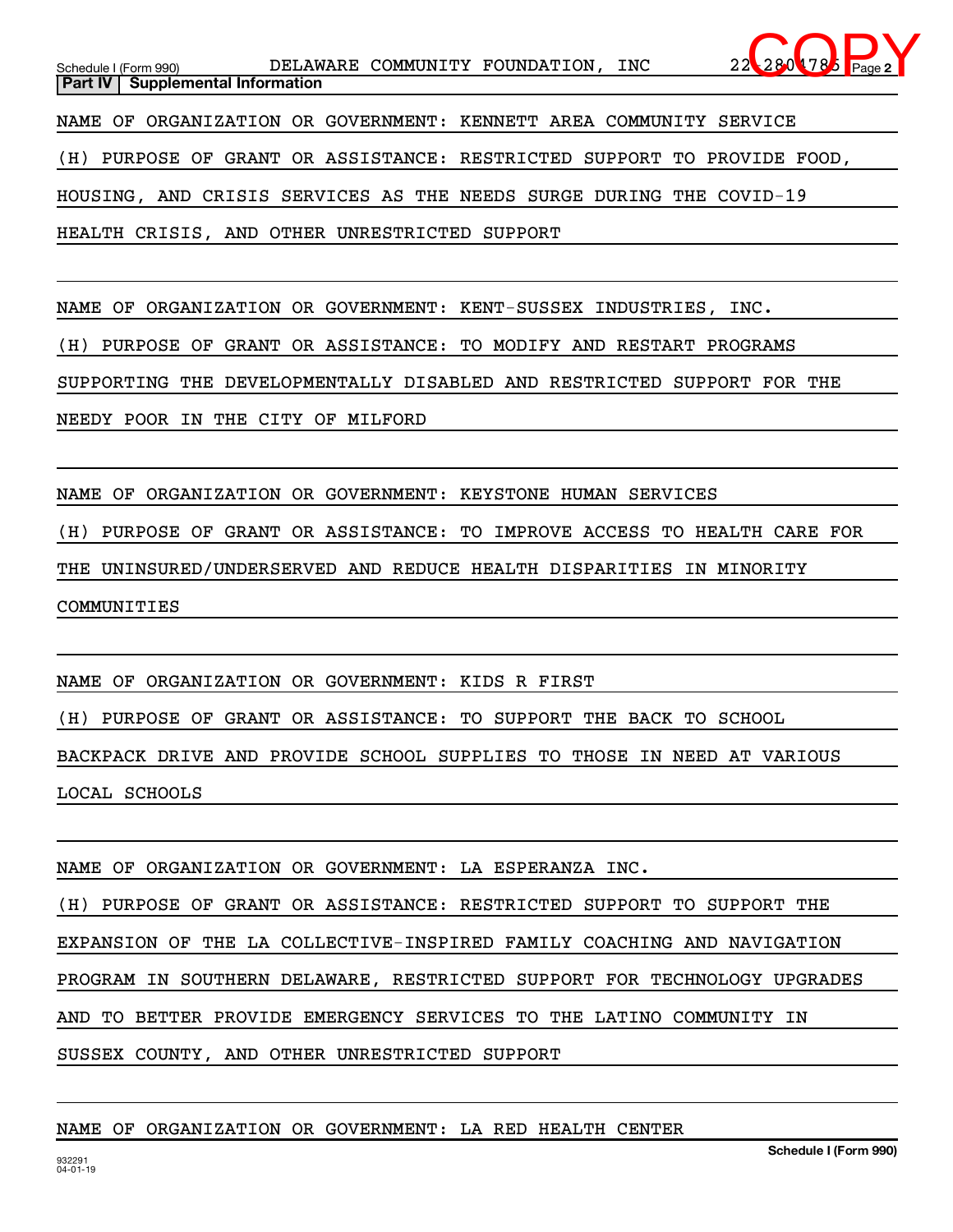## Part IV | Supplemental Information

NAME OF ORGANIZATION OR GOVERNMENT: KENNETT AREA COMMUNITY SERVICE

(H) PURPOSE OF GRANT OR ASSISTANCE: RESTRICTED SUPPORT TO PROVIDE FOOD, HOUSING, AND CRISIS SERVICES AS THE NEEDS SURGE DURING THE COVID-19 HEALTH CRISIS, AND OTHER UNRESTRICTED SUPPORT

NAME OF ORGANIZATION OR GOVERNMENT: KENT-SUSSEX INDUSTRIES, INC.

(H) PURPOSE OF GRANT OR ASSISTANCE: TO MODIFY AND RESTART PROGRAMS SUPPORTING THE DEVELOPMENTALLY DISABLED AND RESTRICTED SUPPORT FOR THE NEEDY POOR IN THE CITY OF MILFORD

NAME OF ORGANIZATION OR GOVERNMENT: KEYSTONE HUMAN SERVICES

(H) PURPOSE OF GRANT OR ASSISTANCE: TO IMPROVE ACCESS TO HEALTH CARE FOR THE UNINSURED/UNDERSERVED AND REDUCE HEALTH DISPARITIES IN MINORITY COMMUNITIES

NAME OF ORGANIZATION OR GOVERNMENT: KIDS R FIRST

(H) PURPOSE OF GRANT OR ASSISTANCE: TO SUPPORT THE BACK TO SCHOOL BACKPACK DRIVE AND PROVIDE SCHOOL SUPPLIES TO THOSE IN NEED AT VARIOUS LOCAL SCHOOLS

NAME OF ORGANIZATION OR GOVERNMENT: LA ESPERANZA INC.

(H) PURPOSE OF GRANT OR ASSISTANCE: RESTRICTED SUPPORT TO SUPPORT THE EXPANSION OF THE LA COLLECTIVE-INSPIRED FAMILY COACHING AND NAVIGATION PROGRAM IN SOUTHERN DELAWARE, RESTRICTED SUPPORT FOR TECHNOLOGY UPGRADES AND TO BETTER PROVIDE EMERGENCY SERVICES TO THE LATINO COMMUNITY IN SUSSEX COUNTY, AND OTHER UNRESTRICTED SUPPORT

NAME OF ORGANIZATION OR GOVERNMENT: LA RED HEALTH CENTER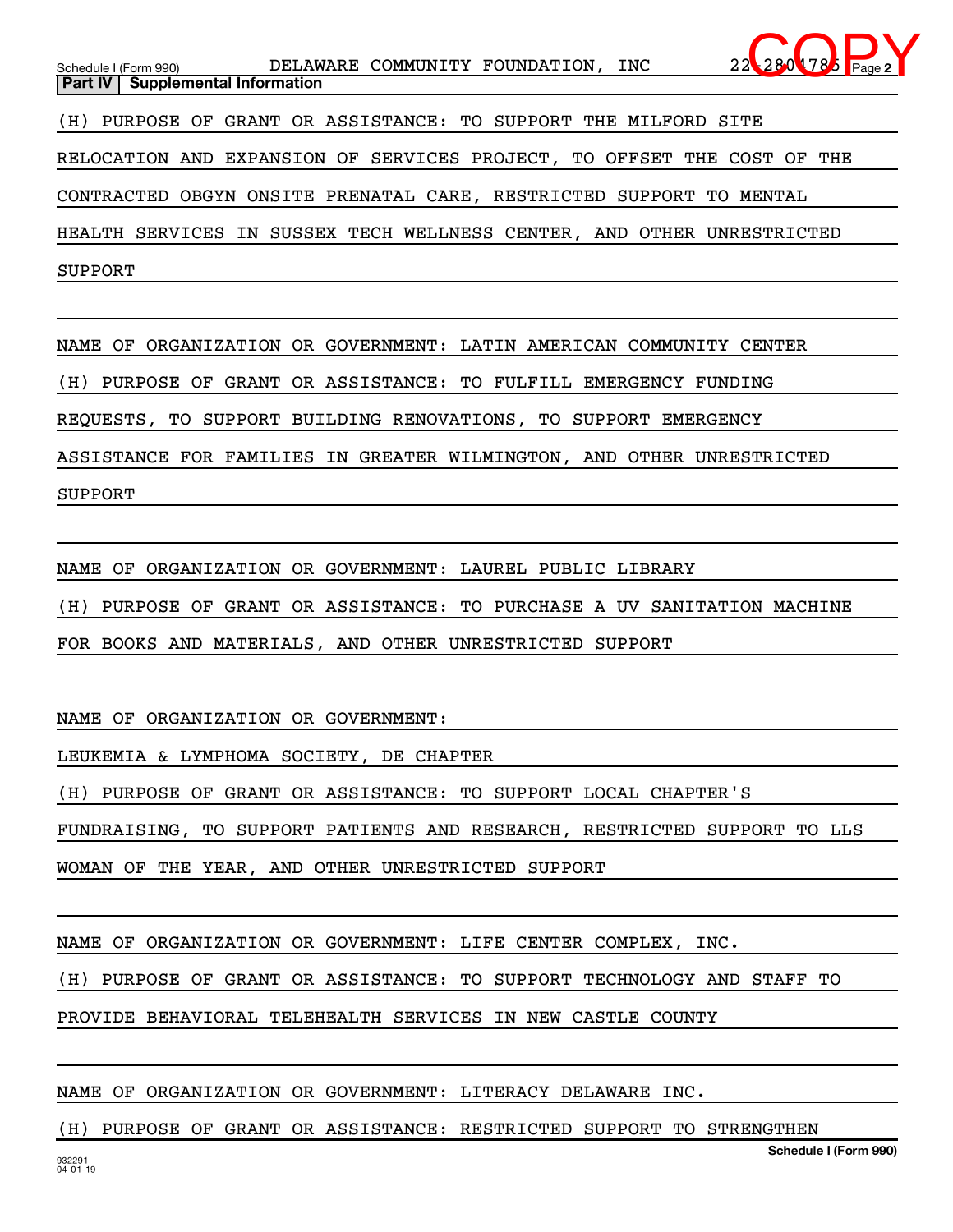**Part IV | Supplemental Information**

(H) PURPOSE OF GRANT OR ASSISTANCE: TO SUPPORT THE MILFORD SITE RELOCATION AND EXPANSION OF SERVICES PROJECT, TO OFFSET THE COST OF THE CONTRACTED OBGYN ONSITE PRENATAL CARE, RESTRICTED SUPPORT TO MENTAL HEALTH SERVICES IN SUSSEX TECH WELLNESS CENTER, AND OTHER UNRESTRICTED SUPPORT

NAME OF ORGANIZATION OR GOVERNMENT: LATIN AMERICAN COMMUNITY CENTER

(H) PURPOSE OF GRANT OR ASSISTANCE: TO FULFILL EMERGENCY FUNDING REQUESTS, TO SUPPORT BUILDING RENOVATIONS, TO SUPPORT EMERGENCY ASSISTANCE FOR FAMILIES IN GREATER WILMINGTON, AND OTHER UNRESTRICTED SUPPORT

NAME OF ORGANIZATION OR GOVERNMENT: LAUREL PUBLIC LIBRARY

(H) PURPOSE OF GRANT OR ASSISTANCE: TO PURCHASE A UV SANITATION MACHINE FOR BOOKS AND MATERIALS, AND OTHER UNRESTRICTED SUPPORT

NAME OF ORGANIZATION OR GOVERNMENT:
LEUKEMIA & LYMPHOMA SOCIETY, DE CHAPTER

(H) PURPOSE OF GRANT OR ASSISTANCE: TO SUPPORT LOCAL CHAPTER'S FUNDRAISING, TO SUPPORT PATIENTS AND RESEARCH, RESTRICTED SUPPORT TO LLS WOMAN OF THE YEAR, AND OTHER UNRESTRICTED SUPPORT

NAME OF ORGANIZATION OR GOVERNMENT: LIFE CENTER COMPLEX, INC.

(H) PURPOSE OF GRANT OR ASSISTANCE: TO SUPPORT TECHNOLOGY AND STAFF TO PROVIDE BEHAVIORAL TELEHEALTH SERVICES IN NEW CASTLE COUNTY

NAME OF ORGANIZATION OR GOVERNMENT: LITERACY DELAWARE INC.

(H) PURPOSE OF GRANT OR ASSISTANCE: RESTRICTED SUPPORT TO STRENGTHEN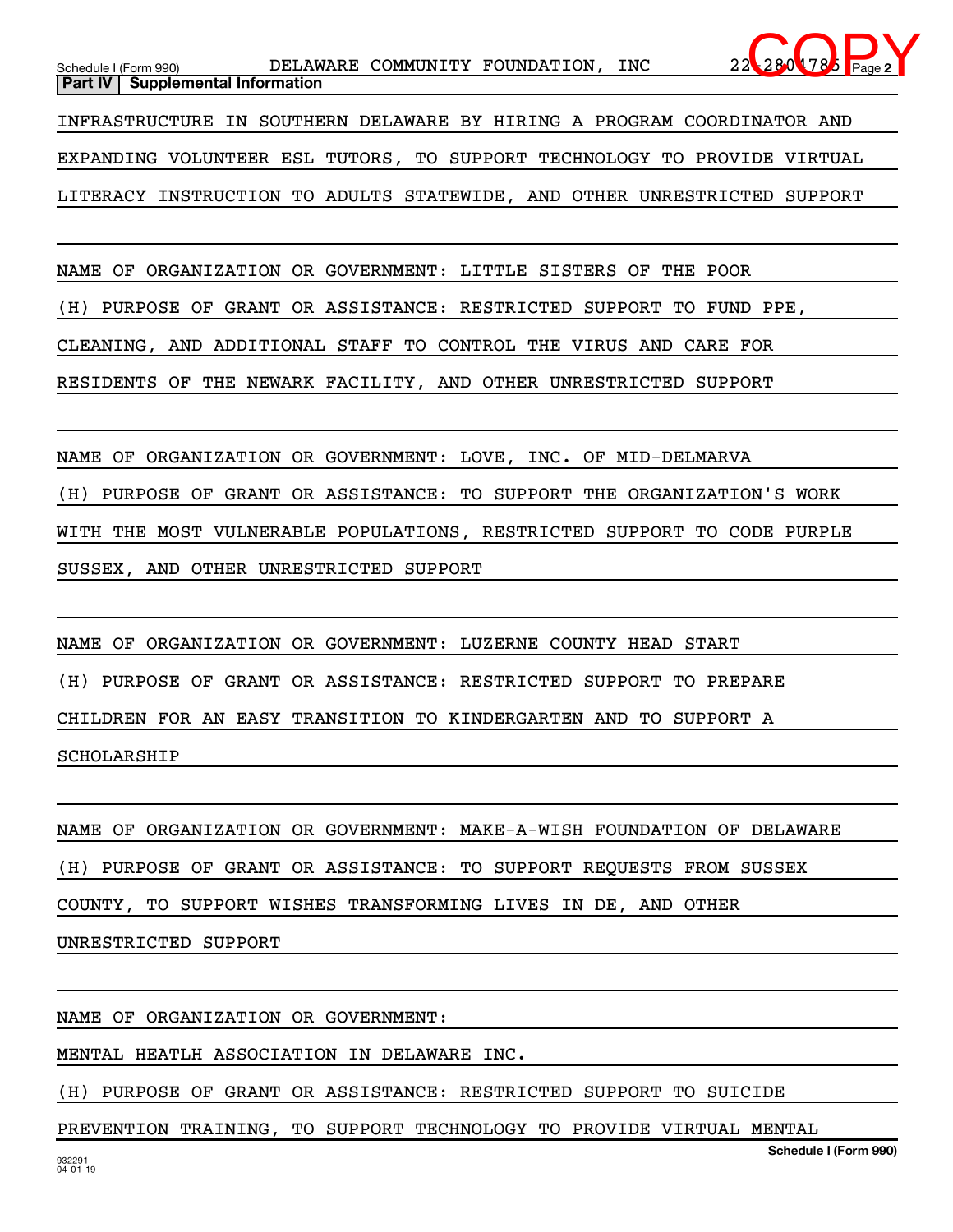## Part IV | Supplemental Information

INFRASTRUCTURE IN SOUTHERN DELAWARE BY HIRING A PROGRAM COORDINATOR AND EXPANDING VOLUNTEER ESL TUTORS, TO SUPPORT TECHNOLOGY TO PROVIDE VIRTUAL LITERACY INSTRUCTION TO ADULTS STATEWIDE, AND OTHER UNRESTRICTED SUPPORT

NAME OF ORGANIZATION OR GOVERNMENT: LITTLE SISTERS OF THE POOR

(H) PURPOSE OF GRANT OR ASSISTANCE: RESTRICTED SUPPORT TO FUND PPE, CLEANING, AND ADDITIONAL STAFF TO CONTROL THE VIRUS AND CARE FOR RESIDENTS OF THE NEWARK FACILITY, AND OTHER UNRESTRICTED SUPPORT

NAME OF ORGANIZATION OR GOVERNMENT: LOVE, INC. OF MID-DELMARVA

(H) PURPOSE OF GRANT OR ASSISTANCE: TO SUPPORT THE ORGANIZATION'S WORK WITH THE MOST VULNERABLE POPULATIONS, RESTRICTED SUPPORT TO CODE PURPLE SUSSEX, AND OTHER UNRESTRICTED SUPPORT

NAME OF ORGANIZATION OR GOVERNMENT: LUZERNE COUNTY HEAD START

(H) PURPOSE OF GRANT OR ASSISTANCE: RESTRICTED SUPPORT TO PREPARE CHILDREN FOR AN EASY TRANSITION TO KINDERGARTEN AND TO SUPPORT A SCHOLARSHIP

NAME OF ORGANIZATION OR GOVERNMENT: MAKE-A-WISH FOUNDATION OF DELAWARE

(H) PURPOSE OF GRANT OR ASSISTANCE: TO SUPPORT REQUESTS FROM SUSSEX COUNTY, TO SUPPORT WISHES TRANSFORMING LIVES IN DE, AND OTHER UNRESTRICTED SUPPORT

NAME OF ORGANIZATION OR GOVERNMENT:

MENTAL HEATLH ASSOCIATION IN DELAWARE INC.

(H) PURPOSE OF GRANT OR ASSISTANCE: RESTRICTED SUPPORT TO SUICIDE PREVENTION TRAINING, TO SUPPORT TECHNOLOGY TO PROVIDE VIRTUAL MENTAL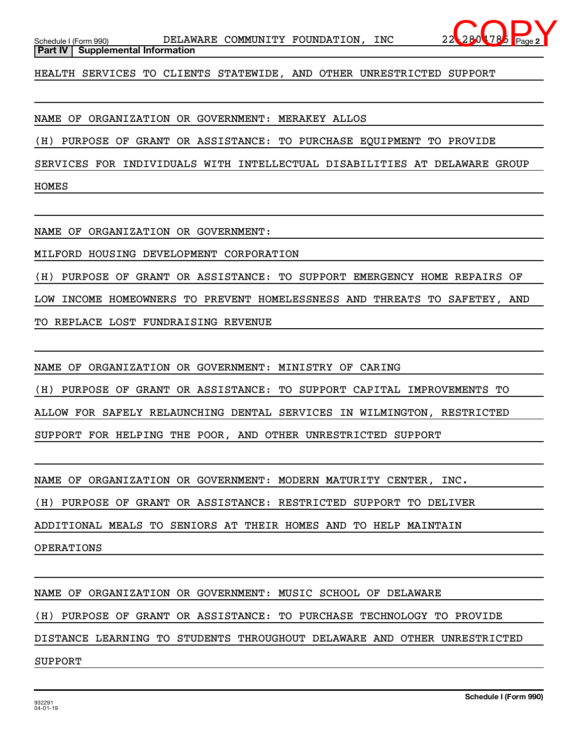Schedule I (Form 990) DELAWARE COMMUNITY FOUNDATION, INC 22-2804785

**Part IV | Supplemental Information**

HEALTH SERVICES TO CLIENTS STATEWIDE, AND OTHER UNRESTRICTED SUPPORT

NAME OF ORGANIZATION OR GOVERNMENT: MERAKEY ALLOS

(H) PURPOSE OF GRANT OR ASSISTANCE: TO PURCHASE EQUIPMENT TO PROVIDE SERVICES FOR INDIVIDUALS WITH INTELLECTUAL DISABILITIES AT DELAWARE GROUP HOMES

NAME OF ORGANIZATION OR GOVERNMENT:

MILFORD HOUSING DEVELOPMENT CORPORATION

(H) PURPOSE OF GRANT OR ASSISTANCE: TO SUPPORT EMERGENCY HOME REPAIRS OF LOW INCOME HOMEOWNERS TO PREVENT HOMELESSNESS AND THREATS TO SAFETEY, AND TO REPLACE LOST FUNDRAISING REVENUE

NAME OF ORGANIZATION OR GOVERNMENT: MINISTRY OF CARING

(H) PURPOSE OF GRANT OR ASSISTANCE: TO SUPPORT CAPITAL IMPROVEMENTS TO ALLOW FOR SAFELY RELAUNCHING DENTAL SERVICES IN WILMINGTON, RESTRICTED SUPPORT FOR HELPING THE POOR, AND OTHER UNRESTRICTED SUPPORT

NAME OF ORGANIZATION OR GOVERNMENT: MODERN MATURITY CENTER, INC.

(H) PURPOSE OF GRANT OR ASSISTANCE: RESTRICTED SUPPORT TO DELIVER ADDITIONAL MEALS TO SENIORS AT THEIR HOMES AND TO HELP MAINTAIN OPERATIONS

NAME OF ORGANIZATION OR GOVERNMENT: MUSIC SCHOOL OF DELAWARE

(H) PURPOSE OF GRANT OR ASSISTANCE: TO PURCHASE TECHNOLOGY TO PROVIDE DISTANCE LEARNING TO STUDENTS THROUGHOUT DELAWARE AND OTHER UNRESTRICTED SUPPORT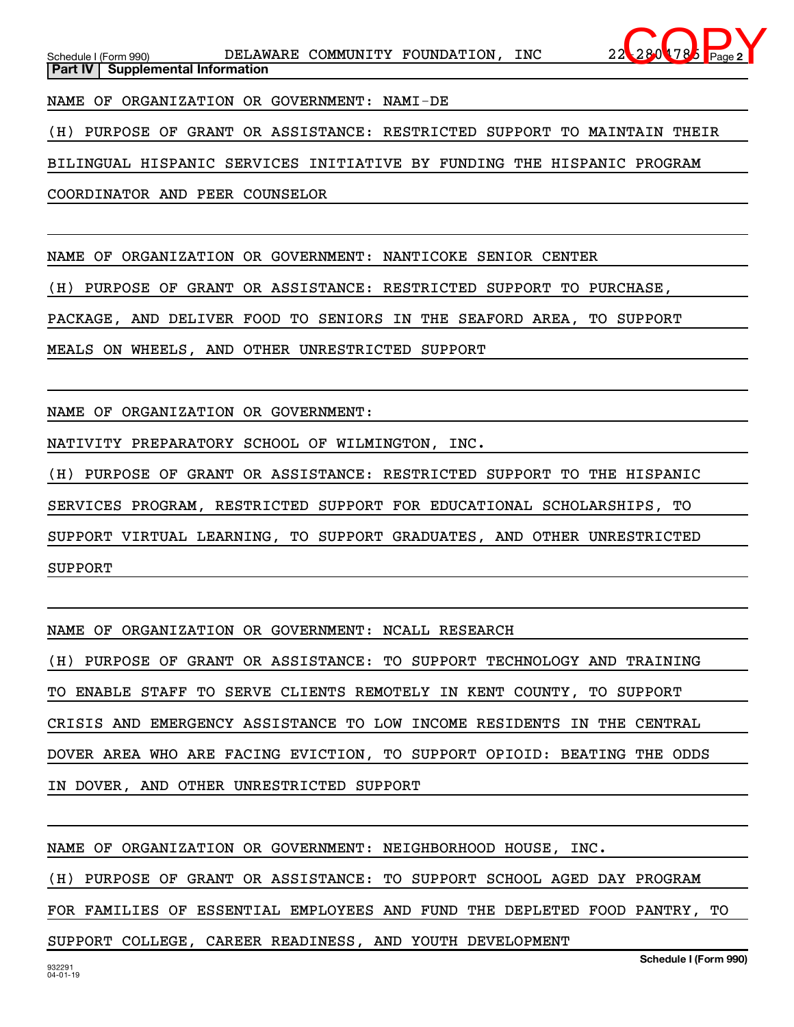## Part IV | Supplemental Information

NAME OF ORGANIZATION OR GOVERNMENT: NAMI-DE

(H) PURPOSE OF GRANT OR ASSISTANCE: RESTRICTED SUPPORT TO MAINTAIN THEIR BILINGUAL HISPANIC SERVICES INITIATIVE BY FUNDING THE HISPANIC PROGRAM COORDINATOR AND PEER COUNSELOR

NAME OF ORGANIZATION OR GOVERNMENT: NANTICOKE SENIOR CENTER

(H) PURPOSE OF GRANT OR ASSISTANCE: RESTRICTED SUPPORT TO PURCHASE, PACKAGE, AND DELIVER FOOD TO SENIORS IN THE SEAFORD AREA, TO SUPPORT MEALS ON WHEELS, AND OTHER UNRESTRICTED SUPPORT

NAME OF ORGANIZATION OR GOVERNMENT:
NATIVITY PREPARATORY SCHOOL OF WILMINGTON, INC.

(H) PURPOSE OF GRANT OR ASSISTANCE: RESTRICTED SUPPORT TO THE HISPANIC SERVICES PROGRAM, RESTRICTED SUPPORT FOR EDUCATIONAL SCHOLARSHIPS, TO SUPPORT VIRTUAL LEARNING, TO SUPPORT GRADUATES, AND OTHER UNRESTRICTED SUPPORT

NAME OF ORGANIZATION OR GOVERNMENT: NCALL RESEARCH

(H) PURPOSE OF GRANT OR ASSISTANCE: TO SUPPORT TECHNOLOGY AND TRAINING TO ENABLE STAFF TO SERVE CLIENTS REMOTELY IN KENT COUNTY, TO SUPPORT CRISIS AND EMERGENCY ASSISTANCE TO LOW INCOME RESIDENTS IN THE CENTRAL DOVER AREA WHO ARE FACING EVICTION, TO SUPPORT OPIOID: BEATING THE ODDS IN DOVER, AND OTHER UNRESTRICTED SUPPORT

NAME OF ORGANIZATION OR GOVERNMENT: NEIGHBORHOOD HOUSE, INC.

(H) PURPOSE OF GRANT OR ASSISTANCE: TO SUPPORT SCHOOL AGED DAY PROGRAM FOR FAMILIES OF ESSENTIAL EMPLOYEES AND FUND THE DEPLETED FOOD PANTRY, TO SUPPORT COLLEGE, CAREER READINESS, AND YOUTH DEVELOPMENT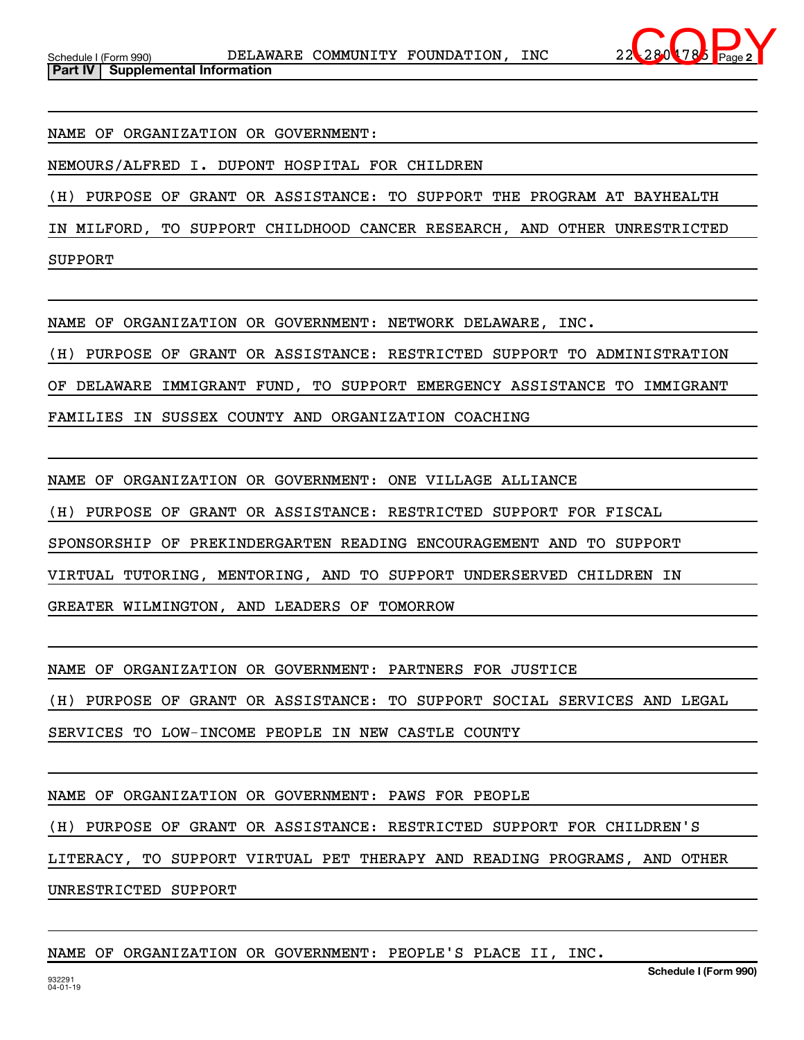**Part IV | Supplemental Information**

NAME OF ORGANIZATION OR GOVERNMENT:

NEMOURS/ALFRED I. DUPONT HOSPITAL FOR CHILDREN

(H) PURPOSE OF GRANT OR ASSISTANCE: TO SUPPORT THE PROGRAM AT BAYHEALTH IN MILFORD, TO SUPPORT CHILDHOOD CANCER RESEARCH, AND OTHER UNRESTRICTED SUPPORT

NAME OF ORGANIZATION OR GOVERNMENT: NETWORK DELAWARE, INC.

(H) PURPOSE OF GRANT OR ASSISTANCE: RESTRICTED SUPPORT TO ADMINISTRATION OF DELAWARE IMMIGRANT FUND, TO SUPPORT EMERGENCY ASSISTANCE TO IMMIGRANT FAMILIES IN SUSSEX COUNTY AND ORGANIZATION COACHING

NAME OF ORGANIZATION OR GOVERNMENT: ONE VILLAGE ALLIANCE

(H) PURPOSE OF GRANT OR ASSISTANCE: RESTRICTED SUPPORT FOR FISCAL SPONSORSHIP OF PREKINDERGARTEN READING ENCOURAGEMENT AND TO SUPPORT VIRTUAL TUTORING, MENTORING, AND TO SUPPORT UNDERSERVED CHILDREN IN GREATER WILMINGTON, AND LEADERS OF TOMORROW

NAME OF ORGANIZATION OR GOVERNMENT: PARTNERS FOR JUSTICE

(H) PURPOSE OF GRANT OR ASSISTANCE: TO SUPPORT SOCIAL SERVICES AND LEGAL SERVICES TO LOW-INCOME PEOPLE IN NEW CASTLE COUNTY

NAME OF ORGANIZATION OR GOVERNMENT: PAWS FOR PEOPLE

(H) PURPOSE OF GRANT OR ASSISTANCE: RESTRICTED SUPPORT FOR CHILDREN'S LITERACY, TO SUPPORT VIRTUAL PET THERAPY AND READING PROGRAMS, AND OTHER UNRESTRICTED SUPPORT

NAME OF ORGANIZATION OR GOVERNMENT: PEOPLE'S PLACE II, INC.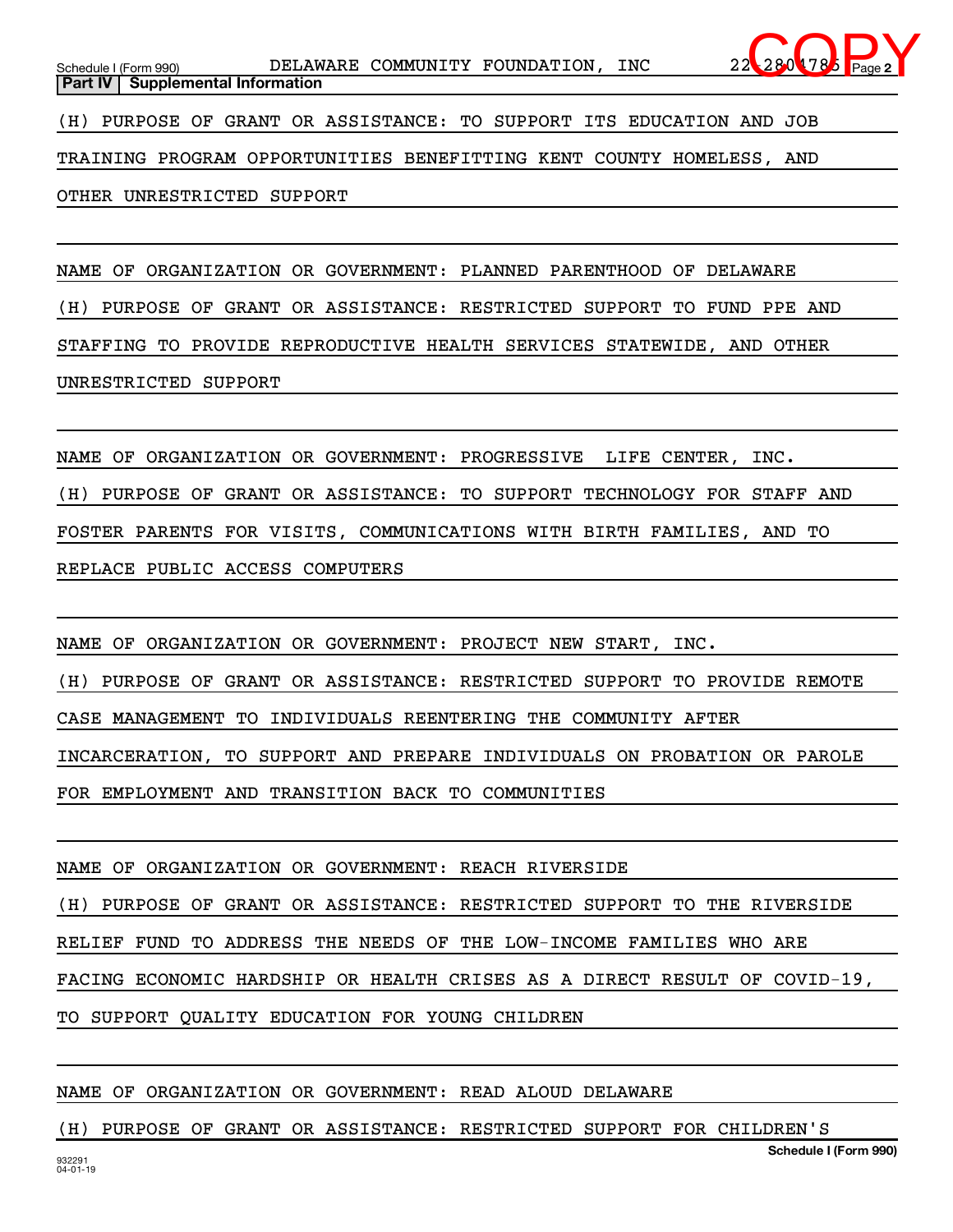Schedule I (Form 990) DELAWARE COMMUNITY FOUNDATION, INC 22-2804785

**Part IV | Supplemental Information**

(H) PURPOSE OF GRANT OR ASSISTANCE: TO SUPPORT ITS EDUCATION AND JOB TRAINING PROGRAM OPPORTUNITIES BENEFITTING KENT COUNTY HOMELESS, AND OTHER UNRESTRICTED SUPPORT

NAME OF ORGANIZATION OR GOVERNMENT: PLANNED PARENTHOOD OF DELAWARE

(H) PURPOSE OF GRANT OR ASSISTANCE: RESTRICTED SUPPORT TO FUND PPE AND STAFFING TO PROVIDE REPRODUCTIVE HEALTH SERVICES STATEWIDE, AND OTHER UNRESTRICTED SUPPORT

NAME OF ORGANIZATION OR GOVERNMENT: PROGRESSIVE LIFE CENTER, INC.

(H) PURPOSE OF GRANT OR ASSISTANCE: TO SUPPORT TECHNOLOGY FOR STAFF AND FOSTER PARENTS FOR VISITS, COMMUNICATIONS WITH BIRTH FAMILIES, AND TO REPLACE PUBLIC ACCESS COMPUTERS

NAME OF ORGANIZATION OR GOVERNMENT: PROJECT NEW START, INC.

(H) PURPOSE OF GRANT OR ASSISTANCE: RESTRICTED SUPPORT TO PROVIDE REMOTE CASE MANAGEMENT TO INDIVIDUALS REENTERING THE COMMUNITY AFTER INCARCERATION, TO SUPPORT AND PREPARE INDIVIDUALS ON PROBATION OR PAROLE FOR EMPLOYMENT AND TRANSITION BACK TO COMMUNITIES

NAME OF ORGANIZATION OR GOVERNMENT: REACH RIVERSIDE

(H) PURPOSE OF GRANT OR ASSISTANCE: RESTRICTED SUPPORT TO THE RIVERSIDE RELIEF FUND TO ADDRESS THE NEEDS OF THE LOW-INCOME FAMILIES WHO ARE FACING ECONOMIC HARDSHIP OR HEALTH CRISES AS A DIRECT RESULT OF COVID-19, TO SUPPORT QUALITY EDUCATION FOR YOUNG CHILDREN

NAME OF ORGANIZATION OR GOVERNMENT: READ ALOUD DELAWARE

(H) PURPOSE OF GRANT OR ASSISTANCE: RESTRICTED SUPPORT FOR CHILDREN'S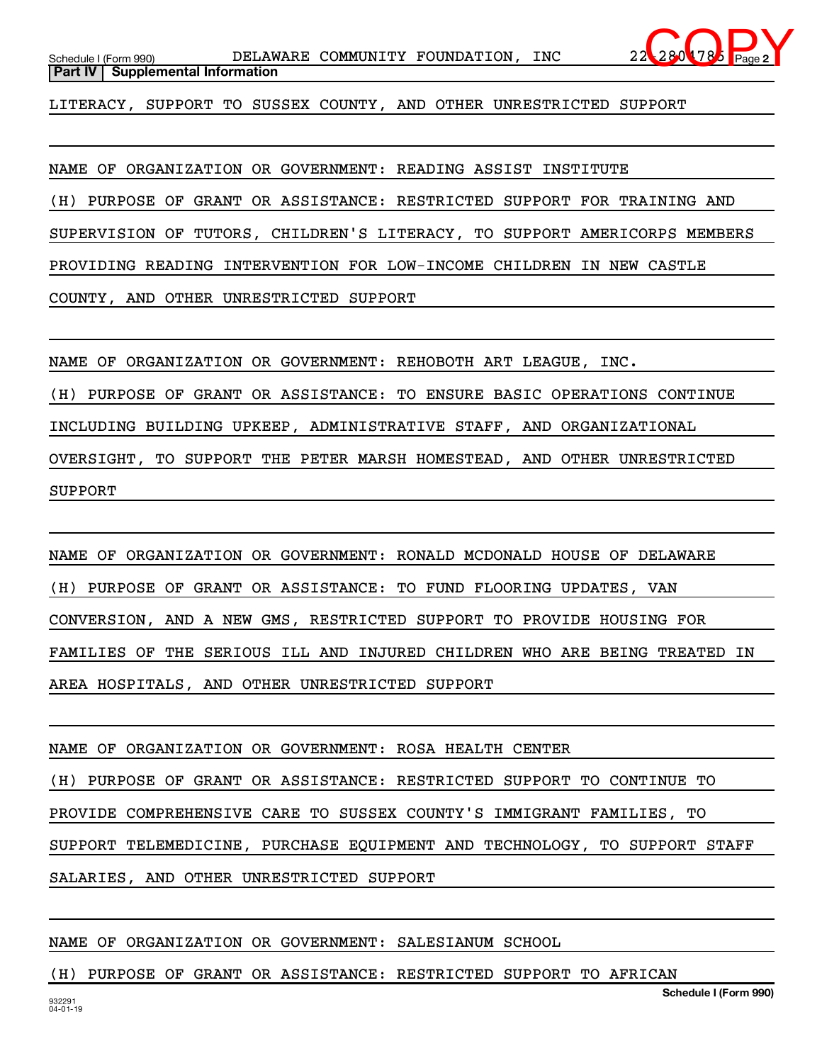Schedule I (Form 990) DELAWARE COMMUNITY FOUNDATION, INC 22-2804785

**Part IV | Supplemental Information**

LITERACY, SUPPORT TO SUSSEX COUNTY, AND OTHER UNRESTRICTED SUPPORT

NAME OF ORGANIZATION OR GOVERNMENT: READING ASSIST INSTITUTE

(H) PURPOSE OF GRANT OR ASSISTANCE: RESTRICTED SUPPORT FOR TRAINING AND SUPERVISION OF TUTORS, CHILDREN'S LITERACY, TO SUPPORT AMERICORPS MEMBERS PROVIDING READING INTERVENTION FOR LOW-INCOME CHILDREN IN NEW CASTLE COUNTY, AND OTHER UNRESTRICTED SUPPORT

NAME OF ORGANIZATION OR GOVERNMENT: REHOBOTH ART LEAGUE, INC.

(H) PURPOSE OF GRANT OR ASSISTANCE: TO ENSURE BASIC OPERATIONS CONTINUE INCLUDING BUILDING UPKEEP, ADMINISTRATIVE STAFF, AND ORGANIZATIONAL OVERSIGHT, TO SUPPORT THE PETER MARSH HOMESTEAD, AND OTHER UNRESTRICTED SUPPORT

NAME OF ORGANIZATION OR GOVERNMENT: RONALD MCDONALD HOUSE OF DELAWARE

(H) PURPOSE OF GRANT OR ASSISTANCE: TO FUND FLOORING UPDATES, VAN CONVERSION, AND A NEW GMS, RESTRICTED SUPPORT TO PROVIDE HOUSING FOR FAMILIES OF THE SERIOUS ILL AND INJURED CHILDREN WHO ARE BEING TREATED IN AREA HOSPITALS, AND OTHER UNRESTRICTED SUPPORT

NAME OF ORGANIZATION OR GOVERNMENT: ROSA HEALTH CENTER

(H) PURPOSE OF GRANT OR ASSISTANCE: RESTRICTED SUPPORT TO CONTINUE TO PROVIDE COMPREHENSIVE CARE TO SUSSEX COUNTY'S IMMIGRANT FAMILIES, TO SUPPORT TELEMEDICINE, PURCHASE EQUIPMENT AND TECHNOLOGY, TO SUPPORT STAFF SALARIES, AND OTHER UNRESTRICTED SUPPORT

NAME OF ORGANIZATION OR GOVERNMENT: SALESIANUM SCHOOL

(H) PURPOSE OF GRANT OR ASSISTANCE: RESTRICTED SUPPORT TO AFRICAN

Schedule I (Form 990)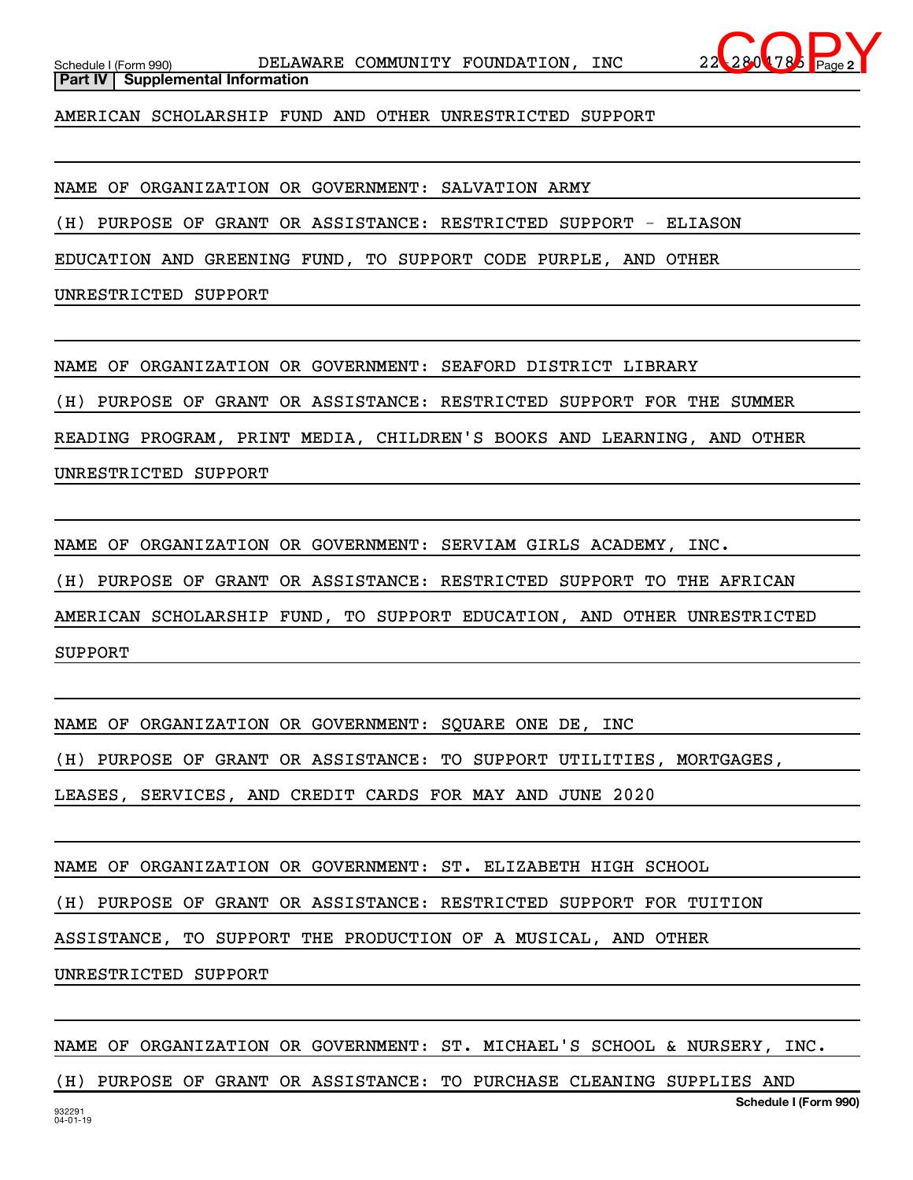**Part IV | Supplemental Information**

AMERICAN SCHOLARSHIP FUND AND OTHER UNRESTRICTED SUPPORT

NAME OF ORGANIZATION OR GOVERNMENT: SALVATION ARMY

(H) PURPOSE OF GRANT OR ASSISTANCE: RESTRICTED SUPPORT - ELIASON EDUCATION AND GREENING FUND, TO SUPPORT CODE PURPLE, AND OTHER UNRESTRICTED SUPPORT

NAME OF ORGANIZATION OR GOVERNMENT: SEAFORD DISTRICT LIBRARY

(H) PURPOSE OF GRANT OR ASSISTANCE: RESTRICTED SUPPORT FOR THE SUMMER READING PROGRAM, PRINT MEDIA, CHILDREN'S BOOKS AND LEARNING, AND OTHER UNRESTRICTED SUPPORT

NAME OF ORGANIZATION OR GOVERNMENT: SERVIAM GIRLS ACADEMY, INC.

(H) PURPOSE OF GRANT OR ASSISTANCE: RESTRICTED SUPPORT TO THE AFRICAN AMERICAN SCHOLARSHIP FUND, TO SUPPORT EDUCATION, AND OTHER UNRESTRICTED SUPPORT

NAME OF ORGANIZATION OR GOVERNMENT: SQUARE ONE DE, INC

(H) PURPOSE OF GRANT OR ASSISTANCE: TO SUPPORT UTILITIES, MORTGAGES, LEASES, SERVICES, AND CREDIT CARDS FOR MAY AND JUNE 2020

NAME OF ORGANIZATION OR GOVERNMENT: ST. ELIZABETH HIGH SCHOOL

(H) PURPOSE OF GRANT OR ASSISTANCE: RESTRICTED SUPPORT FOR TUITION ASSISTANCE, TO SUPPORT THE PRODUCTION OF A MUSICAL, AND OTHER UNRESTRICTED SUPPORT

NAME OF ORGANIZATION OR GOVERNMENT: ST. MICHAEL'S SCHOOL & NURSERY, INC.

(H) PURPOSE OF GRANT OR ASSISTANCE: TO PURCHASE CLEANING SUPPLIES AND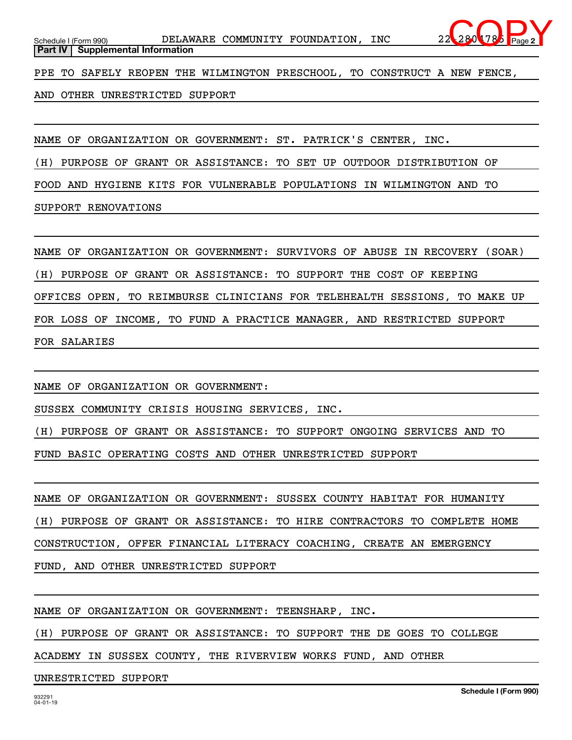**Part IV | Supplemental Information**

PPE TO SAFELY REOPEN THE WILMINGTON PRESCHOOL, TO CONSTRUCT A NEW FENCE, AND OTHER UNRESTRICTED SUPPORT

NAME OF ORGANIZATION OR GOVERNMENT: ST. PATRICK'S CENTER, INC.

(H) PURPOSE OF GRANT OR ASSISTANCE: TO SET UP OUTDOOR DISTRIBUTION OF FOOD AND HYGIENE KITS FOR VULNERABLE POPULATIONS IN WILMINGTON AND TO SUPPORT RENOVATIONS

NAME OF ORGANIZATION OR GOVERNMENT: SURVIVORS OF ABUSE IN RECOVERY (SOAR)

(H) PURPOSE OF GRANT OR ASSISTANCE: TO SUPPORT THE COST OF KEEPING OFFICES OPEN, TO REIMBURSE CLINICIANS FOR TELEHEALTH SESSIONS, TO MAKE UP FOR LOSS OF INCOME, TO FUND A PRACTICE MANAGER, AND RESTRICTED SUPPORT FOR SALARIES

NAME OF ORGANIZATION OR GOVERNMENT:

SUSSEX COMMUNITY CRISIS HOUSING SERVICES, INC.

(H) PURPOSE OF GRANT OR ASSISTANCE: TO SUPPORT ONGOING SERVICES AND TO FUND BASIC OPERATING COSTS AND OTHER UNRESTRICTED SUPPORT

NAME OF ORGANIZATION OR GOVERNMENT: SUSSEX COUNTY HABITAT FOR HUMANITY

(H) PURPOSE OF GRANT OR ASSISTANCE: TO HIRE CONTRACTORS TO COMPLETE HOME CONSTRUCTION, OFFER FINANCIAL LITERACY COACHING, CREATE AN EMERGENCY FUND, AND OTHER UNRESTRICTED SUPPORT

NAME OF ORGANIZATION OR GOVERNMENT: TEENSHARP, INC.

(H) PURPOSE OF GRANT OR ASSISTANCE: TO SUPPORT THE DE GOES TO COLLEGE ACADEMY IN SUSSEX COUNTY, THE RIVERVIEW WORKS FUND, AND OTHER UNRESTRICTED SUPPORT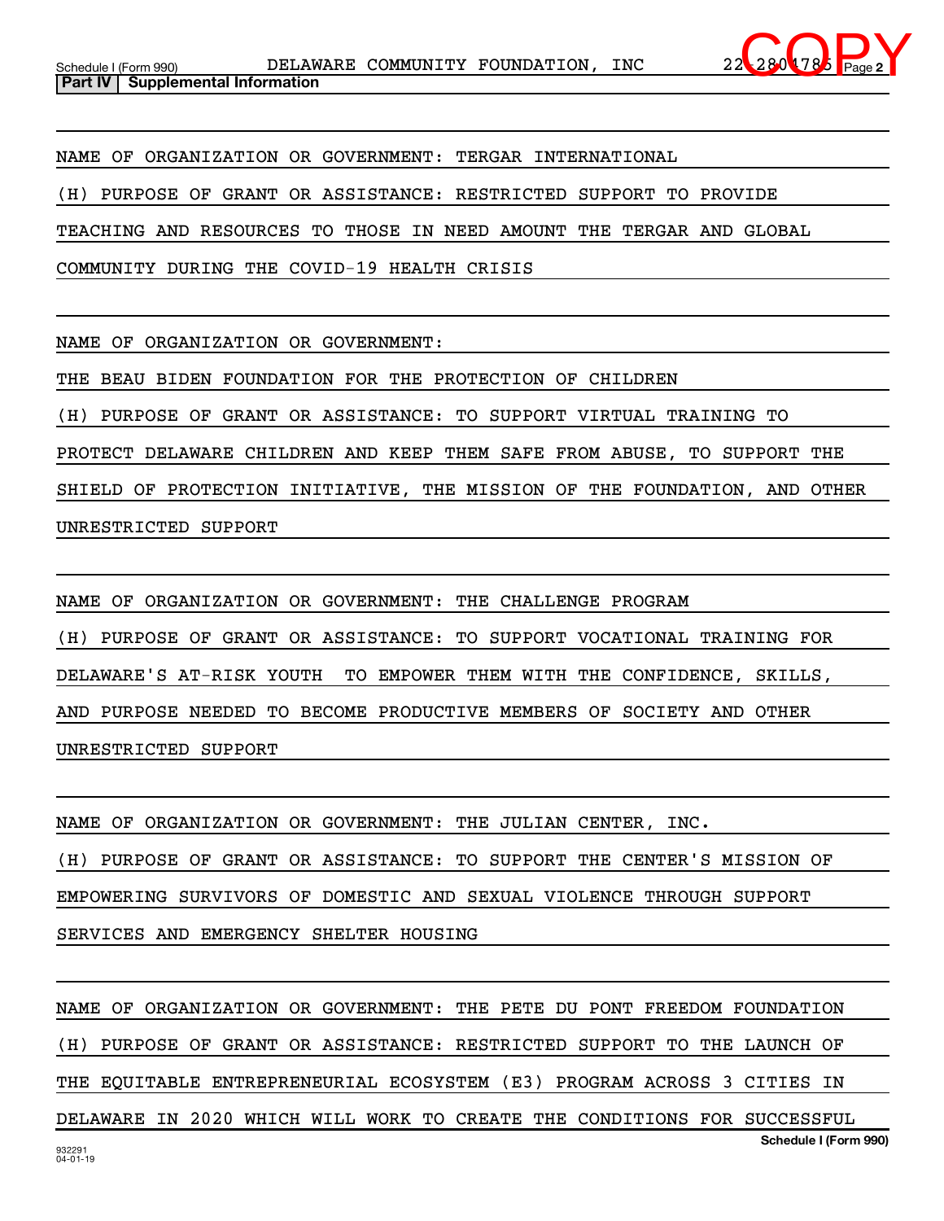**Part IV | Supplemental Information**

NAME OF ORGANIZATION OR GOVERNMENT: TERGAR INTERNATIONAL

(H) PURPOSE OF GRANT OR ASSISTANCE: RESTRICTED SUPPORT TO PROVIDE TEACHING AND RESOURCES TO THOSE IN NEED AMOUNT THE TERGAR AND GLOBAL COMMUNITY DURING THE COVID-19 HEALTH CRISIS

NAME OF ORGANIZATION OR GOVERNMENT:
THE BEAU BIDEN FOUNDATION FOR THE PROTECTION OF CHILDREN

(H) PURPOSE OF GRANT OR ASSISTANCE: TO SUPPORT VIRTUAL TRAINING TO PROTECT DELAWARE CHILDREN AND KEEP THEM SAFE FROM ABUSE, TO SUPPORT THE SHIELD OF PROTECTION INITIATIVE, THE MISSION OF THE FOUNDATION, AND OTHER UNRESTRICTED SUPPORT

NAME OF ORGANIZATION OR GOVERNMENT: THE CHALLENGE PROGRAM

(H) PURPOSE OF GRANT OR ASSISTANCE: TO SUPPORT VOCATIONAL TRAINING FOR DELAWARE'S AT-RISK YOUTH TO EMPOWER THEM WITH THE CONFIDENCE, SKILLS, AND PURPOSE NEEDED TO BECOME PRODUCTIVE MEMBERS OF SOCIETY AND OTHER UNRESTRICTED SUPPORT

NAME OF ORGANIZATION OR GOVERNMENT: THE JULIAN CENTER, INC.

(H) PURPOSE OF GRANT OR ASSISTANCE: TO SUPPORT THE CENTER'S MISSION OF EMPOWERING SURVIVORS OF DOMESTIC AND SEXUAL VIOLENCE THROUGH SUPPORT SERVICES AND EMERGENCY SHELTER HOUSING

NAME OF ORGANIZATION OR GOVERNMENT: THE PETE DU PONT FREEDOM FOUNDATION

(H) PURPOSE OF GRANT OR ASSISTANCE: RESTRICTED SUPPORT TO THE LAUNCH OF THE EQUITABLE ENTREPRENEURIAL ECOSYSTEM (E3) PROGRAM ACROSS 3 CITIES IN DELAWARE IN 2020 WHICH WILL WORK TO CREATE THE CONDITIONS FOR SUCCESSFUL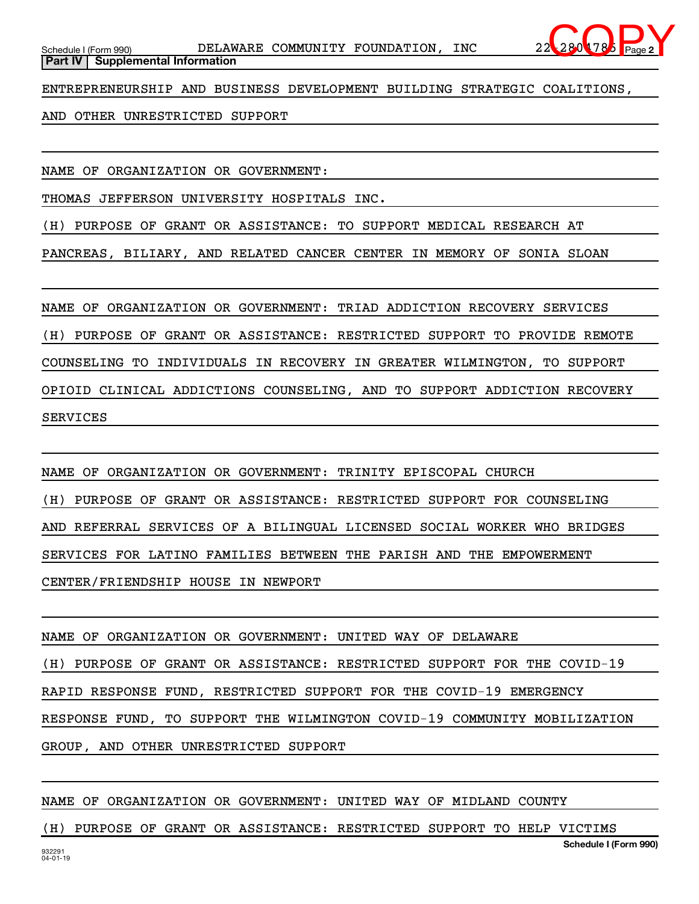**Part IV | Supplemental Information**

ENTREPRENEURSHIP AND BUSINESS DEVELOPMENT BUILDING STRATEGIC COALITIONS, AND OTHER UNRESTRICTED SUPPORT

NAME OF ORGANIZATION OR GOVERNMENT:

THOMAS JEFFERSON UNIVERSITY HOSPITALS INC.

(H) PURPOSE OF GRANT OR ASSISTANCE: TO SUPPORT MEDICAL RESEARCH AT PANCREAS, BILIARY, AND RELATED CANCER CENTER IN MEMORY OF SONIA SLOAN

NAME OF ORGANIZATION OR GOVERNMENT: TRIAD ADDICTION RECOVERY SERVICES

(H) PURPOSE OF GRANT OR ASSISTANCE: RESTRICTED SUPPORT TO PROVIDE REMOTE COUNSELING TO INDIVIDUALS IN RECOVERY IN GREATER WILMINGTON, TO SUPPORT OPIOID CLINICAL ADDICTIONS COUNSELING, AND TO SUPPORT ADDICTION RECOVERY SERVICES

NAME OF ORGANIZATION OR GOVERNMENT: TRINITY EPISCOPAL CHURCH

(H) PURPOSE OF GRANT OR ASSISTANCE: RESTRICTED SUPPORT FOR COUNSELING AND REFERRAL SERVICES OF A BILINGUAL LICENSED SOCIAL WORKER WHO BRIDGES SERVICES FOR LATINO FAMILIES BETWEEN THE PARISH AND THE EMPOWERMENT CENTER/FRIENDSHIP HOUSE IN NEWPORT

NAME OF ORGANIZATION OR GOVERNMENT: UNITED WAY OF DELAWARE

(H) PURPOSE OF GRANT OR ASSISTANCE: RESTRICTED SUPPORT FOR THE COVID-19 RAPID RESPONSE FUND, RESTRICTED SUPPORT FOR THE COVID-19 EMERGENCY RESPONSE FUND, TO SUPPORT THE WILMINGTON COVID-19 COMMUNITY MOBILIZATION GROUP, AND OTHER UNRESTRICTED SUPPORT

NAME OF ORGANIZATION OR GOVERNMENT: UNITED WAY OF MIDLAND COUNTY

(H) PURPOSE OF GRANT OR ASSISTANCE: RESTRICTED SUPPORT TO HELP VICTIMS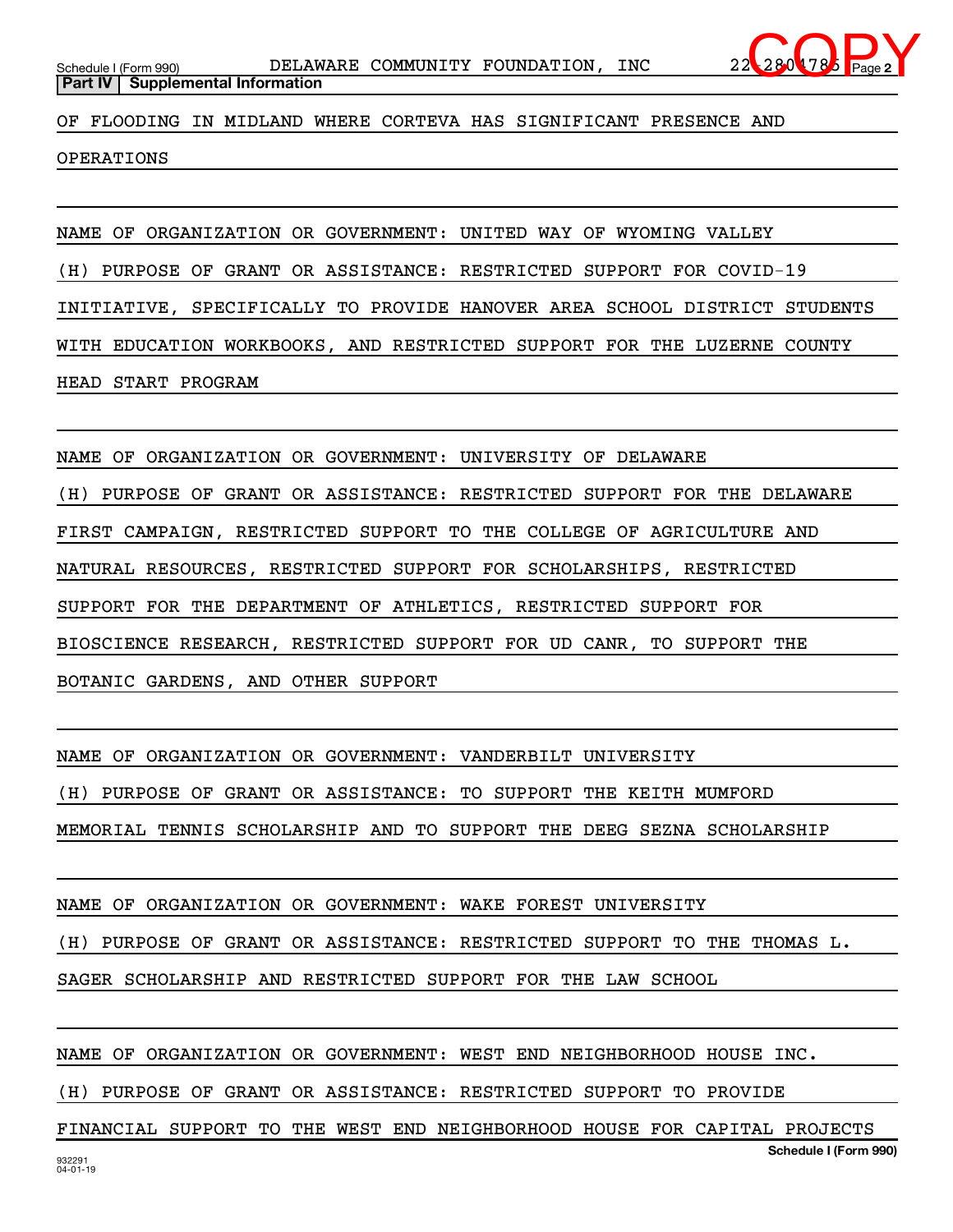## Part IV | Supplemental Information

OF FLOODING IN MIDLAND WHERE CORTEVA HAS SIGNIFICANT PRESENCE AND OPERATIONS

NAME OF ORGANIZATION OR GOVERNMENT: UNITED WAY OF WYOMING VALLEY

(H) PURPOSE OF GRANT OR ASSISTANCE: RESTRICTED SUPPORT FOR COVID-19 INITIATIVE, SPECIFICALLY TO PROVIDE HANOVER AREA SCHOOL DISTRICT STUDENTS WITH EDUCATION WORKBOOKS, AND RESTRICTED SUPPORT FOR THE LUZERNE COUNTY HEAD START PROGRAM

NAME OF ORGANIZATION OR GOVERNMENT: UNIVERSITY OF DELAWARE

(H) PURPOSE OF GRANT OR ASSISTANCE: RESTRICTED SUPPORT FOR THE DELAWARE FIRST CAMPAIGN, RESTRICTED SUPPORT TO THE COLLEGE OF AGRICULTURE AND NATURAL RESOURCES, RESTRICTED SUPPORT FOR SCHOLARSHIPS, RESTRICTED SUPPORT FOR THE DEPARTMENT OF ATHLETICS, RESTRICTED SUPPORT FOR BIOSCIENCE RESEARCH, RESTRICTED SUPPORT FOR UD CANR, TO SUPPORT THE BOTANIC GARDENS, AND OTHER SUPPORT

NAME OF ORGANIZATION OR GOVERNMENT: VANDERBILT UNIVERSITY

(H) PURPOSE OF GRANT OR ASSISTANCE: TO SUPPORT THE KEITH MUMFORD MEMORIAL TENNIS SCHOLARSHIP AND TO SUPPORT THE DEEG SEZNA SCHOLARSHIP

NAME OF ORGANIZATION OR GOVERNMENT: WAKE FOREST UNIVERSITY

(H) PURPOSE OF GRANT OR ASSISTANCE: RESTRICTED SUPPORT TO THE THOMAS L. SAGER SCHOLARSHIP AND RESTRICTED SUPPORT FOR THE LAW SCHOOL

NAME OF ORGANIZATION OR GOVERNMENT: WEST END NEIGHBORHOOD HOUSE INC.

(H) PURPOSE OF GRANT OR ASSISTANCE: RESTRICTED SUPPORT TO PROVIDE FINANCIAL SUPPORT TO THE WEST END NEIGHBORHOOD HOUSE FOR CAPITAL PROJECTS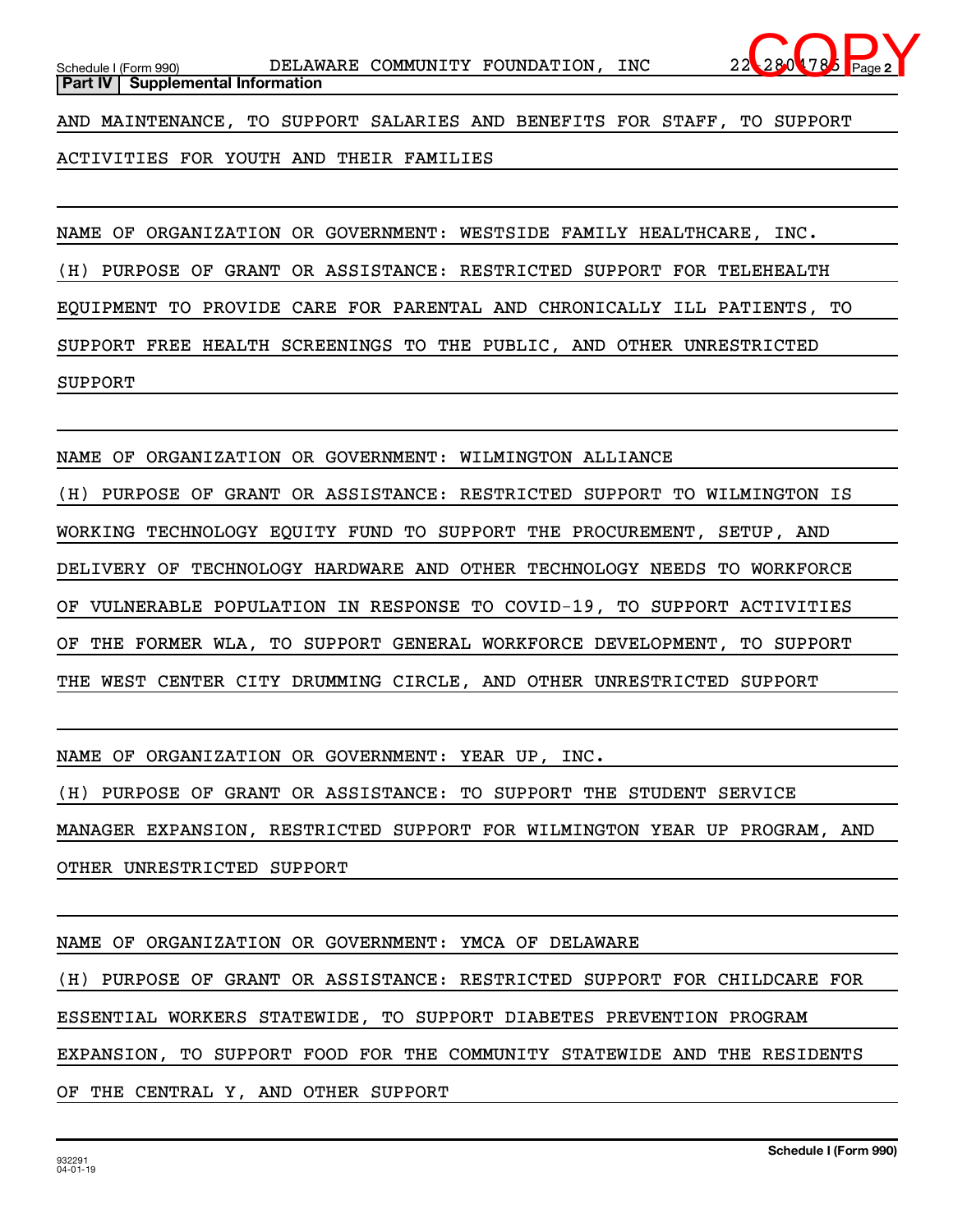**Part IV | Supplemental Information**

AND MAINTENANCE, TO SUPPORT SALARIES AND BENEFITS FOR STAFF, TO SUPPORT ACTIVITIES FOR YOUTH AND THEIR FAMILIES

NAME OF ORGANIZATION OR GOVERNMENT: WESTSIDE FAMILY HEALTHCARE, INC.

(H) PURPOSE OF GRANT OR ASSISTANCE: RESTRICTED SUPPORT FOR TELEHEALTH EQUIPMENT TO PROVIDE CARE FOR PARENTAL AND CHRONICALLY ILL PATIENTS, TO SUPPORT FREE HEALTH SCREENINGS TO THE PUBLIC, AND OTHER UNRESTRICTED SUPPORT

NAME OF ORGANIZATION OR GOVERNMENT: WILMINGTON ALLIANCE

(H) PURPOSE OF GRANT OR ASSISTANCE: RESTRICTED SUPPORT TO WILMINGTON IS WORKING TECHNOLOGY EQUITY FUND TO SUPPORT THE PROCUREMENT, SETUP, AND DELIVERY OF TECHNOLOGY HARDWARE AND OTHER TECHNOLOGY NEEDS TO WORKFORCE OF VULNERABLE POPULATION IN RESPONSE TO COVID-19, TO SUPPORT ACTIVITIES OF THE FORMER WLA, TO SUPPORT GENERAL WORKFORCE DEVELOPMENT, TO SUPPORT THE WEST CENTER CITY DRUMMING CIRCLE, AND OTHER UNRESTRICTED SUPPORT

NAME OF ORGANIZATION OR GOVERNMENT: YEAR UP, INC.

(H) PURPOSE OF GRANT OR ASSISTANCE: TO SUPPORT THE STUDENT SERVICE MANAGER EXPANSION, RESTRICTED SUPPORT FOR WILMINGTON YEAR UP PROGRAM, AND OTHER UNRESTRICTED SUPPORT

NAME OF ORGANIZATION OR GOVERNMENT: YMCA OF DELAWARE

(H) PURPOSE OF GRANT OR ASSISTANCE: RESTRICTED SUPPORT FOR CHILDCARE FOR ESSENTIAL WORKERS STATEWIDE, TO SUPPORT DIABETES PREVENTION PROGRAM EXPANSION, TO SUPPORT FOOD FOR THE COMMUNITY STATEWIDE AND THE RESIDENTS OF THE CENTRAL Y, AND OTHER SUPPORT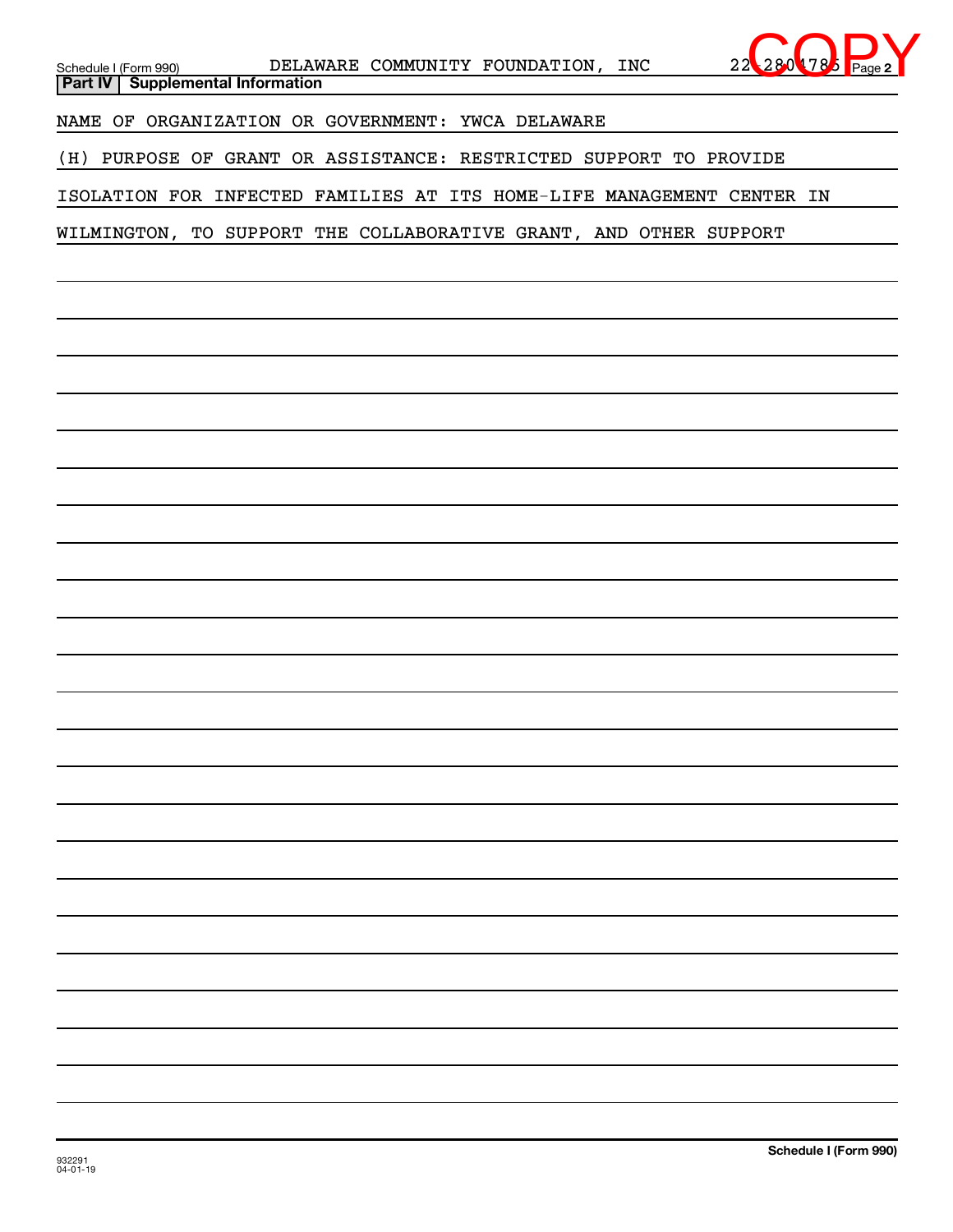Schedule I (Form 990) DELAWARE COMMUNITY FOUNDATION, INC 22-2804785 Page 2

**Part IV | Supplemental Information**

NAME OF ORGANIZATION OR GOVERNMENT: YWCA DELAWARE

(H) PURPOSE OF GRANT OR ASSISTANCE: RESTRICTED SUPPORT TO PROVIDE ISOLATION FOR INFECTED FAMILIES AT ITS HOME-LIFE MANAGEMENT CENTER IN WILMINGTON, TO SUPPORT THE COLLABORATIVE GRANT, AND OTHER SUPPORT

**Schedule I (Form 990)**

932291
04-01-19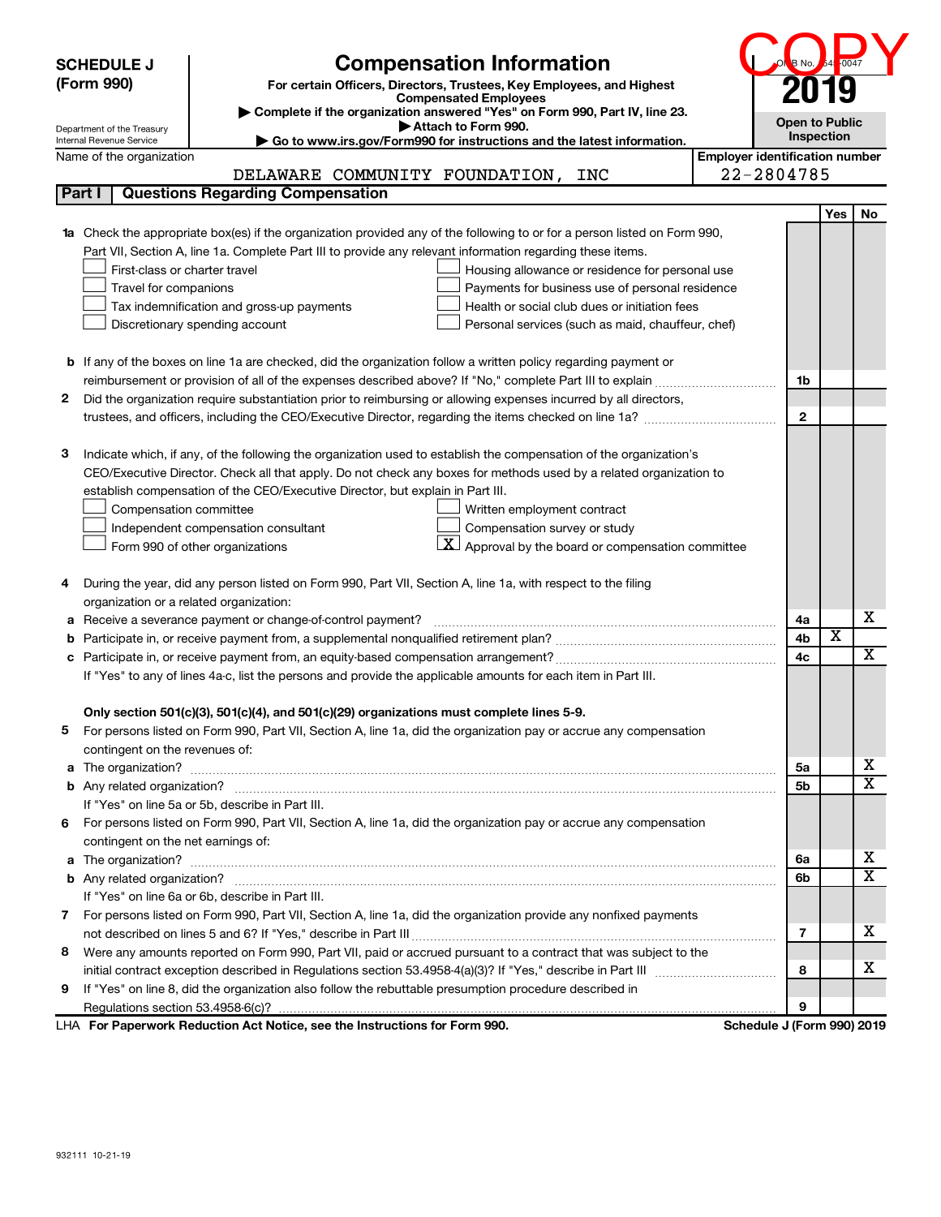**SCHEDULE J**
**(Form 990)**

Department of the Treasury
Internal Revenue Service

# Compensation Information

**For certain Officers, Directors, Trustees, Key Employees, and Highest Compensated Employees**

▶ **Complete if the organization answered "Yes" on Form 990, Part IV, line 23.**
▶ **Attach to Form 990.**
▶ **Go to www.irs.gov/Form990 for instructions and the latest information.**

OMB No. 1545-0047

**2019**

**Open to Public Inspection**

COPY

Name of the organization: DELAWARE COMMUNITY FOUNDATION, INC

Employer identification number: 22-2804785

## Part I Questions Regarding Compensation

| | | Yes | No |
|---|---|---|---|
| **1a** Check the appropriate box(es) if the organization provided any of the following to or for a person listed on Form 990, Part VII, Section A, line 1a. Complete Part III to provide any relevant information regarding these items.<br>☐ First-class or charter travel ☐ Housing allowance or residence for personal use<br>☐ Travel for companions ☐ Payments for business use of personal residence<br>☐ Tax indemnification and gross-up payments ☐ Health or social club dues or initiation fees<br>☐ Discretionary spending account ☐ Personal services (such as maid, chauffeur, chef) | | | |
| **b** If any of the boxes on line 1a are checked, did the organization follow a written policy regarding payment or reimbursement or provision of all of the expenses described above? If "No," complete Part III to explain | **1b** | | |
| **2** Did the organization require substantiation prior to reimbursing or allowing expenses incurred by all directors, trustees, and officers, including the CEO/Executive Director, regarding the items checked on line 1a? | **2** | | |
| **3** Indicate which, if any, of the following the organization used to establish the compensation of the organization's CEO/Executive Director. Check all that apply. Do not check any boxes for methods used by a related organization to establish compensation of the CEO/Executive Director, but explain in Part III.<br>☐ Compensation committee ☐ Written employment contract<br>☐ Independent compensation consultant ☐ Compensation survey or study<br>☐ Form 990 of other organizations ☒ Approval by the board or compensation committee | | | |
| **4** During the year, did any person listed on Form 990, Part VII, Section A, line 1a, with respect to the filing organization or a related organization: | | | |
| **a** Receive a severance payment or change-of-control payment? | **4a** | | X |
| **b** Participate in, or receive payment from, a supplemental nonqualified retirement plan? | **4b** | X | |
| **c** Participate in, or receive payment from, an equity-based compensation arrangement? | **4c** | | X |
| If "Yes" to any of lines 4a-c, list the persons and provide the applicable amounts for each item in Part III. | | | |
| **Only section 501(c)(3), 501(c)(4), and 501(c)(29) organizations must complete lines 5-9.** | | | |
| **5** For persons listed on Form 990, Part VII, Section A, line 1a, did the organization pay or accrue any compensation contingent on the revenues of: | | | |
| **a** The organization? | **5a** | | X |
| **b** Any related organization? | **5b** | | X |
| If "Yes" on line 5a or 5b, describe in Part III. | | | |
| **6** For persons listed on Form 990, Part VII, Section A, line 1a, did the organization pay or accrue any compensation contingent on the net earnings of: | | | |
| **a** The organization? | **6a** | | X |
| **b** Any related organization? | **6b** | | X |
| If "Yes" on line 6a or 6b, describe in Part III. | | | |
| **7** For persons listed on Form 990, Part VII, Section A, line 1a, did the organization provide any nonfixed payments not described on lines 5 and 6? If "Yes," describe in Part III | **7** | | X |
| **8** Were any amounts reported on Form 990, Part VII, paid or accrued pursuant to a contract that was subject to the initial contract exception described in Regulations section 53.4958-4(a)(3)? If "Yes," describe in Part III | **8** | | X |
| **9** If "Yes" on line 8, did the organization also follow the rebuttable presumption procedure described in Regulations section 53.4958-6(c)? | **9** | | |

LHA **For Paperwork Reduction Act Notice, see the Instructions for Form 990.** **Schedule J (Form 990) 2019**

932111 10-21-19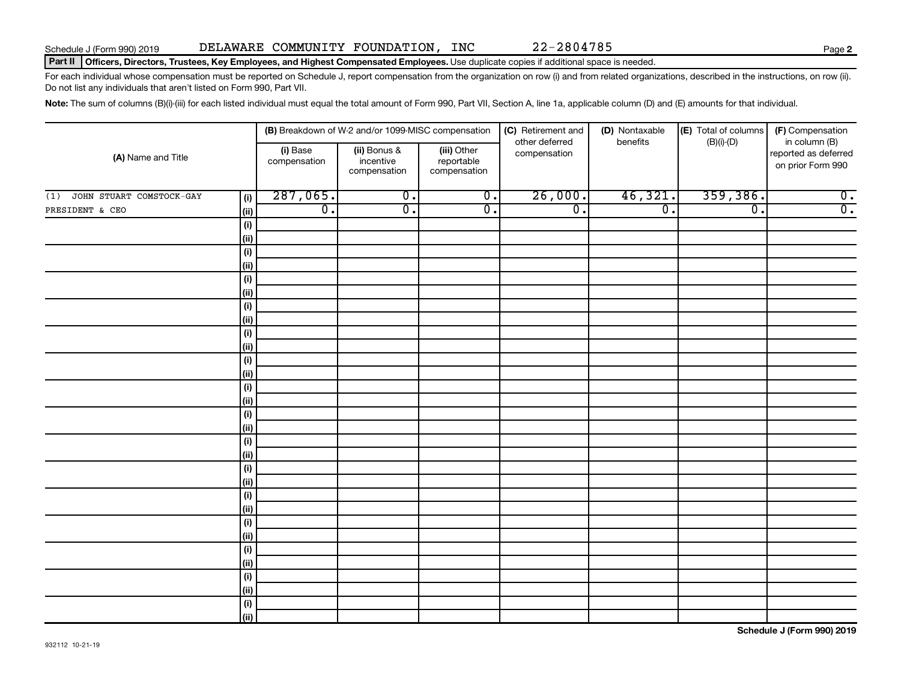Schedule J (Form 990) 2019 DELAWARE COMMUNITY FOUNDATION, INC 22-2804785

## Part II Officers, Directors, Trustees, Key Employees, and Highest Compensated Employees.

Use duplicate copies if additional space is needed.

For each individual whose compensation must be reported on Schedule J, report compensation from the organization on row (i) and from related organizations, described in the instructions, on row (ii). Do not list any individuals that aren't listed on Form 990, Part VII.

**Note:** The sum of columns (B)(i)-(iii) for each listed individual must equal the total amount of Form 990, Part VII, Section A, line 1a, applicable column (D) and (E) amounts for that individual.

| (A) Name and Title | | (B) Breakdown of W-2 and/or 1099-MISC compensation | | | (C) Retirement and other deferred compensation | (D) Nontaxable benefits | (E) Total of columns (B)(i)-(D) | (F) Compensation in column (B) reported as deferred on prior Form 990 |
|---|---|---|---|---|---|---|---|---|
| | | (i) Base compensation | (ii) Bonus & incentive compensation | (iii) Other reportable compensation | | | | |
| (1) JOHN STUART COMSTOCK-GAY | (i) | 287,065. | 0. | 0. | 26,000. | 46,321. | 359,386. | 0. |
| PRESIDENT & CEO | (ii) | 0. | 0. | 0. | 0. | 0. | 0. | 0. |
| | (i) | | | | | | | |
| | (ii) | | | | | | | |
| | (i) | | | | | | | |
| | (ii) | | | | | | | |
| | (i) | | | | | | | |
| | (ii) | | | | | | | |
| | (i) | | | | | | | |
| | (ii) | | | | | | | |
| | (i) | | | | | | | |
| | (ii) | | | | | | | |
| | (i) | | | | | | | |
| | (ii) | | | | | | | |
| | (i) | | | | | | | |
| | (ii) | | | | | | | |
| | (i) | | | | | | | |
| | (ii) | | | | | | | |
| | (i) | | | | | | | |
| | (ii) | | | | | | | |
| | (i) | | | | | | | |
| | (ii) | | | | | | | |
| | (i) | | | | | | | |
| | (ii) | | | | | | | |
| | (i) | | | | | | | |
| | (ii) | | | | | | | |
| | (i) | | | | | | | |
| | (ii) | | | | | | | |
| | (i) | | | | | | | |
| | (ii) | | | | | | | |
| | (i) | | | | | | | |
| | (ii) | | | | | | | |

932112 10-21-19

Schedule J (Form 990) 2019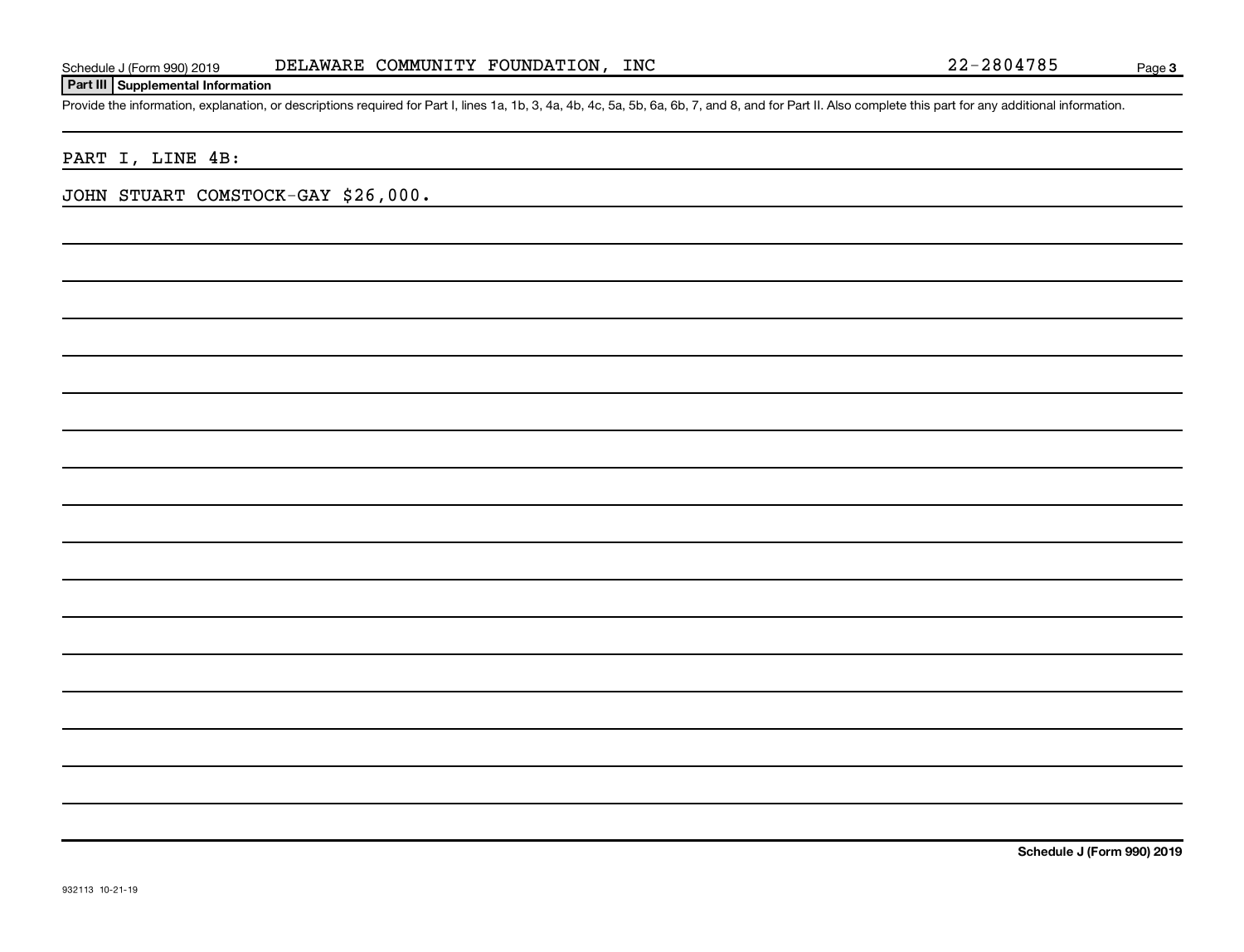Schedule J (Form 990) 2019 DELAWARE COMMUNITY FOUNDATION, INC 22-2804785

**Part III** **Supplemental Information**

Provide the information, explanation, or descriptions required for Part I, lines 1a, 1b, 3, 4a, 4b, 4c, 5a, 5b, 6a, 6b, 7, and 8, and for Part II. Also complete this part for any additional information.

PART I, LINE 4B:

JOHN STUART COMSTOCK-GAY $26,000.

**Schedule J (Form 990) 2019**

932113 10-21-19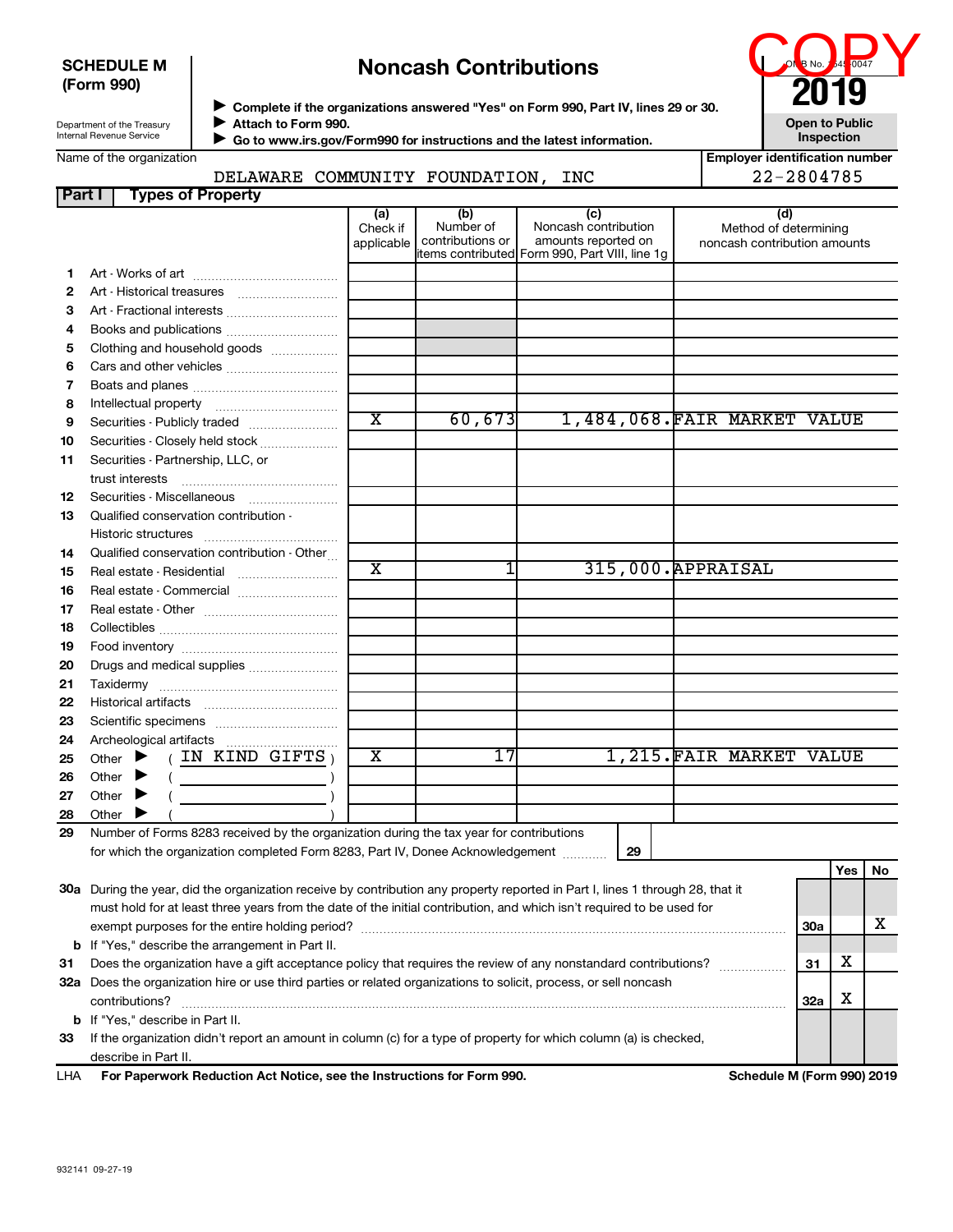**SCHEDULE M (Form 990)**

Department of the Treasury
Internal Revenue Service

# Noncash Contributions

▶ Complete if the organizations answered "Yes" on Form 990, Part IV, lines 29 or 30.
▶ Attach to Form 990.
▶ Go to www.irs.gov/Form990 for instructions and the latest information.

OMB No. 1545-0047

**2019**

**Open to Public Inspection**

COPY

Name of the organization: DELAWARE COMMUNITY FOUNDATION, INC

Employer identification number: 22-2804785

## Part I Types of Property

| | | (a) Check if applicable | (b) Number of contributions or items contributed | (c) Noncash contribution amounts reported on Form 990, Part VIII, line 1g | (d) Method of determining noncash contribution amounts |
|---|---|---|---|---|---|
| 1 | Art - Works of art | | | | |
| 2 | Art - Historical treasures | | | | |
| 3 | Art - Fractional interests | | | | |
| 4 | Books and publications | | | | |
| 5 | Clothing and household goods | | | | |
| 6 | Cars and other vehicles | | | | |
| 7 | Boats and planes | | | | |
| 8 | Intellectual property | | | | |
| 9 | Securities - Publicly traded | X | 60,673 | 1,484,068. | FAIR MARKET VALUE |
| 10 | Securities - Closely held stock | | | | |
| 11 | Securities - Partnership, LLC, or trust interests | | | | |
| 12 | Securities - Miscellaneous | | | | |
| 13 | Qualified conservation contribution - Historic structures | | | | |
| 14 | Qualified conservation contribution - Other | | | | |
| 15 | Real estate - Residential | X | 1 | 315,000. | APPRAISAL |
| 16 | Real estate - Commercial | | | | |
| 17 | Real estate - Other | | | | |
| 18 | Collectibles | | | | |
| 19 | Food inventory | | | | |
| 20 | Drugs and medical supplies | | | | |
| 21 | Taxidermy | | | | |
| 22 | Historical artifacts | | | | |
| 23 | Scientific specimens | | | | |
| 24 | Archeological artifacts | | | | |
| 25 | Other ▶ ( IN KIND GIFTS ) | X | 17 | 1,215. | FAIR MARKET VALUE |
| 26 | Other ▶ ( ) | | | | |
| 27 | Other ▶ ( ) | | | | |
| 28 | Other ▶ ( ) | | | | |

29 Number of Forms 8283 received by the organization during the tax year for contributions for which the organization completed Form 8283, Part IV, Donee Acknowledgement ..... **29**

| | | | Yes | No |
|---|---|---|---|---|
| 30a | During the year, did the organization receive by contribution any property reported in Part I, lines 1 through 28, that it must hold for at least three years from the date of the initial contribution, and which isn't required to be used for exempt purposes for the entire holding period? | 30a | | X |
| b | If "Yes," describe the arrangement in Part II. | | | |
| 31 | Does the organization have a gift acceptance policy that requires the review of any nonstandard contributions? | 31 | X | |
| 32a | Does the organization hire or use third parties or related organizations to solicit, process, or sell noncash contributions? | 32a | X | |
| b | If "Yes," describe in Part II. | | | |
| 33 | If the organization didn't report an amount in column (c) for a type of property for which column (a) is checked, describe in Part II. | | | |

LHA **For Paperwork Reduction Act Notice, see the Instructions for Form 990.** **Schedule M (Form 990) 2019**

932141 09-27-19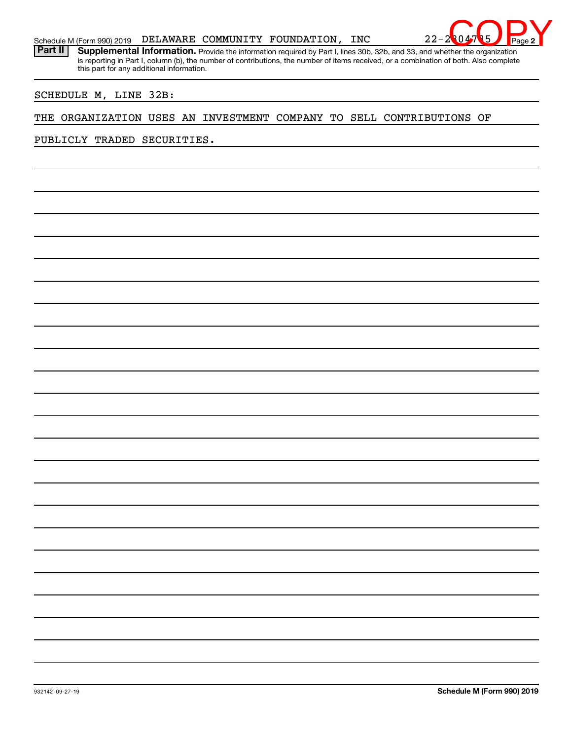Schedule M (Form 990) 2019 DELAWARE COMMUNITY FOUNDATION, INC 22-2804785

**COPY**

**Part II** **Supplemental Information.** Provide the information required by Part I, lines 30b, 32b, and 33, and whether the organization is reporting in Part I, column (b), the number of contributions, the number of items received, or a combination of both. Also complete this part for any additional information.

SCHEDULE M, LINE 32B:

THE ORGANIZATION USES AN INVESTMENT COMPANY TO SELL CONTRIBUTIONS OF PUBLICLY TRADED SECURITIES.

932142 09-27-19

**Schedule M (Form 990) 2019**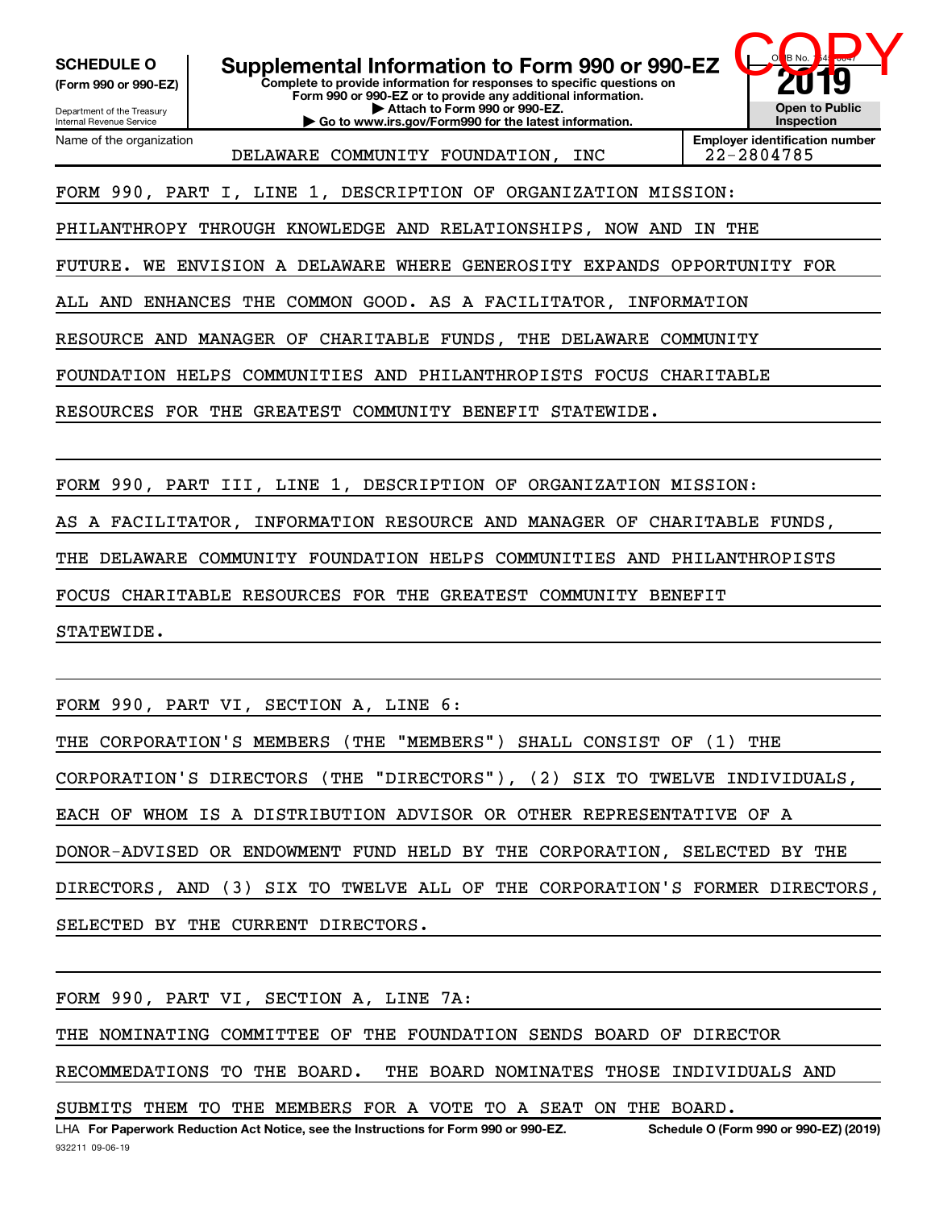**SCHEDULE O**
**(Form 990 or 990-EZ)**

Department of the Treasury
Internal Revenue Service

# Supplemental Information to Form 990 or 990-EZ

**Complete to provide information for responses to specific questions on Form 990 or 990-EZ or to provide any additional information.**
**▶ Attach to Form 990 or 990-EZ.**
**▶ Go to www.irs.gov/Form990 for the latest information.**

OMB No. 1545-0047
**2019**
**Open to Public Inspection**

COPY

| Name of the organization | Employer identification number |
|---|---|
| DELAWARE COMMUNITY FOUNDATION, INC | 22-2804785 |

FORM 990, PART I, LINE 1, DESCRIPTION OF ORGANIZATION MISSION:

PHILANTHROPY THROUGH KNOWLEDGE AND RELATIONSHIPS, NOW AND IN THE FUTURE. WE ENVISION A DELAWARE WHERE GENEROSITY EXPANDS OPPORTUNITY FOR ALL AND ENHANCES THE COMMON GOOD. AS A FACILITATOR, INFORMATION RESOURCE AND MANAGER OF CHARITABLE FUNDS, THE DELAWARE COMMUNITY FOUNDATION HELPS COMMUNITIES AND PHILANTHROPISTS FOCUS CHARITABLE RESOURCES FOR THE GREATEST COMMUNITY BENEFIT STATEWIDE.

FORM 990, PART III, LINE 1, DESCRIPTION OF ORGANIZATION MISSION:

AS A FACILITATOR, INFORMATION RESOURCE AND MANAGER OF CHARITABLE FUNDS, THE DELAWARE COMMUNITY FOUNDATION HELPS COMMUNITIES AND PHILANTHROPISTS FOCUS CHARITABLE RESOURCES FOR THE GREATEST COMMUNITY BENEFIT STATEWIDE.

FORM 990, PART VI, SECTION A, LINE 6:

THE CORPORATION'S MEMBERS (THE "MEMBERS") SHALL CONSIST OF (1) THE CORPORATION'S DIRECTORS (THE "DIRECTORS"), (2) SIX TO TWELVE INDIVIDUALS, EACH OF WHOM IS A DISTRIBUTION ADVISOR OR OTHER REPRESENTATIVE OF A DONOR-ADVISED OR ENDOWMENT FUND HELD BY THE CORPORATION, SELECTED BY THE DIRECTORS, AND (3) SIX TO TWELVE ALL OF THE CORPORATION'S FORMER DIRECTORS, SELECTED BY THE CURRENT DIRECTORS.

FORM 990, PART VI, SECTION A, LINE 7A:

THE NOMINATING COMMITTEE OF THE FOUNDATION SENDS BOARD OF DIRECTOR RECOMMEDATIONS TO THE BOARD. THE BOARD NOMINATES THOSE INDIVIDUALS AND SUBMITS THEM TO THE MEMBERS FOR A VOTE TO A SEAT ON THE BOARD.

LHA **For Paperwork Reduction Act Notice, see the Instructions for Form 990 or 990-EZ.** **Schedule O (Form 990 or 990-EZ) (2019)**

932211 09-06-19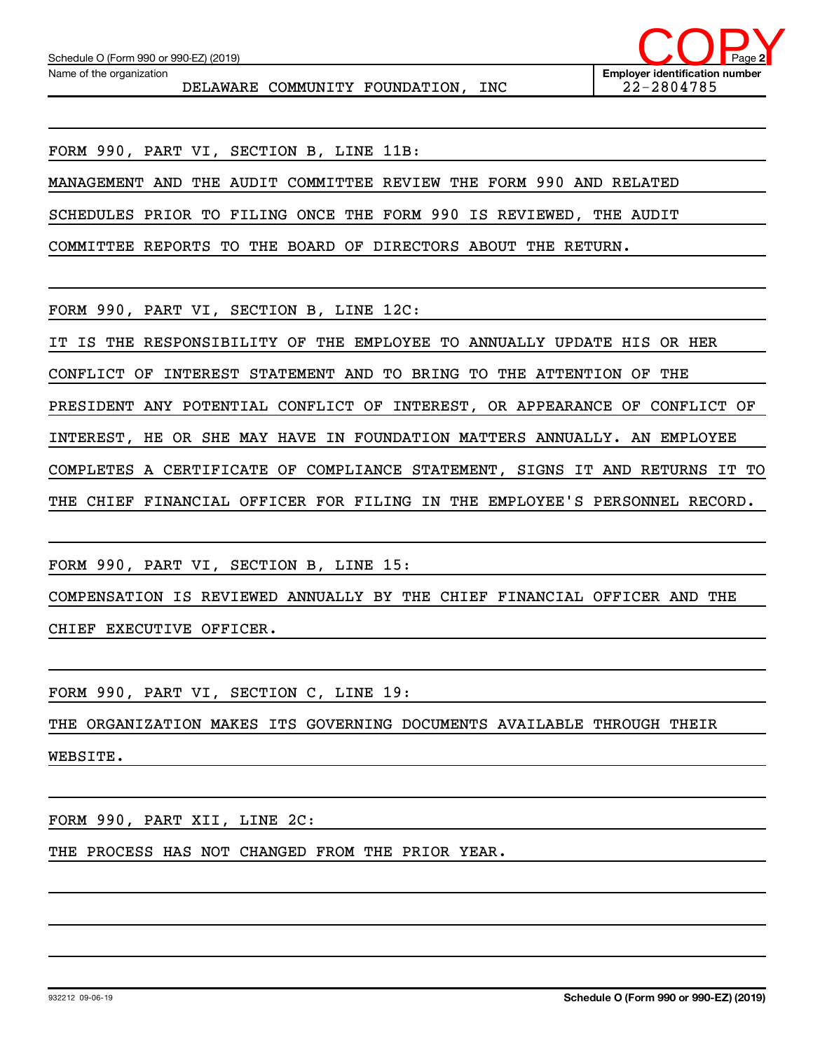Schedule O (Form 990 or 990-EZ) (2019) Page 2

Name of the organization: DELAWARE COMMUNITY FOUNDATION, INC

Employer identification number: 22-2804785

COPY

FORM 990, PART VI, SECTION B, LINE 11B:

MANAGEMENT AND THE AUDIT COMMITTEE REVIEW THE FORM 990 AND RELATED SCHEDULES PRIOR TO FILING ONCE THE FORM 990 IS REVIEWED, THE AUDIT COMMITTEE REPORTS TO THE BOARD OF DIRECTORS ABOUT THE RETURN.

FORM 990, PART VI, SECTION B, LINE 12C:

IT IS THE RESPONSIBILITY OF THE EMPLOYEE TO ANNUALLY UPDATE HIS OR HER CONFLICT OF INTEREST STATEMENT AND TO BRING TO THE ATTENTION OF THE PRESIDENT ANY POTENTIAL CONFLICT OF INTEREST, OR APPEARANCE OF CONFLICT OF INTEREST, HE OR SHE MAY HAVE IN FOUNDATION MATTERS ANNUALLY. AN EMPLOYEE COMPLETES A CERTIFICATE OF COMPLIANCE STATEMENT, SIGNS IT AND RETURNS IT TO THE CHIEF FINANCIAL OFFICER FOR FILING IN THE EMPLOYEE'S PERSONNEL RECORD.

FORM 990, PART VI, SECTION B, LINE 15:

COMPENSATION IS REVIEWED ANNUALLY BY THE CHIEF FINANCIAL OFFICER AND THE CHIEF EXECUTIVE OFFICER.

FORM 990, PART VI, SECTION C, LINE 19:

THE ORGANIZATION MAKES ITS GOVERNING DOCUMENTS AVAILABLE THROUGH THEIR WEBSITE.

FORM 990, PART XII, LINE 2C:

THE PROCESS HAS NOT CHANGED FROM THE PRIOR YEAR.

932212 09-06-19 Schedule O (Form 990 or 990-EZ) (2019)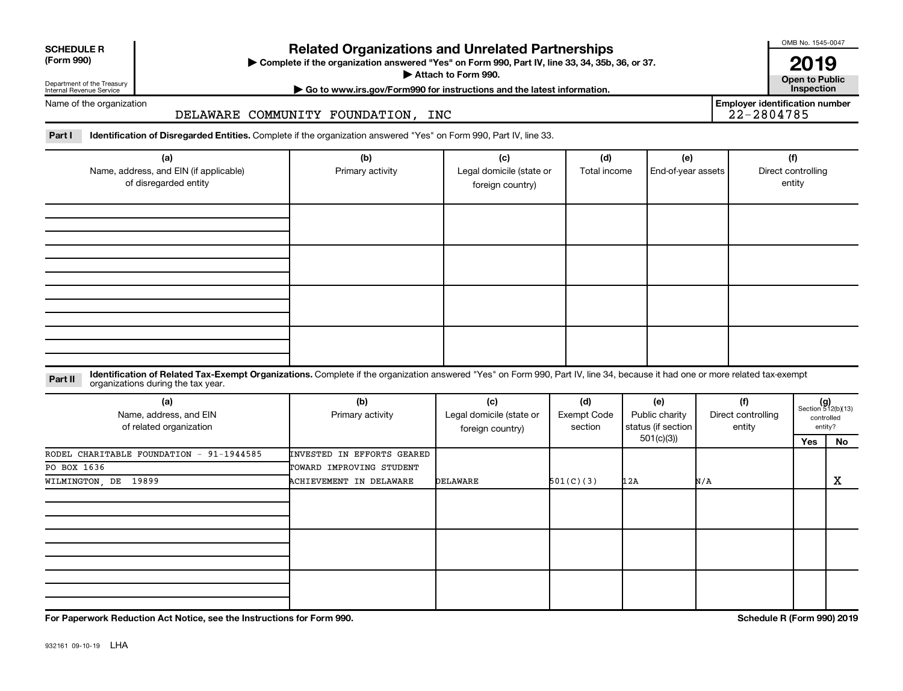**SCHEDULE R (Form 990)**

Department of the Treasury
Internal Revenue Service

# Related Organizations and Unrelated Partnerships

▶ Complete if the organization answered "Yes" on Form 990, Part IV, line 33, 34, 35b, 36, or 37.
▶ Attach to Form 990.
▶ Go to www.irs.gov/Form990 for instructions and the latest information.

OMB No. 1545-0047

**2019**

**Open to Public Inspection**

Name of the organization: DELAWARE COMMUNITY FOUNDATION, INC

Employer identification number: 22-2804785

**Part I** **Identification of Disregarded Entities.** Complete if the organization answered "Yes" on Form 990, Part IV, line 33.

| (a) Name, address, and EIN (if applicable) of disregarded entity | (b) Primary activity | (c) Legal domicile (state or foreign country) | (d) Total income | (e) End-of-year assets | (f) Direct controlling entity |
|---|---|---|---|---|---|
| | | | | | |
| | | | | | |
| | | | | | |
| | | | | | |

**Part II** **Identification of Related Tax-Exempt Organizations.** Complete if the organization answered "Yes" on Form 990, Part IV, line 34, because it had one or more related tax-exempt organizations during the tax year.

| (a) Name, address, and EIN of related organization | (b) Primary activity | (c) Legal domicile (state or foreign country) | (d) Exempt Code section | (e) Public charity status (if section 501(c)(3)) | (f) Direct controlling entity | (g) Section 512(b)(13) controlled entity? Yes | No |
|---|---|---|---|---|---|---|---|
| RODEL CHARITABLE FOUNDATION - 91-1944585<br>PO BOX 1636<br>WILMINGTON, DE 19899 | INVESTED IN EFFORTS GEARED TOWARD IMPROVING STUDENT ACHIEVEMENT IN DELAWARE | DELAWARE | 501(C)(3) | 12A | N/A | | X |
| | | | | | | | |
| | | | | | | | |
| | | | | | | | |

For Paperwork Reduction Act Notice, see the Instructions for Form 990.

Schedule R (Form 990) 2019

932161 09-10-19 LHA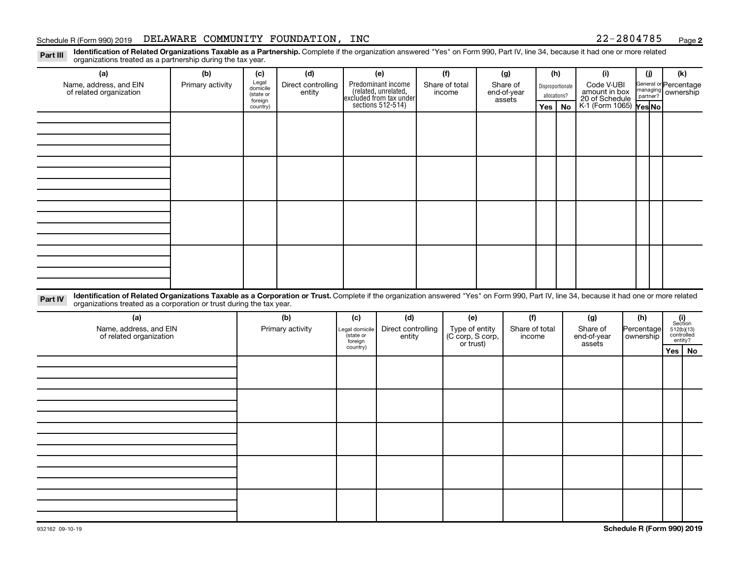Schedule R (Form 990) 2019 DELAWARE COMMUNITY FOUNDATION, INC 22-2804785 Page **2**

**Part III** **Identification of Related Organizations Taxable as a Partnership.** Complete if the organization answered "Yes" on Form 990, Part IV, line 34, because it had one or more related organizations treated as a partnership during the tax year.

| (a) Name, address, and EIN of related organization | (b) Primary activity | (c) Legal domicile (state or foreign country) | (d) Direct controlling entity | (e) Predominant income (related, unrelated, excluded from tax under sections 512-514) | (f) Share of total income | (g) Share of end-of-year assets | (h) Disproportionate allocations? Yes | No | (i) Code V-UBI amount in box 20 of Schedule K-1 (Form 1065) | (j) General or managing partner? Yes | No | (k) Percentage ownership |
|---|---|---|---|---|---|---|---|---|---|---|---|---|
| | | | | | | | | | | | | |
| | | | | | | | | | | | | |
| | | | | | | | | | | | | |
| | | | | | | | | | | | | |

**Part IV** **Identification of Related Organizations Taxable as a Corporation or Trust.** Complete if the organization answered "Yes" on Form 990, Part IV, line 34, because it had one or more related organizations treated as a corporation or trust during the tax year.

| (a) Name, address, and EIN of related organization | (b) Primary activity | (c) Legal domicile (state or foreign country) | (d) Direct controlling entity | (e) Type of entity (C corp, S corp, or trust) | (f) Share of total income | (g) Share of end-of-year assets | (h) Percentage ownership | (i) Section 512(b)(13) controlled entity? Yes | No |
|---|---|---|---|---|---|---|---|---|---|
| | | | | | | | | | |
| | | | | | | | | | |
| | | | | | | | | | |
| | | | | | | | | | |
| | | | | | | | | | |

932162 09-10-19

**Schedule R (Form 990) 2019**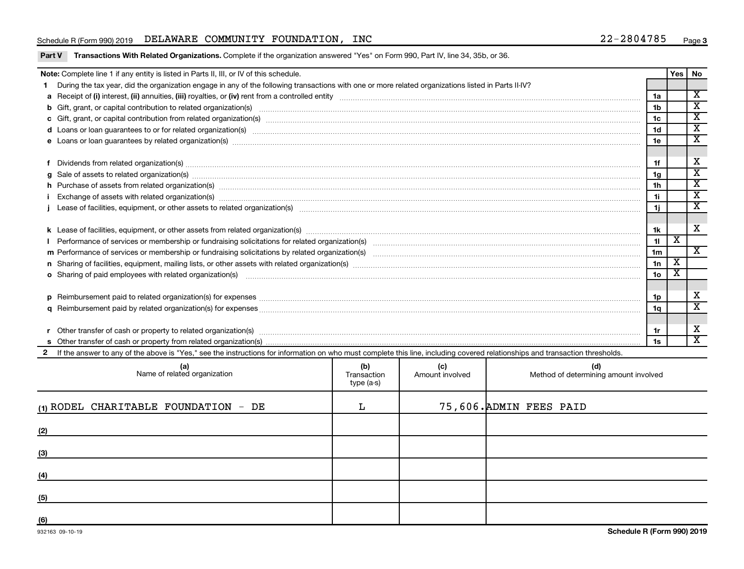Schedule R (Form 990) 2019 DELAWARE COMMUNITY FOUNDATION, INC 22-2804785 Page 3

**Part V Transactions With Related Organizations.** Complete if the organization answered "Yes" on Form 990, Part IV, line 34, 35b, or 36.

| **Note:** Complete line 1 if any entity is listed in Parts II, III, or IV of this schedule. | | Yes | No |
|---|---|---|---|
| **1** During the tax year, did the organization engage in any of the following transactions with one or more related organizations listed in Parts II-IV? | | | |
| **a** Receipt of **(i)** interest, **(ii)** annuities, **(iii)** royalties, or **(iv)** rent from a controlled entity | 1a | | X |
| **b** Gift, grant, or capital contribution to related organization(s) | 1b | | X |
| **c** Gift, grant, or capital contribution from related organization(s) | 1c | | X |
| **d** Loans or loan guarantees to or for related organization(s) | 1d | | X |
| **e** Loans or loan guarantees by related organization(s) | 1e | | X |
| **f** Dividends from related organization(s) | 1f | | X |
| **g** Sale of assets to related organization(s) | 1g | | X |
| **h** Purchase of assets from related organization(s) | 1h | | X |
| **i** Exchange of assets with related organization(s) | 1i | | X |
| **j** Lease of facilities, equipment, or other assets to related organization(s) | 1j | | X |
| **k** Lease of facilities, equipment, or other assets from related organization(s) | 1k | | X |
| **l** Performance of services or membership or fundraising solicitations for related organization(s) | 1l | X | |
| **m** Performance of services or membership or fundraising solicitations by related organization(s) | 1m | | X |
| **n** Sharing of facilities, equipment, mailing lists, or other assets with related organization(s) | 1n | X | |
| **o** Sharing of paid employees with related organization(s) | 1o | X | |
| **p** Reimbursement paid to related organization(s) for expenses | 1p | | X |
| **q** Reimbursement paid by related organization(s) for expenses | 1q | | X |
| **r** Other transfer of cash or property to related organization(s) | 1r | | X |
| **s** Other transfer of cash or property from related organization(s) | 1s | | X |

**2** If the answer to any of the above is "Yes," see the instructions for information on who must complete this line, including covered relationships and transaction thresholds.

| (a) Name of related organization | (b) Transaction type (a-s) | (c) Amount involved | (d) Method of determining amount involved |
|---|---|---|---|
| (1) RODEL CHARITABLE FOUNDATION - DE | L | 75,606. | ADMIN FEES PAID |
| (2) | | | |
| (3) | | | |
| (4) | | | |
| (5) | | | |
| (6) | | | |

932163 09-10-19 **Schedule R (Form 990) 2019**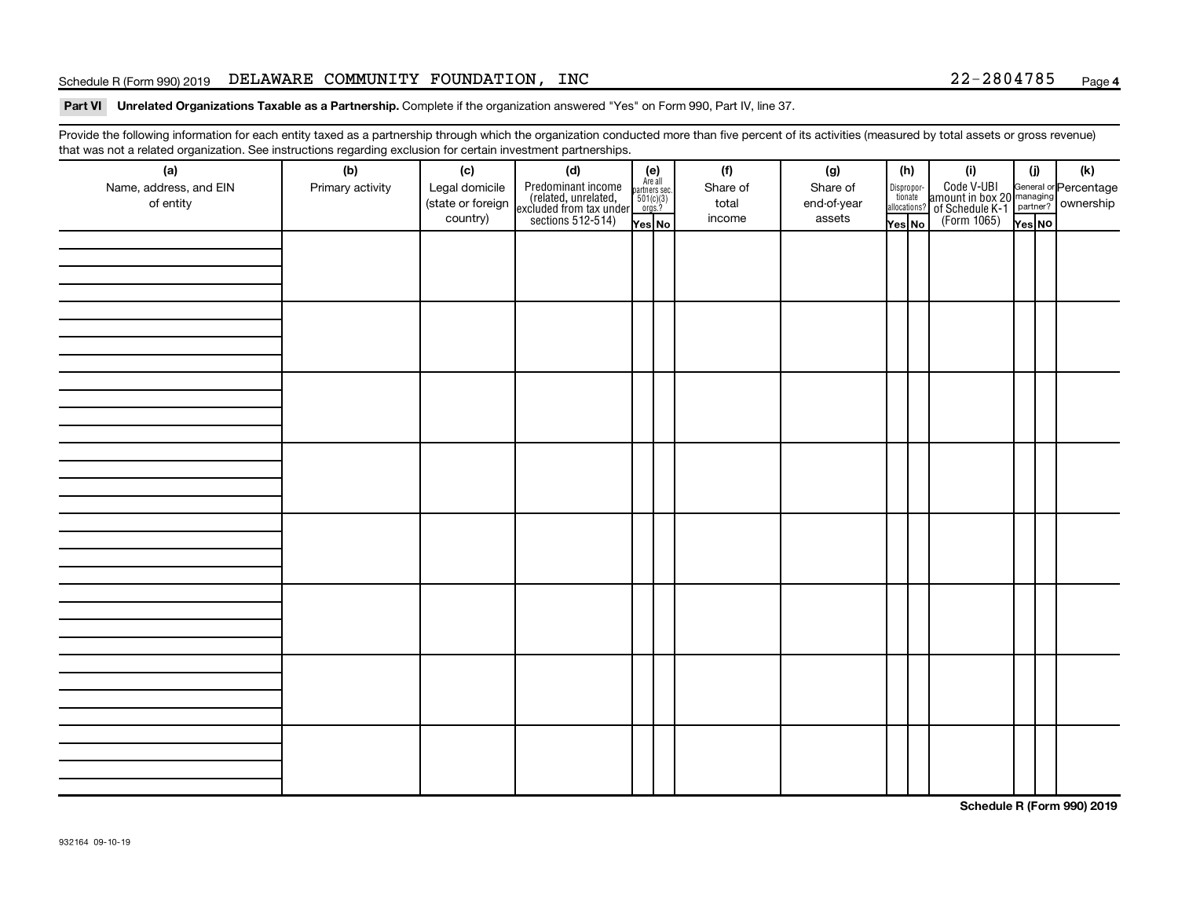Schedule R (Form 990) 2019 DELAWARE COMMUNITY FOUNDATION, INC 22-2804785 Page **4**

**Part VI Unrelated Organizations Taxable as a Partnership.** Complete if the organization answered "Yes" on Form 990, Part IV, line 37.

Provide the following information for each entity taxed as a partnership through which the organization conducted more than five percent of its activities (measured by total assets or gross revenue) that was not a related organization. See instructions regarding exclusion for certain investment partnerships.

| (a) Name, address, and EIN of entity | (b) Primary activity | (c) Legal domicile (state or foreign country) | (d) Predominant income (related, unrelated, excluded from tax under sections 512-514) | (e) Are all partners sec. 501(c)(3) orgs.? | | (f) Share of total income | (g) Share of end-of-year assets | (h) Disproportionate allocations? | | (i) Code V-UBI amount in box 20 of Schedule K-1 (Form 1065) | (j) General or managing partner? | | (k) Percentage ownership |
|---|---|---|---|---|---|---|---|---|---|---|---|---|---|
| | | | | Yes | No | | | Yes | No | | Yes | No | |
| | | | | | | | | | | | | | |
| | | | | | | | | | | | | | |
| | | | | | | | | | | | | | |
| | | | | | | | | | | | | | |
| | | | | | | | | | | | | | |
| | | | | | | | | | | | | | |
| | | | | | | | | | | | | | |
| | | | | | | | | | | | | | |

**Schedule R (Form 990) 2019**

932164 09-10-19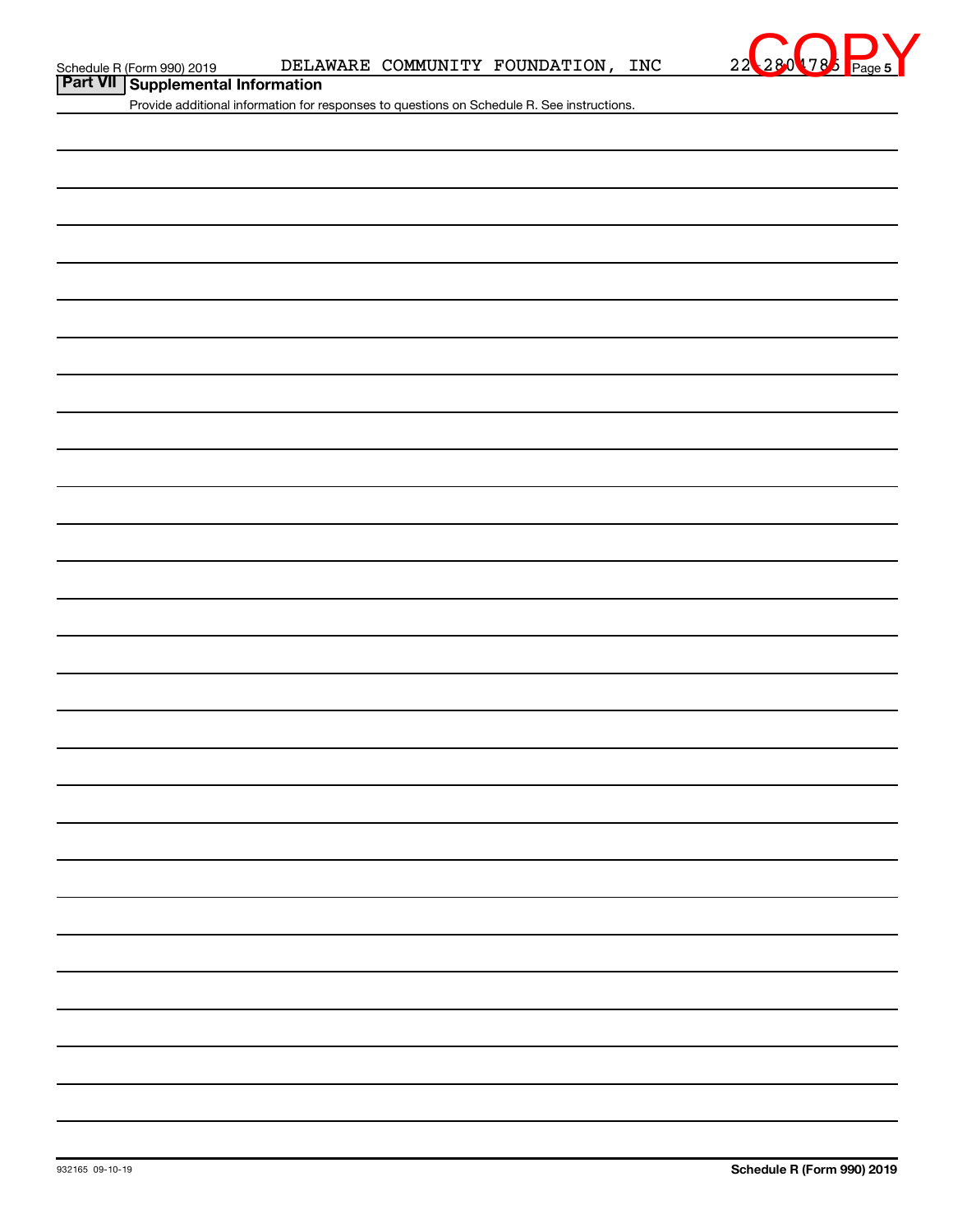Schedule R (Form 990) 2019 DELAWARE COMMUNITY FOUNDATION, INC 22-2804785

COPY

## Part VII Supplemental Information

Provide additional information for responses to questions on Schedule R. See instructions.

932165 09-10-19

**Schedule R (Form 990) 2019**